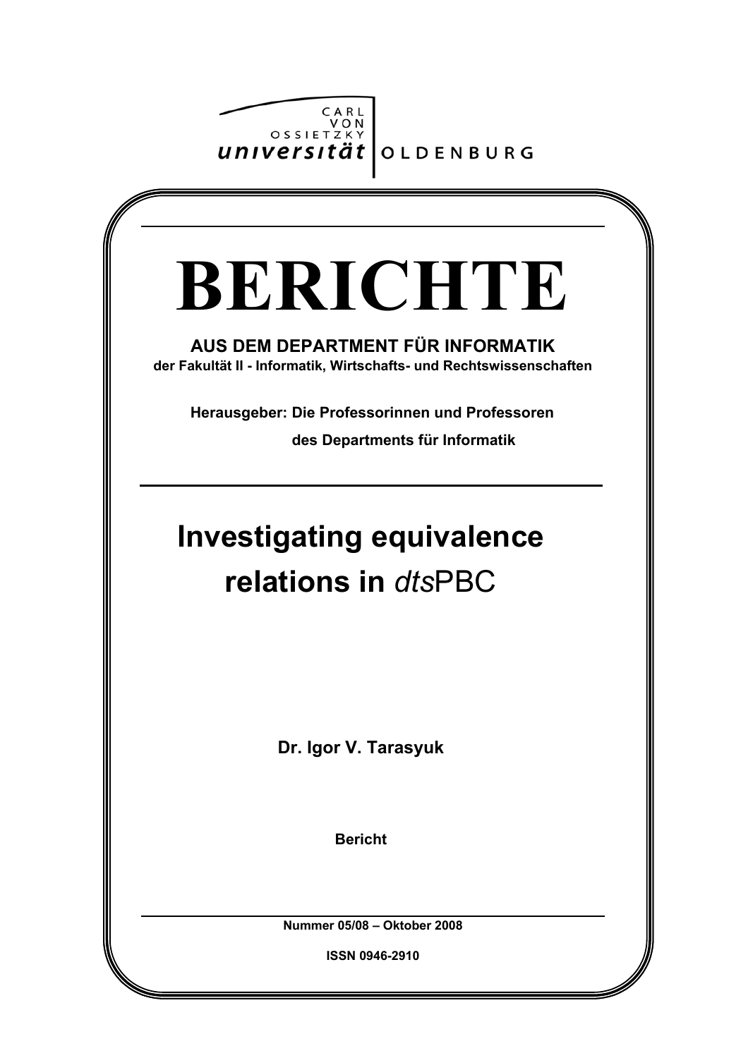CARL VON OSSIETZKY universität OLDENBURG

# BERICHTE

**AUS DEM DEPARTMENT FÜR INFORMATIK**

**der Fakultät II - Informatik, Wirtschafts- und Rechtswissenschaften**

**Herausgeber: Die Professorinnen und Professoren des Departments für Informatik**

## Investigating equivalence relations in *dts*PBC

**Dr. Igor V. Tarasyuk**

**Bericht**

**Nummer 05/08 – Oktober 2008**

**ISSN 0946-2910**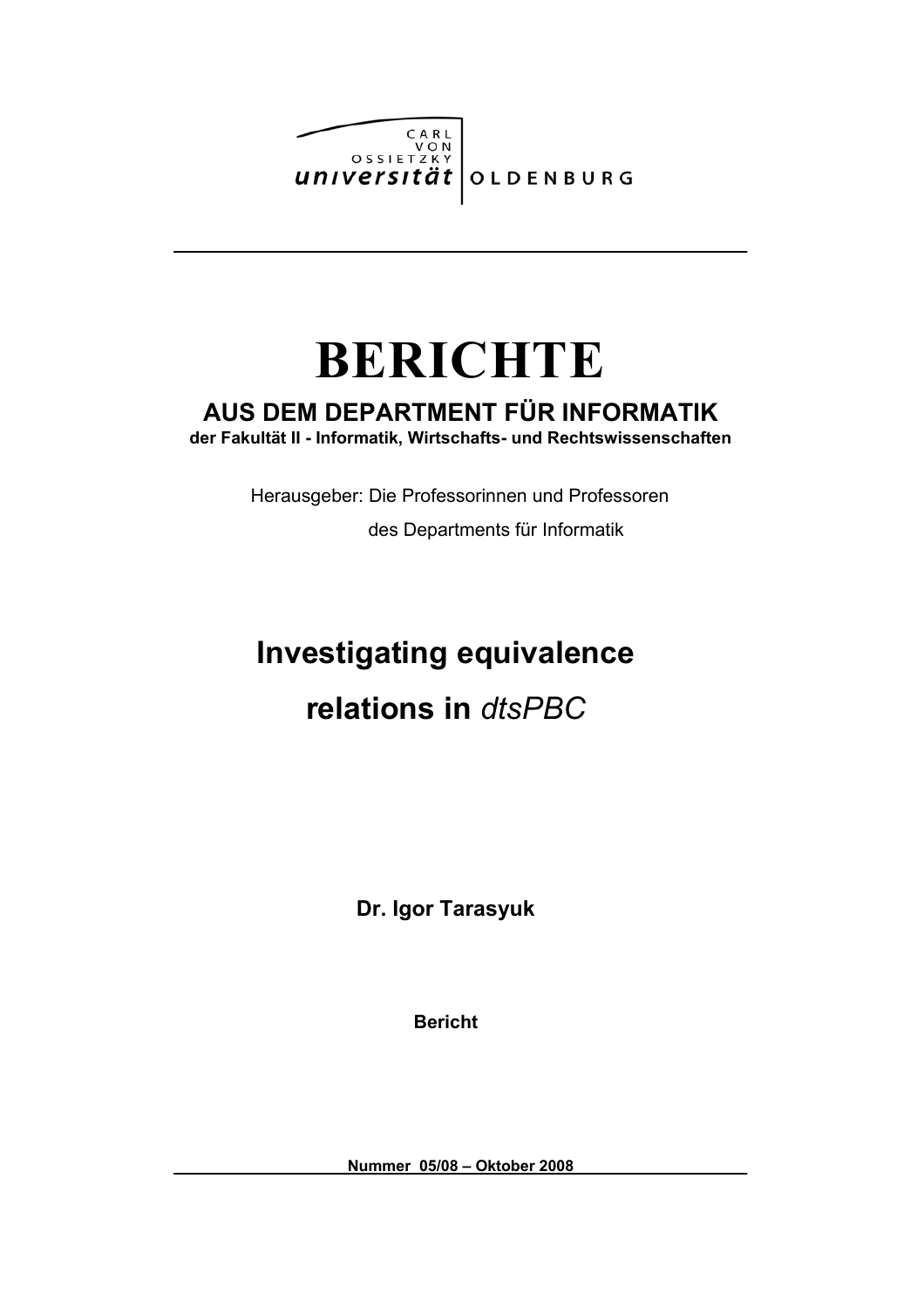CARL VON OSSIETZKY universität OLDENBURG

# BERICHTE

## AUS DEM DEPARTMENT FÜR INFORMATIK

**der Fakultät II - Informatik, Wirtschafts- und Rechtswissenschaften**

Herausgeber: Die Professorinnen und Professoren des Departments für Informatik

# Investigating equivalence relations in *dtsPBC*

**Dr. Igor Tarasyuk**

**Bericht**

**Nummer 05/08 – Oktober 2008**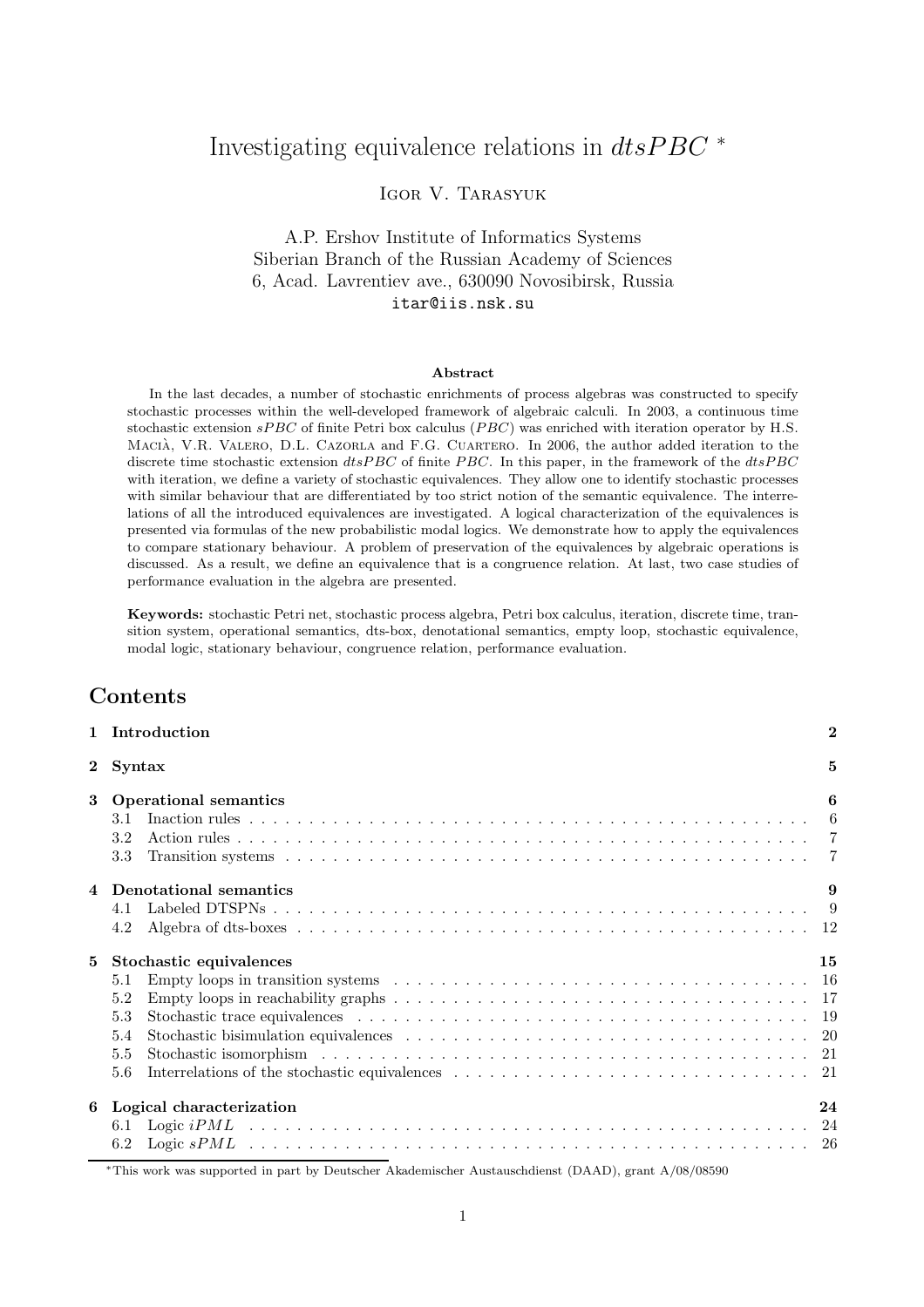# Investigating equivalence relations in $dtsPBC$ *

Igor V. Tarasyuk

A.P. Ershov Institute of Informatics Systems
Siberian Branch of the Russian Academy of Sciences
6, Acad. Lavrentiev ave., 630090 Novosibirsk, Russia
itar@iis.nsk.su

**Abstract**

In the last decades, a number of stochastic enrichments of process algebras was constructed to specify stochastic processes within the well-developed framework of algebraic calculi. In 2003, a continuous time stochastic extension $sPBC$ of finite Petri box calculus ($PBC$) was enriched with iteration operator by H.S. Macià, V.R. Valero, D.L. Cazorla and F.G. Cuartero. In 2006, the author added iteration to the discrete time stochastic extension $dtsPBC$ of finite $PBC$. In this paper, in the framework of the $dtsPBC$ with iteration, we define a variety of stochastic equivalences. They allow one to identify stochastic processes with similar behaviour that are differentiated by too strict notion of the semantic equivalence. The interrelations of all the introduced equivalences are investigated. A logical characterization of the equivalences is presented via formulas of the new probabilistic modal logics. We demonstrate how to apply the equivalences to compare stationary behaviour. A problem of preservation of the equivalences by algebraic operations is discussed. As a result, we define an equivalence that is a congruence relation. At last, two case studies of performance evaluation in the algebra are presented.

**Keywords:** stochastic Petri net, stochastic process algebra, Petri box calculus, iteration, discrete time, transition system, operational semantics, dts-box, denotational semantics, empty loop, stochastic equivalence, modal logic, stationary behaviour, congruence relation, performance evaluation.

## Contents

**1 Introduction** — 2

**2 Syntax** — 5

**3 Operational semantics** — 6
- 3.1 Inaction rules — 6
- 3.2 Action rules — 7
- 3.3 Transition systems — 7

**4 Denotational semantics** — 9
- 4.1 Labeled DTSPNs — 9
- 4.2 Algebra of dts-boxes — 12

**5 Stochastic equivalences** — 15
- 5.1 Empty loops in transition systems — 16
- 5.2 Empty loops in reachability graphs — 17
- 5.3 Stochastic trace equivalences — 19
- 5.4 Stochastic bisimulation equivalences — 20
- 5.5 Stochastic isomorphism — 21
- 5.6 Interrelations of the stochastic equivalences — 21

**6 Logical characterization** — 24
- 6.1 Logic $iPML$ — 24
- 6.2 Logic $sPML$ — 26

*This work was supported in part by Deutscher Akademischer Austauschdienst (DAAD), grant A/08/08590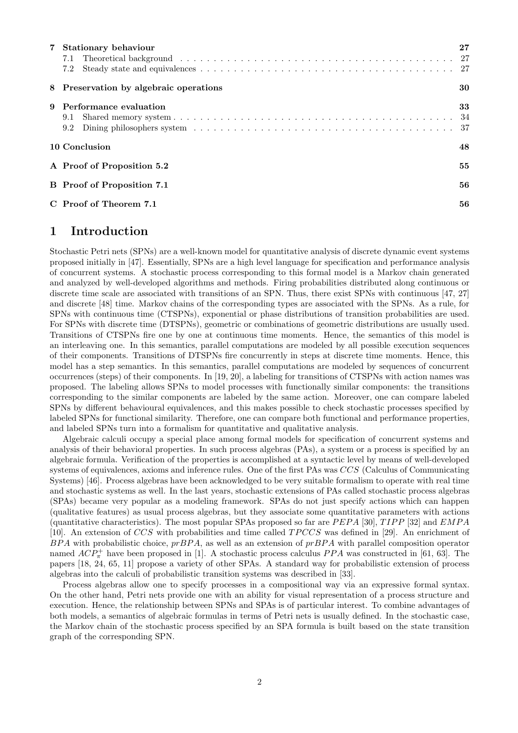| | | |
|---|---|---|
| **7** | **Stationary behaviour** | **27** |
| 7.1 | Theoretical background | 27 |
| 7.2 | Steady state and equivalences | 27 |
| **8** | **Preservation by algebraic operations** | **30** |
| **9** | **Performance evaluation** | **33** |
| 9.1 | Shared memory system | 34 |
| 9.2 | Dining philosophers system | 37 |
| **10** | **Conclusion** | **48** |
| **A** | **Proof of Proposition 5.2** | **55** |
| **B** | **Proof of Proposition 7.1** | **56** |
| **C** | **Proof of Theorem 7.1** | **56** |

# 1 Introduction

Stochastic Petri nets (SPNs) are a well-known model for quantitative analysis of discrete dynamic event systems proposed initially in [47]. Essentially, SPNs are a high level language for specification and performance analysis of concurrent systems. A stochastic process corresponding to this formal model is a Markov chain generated and analyzed by well-developed algorithms and methods. Firing probabilities distributed along continuous or discrete time scale are associated with transitions of an SPN. Thus, there exist SPNs with continuous [47, 27] and discrete [48] time. Markov chains of the corresponding types are associated with the SPNs. As a rule, for SPNs with continuous time (CTSPNs), exponential or phase distributions of transition probabilities are used. For SPNs with discrete time (DTSPNs), geometric or combinations of geometric distributions are usually used. Transitions of CTSPNs fire one by one at continuous time moments. Hence, the semantics of this model is an interleaving one. In this semantics, parallel computations are modeled by all possible execution sequences of their components. Transitions of DTSPNs fire concurrently in steps at discrete time moments. Hence, this model has a step semantics. In this semantics, parallel computations are modeled by sequences of concurrent occurrences (steps) of their components. In [19, 20], a labeling for transitions of CTSPNs with action names was proposed. The labeling allows SPNs to model processes with functionally similar components: the transitions corresponding to the similar components are labeled by the same action. Moreover, one can compare labeled SPNs by different behavioural equivalences, and this makes possible to check stochastic processes specified by labeled SPNs for functional similarity. Therefore, one can compare both functional and performance properties, and labeled SPNs turn into a formalism for quantitative and qualitative analysis.

Algebraic calculi occupy a special place among formal models for specification of concurrent systems and analysis of their behavioral properties. In such process algebras (PAs), a system or a process is specified by an algebraic formula. Verification of the properties is accomplished at a syntactic level by means of well-developed systems of equivalences, axioms and inference rules. One of the first PAs was $CCS$ (Calculus of Communicating Systems) [46]. Process algebras have been acknowledged to be very suitable formalism to operate with real time and stochastic systems as well. In the last years, stochastic extensions of PAs called stochastic process algebras (SPAs) became very popular as a modeling framework. SPAs do not just specify actions which can happen (qualitative features) as usual process algebras, but they associate some quantitative parameters with actions (quantitative characteristics). The most popular SPAs proposed so far are $PEPA$ [30], $TIPP$ [32] and $EMPA$ [10]. An extension of $CCS$ with probabilities and time called $TPCCS$ was defined in [29]. An enrichment of $BPA$ with probabilistic choice, $prBPA$, as well as an extension of $prBPA$ with parallel composition operator named $ACP^{+}_{\pi}$ have been proposed in [1]. A stochastic process calculus $PPA$ was constructed in [61, 63]. The papers [18, 24, 65, 11] propose a variety of other SPAs. A standard way for probabilistic extension of process algebras into the calculi of probabilistic transition systems was described in [33].

Process algebras allow one to specify processes in a compositional way via an expressive formal syntax. On the other hand, Petri nets provide one with an ability for visual representation of a process structure and execution. Hence, the relationship between SPNs and SPAs is of particular interest. To combine advantages of both models, a semantics of algebraic formulas in terms of Petri nets is usually defined. In the stochastic case, the Markov chain of the stochastic process specified by an SPA formula is built based on the state transition graph of the corresponding SPN.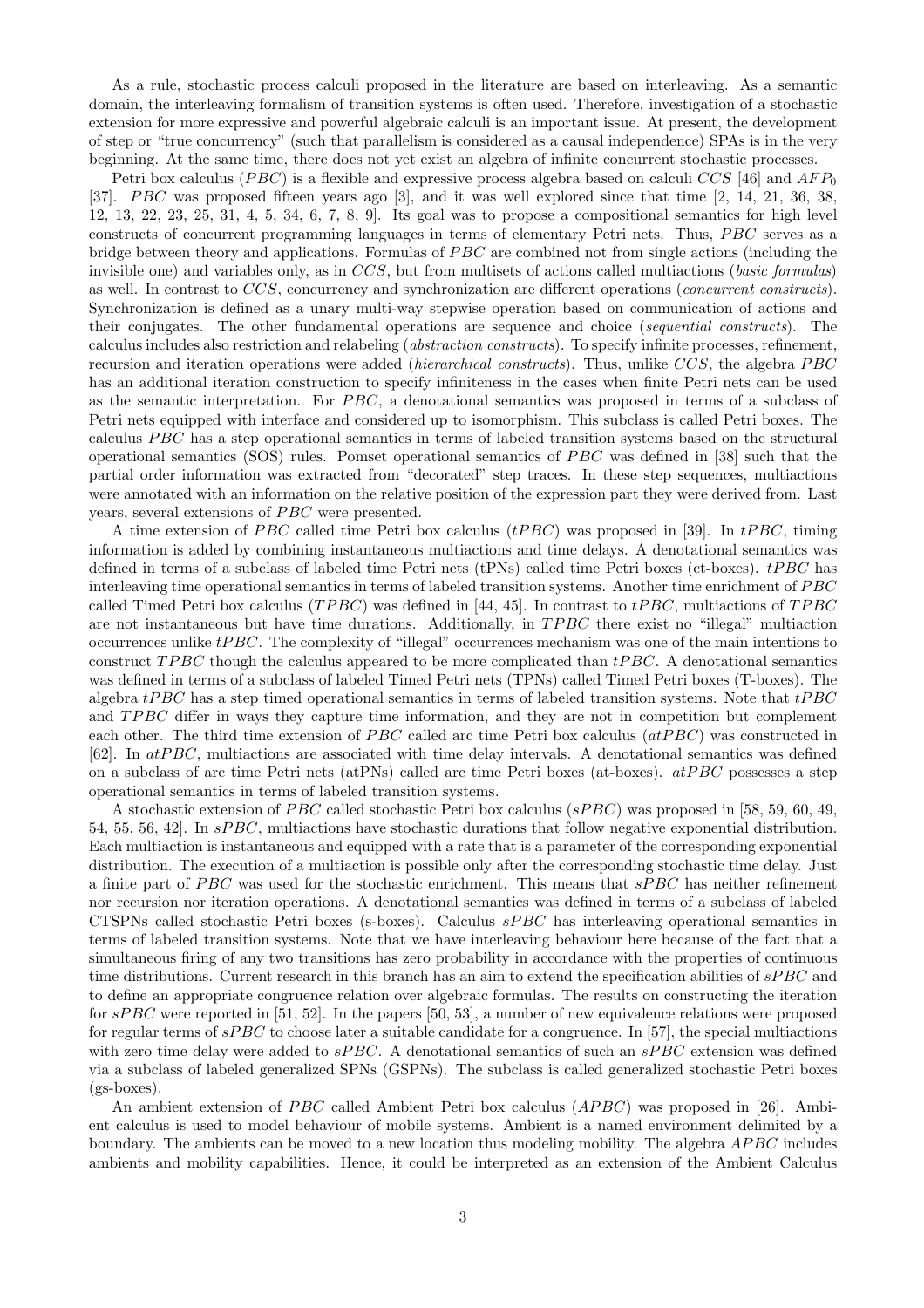As a rule, stochastic process calculi proposed in the literature are based on interleaving. As a semantic domain, the interleaving formalism of transition systems is often used. Therefore, investigation of a stochastic extension for more expressive and powerful algebraic calculi is an important issue. At present, the development of step or "true concurrency" (such that parallelism is considered as a causal independence) SPAs is in the very beginning. At the same time, there does not yet exist an algebra of infinite concurrent stochastic processes.

Petri box calculus ($PBC$) is a flexible and expressive process algebra based on calculi $CCS$ [46] and $AFP_0$ [37]. $PBC$ was proposed fifteen years ago [3], and it was well explored since that time [2, 14, 21, 36, 38, 12, 13, 22, 23, 25, 31, 4, 5, 34, 6, 7, 8, 9]. Its goal was to propose a compositional semantics for high level constructs of concurrent programming languages in terms of elementary Petri nets. Thus, $PBC$ serves as a bridge between theory and applications. Formulas of $PBC$ are combined not from single actions (including the invisible one) and variables only, as in $CCS$, but from multisets of actions called multiactions (*basic formulas*) as well. In contrast to $CCS$, concurrency and synchronization are different operations (*concurrent constructs*). Synchronization is defined as a unary multi-way stepwise operation based on communication of actions and their conjugates. The other fundamental operations are sequence and choice (*sequential constructs*). The calculus includes also restriction and relabeling (*abstraction constructs*). To specify infinite processes, refinement, recursion and iteration operations were added (*hierarchical constructs*). Thus, unlike $CCS$, the algebra $PBC$ has an additional iteration construction to specify infiniteness in the cases when finite Petri nets can be used as the semantic interpretation. For $PBC$, a denotational semantics was proposed in terms of a subclass of Petri nets equipped with interface and considered up to isomorphism. This subclass is called Petri boxes. The calculus $PBC$ has a step operational semantics in terms of labeled transition systems based on the structural operational semantics (SOS) rules. Pomset operational semantics of $PBC$ was defined in [38] such that the partial order information was extracted from "decorated" step traces. In these step sequences, multiactions were annotated with an information on the relative position of the expression part they were derived from. Last years, several extensions of $PBC$ were presented.

A time extension of $PBC$ called time Petri box calculus ($tPBC$) was proposed in [39]. In $tPBC$, timing information is added by combining instantaneous multiactions and time delays. A denotational semantics was defined in terms of a subclass of labeled time Petri nets (tPNs) called time Petri boxes (ct-boxes). $tPBC$ has interleaving time operational semantics in terms of labeled transition systems. Another time enrichment of $PBC$ called Timed Petri box calculus ($TPBC$) was defined in [44, 45]. In contrast to $tPBC$, multiactions of $TPBC$ are not instantaneous but have time durations. Additionally, in $TPBC$ there exist no "illegal" multiaction occurrences unlike $tPBC$. The complexity of "illegal" occurrences mechanism was one of the main intentions to construct $TPBC$ though the calculus appeared to be more complicated than $tPBC$. A denotational semantics was defined in terms of a subclass of labeled Timed Petri nets (TPNs) called Timed Petri boxes (T-boxes). The algebra $tPBC$ has a step timed operational semantics in terms of labeled transition systems. Note that $tPBC$ and $TPBC$ differ in ways they capture time information, and they are not in competition but complement each other. The third time extension of $PBC$ called arc time Petri box calculus ($atPBC$) was constructed in [62]. In $atPBC$, multiactions are associated with time delay intervals. A denotational semantics was defined on a subclass of arc time Petri nets (atPNs) called arc time Petri boxes (at-boxes). $atPBC$ possesses a step operational semantics in terms of labeled transition systems.

A stochastic extension of $PBC$ called stochastic Petri box calculus ($sPBC$) was proposed in [58, 59, 60, 49, 54, 55, 56, 42]. In $sPBC$, multiactions have stochastic durations that follow negative exponential distribution. Each multiaction is instantaneous and equipped with a rate that is a parameter of the corresponding exponential distribution. The execution of a multiaction is possible only after the corresponding stochastic time delay. Just a finite part of $PBC$ was used for the stochastic enrichment. This means that $sPBC$ has neither refinement nor recursion nor iteration operations. A denotational semantics was defined in terms of a subclass of labeled CTSPNs called stochastic Petri boxes (s-boxes). Calculus $sPBC$ has interleaving operational semantics in terms of labeled transition systems. Note that we have interleaving behaviour here because of the fact that a simultaneous firing of any two transitions has zero probability in accordance with the properties of continuous time distributions. Current research in this branch has an aim to extend the specification abilities of $sPBC$ and to define an appropriate congruence relation over algebraic formulas. The results on constructing the iteration for $sPBC$ were reported in [51, 52]. In the papers [50, 53], a number of new equivalence relations were proposed for regular terms of $sPBC$ to choose later a suitable candidate for a congruence. In [57], the special multiactions with zero time delay were added to $sPBC$. A denotational semantics of such an $sPBC$ extension was defined via a subclass of labeled generalized SPNs (GSPNs). The subclass is called generalized stochastic Petri boxes (gs-boxes).

An ambient extension of $PBC$ called Ambient Petri box calculus ($APBC$) was proposed in [26]. Ambient calculus is used to model behaviour of mobile systems. Ambient is a named environment delimited by a boundary. The ambients can be moved to a new location thus modeling mobility. The algebra $APBC$ includes ambients and mobility capabilities. Hence, it could be interpreted as an extension of the Ambient Calculus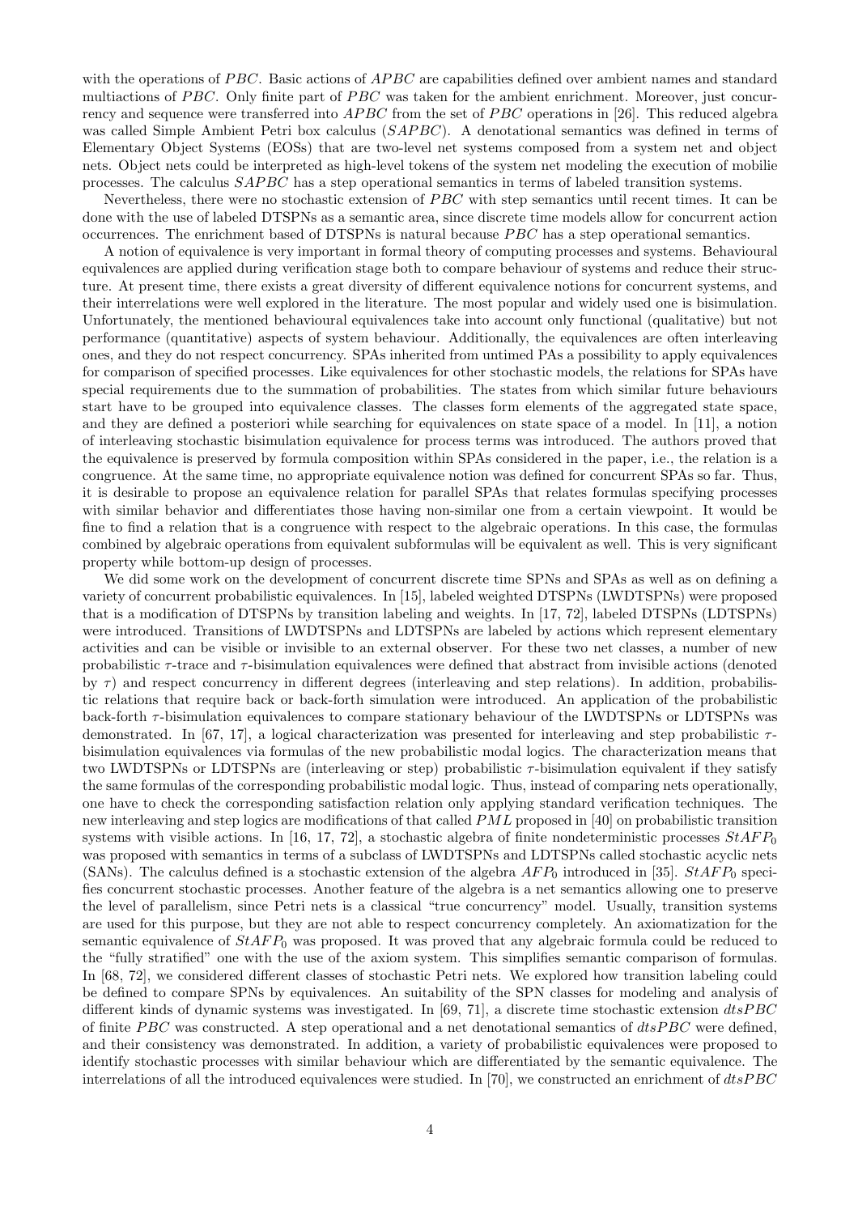with the operations of $PBC$. Basic actions of $APBC$ are capabilities defined over ambient names and standard multiactions of $PBC$. Only finite part of $PBC$ was taken for the ambient enrichment. Moreover, just concurrency and sequence were transferred into $APBC$ from the set of $PBC$ operations in [26]. This reduced algebra was called Simple Ambient Petri box calculus ($SAPBC$). A denotational semantics was defined in terms of Elementary Object Systems (EOSs) that are two-level net systems composed from a system net and object nets. Object nets could be interpreted as high-level tokens of the system net modeling the execution of mobilie processes. The calculus $SAPBC$ has a step operational semantics in terms of labeled transition systems.

Nevertheless, there were no stochastic extension of $PBC$ with step semantics until recent times. It can be done with the use of labeled DTSPNs as a semantic area, since discrete time models allow for concurrent action occurrences. The enrichment based of DTSPNs is natural because $PBC$ has a step operational semantics.

A notion of equivalence is very important in formal theory of computing processes and systems. Behavioural equivalences are applied during verification stage both to compare behaviour of systems and reduce their structure. At present time, there exists a great diversity of different equivalence notions for concurrent systems, and their interrelations were well explored in the literature. The most popular and widely used one is bisimulation. Unfortunately, the mentioned behavioural equivalences take into account only functional (qualitative) but not performance (quantitative) aspects of system behaviour. Additionally, the equivalences are often interleaving ones, and they do not respect concurrency. SPAs inherited from untimed PAs a possibility to apply equivalences for comparison of specified processes. Like equivalences for other stochastic models, the relations for SPAs have special requirements due to the summation of probabilities. The states from which similar future behaviours start have to be grouped into equivalence classes. The classes form elements of the aggregated state space, and they are defined a posteriori while searching for equivalences on state space of a model. In [11], a notion of interleaving stochastic bisimulation equivalence for process terms was introduced. The authors proved that the equivalence is preserved by formula composition within SPAs considered in the paper, i.e., the relation is a congruence. At the same time, no appropriate equivalence notion was defined for concurrent SPAs so far. Thus, it is desirable to propose an equivalence relation for parallel SPAs that relates formulas specifying processes with similar behavior and differentiates those having non-similar one from a certain viewpoint. It would be fine to find a relation that is a congruence with respect to the algebraic operations. In this case, the formulas combined by algebraic operations from equivalent subformulas will be equivalent as well. This is very significant property while bottom-up design of processes.

We did some work on the development of concurrent discrete time SPNs and SPAs as well as on defining a variety of concurrent probabilistic equivalences. In [15], labeled weighted DTSPNs (LWDTSPNs) were proposed that is a modification of DTSPNs by transition labeling and weights. In [17, 72], labeled DTSPNs (LDTSPNs) were introduced. Transitions of LWDTSPNs and LDTSPNs are labeled by actions which represent elementary activities and can be visible or invisible to an external observer. For these two net classes, a number of new probabilistic $\tau$-trace and $\tau$-bisimulation equivalences were defined that abstract from invisible actions (denoted by $\tau$) and respect concurrency in different degrees (interleaving and step relations). In addition, probabilistic relations that require back or back-forth simulation were introduced. An application of the probabilistic back-forth $\tau$-bisimulation equivalences to compare stationary behaviour of the LWDTSPNs or LDTSPNs was demonstrated. In [67, 17], a logical characterization was presented for interleaving and step probabilistic $\tau$-bisimulation equivalences via formulas of the new probabilistic modal logics. The characterization means that two LWDTSPNs or LDTSPNs are (interleaving or step) probabilistic $\tau$-bisimulation equivalent if they satisfy the same formulas of the corresponding probabilistic modal logic. Thus, instead of comparing nets operationally, one have to check the corresponding satisfaction relation only applying standard verification techniques. The new interleaving and step logics are modifications of that called $PML$ proposed in [40] on probabilistic transition systems with visible actions. In [16, 17, 72], a stochastic algebra of finite nondeterministic processes $StAFP_0$ was proposed with semantics in terms of a subclass of LWDTSPNs and LDTSPNs called stochastic acyclic nets (SANs). The calculus defined is a stochastic extension of the algebra $AFP_0$ introduced in [35]. $StAFP_0$ specifies concurrent stochastic processes. Another feature of the algebra is a net semantics allowing one to preserve the level of parallelism, since Petri nets is a classical "true concurrency" model. Usually, transition systems are used for this purpose, but they are not able to respect concurrency completely. An axiomatization for the semantic equivalence of $StAFP_0$ was proposed. It was proved that any algebraic formula could be reduced to the "fully stratified" one with the use of the axiom system. This simplifies semantic comparison of formulas. In [68, 72], we considered different classes of stochastic Petri nets. We explored how transition labeling could be defined to compare SPNs by equivalences. An suitability of the SPN classes for modeling and analysis of different kinds of dynamic systems was investigated. In [69, 71], a discrete time stochastic extension $dtsPBC$ of finite $PBC$ was constructed. A step operational and a net denotational semantics of $dtsPBC$ were defined, and their consistency was demonstrated. In addition, a variety of probabilistic equivalences were proposed to identify stochastic processes with similar behaviour which are differentiated by the semantic equivalence. The interrelations of all the introduced equivalences were studied. In [70], we constructed an enrichment of $dtsPBC$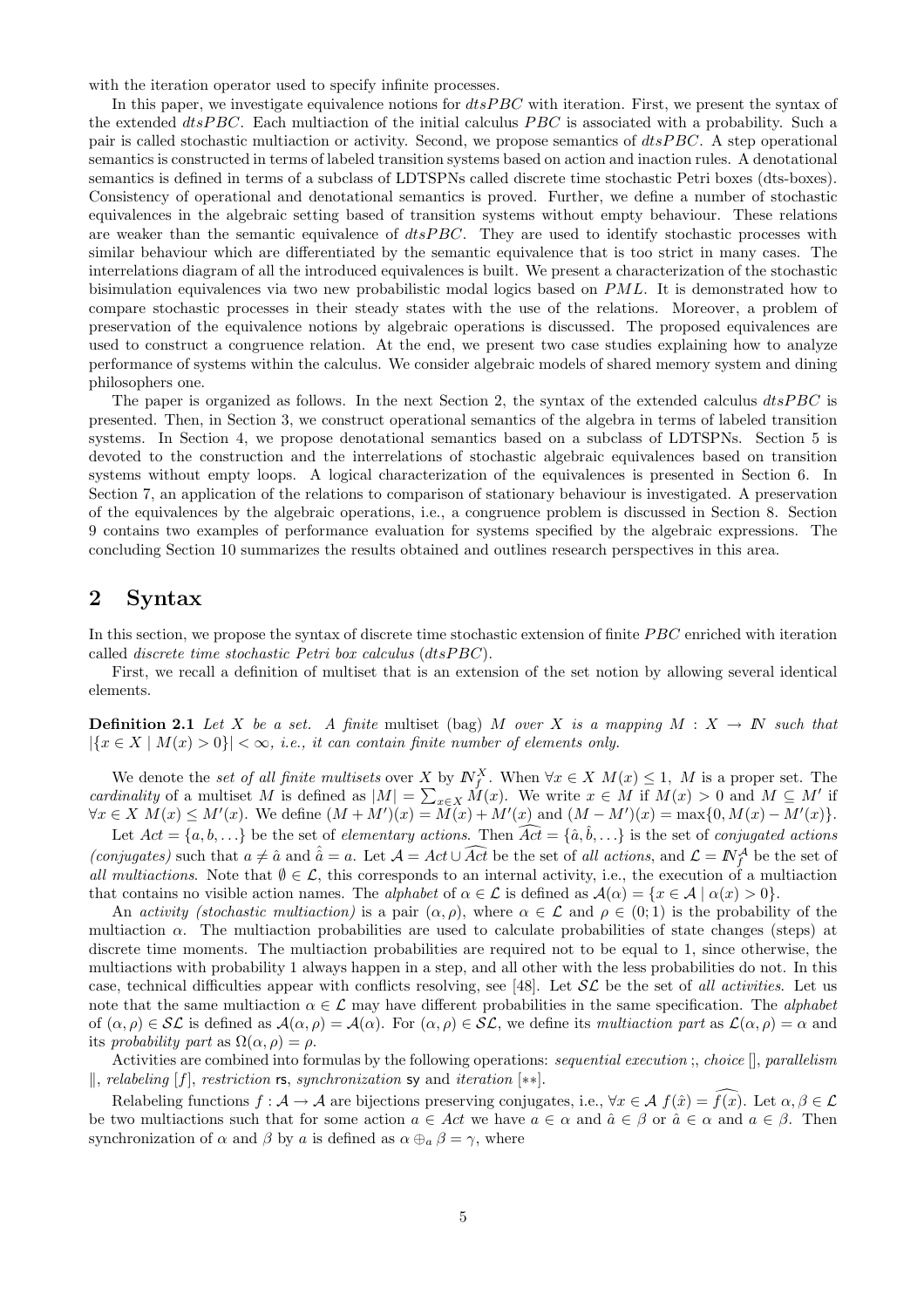with the iteration operator used to specify infinite processes.

In this paper, we investigate equivalence notions for *dtsPBC* with iteration. First, we present the syntax of the extended *dtsPBC*. Each multiaction of the initial calculus *PBC* is associated with a probability. Such a pair is called stochastic multiaction or activity. Second, we propose semantics of *dtsPBC*. A step operational semantics is constructed in terms of labeled transition systems based on action and inaction rules. A denotational semantics is defined in terms of a subclass of LDTSPNs called discrete time stochastic Petri boxes (dts-boxes). Consistency of operational and denotational semantics is proved. Further, we define a number of stochastic equivalences in the algebraic setting based of transition systems without empty behaviour. These relations are weaker than the semantic equivalence of *dtsPBC*. They are used to identify stochastic processes with similar behaviour which are differentiated by the semantic equivalence that is too strict in many cases. The interrelations diagram of all the introduced equivalences is built. We present a characterization of the stochastic bisimulation equivalences via two new probabilistic modal logics based on *PML*. It is demonstrated how to compare stochastic processes in their steady states with the use of the relations. Moreover, a problem of preservation of the equivalence notions by algebraic operations is discussed. The proposed equivalences are used to construct a congruence relation. At the end, we present two case studies explaining how to analyze performance of systems within the calculus. We consider algebraic models of shared memory system and dining philosophers one.

The paper is organized as follows. In the next Section 2, the syntax of the extended calculus *dtsPBC* is presented. Then, in Section 3, we construct operational semantics of the algebra in terms of labeled transition systems. In Section 4, we propose denotational semantics based on a subclass of LDTSPNs. Section 5 is devoted to the construction and the interrelations of stochastic algebraic equivalences based on transition systems without empty loops. A logical characterization of the equivalences is presented in Section 6. In Section 7, an application of the relations to comparison of stationary behaviour is investigated. A preservation of the equivalences by the algebraic operations, i.e., a congruence problem is discussed in Section 8. Section 9 contains two examples of performance evaluation for systems specified by the algebraic expressions. The concluding Section 10 summarizes the results obtained and outlines research perspectives in this area.

## 2 Syntax

In this section, we propose the syntax of discrete time stochastic extension of finite *PBC* enriched with iteration called *discrete time stochastic Petri box calculus* (*dtsPBC*).

First, we recall a definition of multiset that is an extension of the set notion by allowing several identical elements.

**Definition 2.1** *Let $X$ be a set. A finite* multiset (bag) *$M$ over $X$ is a mapping $M : X \to I\!N$ such that $|\{x \in X \mid M(x) > 0\}| < \infty$, i.e., it can contain finite number of elements only.*

We denote the *set of all finite multisets* over $X$ by $I\!N_f^X$. When $\forall x \in X\ M(x) \leq 1$, $M$ is a proper set. The *cardinality* of a multiset $M$ is defined as $|M| = \sum_{x\in X} M(x)$. We write $x \in M$ if $M(x) > 0$ and $M \subseteq M'$ if $\forall x \in X\ M(x) \leq M'(x)$. We define $(M + M')(x) = M(x) + M'(x)$ and $(M - M')(x) = \max\{0, M(x) - M'(x)\}$.

Let $Act = \{a, b, \ldots\}$ be the set of *elementary actions*. Then $\widehat{Act} = \{\hat{a}, \hat{b}, \ldots\}$ is the set of *conjugated actions (conjugates)* such that $a \neq \hat{a}$ and $\hat{\hat{a}} = a$. Let $\mathcal{A} = Act \cup \widehat{Act}$ be the set of *all actions*, and $\mathcal{L} = I\!N_f^{\mathcal{A}}$ be the set of *all multiactions*. Note that $\emptyset \in \mathcal{L}$, this corresponds to an internal activity, i.e., the execution of a multiaction that contains no visible action names. The *alphabet* of $\alpha \in \mathcal{L}$ is defined as $\mathcal{A}(\alpha) = \{x \in \mathcal{A} \mid \alpha(x) > 0\}$.

An *activity (stochastic multiaction)* is a pair $(\alpha, \rho)$, where $\alpha \in \mathcal{L}$ and $\rho \in (0; 1)$ is the probability of the multiaction $\alpha$. The multiaction probabilities are used to calculate probabilities of state changes (steps) at discrete time moments. The multiaction probabilities are required not to be equal to 1, since otherwise, the multiactions with probability 1 always happen in a step, and all other with the less probabilities do not. In this case, technical difficulties appear with conflicts resolving, see [48]. Let $\mathcal{SL}$ be the set of *all activities*. Let us note that the same multiaction $\alpha \in \mathcal{L}$ may have different probabilities in the same specification. The *alphabet* of $(\alpha, \rho) \in \mathcal{SL}$ is defined as $\mathcal{A}(\alpha, \rho) = \mathcal{A}(\alpha)$. For $(\alpha, \rho) \in \mathcal{SL}$, we define its *multiaction part* as $\mathcal{L}(\alpha, \rho) = \alpha$ and its *probability part* as $\Omega(\alpha, \rho) = \rho$.

Activities are combined into formulas by the following operations: *sequential execution* ;, *choice* [], *parallelism* ‖, *relabeling* $[f]$, *restriction* rs, *synchronization* sy and *iteration* $[**]$.

Relabeling functions $f : \mathcal{A} \to \mathcal{A}$ are bijections preserving conjugates, i.e., $\forall x \in \mathcal{A}\ f(\hat{x}) = \widehat{f(x)}$. Let $\alpha, \beta \in \mathcal{L}$ be two multiactions such that for some action $a \in Act$ we have $a \in \alpha$ and $\hat{a} \in \beta$ or $\hat{a} \in \alpha$ and $a \in \beta$. Then synchronization of $\alpha$ and $\beta$ by $a$ is defined as $\alpha \oplus_a \beta = \gamma$, where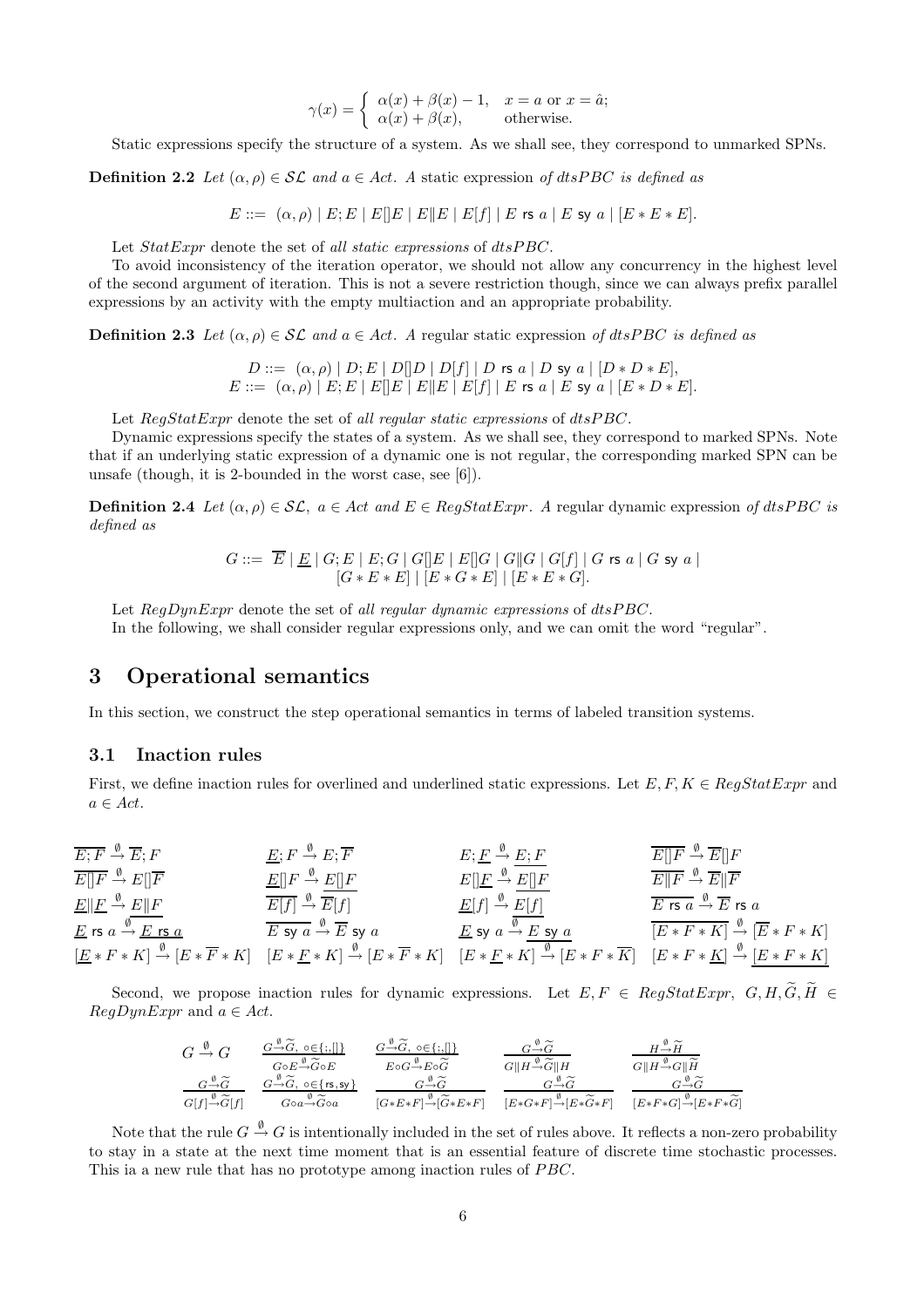$$\gamma(x) = \begin{cases} \alpha(x) + \beta(x) - 1, & x = a \text{ or } x = \hat{a}; \\ \alpha(x) + \beta(x), & \text{otherwise.} \end{cases}$$

Static expressions specify the structure of a system. As we shall see, they correspond to unmarked SPNs.

**Definition 2.2** *Let $(\alpha, \rho) \in \mathcal{SL}$ and $a \in Act$. A* static expression *of dtsPBC is defined as*

$$E ::= (\alpha, \rho) \mid E; E \mid E[]E \mid E\|E \mid E[f] \mid E \text{ rs } a \mid E \text{ sy } a \mid [E * E * E].$$

Let $StatExpr$ denote the set of *all static expressions* of $dtsPBC$.

To avoid inconsistency of the iteration operator, we should not allow any concurrency in the highest level of the second argument of iteration. This is not a severe restriction though, since we can always prefix parallel expressions by an activity with the empty multiaction and an appropriate probability.

**Definition 2.3** *Let $(\alpha, \rho) \in \mathcal{SL}$ and $a \in Act$. A* regular static expression *of dtsPBC is defined as*

$$D ::= (\alpha, \rho) \mid D; E \mid D[]D \mid D[f] \mid D \text{ rs } a \mid D \text{ sy } a \mid [D * D * E],$$
$$E ::= (\alpha, \rho) \mid E; E \mid E[]E \mid E\|E \mid E[f] \mid E \text{ rs } a \mid E \text{ sy } a \mid [E * D * E].$$

Let $RegStatExpr$ denote the set of *all regular static expressions* of $dtsPBC$.

Dynamic expressions specify the states of a system. As we shall see, they correspond to marked SPNs. Note that if an underlying static expression of a dynamic one is not regular, the corresponding marked SPN can be unsafe (though, it is 2-bounded in the worst case, see [6]).

**Definition 2.4** *Let $(\alpha, \rho) \in \mathcal{SL}$, $a \in Act$ and $E \in RegStatExpr$. A* regular dynamic expression *of dtsPBC is defined as*

$$G ::= \overline{E} \mid \underline{E} \mid G; E \mid E; G \mid G[]E \mid E[]G \mid G\|G \mid G[f] \mid G \text{ rs } a \mid G \text{ sy } a \mid$$
$$[G * E * E] \mid [E * G * E] \mid [E * E * G].$$

Let $RegDynExpr$ denote the set of *all regular dynamic expressions* of $dtsPBC$.

In the following, we shall consider regular expressions only, and we can omit the word "regular".

# 3 Operational semantics

In this section, we construct the step operational semantics in terms of labeled transition systems.

## 3.1 Inaction rules

First, we define inaction rules for overlined and underlined static expressions. Let $E, F, K \in RegStatExpr$ and $a \in Act$.

$$\overline{E; F} \xrightarrow{\emptyset} \overline{E}; F \qquad \underline{E}; F \xrightarrow{\emptyset} E; \overline{F} \qquad E; \underline{F} \xrightarrow{\emptyset} \underline{E; F} \qquad \overline{E[]F} \xrightarrow{\emptyset} \overline{E}[]F$$

$$\overline{E[]F} \xrightarrow{\emptyset} E[]\overline{F} \qquad \underline{E}[]F \xrightarrow{\emptyset} \underline{E[]F} \qquad E[]\underline{F} \xrightarrow{\emptyset} \underline{E[]F} \qquad \overline{E\|F} \xrightarrow{\emptyset} \overline{E}\|\overline{F}$$

$$\underline{E}\|\underline{F} \xrightarrow{\emptyset} \underline{E\|F} \qquad \overline{E[f]} \xrightarrow{\emptyset} \overline{E}[f] \qquad \underline{E}[f] \xrightarrow{\emptyset} \underline{E[f]} \qquad \overline{E \text{ rs } a} \xrightarrow{\emptyset} \overline{E} \text{ rs } a$$

$$\underline{E} \text{ rs } a \xrightarrow{\emptyset} \underline{E \text{ rs } a} \qquad \overline{E \text{ sy } a} \xrightarrow{\emptyset} \overline{E} \text{ sy } a \qquad \underline{E} \text{ sy } a \xrightarrow{\emptyset} \underline{E \text{ sy } a} \qquad \overline{[E * F * K]} \xrightarrow{\emptyset} [\overline{E} * F * K]$$

$$[\underline{E} * F * K] \xrightarrow{\emptyset} [E * \overline{F} * K] \qquad [E * \underline{F} * K] \xrightarrow{\emptyset} [E * \overline{F} * K] \qquad [E * \underline{F} * K] \xrightarrow{\emptyset} [E * F * \overline{K}] \qquad [E * F * \underline{K}] \xrightarrow{\emptyset} \underline{[E * F * K]}$$

Second, we propose inaction rules for dynamic expressions. Let $E, F \in RegStatExpr$, $G, H, \widetilde{G}, \widetilde{H} \in RegDynExpr$ and $a \in Act$.

$$G \xrightarrow{\emptyset} G \qquad \frac{G \xrightarrow{\emptyset} \widetilde{G},\ \circ \in \{;, []\}}{G \circ E \xrightarrow{\emptyset} \widetilde{G} \circ E} \qquad \frac{G \xrightarrow{\emptyset} \widetilde{G},\ \circ \in \{;, []\}}{E \circ G \xrightarrow{\emptyset} E \circ \widetilde{G}} \qquad \frac{G \xrightarrow{\emptyset} \widetilde{G}}{G\|H \xrightarrow{\emptyset} \widetilde{G}\|H} \qquad \frac{H \xrightarrow{\emptyset} \widetilde{H}}{G\|H \xrightarrow{\emptyset} G\|\widetilde{H}}$$

$$\frac{G \xrightarrow{\emptyset} \widetilde{G}}{G[f] \xrightarrow{\emptyset} \widetilde{G}[f]} \qquad \frac{G \xrightarrow{\emptyset} \widetilde{G},\ \circ \in \{\text{rs}, \text{sy}\}}{G \circ a \xrightarrow{\emptyset} \widetilde{G} \circ a} \qquad \frac{G \xrightarrow{\emptyset} \widetilde{G}}{[G * E * F] \xrightarrow{\emptyset} [\widetilde{G} * E * F]} \qquad \frac{G \xrightarrow{\emptyset} \widetilde{G}}{[E * G * F] \xrightarrow{\emptyset} [E * \widetilde{G} * F]} \qquad \frac{G \xrightarrow{\emptyset} \widetilde{G}}{[E * F * G] \xrightarrow{\emptyset} [E * F * \widetilde{G}]}$$

Note that the rule $G \xrightarrow{\emptyset} G$ is intentionally included in the set of rules above. It reflects a non-zero probability to stay in a state at the next time moment that is an essential feature of discrete time stochastic processes. This ia a new rule that has no prototype among inaction rules of $PBC$.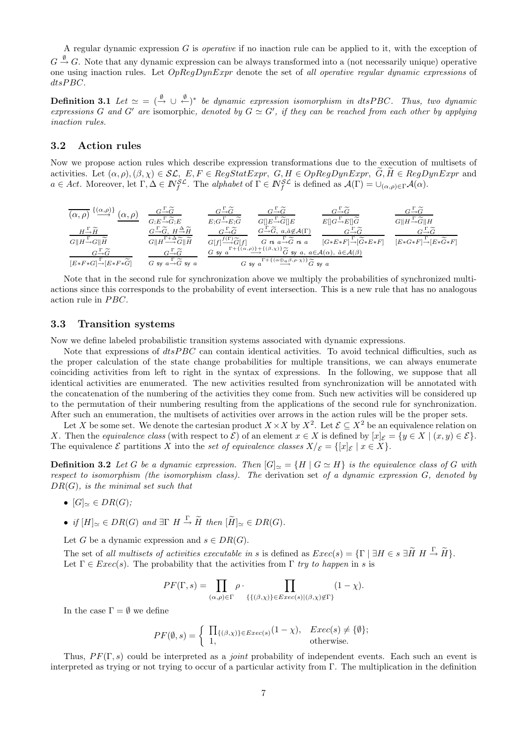A regular dynamic expression $G$ is *operative* if no inaction rule can be applied to it, with the exception of $G \stackrel{\emptyset}{\rightarrow} G$. Note that any dynamic expression can be always transformed into a (not necessarily unique) operative one using inaction rules. Let $OpRegDynExpr$ denote the set of *all operative regular dynamic expressions* of $dtsPBC$.

**Definition 3.1** *Let $\simeq\, = (\stackrel{\emptyset}{\rightarrow} \cup \stackrel{\emptyset}{\leftarrow})^*$ be dynamic expression isomorphism in dtsPBC. Thus, two dynamic expressions $G$ and $G'$ are* isomorphic*, denoted by $G \simeq G'$, if they can be reached from each other by applying inaction rules.*

## 3.2 Action rules

Now we propose action rules which describe expression transformations due to the execution of multisets of activities. Let $(\alpha,\rho),(\beta,\chi) \in \mathcal{SL}$, $E,F \in RegStatExpr$, $G,H \in OpRegDynExpr$, $\widetilde{G},\widetilde{H} \in RegDynExpr$ and $a \in Act$. Moreover, let $\Gamma,\Delta \in I\!N_f^{\mathcal{SL}}$. The *alphabet* of $\Gamma \in I\!N_f^{\mathcal{SL}}$ is defined as $\mathcal{A}(\Gamma) = \cup_{(\alpha,\rho)\in\Gamma}\mathcal{A}(\alpha)$.

$$\frac{}{\overline{(\alpha,\rho)} \stackrel{\{(\alpha,\rho)\}}{\longrightarrow} \underline{(\alpha,\rho)}} \quad \frac{G \stackrel{\Gamma}{\rightarrow} \widetilde{G}}{G;E \stackrel{\Gamma}{\rightarrow} \widetilde{G};E} \quad \frac{G \stackrel{\Gamma}{\rightarrow} \widetilde{G}}{E;G \stackrel{\Gamma}{\rightarrow} E;\widetilde{G}} \quad \frac{G \stackrel{\Gamma}{\rightarrow} \widetilde{G}}{G[]E \stackrel{\Gamma}{\rightarrow} \widetilde{G}[]E} \quad \frac{G \stackrel{\Gamma}{\rightarrow} \widetilde{G}}{E[]G \stackrel{\Gamma}{\rightarrow} E[]\widetilde{G}} \quad \frac{G \stackrel{\Gamma}{\rightarrow} \widetilde{G}}{G\|H \stackrel{\Gamma}{\rightarrow} \widetilde{G}\|H}$$

$$\frac{H \stackrel{\Gamma}{\rightarrow} \widetilde{H}}{G\|H \stackrel{\Gamma}{\rightarrow} G\|\widetilde{H}} \quad \frac{G \stackrel{\Gamma}{\rightarrow} \widetilde{G},\ H \stackrel{\Delta}{\rightarrow} \widetilde{H}}{G\|H \stackrel{\Gamma+\Delta}{\longrightarrow} \widetilde{G}\|\widetilde{H}} \quad \frac{G \stackrel{\Gamma}{\rightarrow} \widetilde{G}}{G[f] \stackrel{f(\Gamma)}{\longrightarrow} \widetilde{G}[f]} \quad \frac{G \stackrel{\Gamma}{\rightarrow} \widetilde{G},\ a,\hat{a} \notin \mathcal{A}(\Gamma)}{G \text{ rs } a \stackrel{\Gamma}{\rightarrow} \widetilde{G} \text{ rs } a} \quad \frac{G \stackrel{\Gamma}{\rightarrow} \widetilde{G}}{[G*E*F] \stackrel{\Gamma}{\rightarrow} [\widetilde{G}*E*F]} \quad \frac{G \stackrel{\Gamma}{\rightarrow} \widetilde{G}}{[E*G*F] \stackrel{\Gamma}{\rightarrow} [E*\widetilde{G}*F]}$$

$$\frac{G \stackrel{\Gamma}{\rightarrow} \widetilde{G}}{[E*F*G] \stackrel{\Gamma}{\rightarrow} [E*F*\widetilde{G}]} \quad \frac{G \stackrel{\Gamma}{\rightarrow} \widetilde{G}}{G \text{ sy } a \stackrel{\Gamma}{\rightarrow} \widetilde{G} \text{ sy } a} \quad \frac{G \text{ sy } a \stackrel{\Gamma+\{(\alpha,\rho)\}+\{(\beta,\chi)\}}{\longrightarrow} \widetilde{G} \text{ sy } a,\ a \in \mathcal{A}(\alpha),\ \hat{a} \in \mathcal{A}(\beta)}{G \text{ sy } a \stackrel{\Gamma+\{(\alpha\oplus_a\beta,\rho\cdot\chi)\}}{\longrightarrow} \widetilde{G} \text{ sy } a}$$

Note that in the second rule for synchronization above we multiply the probabilities of synchronized multiactions since this corresponds to the probability of event intersection. This is a new rule that has no analogous action rule in $PBC$.

## 3.3 Transition systems

Now we define labeled probabilistic transition systems associated with dynamic expressions.

Note that expressions of $dtsPBC$ can contain identical activities. To avoid technical difficulties, such as the proper calculation of the state change probabilities for multiple transitions, we can always enumerate coinciding activities from left to right in the syntax of expressions. In the following, we suppose that all identical activities are enumerated. The new activities resulted from synchronization will be annotated with the concatenation of the numbering of the activities they come from. Such new activities will be considered up to the permutation of their numbering resulting from the applications of the second rule for synchronization. After such an enumeration, the multisets of activities over arrows in the action rules will be the proper sets.

Let $X$ be some set. We denote the cartesian product $X \times X$ by $X^2$. Let $\mathcal{E} \subseteq X^2$ be an equivalence relation on $X$. Then the *equivalence class* (with respect to $\mathcal{E}$) of an element $x \in X$ is defined by $[x]_{\mathcal{E}} = \{y \in X \mid (x,y) \in \mathcal{E}\}$. The equivalence $\mathcal{E}$ partitions $X$ into the *set of equivalence classes* $X/_{\mathcal{E}} = \{[x]_{\mathcal{E}} \mid x \in X\}$.

**Definition 3.2** *Let $G$ be a dynamic expression. Then $[G]_\simeq = \{H \mid G \simeq H\}$ is the equivalence class of $G$ with respect to isomorphism (the isomorphism class). The* derivation set *of a dynamic expression $G$, denoted by $DR(G)$, is the minimal set such that*

- *$[G]_\simeq \in DR(G)$;*
- *if $[H]_\simeq \in DR(G)$ and $\exists\Gamma\ H \stackrel{\Gamma}{\rightarrow} \widetilde{H}$ then $[\widetilde{H}]_\simeq \in DR(G)$.*

Let $G$ be a dynamic expression and $s \in DR(G)$.

The set of *all multisets of activities executable in* $s$ is defined as $Exec(s) = \{\Gamma \mid \exists H \in s\ \exists \widetilde{H}\ H \stackrel{\Gamma}{\rightarrow} \widetilde{H}\}$. Let $\Gamma \in Exec(s)$. The probability that the activities from $\Gamma$ *try to happen* in $s$ is

$$PF(\Gamma,s) = \prod_{(\alpha,\rho)\in\Gamma} \rho \cdot \prod_{\{\{(\beta,\chi)\}\in Exec(s) \mid (\beta,\chi)\notin\Gamma\}} (1-\chi).$$

In the case $\Gamma = \emptyset$ we define

$$PF(\emptyset,s) = \begin{cases} \prod_{\{(\beta,\chi)\}\in Exec(s)}(1-\chi), & Exec(s) \neq \{\emptyset\}; \\ 1, & \text{otherwise.} \end{cases}$$

Thus, $PF(\Gamma,s)$ could be interpreted as a *joint* probability of independent events. Each such an event is interpreted as trying or not trying to occur of a particular activity from $\Gamma$. The multiplication in the definition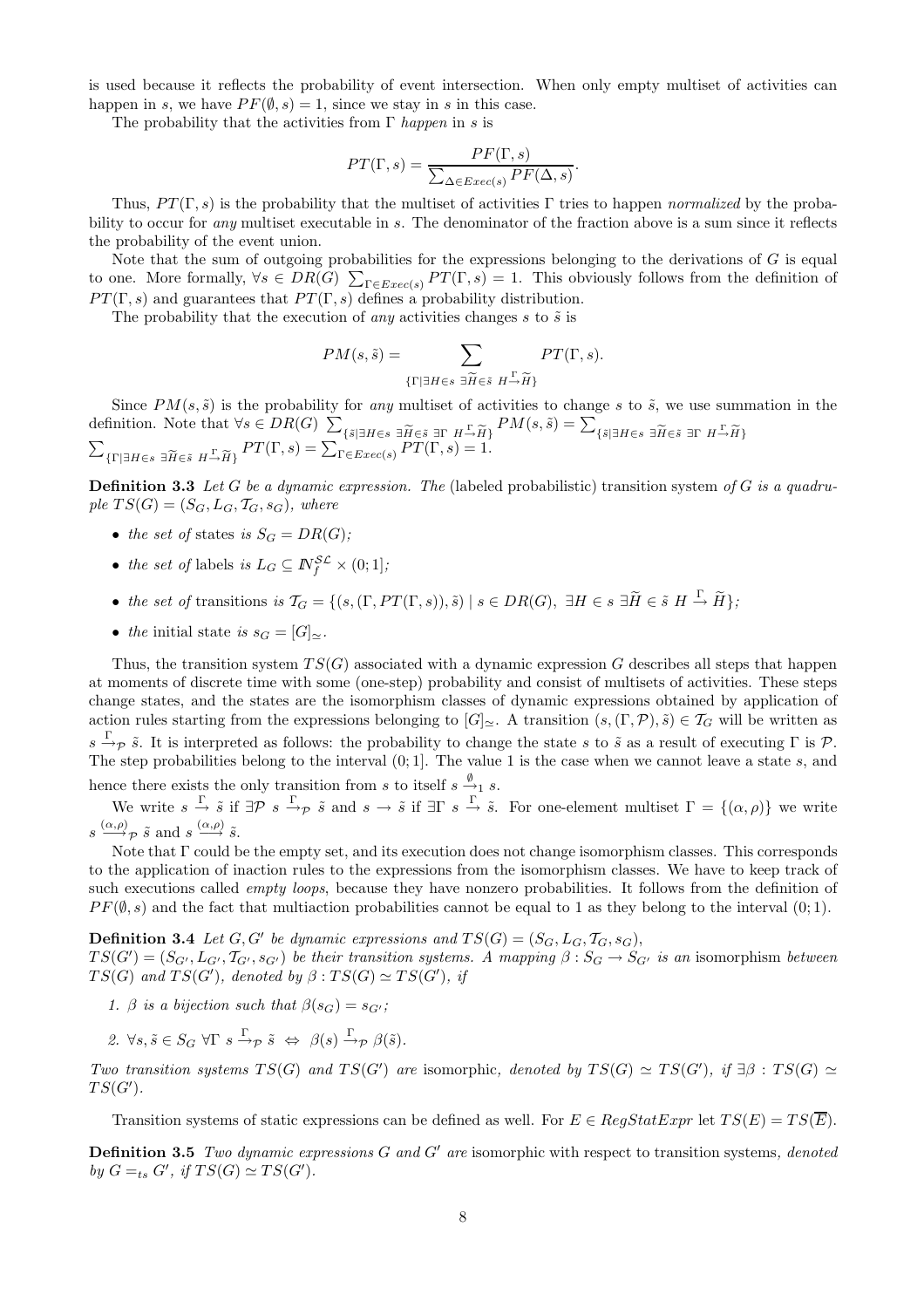is used because it reflects the probability of event intersection. When only empty multiset of activities can happen in $s$, we have $PF(\emptyset, s) = 1$, since we stay in $s$ in this case.

The probability that the activities from $\Gamma$ *happen* in $s$ is

$$PT(\Gamma, s) = \frac{PF(\Gamma, s)}{\sum_{\Delta \in Exec(s)} PF(\Delta, s)}.$$

Thus, $PT(\Gamma, s)$ is the probability that the multiset of activities $\Gamma$ tries to happen *normalized* by the probability to occur for *any* multiset executable in $s$. The denominator of the fraction above is a sum since it reflects the probability of the event union.

Note that the sum of outgoing probabilities for the expressions belonging to the derivations of $G$ is equal to one. More formally, $\forall s \in DR(G)\ \sum_{\Gamma \in Exec(s)} PT(\Gamma, s) = 1$. This obviously follows from the definition of $PT(\Gamma, s)$ and guarantees that $PT(\Gamma, s)$ defines a probability distribution.

The probability that the execution of *any* activities changes $s$ to $\tilde{s}$ is

$$PM(s, \tilde{s}) = \sum_{\{\Gamma \mid \exists H \in s\ \exists \widetilde{H} \in \tilde{s}\ H \xrightarrow{\Gamma} \widetilde{H}\}} PT(\Gamma, s).$$

Since $PM(s, \tilde{s})$ is the probability for *any* multiset of activities to change $s$ to $\tilde{s}$, we use summation in the definition. Note that $\forall s \in DR(G)\ \sum_{\{\tilde{s} \mid \exists H \in s\ \exists \widetilde{H} \in \tilde{s}\ \exists \Gamma\ H \xrightarrow{\Gamma} \widetilde{H}\}} PM(s, \tilde{s}) = \sum_{\{\tilde{s} \mid \exists H \in s\ \exists \widetilde{H} \in \tilde{s}\ \exists \Gamma\ H \xrightarrow{\Gamma} \widetilde{H}\}} \sum_{\{\Gamma \mid \exists H \in s\ \exists \widetilde{H} \in \tilde{s}\ H \xrightarrow{\Gamma} \widetilde{H}\}} PT(\Gamma, s) = \sum_{\Gamma \in Exec(s)} PT(\Gamma, s) = 1$.

**Definition 3.3** *Let $G$ be a dynamic expression. The* (labeled probabilistic) transition system *of $G$ is a quadruple $TS(G) = (S_G, L_G, \mathcal{T}_G, s_G)$, where*

- *the set of* states *is $S_G = DR(G)$;*
- *the set of* labels *is $L_G \subseteq I\!N_f^{\mathcal{SL}} \times (0; 1]$;*
- *the set of* transitions *is $\mathcal{T}_G = \{(s, (\Gamma, PT(\Gamma, s)), \tilde{s}) \mid s \in DR(G),\ \exists H \in s\ \exists \widetilde{H} \in \tilde{s}\ H \xrightarrow{\Gamma} \widetilde{H}\}$;*
- *the* initial state *is $s_G = [G]_\simeq$.*

Thus, the transition system $TS(G)$ associated with a dynamic expression $G$ describes all steps that happen at moments of discrete time with some (one-step) probability and consist of multisets of activities. These steps change states, and the states are the isomorphism classes of dynamic expressions obtained by application of action rules starting from the expressions belonging to $[G]_\simeq$. A transition $(s, (\Gamma, \mathcal{P}), \tilde{s}) \in \mathcal{T}_G$ will be written as $s \xrightarrow{\Gamma}_{\mathcal{P}} \tilde{s}$. It is interpreted as follows: the probability to change the state $s$ to $\tilde{s}$ as a result of executing $\Gamma$ is $\mathcal{P}$. The step probabilities belong to the interval $(0; 1]$. The value 1 is the case when we cannot leave a state $s$, and hence there exists the only transition from $s$ to itself $s \xrightarrow{\emptyset}_1 s$.

We write $s \xrightarrow{\Gamma} \tilde{s}$ if $\exists \mathcal{P}\ s \xrightarrow{\Gamma}_{\mathcal{P}} \tilde{s}$ and $s \rightarrow \tilde{s}$ if $\exists \Gamma\ s \xrightarrow{\Gamma} \tilde{s}$. For one-element multiset $\Gamma = \{(\alpha, \rho)\}$ we write $s \xrightarrow{(\alpha,\rho)}_{\mathcal{P}} \tilde{s}$ and $s \xrightarrow{(\alpha,\rho)} \tilde{s}$.

Note that $\Gamma$ could be the empty set, and its execution does not change isomorphism classes. This corresponds to the application of inaction rules to the expressions from the isomorphism classes. We have to keep track of such executions called *empty loops*, because they have nonzero probabilities. It follows from the definition of $PF(\emptyset, s)$ and the fact that multiaction probabilities cannot be equal to 1 as they belong to the interval $(0; 1)$.

**Definition 3.4** *Let $G, G'$ be dynamic expressions and $TS(G) = (S_G, L_G, \mathcal{T}_G, s_G)$, $TS(G') = (S_{G'}, L_{G'}, \mathcal{T}_{G'}, s_{G'})$ be their transition systems. A mapping $\beta : S_G \rightarrow S_{G'}$ is an* isomorphism *between $TS(G)$ and $TS(G')$, denoted by $\beta : TS(G) \simeq TS(G')$, if*

1. *$\beta$ is a bijection such that $\beta(s_G) = s_{G'}$;*
2. *$\forall s, \tilde{s} \in S_G\ \forall \Gamma\ s \xrightarrow{\Gamma}_{\mathcal{P}} \tilde{s} \Leftrightarrow \beta(s) \xrightarrow{\Gamma}_{\mathcal{P}} \beta(\tilde{s})$.*

*Two transition systems $TS(G)$ and $TS(G')$ are* isomorphic, *denoted by $TS(G) \simeq TS(G')$, if $\exists \beta : TS(G) \simeq TS(G')$.*

Transition systems of static expressions can be defined as well. For $E \in RegStatExpr$ let $TS(E) = TS(\overline{E})$.

**Definition 3.5** *Two dynamic expressions $G$ and $G'$ are* isomorphic with respect to transition systems, *denoted by $G =_{ts} G'$, if $TS(G) \simeq TS(G')$.*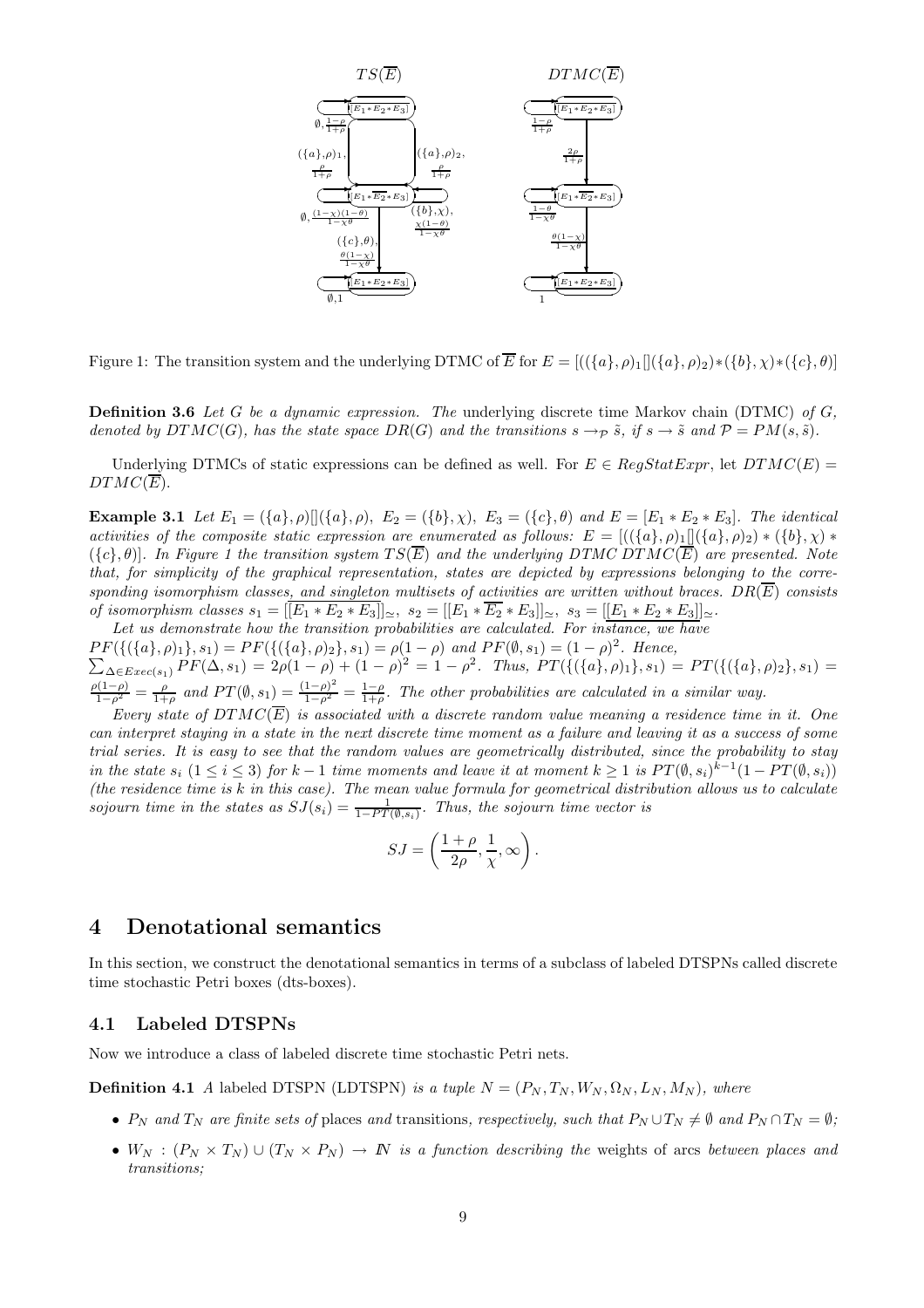Figure 1: The transition system and the underlying DTMC of $\overline{E}$ for $E = [((\{a\},\rho)_1[]((\{a\},\rho)_2)*(\{b\},\chi)*(\{c\},\theta)]$

**Definition 3.6** *Let $G$ be a dynamic expression. The* underlying discrete time Markov chain (DTMC) *of $G$, denoted by $DTMC(G)$, has the state space $DR(G)$ and the transitions $s \rightarrow_{\mathcal{P}} \tilde{s}$, if $s \rightarrow \tilde{s}$ and $\mathcal{P} = PM(s,\tilde{s})$.*

Underlying DTMCs of static expressions can be defined as well. For $E \in RegStatExpr$, let $DTMC(E) = DTMC(\overline{E})$.

**Example 3.1** *Let $E_1 = (\{a\},\rho)[](\{a\},\rho)$, $E_2 = (\{b\},\chi)$, $E_3 = (\{c\},\theta)$ and $E = [E_1 * E_2 * E_3]$. The identical activities of the composite static expression are enumerated as follows: $E = [((\{a\},\rho)_1[](\{a\},\rho)_2) * (\{b\},\chi) * (\{c\},\theta)]$. In Figure 1 the transition system $TS(\overline{E})$ and the underlying DTMC $DTMC(\overline{E})$ are presented. Note that, for simplicity of the graphical representation, states are depicted by expressions belonging to the corresponding isomorphism classes, and singleton multisets of activities are written without braces. $DR(\overline{E})$ consists of isomorphism classes $s_1 = [[\overline{E_1 * E_2 * E_3}]]_\simeq$, $s_2 = [[E_1 * \overline{E_2} * E_3]]_\simeq$, $s_3 = [[\underline{E_1 * E_2 * E_3}]]_\simeq$.*

*Let us demonstrate how the transition probabilities are calculated. For instance, we have $PF(\{(\{a\},\rho)_1\}, s_1) = PF(\{(\{a\},\rho)_2\}, s_1) = \rho(1-\rho)$ and $PF(\emptyset, s_1) = (1-\rho)^2$. Hence, $\sum_{\Delta \in Exec(s_1)} PF(\Delta, s_1) = 2\rho(1-\rho) + (1-\rho)^2 = 1-\rho^2$. Thus, $PT(\{(\{a\},\rho)_1\}, s_1) = PT(\{(\{a\},\rho)_2\}, s_1) = \frac{\rho(1-\rho)}{1-\rho^2} = \frac{\rho}{1+\rho}$ and $PT(\emptyset, s_1) = \frac{(1-\rho)^2}{1-\rho^2} = \frac{1-\rho}{1+\rho}$. The other probabilities are calculated in a similar way.*

*Every state of $DTMC(\overline{E})$ is associated with a discrete random value meaning a residence time in it. One can interpret staying in a state in the next discrete time moment as a failure and leaving it as a success of some trial series. It is easy to see that the random values are geometrically distributed, since the probability to stay in the state $s_i$ $(1 \le i \le 3)$ for $k-1$ time moments and leave it at moment $k \ge 1$ is $PT(\emptyset, s_i)^{k-1}(1 - PT(\emptyset, s_i))$ (the residence time is $k$ in this case). The mean value formula for geometrical distribution allows us to calculate sojourn time in the states as $SJ(s_i) = \frac{1}{1-PT(\emptyset,s_i)}$. Thus, the sojourn time vector is*

$$SJ = \left(\frac{1+\rho}{2\rho}, \frac{1}{\chi}, \infty\right).$$

# 4 Denotational semantics

In this section, we construct the denotational semantics in terms of a subclass of labeled DTSPNs called discrete time stochastic Petri boxes (dts-boxes).

## 4.1 Labeled DTSPNs

Now we introduce a class of labeled discrete time stochastic Petri nets.

**Definition 4.1** *A* labeled DTSPN (LDTSPN) *is a tuple $N = (P_N, T_N, W_N, \Omega_N, L_N, M_N)$, where*

- *$P_N$ and $T_N$ are finite sets of* places *and* transitions*, respectively, such that $P_N \cup T_N \neq \emptyset$ and $P_N \cap T_N = \emptyset$;*
- *$W_N : (P_N \times T_N) \cup (T_N \times P_N) \rightarrow I\!N$ is a function describing the* weights of arcs *between places and transitions;*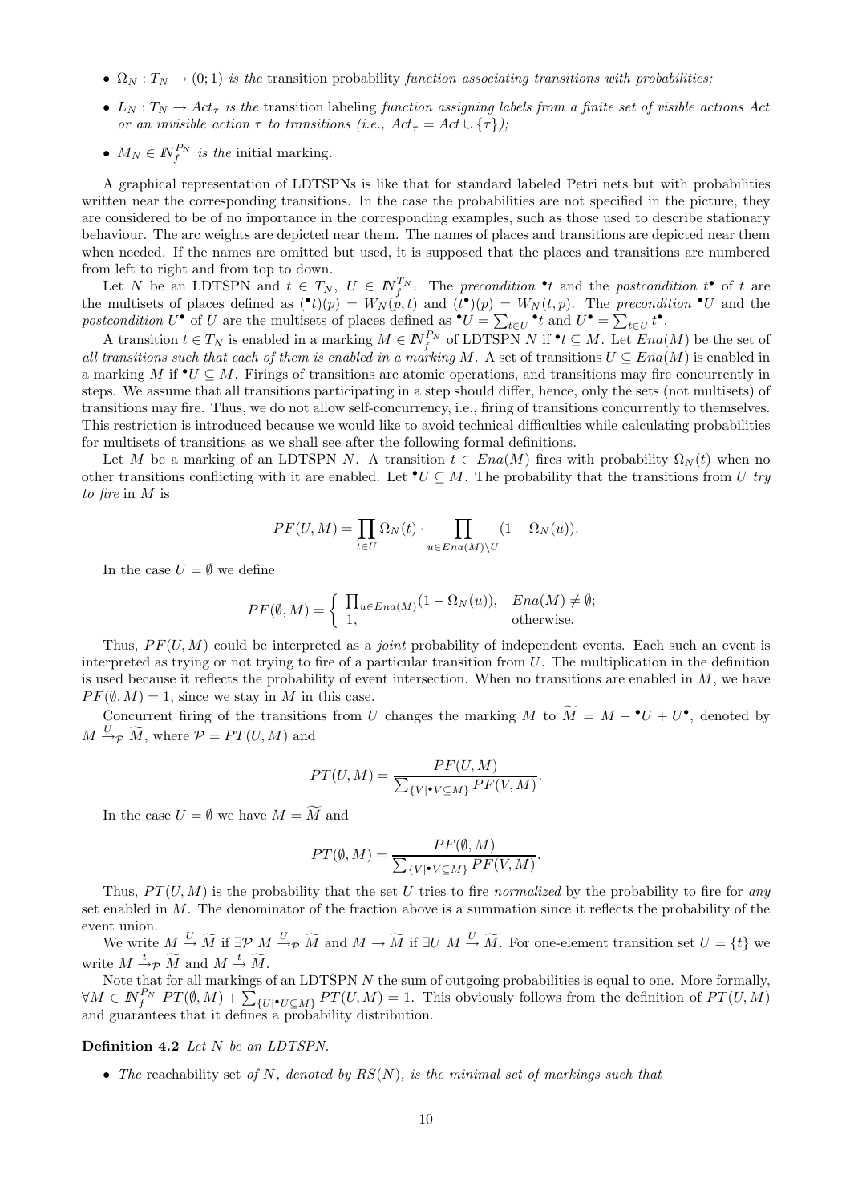- $\Omega_N : T_N \to (0;1)$ *is the* transition probability *function associating transitions with probabilities;*
- $L_N : T_N \to Act_\tau$ *is the* transition labeling *function assigning labels from a finite set of visible actions Act or an invisible action $\tau$ to transitions (i.e., $Act_\tau = Act \cup \{\tau\}$);*
- $M_N \in I\!N_f^{P_N}$ *is the* initial marking.

A graphical representation of LDTSPNs is like that for standard labeled Petri nets but with probabilities written near the corresponding transitions. In the case the probabilities are not specified in the picture, they are considered to be of no importance in the corresponding examples, such as those used to describe stationary behaviour. The arc weights are depicted near them. The names of places and transitions are depicted near them when needed. If the names are omitted but used, it is supposed that the places and transitions are numbered from left to right and from top to down.

Let $N$ be an LDTSPN and $t \in T_N$, $U \in I\!N_f^{T_N}$. The *precondition* ${}^\bullet t$ and the *postcondition* $t^\bullet$ of $t$ are the multisets of places defined as $({}^\bullet t)(p) = W_N(p,t)$ and $(t^\bullet)(p) = W_N(t,p)$. The *precondition* ${}^\bullet U$ and the *postcondition* $U^\bullet$ of $U$ are the multisets of places defined as ${}^\bullet U = \sum_{t \in U} {}^\bullet t$ and $U^\bullet = \sum_{t \in U} t^\bullet$.

A transition $t \in T_N$ is enabled in a marking $M \in I\!N_f^{P_N}$ of LDTSPN $N$ if ${}^\bullet t \subseteq M$. Let $Ena(M)$ be the set of *all transitions such that each of them is enabled in a marking* $M$. A set of transitions $U \subseteq Ena(M)$ is enabled in a marking $M$ if ${}^\bullet U \subseteq M$. Firings of transitions are atomic operations, and transitions may fire concurrently in steps. We assume that all transitions participating in a step should differ, hence, only the sets (not multisets) of transitions may fire. Thus, we do not allow self-concurrency, i.e., firing of transitions concurrently to themselves. This restriction is introduced because we would like to avoid technical difficulties while calculating probabilities for multisets of transitions as we shall see after the following formal definitions.

Let $M$ be a marking of an LDTSPN $N$. A transition $t \in Ena(M)$ fires with probability $\Omega_N(t)$ when no other transitions conflicting with it are enabled. Let ${}^\bullet U \subseteq M$. The probability that the transitions from $U$ *try to fire* in $M$ is

$$PF(U,M) = \prod_{t \in U} \Omega_N(t) \cdot \prod_{u \in Ena(M) \setminus U} (1 - \Omega_N(u)).$$

In the case $U = \emptyset$ we define

$$PF(\emptyset, M) = \begin{cases} \prod_{u \in Ena(M)} (1 - \Omega_N(u)), & Ena(M) \neq \emptyset; \\ 1, & \text{otherwise.} \end{cases}$$

Thus, $PF(U,M)$ could be interpreted as a *joint* probability of independent events. Each such an event is interpreted as trying or not trying to fire of a particular transition from $U$. The multiplication in the definition is used because it reflects the probability of event intersection. When no transitions are enabled in $M$, we have $PF(\emptyset, M) = 1$, since we stay in $M$ in this case.

Concurrent firing of the transitions from $U$ changes the marking $M$ to $\widetilde{M} = M - {}^\bullet U + U^\bullet$, denoted by $M \xrightarrow{U}_{\mathcal{P}} \widetilde{M}$, where $\mathcal{P} = PT(U,M)$ and

$$PT(U,M) = \frac{PF(U,M)}{\sum_{\{V \mid {}^\bullet V \subseteq M\}} PF(V,M)}.$$

In the case $U = \emptyset$ we have $M = \widetilde{M}$ and

$$PT(\emptyset, M) = \frac{PF(\emptyset, M)}{\sum_{\{V \mid {}^\bullet V \subseteq M\}} PF(V,M)}.$$

Thus, $PT(U,M)$ is the probability that the set $U$ tries to fire *normalized* by the probability to fire for *any* set enabled in $M$. The denominator of the fraction above is a summation since it reflects the probability of the event union.

We write $M \xrightarrow{U} \widetilde{M}$ if $\exists \mathcal{P}\ M \xrightarrow{U}_{\mathcal{P}} \widetilde{M}$ and $M \to \widetilde{M}$ if $\exists U\ M \xrightarrow{U} \widetilde{M}$. For one-element transition set $U = \{t\}$ we write $M \xrightarrow{t}_{\mathcal{P}} \widetilde{M}$ and $M \xrightarrow{t} \widetilde{M}$.

Note that for all markings of an LDTSPN $N$ the sum of outgoing probabilities is equal to one. More formally, $\forall M \in I\!N_f^{P_N}\ PT(\emptyset, M) + \sum_{\{U \mid {}^\bullet U \subseteq M\}} PT(U,M) = 1$. This obviously follows from the definition of $PT(U,M)$ and guarantees that it defines a probability distribution.

**Definition 4.2** *Let $N$ be an LDTSPN.*

- *The* reachability set *of $N$, denoted by $RS(N)$, is the minimal set of markings such that*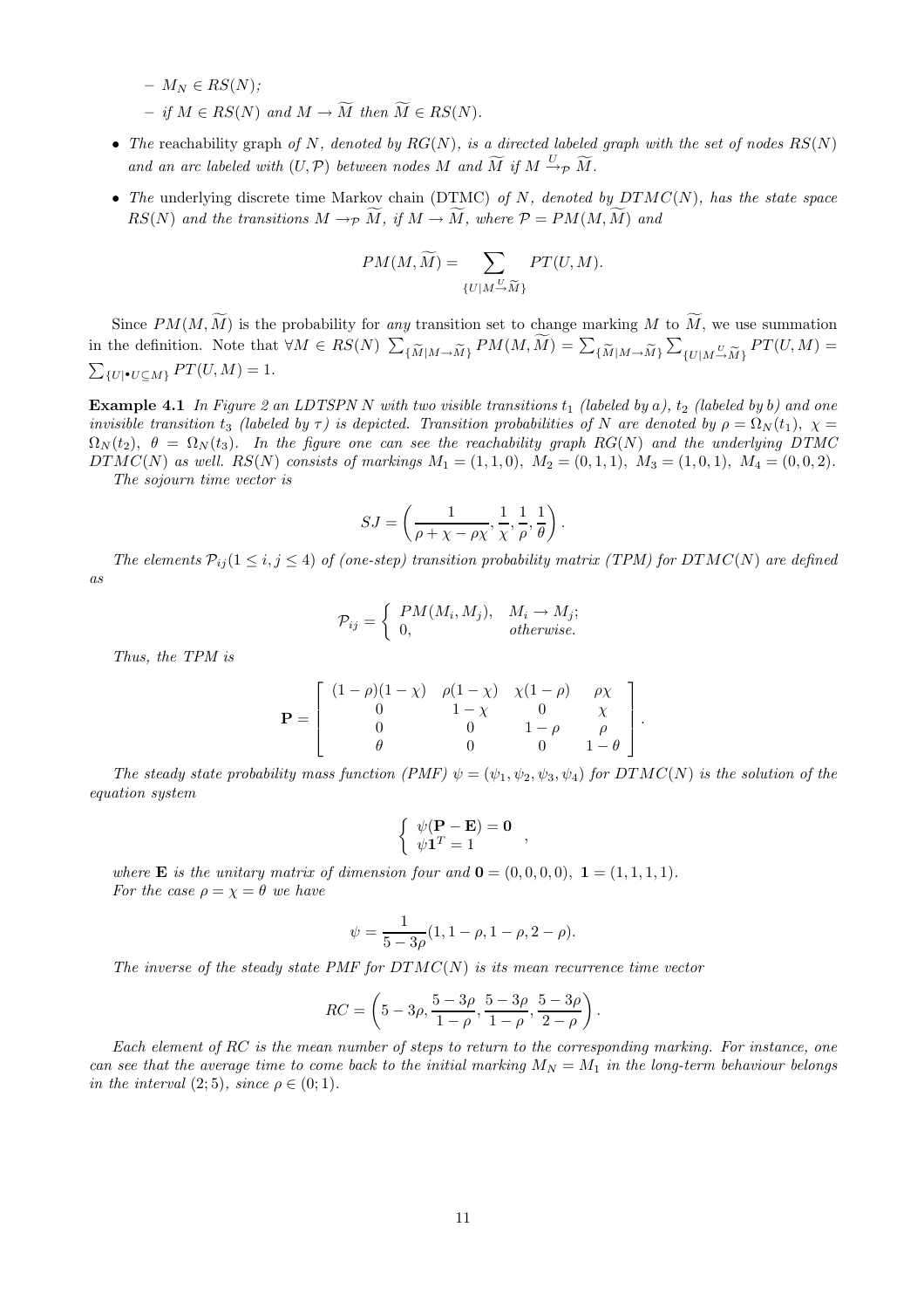- $M_N \in RS(N)$;
  - if $M \in RS(N)$ and $M \to \widetilde{M}$ then $\widetilde{M} \in RS(N)$.

- *The* reachability graph *of $N$, denoted by $RG(N)$, is a directed labeled graph with the set of nodes $RS(N)$ and an arc labeled with $(U, \mathcal{P})$ between nodes $M$ and $\widetilde{M}$ if $M \xrightarrow{U}_{\mathcal{P}} \widetilde{M}$.*

- *The* underlying discrete time Markov chain (DTMC) *of $N$, denoted by $DTMC(N)$, has the state space $RS(N)$ and the transitions $M \to_{\mathcal{P}} \widetilde{M}$, if $M \to \widetilde{M}$, where $\mathcal{P} = PM(M, \widetilde{M})$ and*

$$PM(M, \widetilde{M}) = \sum_{\{U \mid M \xrightarrow{U} \widetilde{M}\}} PT(U, M).$$

Since $PM(M, \widetilde{M})$ is the probability for *any* transition set to change marking $M$ to $\widetilde{M}$, we use summation in the definition. Note that $\forall M \in RS(N)\ \sum_{\{\widetilde{M} \mid M \to \widetilde{M}\}} PM(M, \widetilde{M}) = \sum_{\{\widetilde{M} \mid M \to \widetilde{M}\}} \sum_{\{U \mid M \xrightarrow{U} \widetilde{M}\}} PT(U, M) = \sum_{\{U \mid {}^\bullet U \subseteq M\}} PT(U, M) = 1$.

**Example 4.1** *In Figure 2 an LDTSPN $N$ with two visible transitions $t_1$ (labeled by $a$), $t_2$ (labeled by $b$) and one invisible transition $t_3$ (labeled by $\tau$) is depicted. Transition probabilities of $N$ are denoted by $\rho = \Omega_N(t_1)$, $\chi = \Omega_N(t_2)$, $\theta = \Omega_N(t_3)$. In the figure one can see the reachability graph $RG(N)$ and the underlying DTMC $DTMC(N)$ as well. $RS(N)$ consists of markings $M_1 = (1,1,0)$, $M_2 = (0,1,1)$, $M_3 = (1,0,1)$, $M_4 = (0,0,2)$.*

*The sojourn time vector is*

$$SJ = \left(\frac{1}{\rho + \chi - \rho\chi}, \frac{1}{\chi}, \frac{1}{\rho}, \frac{1}{\theta}\right).$$

*The elements $\mathcal{P}_{ij} (1 \le i, j \le 4)$ of (one-step) transition probability matrix (TPM) for $DTMC(N)$ are defined as*

$$\mathcal{P}_{ij} = \begin{cases} PM(M_i, M_j), & M_i \to M_j; \\ 0, & \text{otherwise.} \end{cases}$$

*Thus, the TPM is*

$$\mathbf{P} = \begin{bmatrix} (1-\rho)(1-\chi) & \rho(1-\chi) & \chi(1-\rho) & \rho\chi \\ 0 & 1-\chi & 0 & \chi \\ 0 & 0 & 1-\rho & \rho \\ \theta & 0 & 0 & 1-\theta \end{bmatrix}.$$

*The steady state probability mass function (PMF) $\psi = (\psi_1, \psi_2, \psi_3, \psi_4)$ for $DTMC(N)$ is the solution of the equation system*

$$\begin{cases} \psi(\mathbf{P} - \mathbf{E}) = \mathbf{0} \\ \psi \mathbf{1}^T = 1 \end{cases},$$

*where $\mathbf{E}$ is the unitary matrix of dimension four and $\mathbf{0} = (0,0,0,0)$, $\mathbf{1} = (1,1,1,1)$.*
*For the case $\rho = \chi = \theta$ we have*

$$\psi = \frac{1}{5 - 3\rho}(1, 1-\rho, 1-\rho, 2-\rho).$$

*The inverse of the steady state PMF for $DTMC(N)$ is its mean recurrence time vector*

$$RC = \left(5 - 3\rho, \frac{5-3\rho}{1-\rho}, \frac{5-3\rho}{1-\rho}, \frac{5-3\rho}{2-\rho}\right).$$

*Each element of $RC$ is the mean number of steps to return to the corresponding marking. For instance, one can see that the average time to come back to the initial marking $M_N = M_1$ in the long-term behaviour belongs in the interval $(2; 5)$, since $\rho \in (0; 1)$.*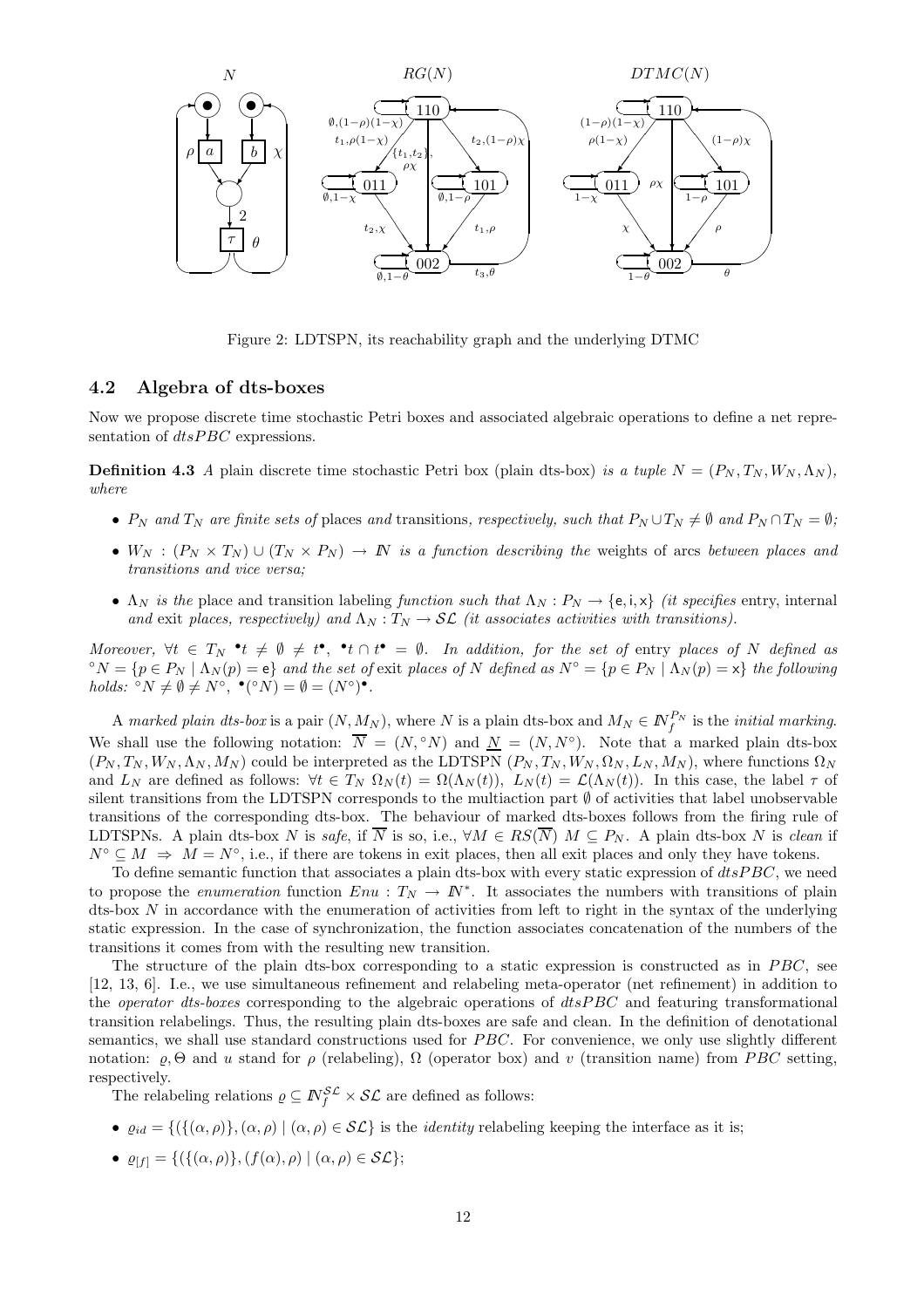Figure 2: LDTSPN, its reachability graph and the underlying DTMC

### 4.2 Algebra of dts-boxes

Now we propose discrete time stochastic Petri boxes and associated algebraic operations to define a net representation of $dtsPBC$ expressions.

**Definition 4.3** *A* plain discrete time stochastic Petri box (plain dts-box) *is a tuple* $N = (P_N, T_N, W_N, \Lambda_N)$*, where*

- $P_N$ *and* $T_N$ *are finite sets of* places *and* transitions*, respectively, such that* $P_N \cup T_N \neq \emptyset$ *and* $P_N \cap T_N = \emptyset$*;*
- $W_N : (P_N \times T_N) \cup (T_N \times P_N) \to \mathbb{N}$ *is a function describing the* weights of arcs *between places and transitions and vice versa;*
- $\Lambda_N$ *is the* place and transition labeling *function such that* $\Lambda_N : P_N \to \{\mathsf{e}, \mathsf{i}, \mathsf{x}\}$ *(it specifies* entry, internal *and* exit *places, respectively) and* $\Lambda_N : T_N \to \mathcal{SL}$ *(it associates activities with transitions).*

*Moreover,* $\forall t \in T_N\ {}^\bullet t \neq \emptyset \neq t^\bullet,\ {}^\bullet t \cap t^\bullet = \emptyset$*. In addition, for the set of* entry *places of* $N$ *defined as* ${}^\circ N = \{p \in P_N \mid \Lambda_N(p) = \mathsf{e}\}$ *and the set of* exit *places of* $N$ *defined as* $N^\circ = \{p \in P_N \mid \Lambda_N(p) = \mathsf{x}\}$ *the following holds:* ${}^\circ N \neq \emptyset \neq N^\circ,\ {}^\bullet({}^\circ N) = \emptyset = (N^\circ)^\bullet$*.*

A *marked plain dts-box* is a pair $(N, M_N)$, where $N$ is a plain dts-box and $M_N \in \mathbb{N}_f^{P_N}$ is the *initial marking*. We shall use the following notation: $\overline{N} = (N, {}^\circ N)$ and $\underline{N} = (N, N^\circ)$. Note that a marked plain dts-box $(P_N, T_N, W_N, \Lambda_N, M_N)$ could be interpreted as the LDTSPN $(P_N, T_N, W_N, \Omega_N, L_N, M_N)$, where functions $\Omega_N$ and $L_N$ are defined as follows: $\forall t \in T_N\ \Omega_N(t) = \Omega(\Lambda_N(t)),\ L_N(t) = \mathcal{L}(\Lambda_N(t))$. In this case, the label $\tau$ of silent transitions from the LDTSPN corresponds to the multiaction part $\emptyset$ of activities that label unobservable transitions of the corresponding dts-box. The behaviour of marked dts-boxes follows from the firing rule of LDTSPNs. A plain dts-box $N$ is *safe*, if $\overline{N}$ is so, i.e., $\forall M \in RS(\overline{N})\ M \subseteq P_N$. A plain dts-box $N$ is *clean* if $N^\circ \subseteq M \Rightarrow M = N^\circ$, i.e., if there are tokens in exit places, then all exit places and only they have tokens.

To define semantic function that associates a plain dts-box with every static expression of $dtsPBC$, we need to propose the *enumeration* function $Enu : T_N \to \mathbb{N}^*$. It associates the numbers with transitions of plain dts-box $N$ in accordance with the enumeration of activities from left to right in the syntax of the underlying static expression. In the case of synchronization, the function associates concatenation of the numbers of the transitions it comes from with the resulting new transition.

The structure of the plain dts-box corresponding to a static expression is constructed as in $PBC$, see [12, 13, 6]. I.e., we use simultaneous refinement and relabeling meta-operator (net refinement) in addition to the *operator dts-boxes* corresponding to the algebraic operations of $dtsPBC$ and featuring transformational transition relabelings. Thus, the resulting plain dts-boxes are safe and clean. In the definition of denotational semantics, we shall use standard constructions used for $PBC$. For convenience, we only use slightly different notation: $\varrho, \Theta$ and $u$ stand for $\rho$ (relabeling), $\Omega$ (operator box) and $v$ (transition name) from $PBC$ setting, respectively.

The relabeling relations $\varrho \subseteq \mathbb{N}_f^{\mathcal{SL}} \times \mathcal{SL}$ are defined as follows:

- $\varrho_{id} = \{(\{(\alpha, \rho)\}, (\alpha, \rho) \mid (\alpha, \rho) \in \mathcal{SL}\}$ is the *identity* relabeling keeping the interface as it is;
- $\varrho_{[f]} = \{(\{(\alpha, \rho)\}, (f(\alpha), \rho) \mid (\alpha, \rho) \in \mathcal{SL}\}$;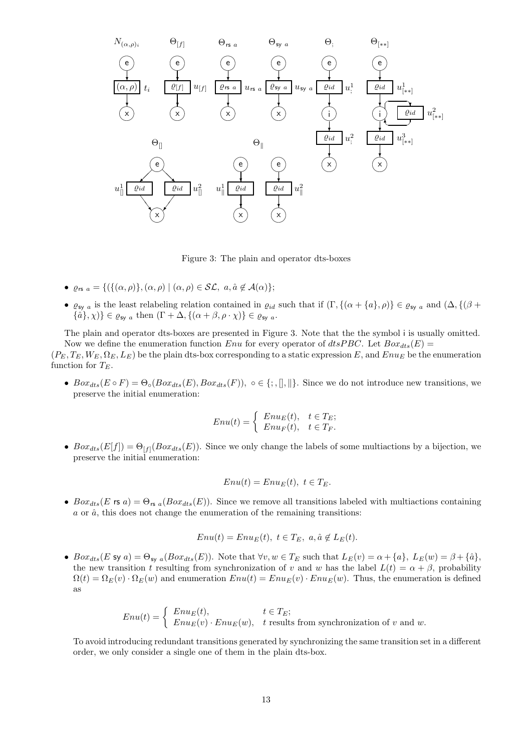Figure 3: The plain and operator dts-boxes

- $\varrho_{\mathsf{rs}\ a} = \{(\{(\alpha,\rho)\},(\alpha,\rho) \mid (\alpha,\rho) \in \mathcal{SL},\ a,\hat{a} \notin \mathcal{A}(\alpha)\}$;
- $\varrho_{\mathsf{sy}\ a}$ is the least relabeling relation contained in $\varrho_{id}$ such that if $(\Gamma, \{(\alpha + \{a\}, \rho)\} \in \varrho_{\mathsf{sy}\ a}$ and $(\Delta, \{(\beta + \{\hat{a}\}, \chi)\} \in \varrho_{\mathsf{sy}\ a}$ then $(\Gamma + \Delta, \{(\alpha + \beta, \rho \cdot \chi)\} \in \varrho_{\mathsf{sy}\ a}$.

The plain and operator dts-boxes are presented in Figure 3. Note that the the symbol i is usually omitted.

Now we define the enumeration function $Enu$ for every operator of $dtsPBC$. Let $Box_{dts}(E) = (P_E, T_E, W_E, \Omega_E, L_E)$ be the plain dts-box corresponding to a static expression $E$, and $Enu_E$ be the enumeration function for $T_E$.

- $Box_{dts}(E \circ F) = \Theta_\circ(Box_{dts}(E), Box_{dts}(F)),\ \circ \in \{;, [], \|\}$. Since we do not introduce new transitions, we preserve the initial enumeration:

$$Enu(t) = \begin{cases} Enu_E(t), & t \in T_E; \\ Enu_F(t), & t \in T_F. \end{cases}$$

- $Box_{dts}(E[f]) = \Theta_{[f]}(Box_{dts}(E))$. Since we only change the labels of some multiactions by a bijection, we preserve the initial enumeration:

$$Enu(t) = Enu_E(t),\ t \in T_E.$$

- $Box_{dts}(E \ \mathsf{rs}\ a) = \Theta_{\mathsf{rs}\ a}(Box_{dts}(E))$. Since we remove all transitions labeled with multiactions containing $a$ or $\hat{a}$, this does not change the enumeration of the remaining transitions:

$$Enu(t) = Enu_E(t),\ t \in T_E,\ a, \hat{a} \notin L_E(t).$$

- $Box_{dts}(E \ \mathsf{sy}\ a) = \Theta_{\mathsf{sy}\ a}(Box_{dts}(E))$. Note that $\forall v, w \in T_E$ such that $L_E(v) = \alpha + \{a\},\ L_E(w) = \beta + \{\hat{a}\}$, the new transition $t$ resulting from synchronization of $v$ and $w$ has the label $L(t) = \alpha + \beta$, probability $\Omega(t) = \Omega_E(v) \cdot \Omega_E(w)$ and enumeration $Enu(t) = Enu_E(v) \cdot Enu_E(w)$. Thus, the enumeration is defined as

$$Enu(t) = \begin{cases} Enu_E(t), & t \in T_E; \\ Enu_E(v) \cdot Enu_E(w), & t \text{ results from synchronization of } v \text{ and } w. \end{cases}$$

To avoid introducing redundant transitions generated by synchronizing the same transition set in a different order, we only consider a single one of them in the plain dts-box.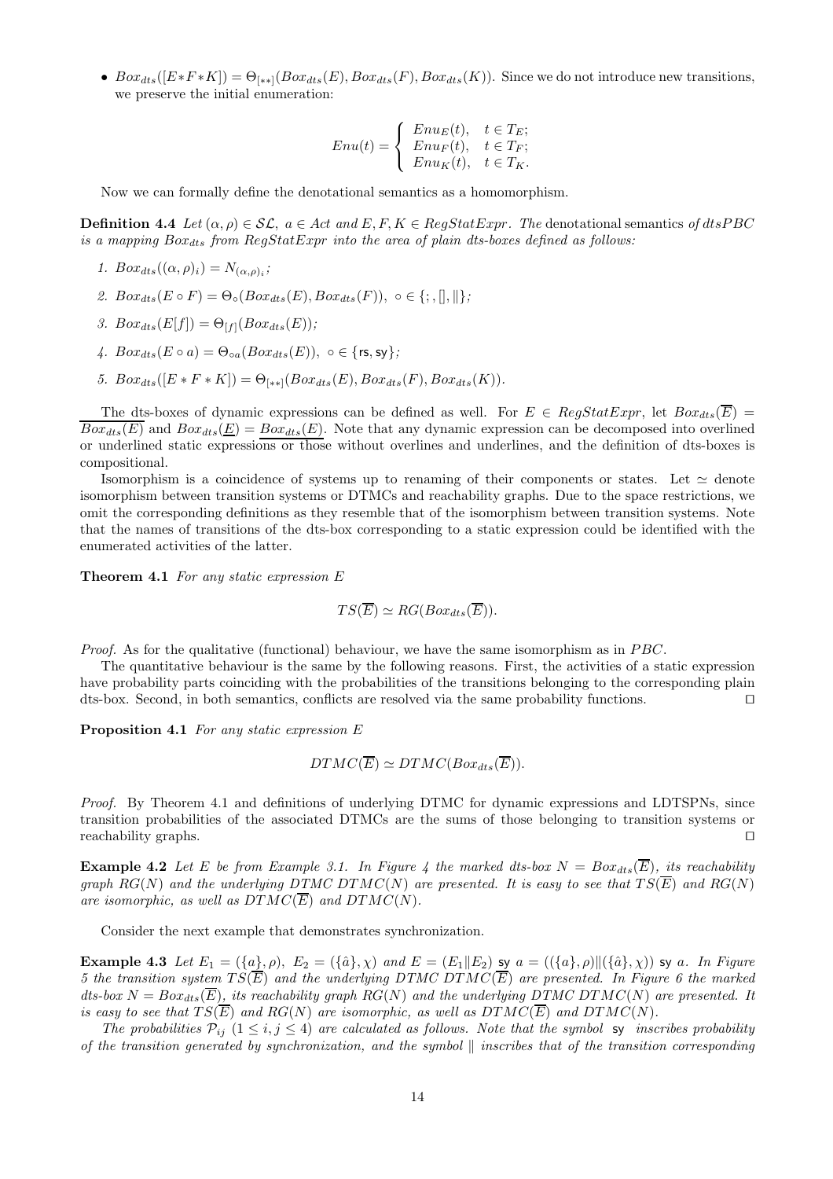- $Box_{dts}([E{*}F{*}K]) = \Theta_{[**]}(Box_{dts}(E), Box_{dts}(F), Box_{dts}(K))$. Since we do not introduce new transitions, we preserve the initial enumeration:

$$Enu(t) = \begin{cases} Enu_E(t), & t \in T_E; \\ Enu_F(t), & t \in T_F; \\ Enu_K(t), & t \in T_K. \end{cases}$$

Now we can formally define the denotational semantics as a homomorphism.

**Definition 4.4** *Let $(\alpha, \rho) \in \mathcal{SL}$, $a \in Act$ and $E, F, K \in RegStatExpr$. The* denotational semantics *of $dtsPBC$ is a mapping $Box_{dts}$ from $RegStatExpr$ into the area of plain dts-boxes defined as follows:*

1. $Box_{dts}((\alpha, \rho)_i) = N_{(\alpha,\rho)_i}$;
2. $Box_{dts}(E \circ F) = \Theta_\circ(Box_{dts}(E), Box_{dts}(F)),\ \circ \in \{;, [], \|\}$;
3. $Box_{dts}(E[f]) = \Theta_{[f]}(Box_{dts}(E))$;
4. $Box_{dts}(E \circ a) = \Theta_{\circ a}(Box_{dts}(E)),\ \circ \in \{\mathsf{rs}, \mathsf{sy}\}$;
5. $Box_{dts}([E * F * K]) = \Theta_{[**]}(Box_{dts}(E), Box_{dts}(F), Box_{dts}(K))$.

The dts-boxes of dynamic expressions can be defined as well. For $E \in RegStatExpr$, let $Box_{dts}(\overline{E}) = \overline{Box_{dts}(E)}$ and $Box_{dts}(\underline{E}) = \underline{Box_{dts}(E)}$. Note that any dynamic expression can be decomposed into overlined or underlined static expressions or those without overlines and underlines, and the definition of dts-boxes is compositional.

Isomorphism is a coincidence of systems up to renaming of their components or states. Let $\simeq$ denote isomorphism between transition systems or DTMCs and reachability graphs. Due to the space restrictions, we omit the corresponding definitions as they resemble that of the isomorphism between transition systems. Note that the names of transitions of the dts-box corresponding to a static expression could be identified with the enumerated activities of the latter.

**Theorem 4.1** *For any static expression $E$*

$$TS(\overline{E}) \simeq RG(Box_{dts}(\overline{E})).$$

*Proof.* As for the qualitative (functional) behaviour, we have the same isomorphism as in $PBC$.

The quantitative behaviour is the same by the following reasons. First, the activities of a static expression have probability parts coinciding with the probabilities of the transitions belonging to the corresponding plain dts-box. Second, in both semantics, conflicts are resolved via the same probability functions. ⊓⊔

**Proposition 4.1** *For any static expression $E$*

$$DTMC(\overline{E}) \simeq DTMC(Box_{dts}(\overline{E})).$$

*Proof.* By Theorem 4.1 and definitions of underlying DTMC for dynamic expressions and LDTSPNs, since transition probabilities of the associated DTMCs are the sums of those belonging to transition systems or reachability graphs. ⊓⊔

**Example 4.2** *Let $E$ be from Example 3.1. In Figure 4 the marked dts-box $N = Box_{dts}(\overline{E})$, its reachability graph $RG(N)$ and the underlying DTMC $DTMC(N)$ are presented. It is easy to see that $TS(\overline{E})$ and $RG(N)$ are isomorphic, as well as $DTMC(\overline{E})$ and $DTMC(N)$.*

Consider the next example that demonstrates synchronization.

**Example 4.3** *Let $E_1 = (\{a\}, \rho)$, $E_2 = (\{\hat{a}\}, \chi)$ and $E = (E_1 \| E_2)\ \mathsf{sy}\ a = ((\{a\}, \rho) \| (\{\hat{a}\}, \chi))\ \mathsf{sy}\ a$. In Figure 5 the transition system $TS(\overline{E})$ and the underlying DTMC $DTMC(\overline{E})$ are presented. In Figure 6 the marked dts-box $N = Box_{dts}(\overline{E})$, its reachability graph $RG(N)$ and the underlying DTMC $DTMC(N)$ are presented. It is easy to see that $TS(\overline{E})$ and $RG(N)$ are isomorphic, as well as $DTMC(\overline{E})$ and $DTMC(N)$.*

*The probabilities $\mathcal{P}_{ij}$ $(1 \le i, j \le 4)$ are calculated as follows. Note that the symbol $\mathsf{sy}$ inscribes probability of the transition generated by synchronization, and the symbol $\|$ inscribes that of the transition corresponding*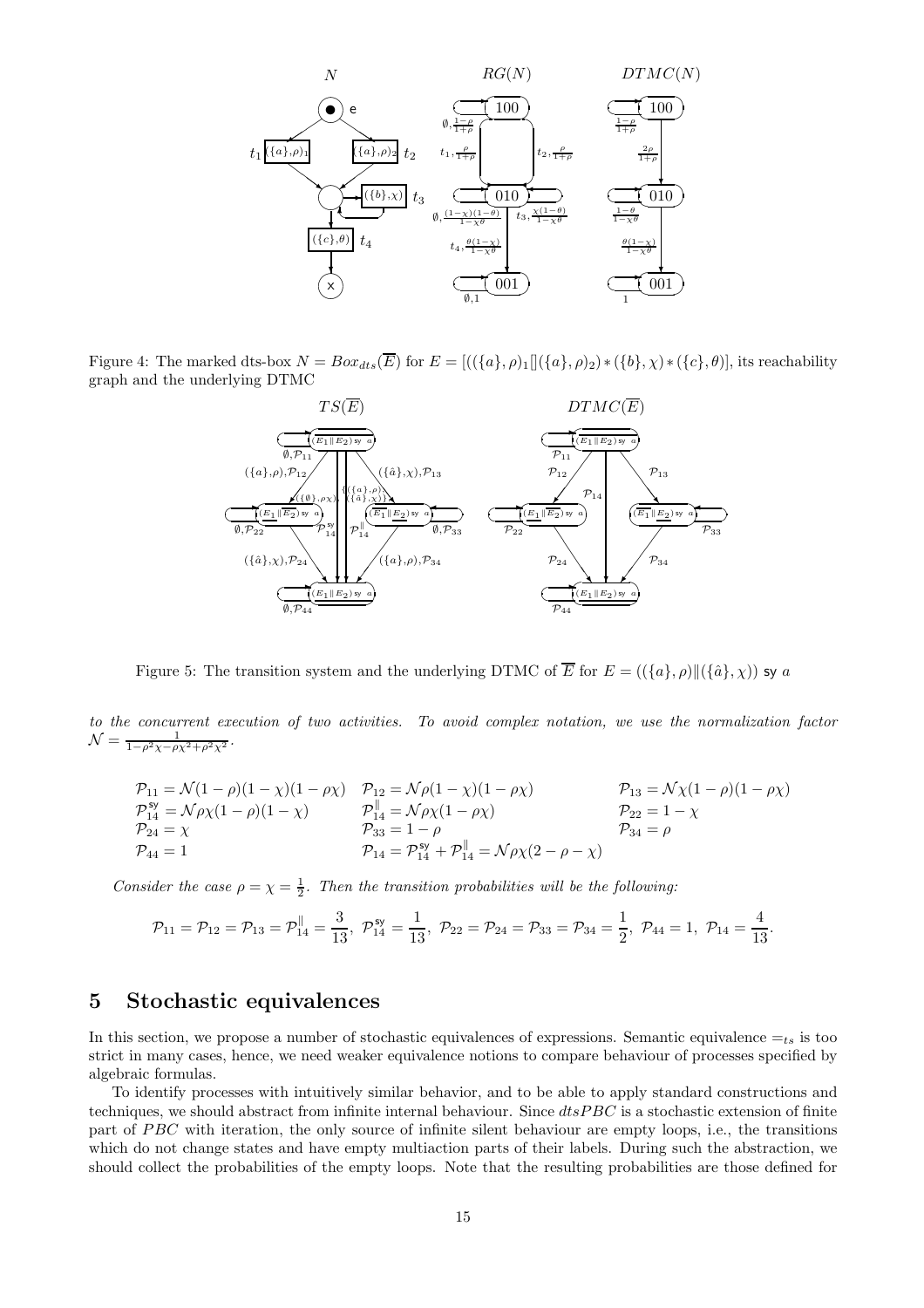Figure 4: The marked dts-box $N = Box_{dts}(\overline{E})$ for $E = [((\{a\},\rho)_1[\!](\{a\},\rho)_2) * (\{b\},\chi) * (\{c\},\theta)]$, its reachability graph and the underlying DTMC

Figure 5: The transition system and the underlying DTMC of $\overline{E}$ for $E = ((\{a\},\rho)\|(\{\hat{a}\},\chi))$ sy $a$

*to the concurrent execution of two activities. To avoid complex notation, we use the normalization factor* $\mathcal{N} = \frac{1}{1-\rho^2\chi-\rho\chi^2+\rho^2\chi^2}$.

$$
\begin{array}{lll}
\mathcal{P}_{11} = \mathcal{N}(1-\rho)(1-\chi)(1-\rho\chi) & \mathcal{P}_{12} = \mathcal{N}\rho(1-\chi)(1-\rho\chi) & \mathcal{P}_{13} = \mathcal{N}\chi(1-\rho)(1-\rho\chi) \\
\mathcal{P}_{14}^{\mathsf{sy}} = \mathcal{N}\rho\chi(1-\rho)(1-\chi) & \mathcal{P}_{14}^{\|} = \mathcal{N}\rho\chi(1-\rho\chi) & \mathcal{P}_{22} = 1-\chi \\
\mathcal{P}_{24} = \chi & \mathcal{P}_{33} = 1-\rho & \mathcal{P}_{34} = \rho \\
\mathcal{P}_{44} = 1 & \mathcal{P}_{14} = \mathcal{P}_{14}^{\mathsf{sy}} + \mathcal{P}_{14}^{\|} = \mathcal{N}\rho\chi(2-\rho-\chi) &
\end{array}
$$

*Consider the case* $\rho = \chi = \frac{1}{2}$. *Then the transition probabilities will be the following:*

$$
\mathcal{P}_{11} = \mathcal{P}_{12} = \mathcal{P}_{13} = \mathcal{P}_{14}^{\|} = \frac{3}{13},\ \mathcal{P}_{14}^{\mathsf{sy}} = \frac{1}{13},\ \mathcal{P}_{22} = \mathcal{P}_{24} = \mathcal{P}_{33} = \mathcal{P}_{34} = \frac{1}{2},\ \mathcal{P}_{44} = 1,\ \mathcal{P}_{14} = \frac{4}{13}.
$$

## 5 Stochastic equivalences

In this section, we propose a number of stochastic equivalences of expressions. Semantic equivalence $=_{ts}$ is too strict in many cases, hence, we need weaker equivalence notions to compare behaviour of processes specified by algebraic formulas.

To identify processes with intuitively similar behavior, and to be able to apply standard constructions and techniques, we should abstract from infinite internal behaviour. Since *dtsPBC* is a stochastic extension of finite part of *PBC* with iteration, the only source of infinite silent behaviour are empty loops, i.e., the transitions which do not change states and have empty multiaction parts of their labels. During such the abstraction, we should collect the probabilities of the empty loops. Note that the resulting probabilities are those defined for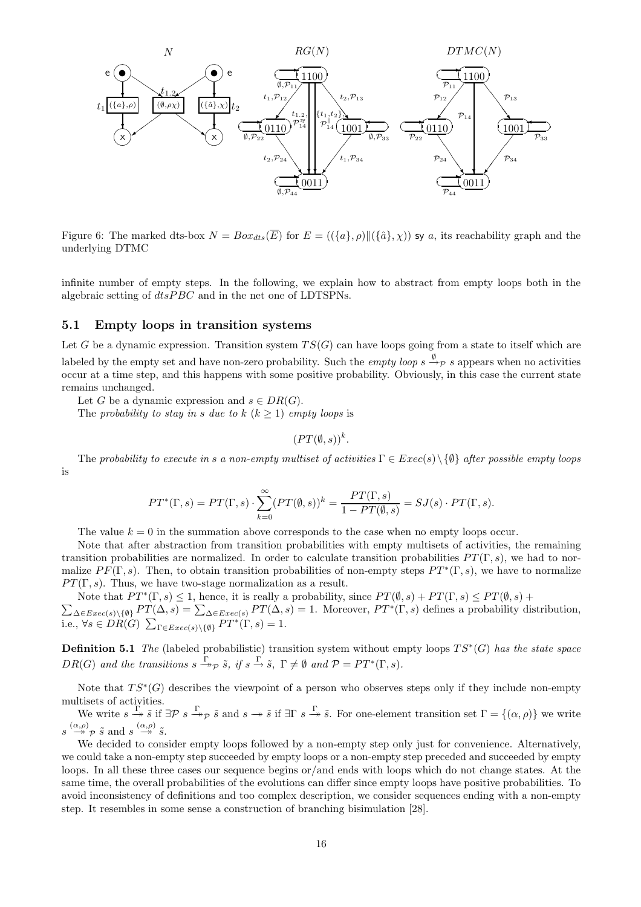Figure 6: The marked dts-box $N = Box_{dts}(\overline{E})$ for $E = ((\{a\}, \rho) \| (\{\hat{a}\}, \chi))$ sy $a$, its reachability graph and the underlying DTMC

infinite number of empty steps. In the following, we explain how to abstract from empty loops both in the algebraic setting of $dtsPBC$ and in the net one of LDTSPNs.

### 5.1 Empty loops in transition systems

Let $G$ be a dynamic expression. Transition system $TS(G)$ can have loops going from a state to itself which are labeled by the empty set and have non-zero probability. Such the *empty loop* $s \xrightarrow{\emptyset}_{\mathcal{P}} s$ appears when no activities occur at a time step, and this happens with some positive probability. Obviously, in this case the current state remains unchanged.

Let $G$ be a dynamic expression and $s \in DR(G)$.

The *probability to stay in* $s$ *due to* $k$ $(k \geq 1)$ *empty loops* is

$$(PT(\emptyset, s))^k.$$

The *probability to execute in* $s$ *a non-empty multiset of activities* $\Gamma \in Exec(s) \setminus \{\emptyset\}$ *after possible empty loops* is

$$PT^*(\Gamma, s) = PT(\Gamma, s) \cdot \sum_{k=0}^{\infty} (PT(\emptyset, s))^k = \frac{PT(\Gamma, s)}{1 - PT(\emptyset, s)} = SJ(s) \cdot PT(\Gamma, s).$$

The value $k = 0$ in the summation above corresponds to the case when no empty loops occur.

Note that after abstraction from transition probabilities with empty multisets of activities, the remaining transition probabilities are normalized. In order to calculate transition probabilities $PT(\Gamma, s)$, we had to normalize $PF(\Gamma, s)$. Then, to obtain transition probabilities of non-empty steps $PT^*(\Gamma, s)$, we have to normalize $PT(\Gamma, s)$. Thus, we have two-stage normalization as a result.

Note that $PT^*(\Gamma, s) \leq 1$, hence, it is really a probability, since $PT(\emptyset, s) + PT(\Gamma, s) \leq PT(\emptyset, s) + \sum_{\Delta \in Exec(s) \setminus \{\emptyset\}} PT(\Delta, s) = \sum_{\Delta \in Exec(s)} PT(\Delta, s) = 1$. Moreover, $PT^*(\Gamma, s)$ defines a probability distribution, i.e., $\forall s \in DR(G)$ $\sum_{\Gamma \in Exec(s) \setminus \{\emptyset\}} PT^*(\Gamma, s) = 1$.

**Definition 5.1** *The* (labeled probabilistic) transition system without empty loops $TS^*(G)$ *has the state space* $DR(G)$ *and the transitions* $s \overset{\Gamma}{\twoheadrightarrow}_{\mathcal{P}} \tilde{s}$, *if* $s \xrightarrow{\Gamma} \tilde{s}$, $\Gamma \neq \emptyset$ *and* $\mathcal{P} = PT^*(\Gamma, s)$.

Note that $TS^*(G)$ describes the viewpoint of a person who observes steps only if they include non-empty multisets of activities.

We write $s \overset{\Gamma}{\twoheadrightarrow} \tilde{s}$ if $\exists \mathcal{P}$ $s \overset{\Gamma}{\twoheadrightarrow}_{\mathcal{P}} \tilde{s}$ and $s \twoheadrightarrow \tilde{s}$ if $\exists \Gamma$ $s \overset{\Gamma}{\twoheadrightarrow} \tilde{s}$. For one-element transition set $\Gamma = \{(\alpha, \rho)\}$ we write $s \overset{(\alpha,\rho)}{\twoheadrightarrow}_{\mathcal{P}} \tilde{s}$ and $s \overset{(\alpha,\rho)}{\twoheadrightarrow} \tilde{s}$.

We decided to consider empty loops followed by a non-empty step just for convenience. Alternatively, we could take a non-empty step succeeded by empty loops or a non-empty step preceded and succeeded by empty loops. In all these three cases our sequence begins or/and ends with loops which do not change states. At the same time, the overall probabilities of the evolutions can differ since empty loops have positive probabilities. To avoid inconsistency of definitions and too complex description, we consider sequences ending with a non-empty step. It resembles in some sense a construction of branching bisimulation [28].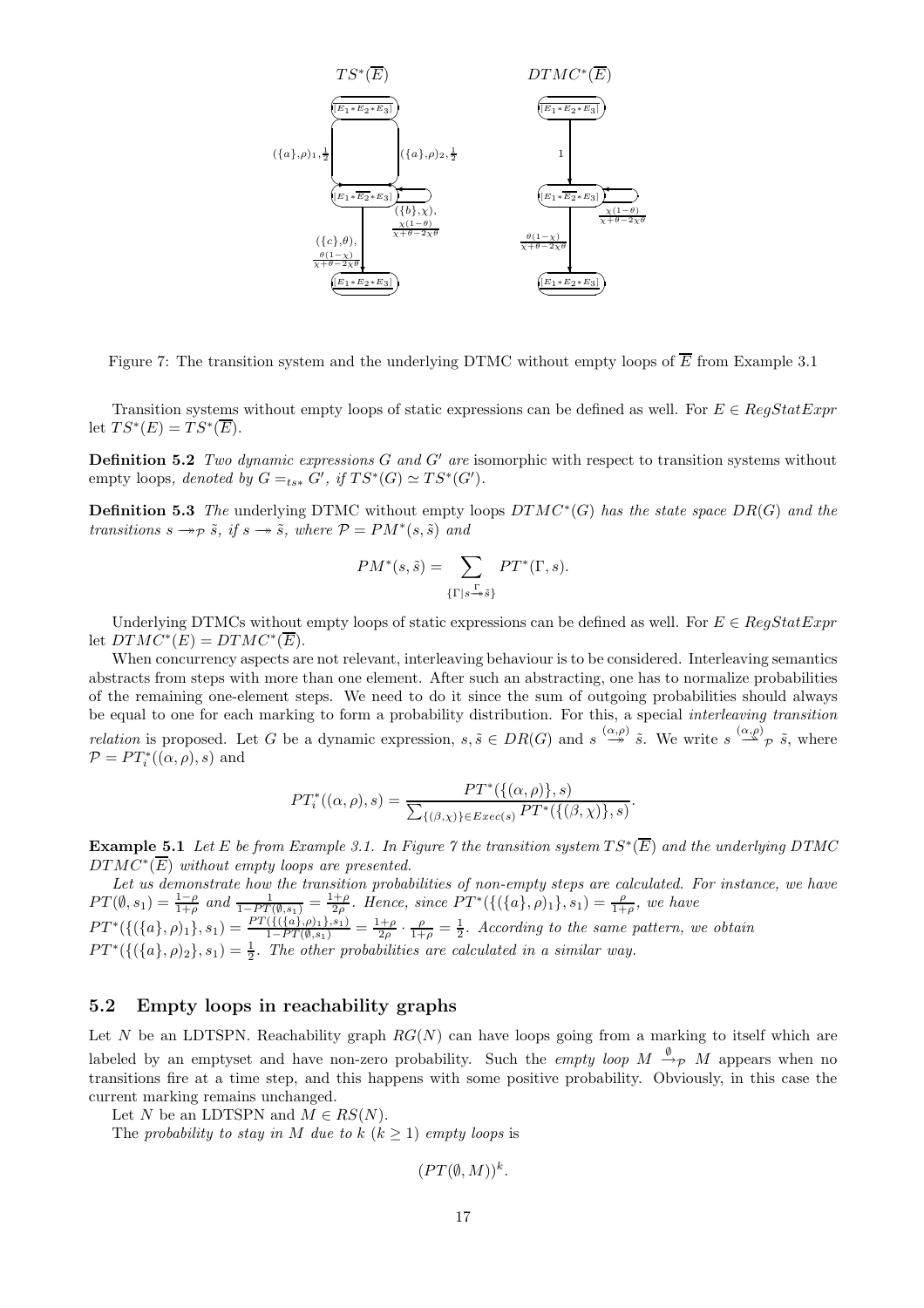Figure 7: The transition system and the underlying DTMC without empty loops of $\overline{E}$ from Example 3.1

Transition systems without empty loops of static expressions can be defined as well. For $E \in RegStatExpr$ let $TS^*(E) = TS^*(\overline{E})$.

**Definition 5.2** *Two dynamic expressions $G$ and $G'$ are* isomorphic with respect to transition systems without empty loops*, denoted by $G =_{ts*} G'$, if $TS^*(G) \simeq TS^*(G')$.*

**Definition 5.3** *The* underlying DTMC without empty loops *$DTMC^*(G)$ has the state space $DR(G)$ and the transitions $s \twoheadrightarrow_{\mathcal{P}} \tilde{s}$, if $s \twoheadrightarrow \tilde{s}$, where $\mathcal{P} = PM^*(s, \tilde{s})$ and*

$$PM^*(s, \tilde{s}) = \sum_{\{\Gamma | s \xrightarrow{\Gamma} \tilde{s}\}} PT^*(\Gamma, s).$$

Underlying DTMCs without empty loops of static expressions can be defined as well. For $E \in RegStatExpr$ let $DTMC^*(E) = DTMC^*(\overline{E})$.

When concurrency aspects are not relevant, interleaving behaviour is to be considered. Interleaving semantics abstracts from steps with more than one element. After such an abstracting, one has to normalize probabilities of the remaining one-element steps. We need to do it since the sum of outgoing probabilities should always be equal to one for each marking to form a probability distribution. For this, a special *interleaving transition relation* is proposed. Let $G$ be a dynamic expression, $s, \tilde{s} \in DR(G)$ and $s \overset{(\alpha,\rho)}{\twoheadrightarrow} \tilde{s}$. We write $s \overset{(\alpha,\rho)}{\rightharpoondown}_{\mathcal{P}} \tilde{s}$, where $\mathcal{P} = PT_i^*((\alpha, \rho), s)$ and

$$PT_i^*((\alpha, \rho), s) = \frac{PT^*(\{(\alpha, \rho)\}, s)}{\sum_{\{(\beta,\chi)\} \in Exec(s)} PT^*(\{(\beta, \chi)\}, s)}.$$

**Example 5.1** *Let $E$ be from Example 3.1. In Figure 7 the transition system $TS^*(\overline{E})$ and the underlying DTMC $DTMC^*(\overline{E})$ without empty loops are presented.*

*Let us demonstrate how the transition probabilities of non-empty steps are calculated. For instance, we have $PT(\emptyset, s_1) = \frac{1-\rho}{1+\rho}$ and $\frac{1}{1-PT(\emptyset,s_1)} = \frac{1+\rho}{2\rho}$. Hence, since $PT^*(\{(\{a\}, \rho)_1\}, s_1) = \frac{\rho}{1+\rho}$, we have $PT^*(\{(\{a\}, \rho)_1\}, s_1) = \frac{PT(\{(\{a\},\rho)_1\},s_1)}{1-PT(\emptyset,s_1)} = \frac{1+\rho}{2\rho} \cdot \frac{\rho}{1+\rho} = \frac{1}{2}$. According to the same pattern, we obtain $PT^*(\{(\{a\}, \rho)_2\}, s_1) = \frac{1}{2}$. The other probabilities are calculated in a similar way.*

## 5.2 Empty loops in reachability graphs

Let $N$ be an LDTSPN. Reachability graph $RG(N)$ can have loops going from a marking to itself which are labeled by an emptyset and have non-zero probability. Such the *empty loop* $M \xrightarrow{\emptyset}_{\mathcal{P}} M$ appears when no transitions fire at a time step, and this happens with some positive probability. Obviously, in this case the current marking remains unchanged.

Let $N$ be an LDTSPN and $M \in RS(N)$.

The *probability to stay in $M$ due to $k$ ($k \geq 1$) empty loops* is

$$(PT(\emptyset, M))^k.$$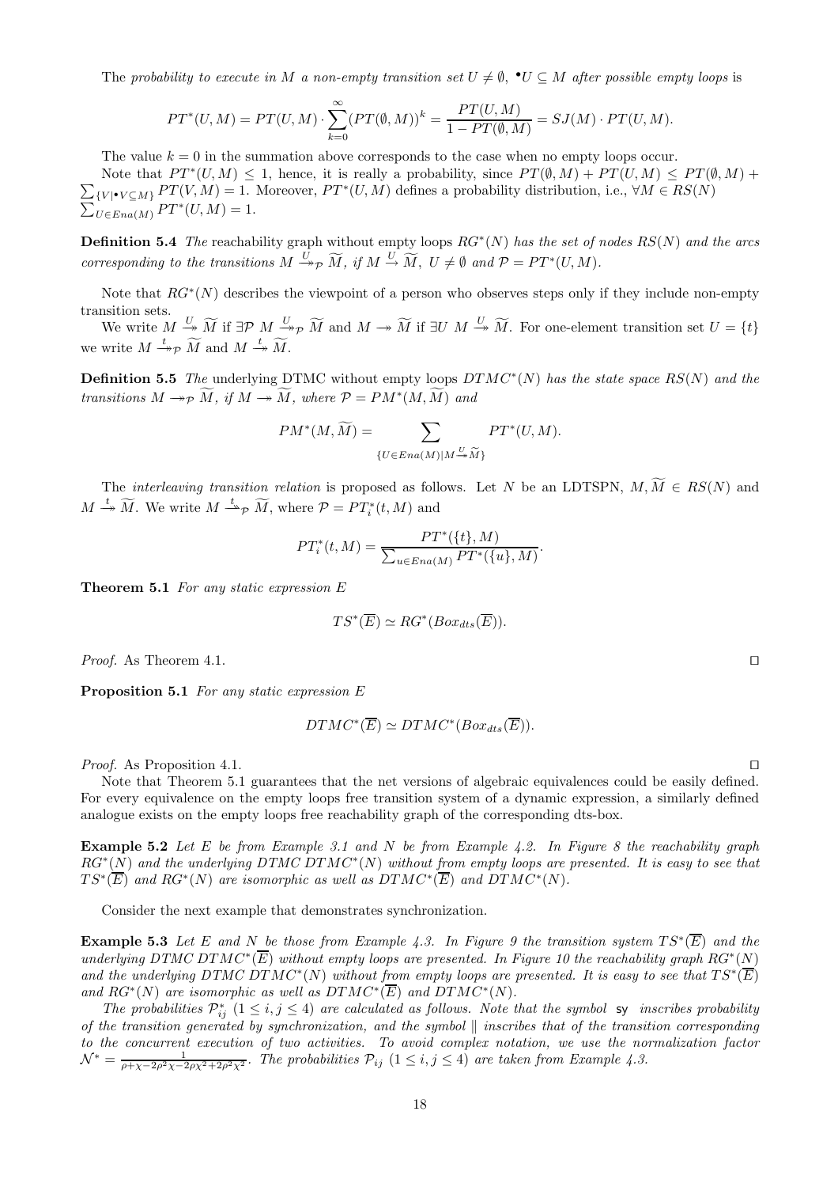The *probability to execute in $M$ a non-empty transition set $U \neq \emptyset$, ${}^\bullet U \subseteq M$ after possible empty loops* is

$$PT^*(U, M) = PT(U, M) \cdot \sum_{k=0}^{\infty} (PT(\emptyset, M))^k = \frac{PT(U, M)}{1 - PT(\emptyset, M)} = SJ(M) \cdot PT(U, M).$$

The value $k = 0$ in the summation above corresponds to the case when no empty loops occur.

Note that $PT^*(U, M) \leq 1$, hence, it is really a probability, since $PT(\emptyset, M) + PT(U, M) \leq PT(\emptyset, M) + \sum_{\{V | {}^\bullet V \subseteq M\}} PT(V, M) = 1$. Moreover, $PT^*(U, M)$ defines a probability distribution, i.e., $\forall M \in RS(N)$ $\sum_{U \in Ena(M)} PT^*(U, M) = 1$.

**Definition 5.4** *The* reachability graph without empty loops $RG^*(N)$ *has the set of nodes* $RS(N)$ *and the arcs corresponding to the transitions* $M \xrightarrow{U}\!\!\!\!\rightarrow_{\mathcal{P}} \widetilde{M}$, *if* $M \xrightarrow{U} \widetilde{M}$, $U \neq \emptyset$ *and* $\mathcal{P} = PT^*(U, M)$.

Note that $RG^*(N)$ describes the viewpoint of a person who observes steps only if they include non-empty transition sets.

We write $M \xrightarrow{U}\!\!\!\!\rightarrow \widetilde{M}$ if $\exists \mathcal{P}\ M \xrightarrow{U}\!\!\!\!\rightarrow_{\mathcal{P}} \widetilde{M}$ and $M \twoheadrightarrow \widetilde{M}$ if $\exists U\ M \xrightarrow{U}\!\!\!\!\rightarrow \widetilde{M}$. For one-element transition set $U = \{t\}$ we write $M \xrightarrow{t}\!\!\!\!\rightarrow_{\mathcal{P}} \widetilde{M}$ and $M \xrightarrow{t}\!\!\!\!\rightarrow \widetilde{M}$.

**Definition 5.5** *The* underlying DTMC without empty loops $DTMC^*(N)$ *has the state space* $RS(N)$ *and the transitions* $M \twoheadrightarrow_{\mathcal{P}} \widetilde{M}$, *if* $M \twoheadrightarrow \widetilde{M}$, *where* $\mathcal{P} = PM^*(M, \widetilde{M})$ *and*

$$PM^*(M, \widetilde{M}) = \sum_{\{U \in Ena(M) | M \xrightarrow{U}\!\!\!\!\rightarrow \widetilde{M}\}} PT^*(U, M).$$

The *interleaving transition relation* is proposed as follows. Let $N$ be an LDTSPN, $M, \widetilde{M} \in RS(N)$ and $M \xrightarrow{t}\!\!\!\!\rightarrow \widetilde{M}$. We write $M \xrightarrow{t_i}\!\!\!\!\rightarrow_{\mathcal{P}} \widetilde{M}$, where $\mathcal{P} = PT_i^*(t, M)$ and

$$PT_i^*(t, M) = \frac{PT^*(\{t\}, M)}{\sum_{u \in Ena(M)} PT^*(\{u\}, M)}.$$

**Theorem 5.1** *For any static expression $E$*

$$TS^*(\overline{E}) \simeq RG^*(Box_{dts}(\overline{E})).$$

*Proof.* As Theorem 4.1. □

**Proposition 5.1** *For any static expression $E$*

$$DTMC^*(\overline{E}) \simeq DTMC^*(Box_{dts}(\overline{E})).$$

*Proof.* As Proposition 4.1. □

Note that Theorem 5.1 guarantees that the net versions of algebraic equivalences could be easily defined. For every equivalence on the empty loops free transition system of a dynamic expression, a similarly defined analogue exists on the empty loops free reachability graph of the corresponding dts-box.

**Example 5.2** *Let $E$ be from Example 3.1 and $N$ be from Example 4.2. In Figure 8 the reachability graph $RG^*(N)$ and the underlying DTMC $DTMC^*(N)$ without from empty loops are presented. It is easy to see that $TS^*(\overline{E})$ and $RG^*(N)$ are isomorphic as well as $DTMC^*(\overline{E})$ and $DTMC^*(N)$.*

Consider the next example that demonstrates synchronization.

**Example 5.3** *Let $E$ and $N$ be those from Example 4.3. In Figure 9 the transition system $TS^*(\overline{E})$ and the underlying DTMC $DTMC^*(\overline{E})$ without empty loops are presented. In Figure 10 the reachability graph $RG^*(N)$ and the underlying DTMC $DTMC^*(N)$ without from empty loops are presented. It is easy to see that $TS^*(\overline{E})$ and $RG^*(N)$ are isomorphic as well as $DTMC^*(\overline{E})$ and $DTMC^*(N)$.*

*The probabilities $\mathcal{P}_{ij}^*$ $(1 \leq i, j \leq 4)$ are calculated as follows. Note that the symbol* $\mathsf{sy}$ *inscribes probability of the transition generated by synchronization, and the symbol $\|$ inscribes that of the transition corresponding to the concurrent execution of two activities. To avoid complex notation, we use the normalization factor $\mathcal{N}^* = \frac{1}{\rho + \chi - 2\rho^2\chi - 2\rho\chi^2 + 2\rho^2\chi^2}$. The probabilities $\mathcal{P}_{ij}$ $(1 \leq i, j \leq 4)$ are taken from Example 4.3.*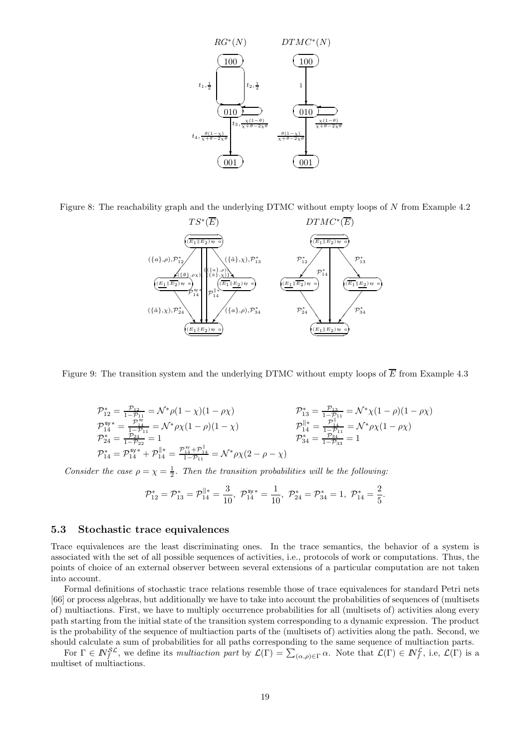Figure 8: The reachability graph and the underlying DTMC without empty loops of $N$ from Example 4.2

Figure 9: The transition system and the underlying DTMC without empty loops of $\overline{E}$ from Example 4.3

$$\mathcal{P}^*_{12} = \frac{\mathcal{P}_{12}}{1-\mathcal{P}_{11}} = \mathcal{N}^*\rho(1-\chi)(1-\rho\chi) \qquad \mathcal{P}^*_{13} = \frac{\mathcal{P}_{13}}{1-\mathcal{P}_{11}} = \mathcal{N}^*\chi(1-\rho)(1-\rho\chi)$$
$$\mathcal{P}^{\mathsf{sy}*}_{14} = \frac{\mathcal{P}^{\mathsf{sy}}_{14}}{1-\mathcal{P}_{11}} = \mathcal{N}^*\rho\chi(1-\rho)(1-\chi) \qquad \mathcal{P}^{\|*}_{14} = \frac{\mathcal{P}^{\|}_{14}}{1-\mathcal{P}_{11}} = \mathcal{N}^*\rho\chi(1-\rho\chi)$$
$$\mathcal{P}^*_{24} = \frac{\mathcal{P}_{24}}{1-\mathcal{P}_{22}} = 1 \qquad \mathcal{P}^*_{34} = \frac{\mathcal{P}_{34}}{1-\mathcal{P}_{33}} = 1$$
$$\mathcal{P}^*_{14} = \mathcal{P}^{\mathsf{sy}*}_{14} + \mathcal{P}^{\|*}_{14} = \frac{\mathcal{P}^{\mathsf{sy}}_{14}+\mathcal{P}^{\|}_{14}}{1-\mathcal{P}_{11}} = \mathcal{N}^*\rho\chi(2-\rho-\chi)$$

*Consider the case $\rho = \chi = \frac{1}{2}$. Then the transition probabilities will be the following:*

$$\mathcal{P}^*_{12} = \mathcal{P}^*_{13} = \mathcal{P}^{\|*}_{14} = \frac{3}{10},\ \mathcal{P}^{\mathsf{sy}*}_{14} = \frac{1}{10},\ \mathcal{P}^*_{24} = \mathcal{P}^*_{34} = 1,\ \mathcal{P}^*_{14} = \frac{2}{5}.$$

### 5.3 Stochastic trace equivalences

Trace equivalences are the least discriminating ones. In the trace semantics, the behavior of a system is associated with the set of all possible sequences of activities, i.e., protocols of work or computations. Thus, the points of choice of an external observer between several extensions of a particular computation are not taken into account.

Formal definitions of stochastic trace relations resemble those of trace equivalences for standard Petri nets [66] or process algebras, but additionally we have to take into account the probabilities of sequences of (multisets of) multiactions. First, we have to multiply occurrence probabilities for all (multisets of) activities along every path starting from the initial state of the transition system corresponding to a dynamic expression. The product is the probability of the sequence of multiaction parts of the (multisets of) activities along the path. Second, we should calculate a sum of probabilities for all paths corresponding to the same sequence of multiaction parts.

For $\Gamma \in I\!N^{\mathcal{SL}}_f$, we define its *multiaction part* by $\mathcal{L}(\Gamma) = \sum_{(\alpha,\rho)\in\Gamma} \alpha$. Note that $\mathcal{L}(\Gamma) \in I\!N^{\mathcal{L}}_f$, i.e, $\mathcal{L}(\Gamma)$ is a multiset of multiactions.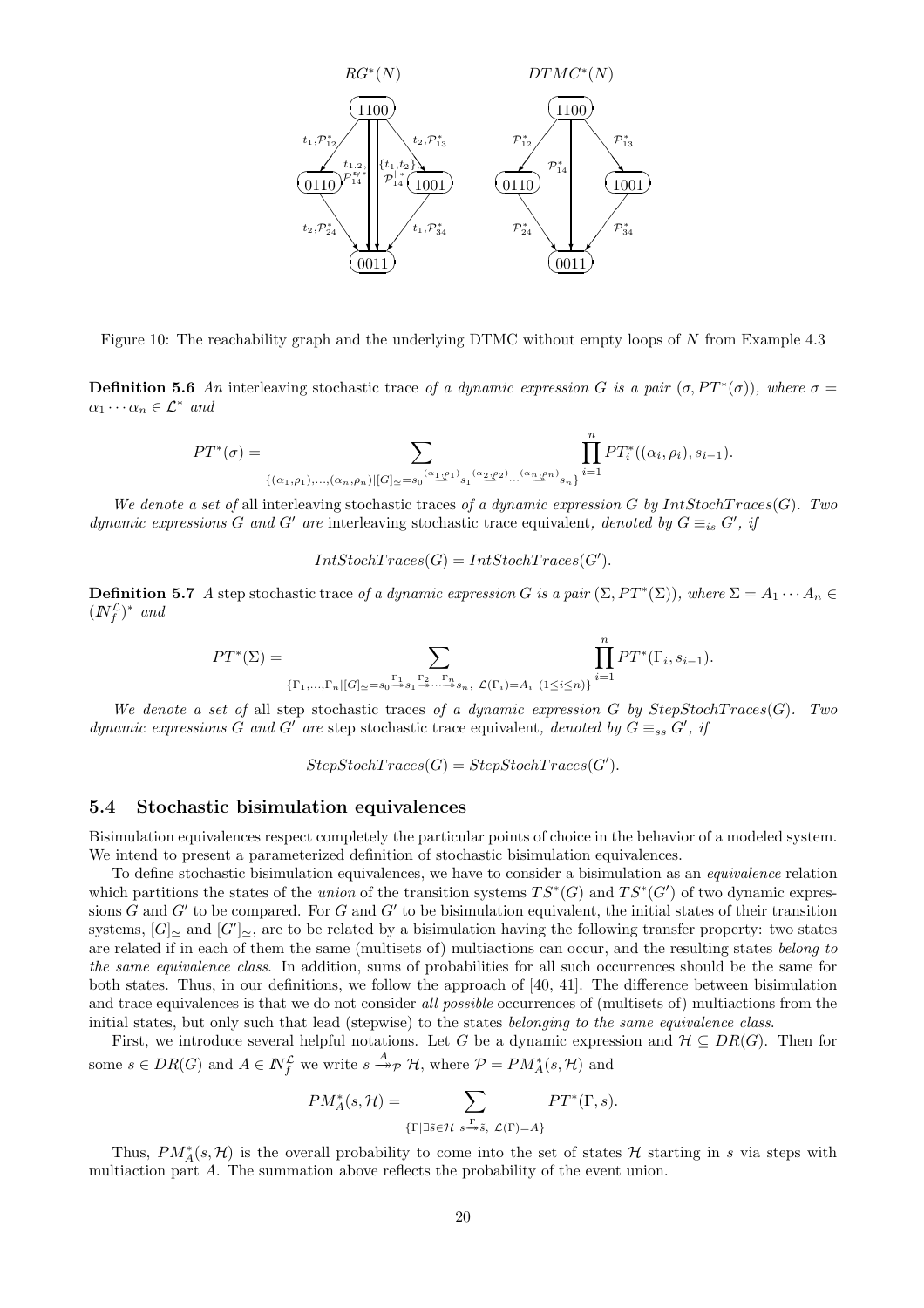Figure 10: The reachability graph and the underlying DTMC without empty loops of $N$ from Example 4.3

**Definition 5.6** *An* interleaving stochastic trace *of a dynamic expression $G$ is a pair $(\sigma, PT^*(\sigma))$, where $\sigma = \alpha_1 \cdots \alpha_n \in \mathcal{L}^*$ and*

$$PT^*(\sigma) = \sum_{\{(\alpha_1,\rho_1),\ldots,(\alpha_n,\rho_n) \mid [G]_\simeq = s_0 \stackrel{(\alpha_1,\rho_1)}{\rightarrow} s_1 \stackrel{(\alpha_2,\rho_2)}{\rightarrow} \cdots \stackrel{(\alpha_n,\rho_n)}{\rightarrow} s_n\}} \prod_{i=1}^{n} PT_i^*((\alpha_i, \rho_i), s_{i-1}).$$

*We denote a set of* all interleaving stochastic traces *of a dynamic expression $G$ by $IntStochTraces(G)$. Two dynamic expressions $G$ and $G'$ are* interleaving stochastic trace equivalent*, denoted by $G \equiv_{is} G'$, if*

$$IntStochTraces(G) = IntStochTraces(G').$$

**Definition 5.7** *A* step stochastic trace *of a dynamic expression $G$ is a pair $(\Sigma, PT^*(\Sigma))$, where $\Sigma = A_1 \cdots A_n \in (I\!N_f^{\mathcal{L}})^*$ and*

$$PT^*(\Sigma) = \sum_{\{\Gamma_1,\ldots,\Gamma_n \mid [G]_\simeq = s_0 \stackrel{\Gamma_1}{\rightarrow} s_1 \stackrel{\Gamma_2}{\rightarrow} \cdots \stackrel{\Gamma_n}{\rightarrow} s_n,\ \mathcal{L}(\Gamma_i) = A_i\ (1 \le i \le n)\}} \prod_{i=1}^{n} PT^*(\Gamma_i, s_{i-1}).$$

*We denote a set of* all step stochastic traces *of a dynamic expression $G$ by $StepStochTraces(G)$. Two dynamic expressions $G$ and $G'$ are* step stochastic trace equivalent*, denoted by $G \equiv_{ss} G'$, if*

$$StepStochTraces(G) = StepStochTraces(G').$$

### 5.4 Stochastic bisimulation equivalences

Bisimulation equivalences respect completely the particular points of choice in the behavior of a modeled system. We intend to present a parameterized definition of stochastic bisimulation equivalences.

To define stochastic bisimulation equivalences, we have to consider a bisimulation as an *equivalence* relation which partitions the states of the *union* of the transition systems $TS^*(G)$ and $TS^*(G')$ of two dynamic expressions $G$ and $G'$ to be compared. For $G$ and $G'$ to be bisimulation equivalent, the initial states of their transition systems, $[G]_\simeq$ and $[G']_\simeq$, are to be related by a bisimulation having the following transfer property: two states are related if in each of them the same (multisets of) multiactions can occur, and the resulting states *belong to the same equivalence class*. In addition, sums of probabilities for all such occurrences should be the same for both states. Thus, in our definitions, we follow the approach of [40, 41]. The difference between bisimulation and trace equivalences is that we do not consider *all possible* occurrences of (multisets of) multiactions from the initial states, but only such that lead (stepwise) to the states *belonging to the same equivalence class*.

First, we introduce several helpful notations. Let $G$ be a dynamic expression and $\mathcal{H} \subseteq DR(G)$. Then for some $s \in DR(G)$ and $A \in I\!N_f^{\mathcal{L}}$ we write $s \stackrel{A}{\twoheadrightarrow}_{\mathcal{P}} \mathcal{H}$, where $\mathcal{P} = PM_A^*(s, \mathcal{H})$ and

$$PM_A^*(s, \mathcal{H}) = \sum_{\{\Gamma \mid \exists \tilde{s} \in \mathcal{H}\ s \stackrel{\Gamma}{\rightarrow} \tilde{s},\ \mathcal{L}(\Gamma) = A\}} PT^*(\Gamma, s).$$

Thus, $PM_A^*(s, \mathcal{H})$ is the overall probability to come into the set of states $\mathcal{H}$ starting in $s$ via steps with multiaction part $A$. The summation above reflects the probability of the event union.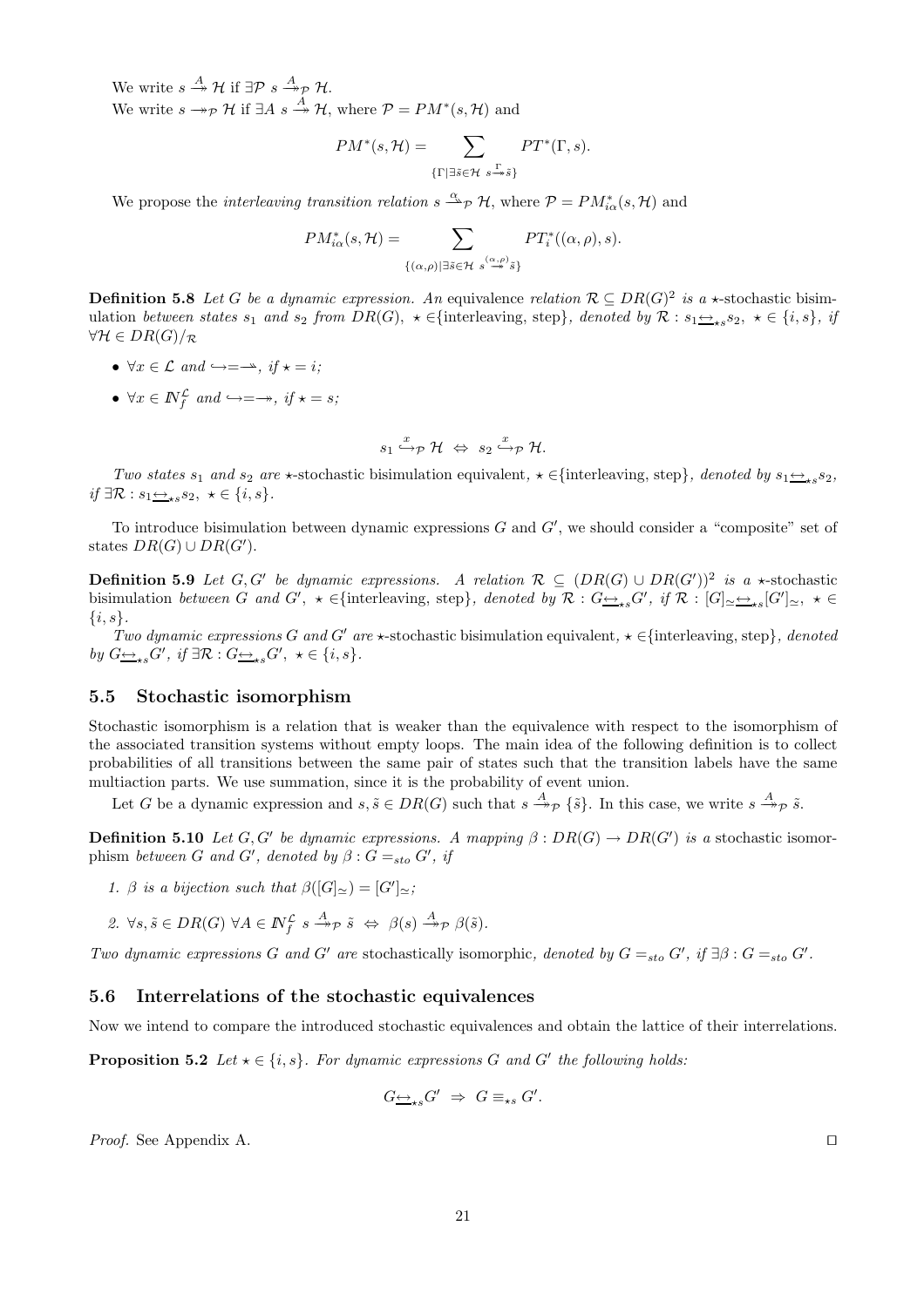We write $s \xrightarrow{A} \mathcal{H}$ if $\exists \mathcal{P}\ s \xrightarrow{A}_{\mathcal{P}} \mathcal{H}$.

We write $s \twoheadrightarrow_{\mathcal{P}} \mathcal{H}$ if $\exists A\ s \xrightarrow{A} \mathcal{H}$, where $\mathcal{P} = PM^*(s, \mathcal{H})$ and

$$PM^*(s, \mathcal{H}) = \sum_{\{\Gamma \mid \exists \tilde{s} \in \mathcal{H}\ s \xrightarrow{\Gamma} \tilde{s}\}} PT^*(\Gamma, s).$$

We propose the *interleaving transition relation* $s \xrightarrow{\alpha}_{\mathcal{P}} \mathcal{H}$, where $\mathcal{P} = PM^*_{i\alpha}(s, \mathcal{H})$ and

$$PM^*_{i\alpha}(s, \mathcal{H}) = \sum_{\{(\alpha,\rho) \mid \exists \tilde{s} \in \mathcal{H}\ s \xrightarrow{(\alpha,\rho)} \tilde{s}\}} PT^*_i((\alpha, \rho), s).$$

**Definition 5.8** *Let $G$ be a dynamic expression. An* equivalence *relation $\mathcal{R} \subseteq DR(G)^2$ is a $\star$-stochastic bisimulation between states $s_1$ and $s_2$ from $DR(G)$, $\star \in$*{interleaving, step}*, denoted by $\mathcal{R} : s_1 \underline{\leftrightarrow}_{\star s} s_2,\ \star \in \{i, s\}$, if $\forall \mathcal{H} \in DR(G)/_{\mathcal{R}}$*

- *$\forall x \in \mathcal{L}$ and $\hookrightarrow = \rightharpoonup$, if $\star = i$;*
- *$\forall x \in I\!N_f^{\mathcal{L}}$ and $\hookrightarrow = \twoheadrightarrow$, if $\star = s$;*

$$s_1 \xhookrightarrow{x}_{\mathcal{P}} \mathcal{H} \ \Leftrightarrow\ s_2 \xhookrightarrow{x}_{\mathcal{P}} \mathcal{H}.$$

*Two states $s_1$ and $s_2$ are* $\star$-stochastic bisimulation equivalent*, $\star \in$*{interleaving, step}*, denoted by $s_1 \underline{\leftrightarrow}_{\star s} s_2$, if $\exists \mathcal{R} : s_1 \underline{\leftrightarrow}_{\star s} s_2,\ \star \in \{i, s\}$.*

To introduce bisimulation between dynamic expressions $G$ and $G'$, we should consider a "composite" set of states $DR(G) \cup DR(G')$.

**Definition 5.9** *Let $G, G'$ be dynamic expressions. A relation $\mathcal{R} \subseteq (DR(G) \cup DR(G'))^2$ is a $\star$-stochastic bisimulation between $G$ and $G'$, $\star \in$*{interleaving, step}*, denoted by $\mathcal{R} : G \underline{\leftrightarrow}_{\star s} G'$, if $\mathcal{R} : [G]_{\simeq} \underline{\leftrightarrow}_{\star s} [G']_{\simeq},\ \star \in \{i, s\}$.*

*Two dynamic expressions $G$ and $G'$ are* $\star$-stochastic bisimulation equivalent*, $\star \in$*{interleaving, step}*, denoted by $G \underline{\leftrightarrow}_{\star s} G'$, if $\exists \mathcal{R} : G \underline{\leftrightarrow}_{\star s} G',\ \star \in \{i, s\}$.*

### 5.5 Stochastic isomorphism

Stochastic isomorphism is a relation that is weaker than the equivalence with respect to the isomorphism of the associated transition systems without empty loops. The main idea of the following definition is to collect probabilities of all transitions between the same pair of states such that the transition labels have the same multiaction parts. We use summation, since it is the probability of event union.

Let $G$ be a dynamic expression and $s, \tilde{s} \in DR(G)$ such that $s \xrightarrow{A}_{\mathcal{P}} \{\tilde{s}\}$. In this case, we write $s \xrightarrow{A}_{\mathcal{P}} \tilde{s}$.

**Definition 5.10** *Let $G, G'$ be dynamic expressions. A mapping $\beta : DR(G) \to DR(G')$ is a* stochastic isomorphism *between $G$ and $G'$, denoted by $\beta : G =_{sto} G'$, if*

1. *$\beta$ is a bijection such that $\beta([G]_{\simeq}) = [G']_{\simeq}$;*
2. *$\forall s, \tilde{s} \in DR(G)\ \forall A \in I\!N_f^{\mathcal{L}}\ s \xrightarrow{A}_{\mathcal{P}} \tilde{s} \ \Leftrightarrow\ \beta(s) \xrightarrow{A}_{\mathcal{P}} \beta(\tilde{s})$.*

*Two dynamic expressions $G$ and $G'$ are* stochastically isomorphic*, denoted by $G =_{sto} G'$, if $\exists \beta : G =_{sto} G'$.*

### 5.6 Interrelations of the stochastic equivalences

Now we intend to compare the introduced stochastic equivalences and obtain the lattice of their interrelations.

**Proposition 5.2** *Let $\star \in \{i, s\}$. For dynamic expressions $G$ and $G'$ the following holds:*

$$G \underline{\leftrightarrow}_{\star s} G' \ \Rightarrow\ G \equiv_{\star s} G'.$$

*Proof.* See Appendix A. □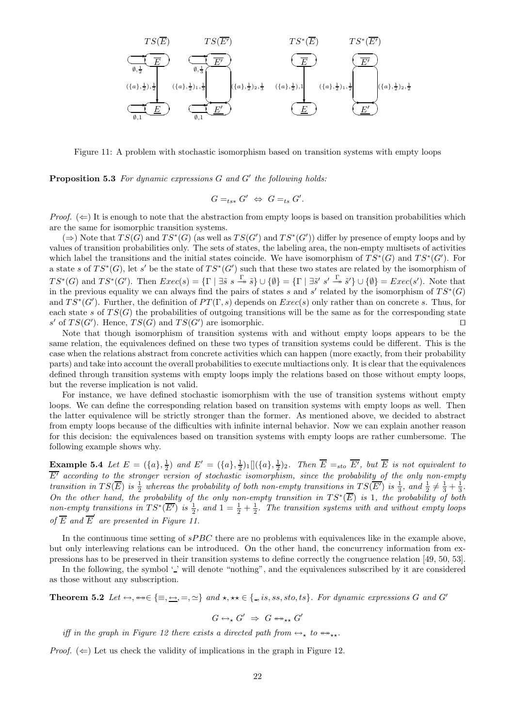Figure 11: A problem with stochastic isomorphism based on transition systems with empty loops

**Proposition 5.3** *For dynamic expressions $G$ and $G'$ the following holds:*

$$G =_{ts*} G' \Leftrightarrow G =_{ts} G'.$$

*Proof.* ($\Leftarrow$) It is enough to note that the abstraction from empty loops is based on transition probabilities which are the same for isomorphic transition systems.

($\Rightarrow$) Note that $TS(G)$ and $TS^*(G)$ (as well as $TS(G')$ and $TS^*(G')$) differ by presence of empty loops and by values of transition probabilities only. The sets of states, the labeling area, the non-empty multisets of activities which label the transitions and the initial states coincide. We have isomorphism of $TS^*(G)$ and $TS^*(G')$. For a state $s$ of $TS^*(G)$, let $s'$ be the state of $TS^*(G')$ such that these two states are related by the isomorphism of $TS^*(G)$ and $TS^*(G')$. Then $Exec(s) = \{\Gamma \mid \exists \tilde{s}\ s \stackrel{\Gamma}{\twoheadrightarrow} \tilde{s}\} \cup \{\emptyset\} = \{\Gamma \mid \exists \tilde{s}'\ s' \stackrel{\Gamma}{\twoheadrightarrow} \tilde{s}'\} \cup \{\emptyset\} = Exec(s')$. Note that in the previous equality we can always find the pairs of states $s$ and $s'$ related by the isomorphism of $TS^*(G)$ and $TS^*(G')$. Further, the definition of $PT(\Gamma, s)$ depends on $Exec(s)$ only rather than on concrete $s$. Thus, for each state $s$ of $TS(G)$ the probabilities of outgoing transitions will be the same as for the corresponding state $s'$ of $TS(G')$. Hence, $TS(G)$ and $TS(G')$ are isomorphic. ⊓⊔

Note that though isomorphism of transition systems with and without empty loops appears to be the same relation, the equivalences defined on these two types of transition systems could be different. This is the case when the relations abstract from concrete activities which can happen (more exactly, from their probability parts) and take into account the overall probabilities to execute multiactions only. It is clear that the equivalences defined through transition systems with empty loops imply the relations based on those without empty loops, but the reverse implication is not valid.

For instance, we have defined stochastic isomorphism with the use of transition systems without empty loops. We can define the corresponding relation based on transition systems with empty loops as well. Then the latter equivalence will be strictly stronger than the former. As mentioned above, we decided to abstract from empty loops because of the difficulties with infinite internal behavior. Now we can explain another reason for this decision: the equivalences based on transition systems with empty loops are rather cumbersome. The following example shows why.

**Example 5.4** *Let $E = (\{a\}, \frac{1}{2})$ and $E' = (\{a\}, \frac{1}{2})_1[](\{a\}, \frac{1}{2})_2$. Then $\overline{E} =_{sto} \overline{E'}$, but $\overline{E}$ is not equivalent to $\overline{E'}$ according to the stronger version of stochastic isomorphism, since the probability of the only non-empty transition in $TS(\overline{E})$ is $\frac{1}{2}$ whereas the probability of both non-empty transitions in $TS(\overline{E'})$ is $\frac{1}{3}$, and $\frac{1}{2} \neq \frac{1}{3} + \frac{1}{3}$. On the other hand, the probability of the only non-empty transition in $TS^*(\overline{E})$ is 1, the probability of both non-empty transitions in $TS^*(\overline{E'})$ is $\frac{1}{2}$, and $1 = \frac{1}{2} + \frac{1}{2}$. The transition systems with and without empty loops of $\overline{E}$ and $\overline{E}'$ are presented in Figure 11.*

In the continuous time setting of $sPBC$ there are no problems with equivalences like in the example above, but only interleaving relations can be introduced. On the other hand, the concurrency information from expressions has to be preserved in their transition systems to define correctly the congruence relation [49, 50, 53].

In the following, the symbol '\_' will denote "nothing", and the equivalences subscribed by it are considered as those without any subscription.

**Theorem 5.2** *Let $\leftrightarrow, \leftrightarrow\!\!\!\!\leftrightarrow \in \{\equiv, \underline{\leftrightarrow}, =, \simeq\}$ and $\star, \star\star \in \{\_, is, ss, sto, ts\}$. For dynamic expressions $G$ and $G'$*

$$G \leftrightarrow_{\star} G' \Rightarrow G \leftrightarrow\!\!\!\!\leftrightarrow_{\star\star} G'$$

*iff in the graph in Figure 12 there exists a directed path from $\leftrightarrow_{\star}$ to $\leftrightarrow\!\!\!\!\leftrightarrow_{\star\star}$.*

*Proof.* ($\Leftarrow$) Let us check the validity of implications in the graph in Figure 12.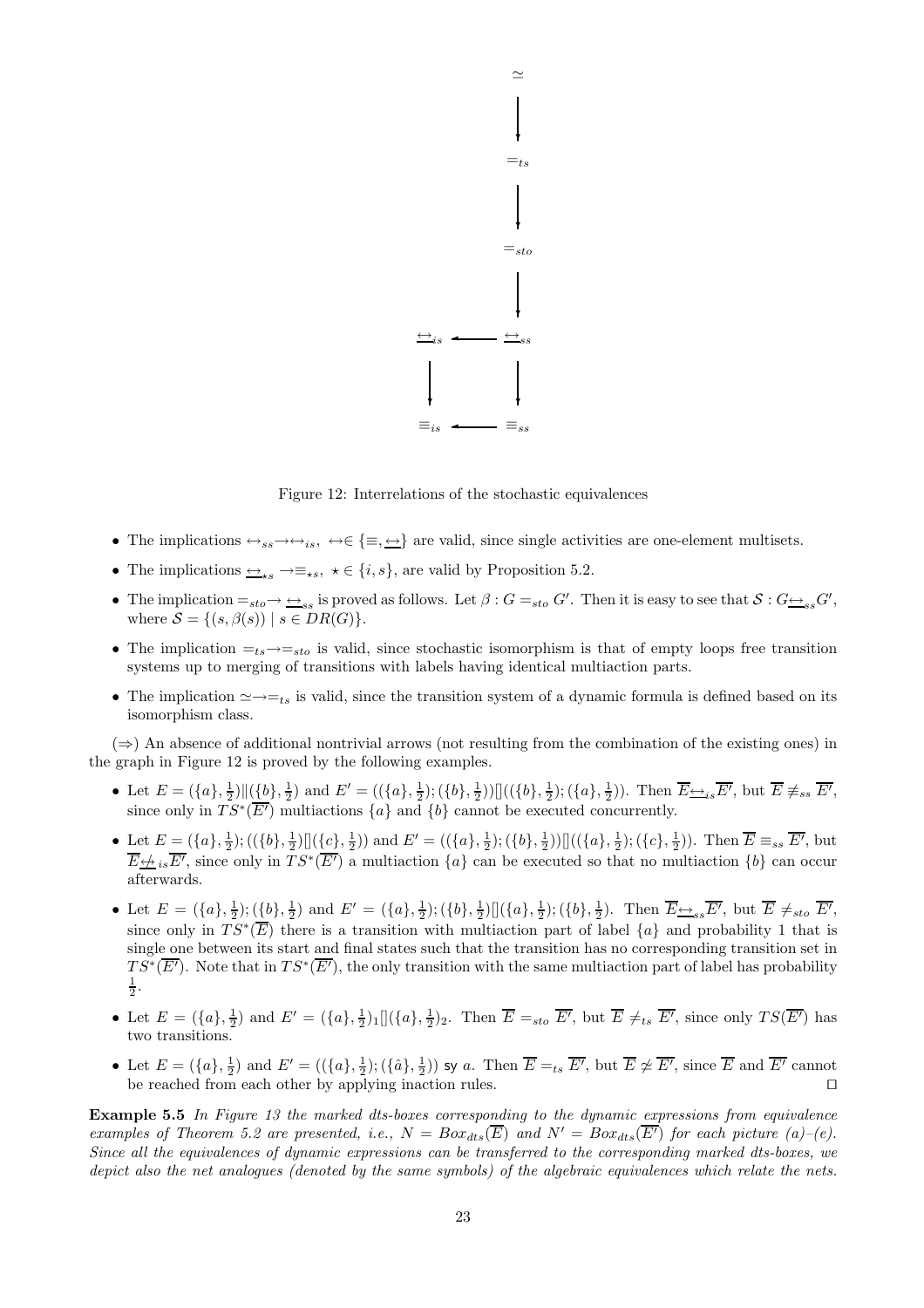$$
\begin{array}{ccc}
 & & \simeq \\
 & & \downarrow \\
 & & =_{ts} \\
 & & \downarrow \\
 & & =_{sto} \\
 & & \downarrow \\
\underline{\leftrightarrow}_{is} & \longleftarrow & \underline{\leftrightarrow}_{ss} \\
\downarrow & & \downarrow \\
\equiv_{is} & \longleftarrow & \equiv_{ss}
\end{array}
$$

Figure 12: Interrelations of the stochastic equivalences

- The implications $\leftrightarrow_{ss} \to \leftrightarrow_{is}$, $\leftrightarrow \in \{\equiv, \underline{\leftrightarrow}\}$ are valid, since single activities are one-element multisets.
- The implications $\underline{\leftrightarrow}_{\star s} \to \equiv_{\star s}$, $\star \in \{i, s\}$, are valid by Proposition 5.2.
- The implication $=_{sto} \to \underline{\leftrightarrow}_{ss}$ is proved as follows. Let $\beta : G =_{sto} G'$. Then it is easy to see that $\mathcal{S} : G \underline{\leftrightarrow}_{ss} G'$, where $\mathcal{S} = \{(s, \beta(s)) \mid s \in DR(G)\}$.
- The implication $=_{ts} \to =_{sto}$ is valid, since stochastic isomorphism is that of empty loops free transition systems up to merging of transitions with labels having identical multiaction parts.
- The implication $\simeq \to =_{ts}$ is valid, since the transition system of a dynamic formula is defined based on its isomorphism class.

($\Rightarrow$) An absence of additional nontrivial arrows (not resulting from the combination of the existing ones) in the graph in Figure 12 is proved by the following examples.

- Let $E = (\{a\}, \frac{1}{2}) \| (\{b\}, \frac{1}{2})$ and $E' = ((\{a\}, \frac{1}{2}); (\{b\}, \frac{1}{2}))[]((\{b\}, \frac{1}{2}); (\{a\}, \frac{1}{2}))$. Then $\overline{E} \underline{\leftrightarrow}_{is} \overline{E'}$, but $\overline{E} \not\equiv_{ss} \overline{E'}$, since only in $TS^*(\overline{E'})$ multiactions $\{a\}$ and $\{b\}$ cannot be executed concurrently.
- Let $E = (\{a\}, \frac{1}{2}); ((\{b\}, \frac{1}{2})[](\{c\}, \frac{1}{2}))$ and $E' = ((\{a\}, \frac{1}{2}); (\{b\}, \frac{1}{2}))[]((\{a\}, \frac{1}{2}); (\{c\}, \frac{1}{2}))$. Then $\overline{E} \equiv_{ss} \overline{E'}$, but $\overline{E} \underline{\not\leftrightarrow}_{is} \overline{E'}$, since only in $TS^*(\overline{E'})$ a multiaction $\{a\}$ can be executed so that no multiaction $\{b\}$ can occur afterwards.
- Let $E = (\{a\}, \frac{1}{2}); (\{b\}, \frac{1}{2})$ and $E' = (\{a\}, \frac{1}{2}); (\{b\}, \frac{1}{2})[](\{a\}, \frac{1}{2}); (\{b\}, \frac{1}{2})$. Then $\overline{E} \underline{\leftrightarrow}_{ss} \overline{E'}$, but $\overline{E} \neq_{sto} \overline{E'}$, since only in $TS^*(\overline{E})$ there is a transition with multiaction part of label $\{a\}$ and probability 1 that is single one between its start and final states such that the transition has no corresponding transition set in $TS^*(\overline{E'})$. Note that in $TS^*(\overline{E'})$, the only transition with the same multiaction part of label has probability $\frac{1}{2}$.
- Let $E = (\{a\}, \frac{1}{2})$ and $E' = (\{a\}, \frac{1}{2})_1[](\{a\}, \frac{1}{2})_2$. Then $\overline{E} =_{sto} \overline{E'}$, but $\overline{E} \neq_{ts} \overline{E'}$, since only $TS(\overline{E'})$ has two transitions.
- Let $E = (\{a\}, \frac{1}{2})$ and $E' = ((\{a\}, \frac{1}{2}); (\{\hat{a}\}, \frac{1}{2}))$ sy $a$. Then $\overline{E} =_{ts} \overline{E'}$, but $\overline{E} \not\simeq \overline{E'}$, since $\overline{E}$ and $\overline{E'}$ cannot be reached from each other by applying inaction rules. ◻

**Example 5.5** *In Figure 13 the marked dts-boxes corresponding to the dynamic expressions from equivalence examples of Theorem 5.2 are presented, i.e., $N = Box_{dts}(\overline{E})$ and $N' = Box_{dts}(\overline{E'})$ for each picture (a)–(e). Since all the equivalences of dynamic expressions can be transferred to the corresponding marked dts-boxes, we depict also the net analogues (denoted by the same symbols) of the algebraic equivalences which relate the nets.*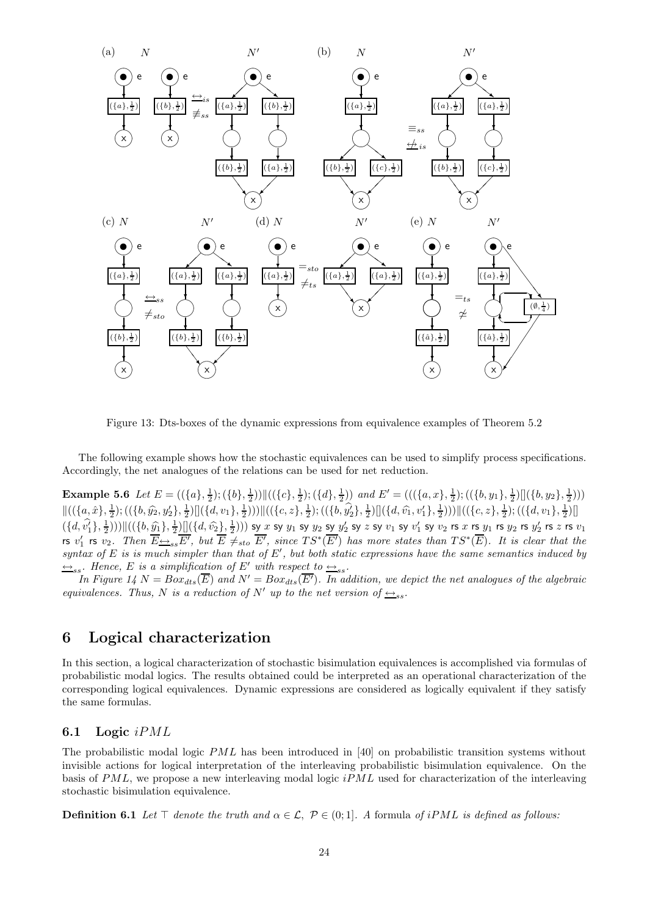Figure 13: Dts-boxes of the dynamic expressions from equivalence examples of Theorem 5.2

The following example shows how the stochastic equivalences can be used to simplify process specifications. Accordingly, the net analogues of the relations can be used for net reduction.

**Example 5.6** *Let* $E = ((\{a\}, \frac{1}{2}); (\{b\}, \frac{1}{2}))\|((\{c\}, \frac{1}{2}); (\{d\}, \frac{1}{2}))$ *and* $E' = (((\{a, x\}, \frac{1}{2}); ((\{b, y_1\}, \frac{1}{2})[](\{b, y_2\}, \frac{1}{2})))$ $\|((\{a, \hat{x}\}, \frac{1}{2}); ((\{b, \widehat{y_2}, y_2'\}, \frac{1}{2})[](\{d, v_1\}, \frac{1}{2})))\|((\{c, z\}, \frac{1}{2}); ((\{b, \widehat{y_2'}\}, \frac{1}{2})[](\{d, \widehat{v_1}, v_1'\}, \frac{1}{2})))\|((\{c, z\}, \frac{1}{2}); ((\{d, v_1\}, \frac{1}{2})[]$ $(\{d, \widehat{v_1'}\}, \frac{1}{2})))\|((\{b, \widehat{y_1}\}, \frac{1}{2})[](\{d, \widehat{v_2}\}, \frac{1}{2})))$ sy $x$ sy $y_1$ sy $y_2$ sy $y_2'$ sy $z$ sy $v_1$ sy $v_1'$ sy $v_2$ rs $x$ rs $y_1$ rs $y_2$ rs $y_2'$ rs $z$ rs $v_1$ rs $v_1'$ rs $v_2$*. Then* $\overline{E}\underline{\leftrightarrow}_{ss}\overline{E'}$*, but* $\overline{E} \neq_{sto} \overline{E'}$*, since* $TS^*(\overline{E'})$ *has more states than* $TS^*(\overline{E})$*. It is clear that the syntax of* $E$ *is is much simpler than that of* $E'$*, but both static expressions have the same semantics induced by* $\underline{\leftrightarrow}_{ss}$*. Hence,* $E$ *is a simplification of* $E'$ *with respect to* $\underline{\leftrightarrow}_{ss}$*.*

*In Figure 14* $N = Box_{dts}(\overline{E})$ *and* $N' = Box_{dts}(\overline{E'})$*. In addition, we depict the net analogues of the algebraic equivalences. Thus,* $N$ *is a reduction of* $N'$ *up to the net version of* $\underline{\leftrightarrow}_{ss}$*.*

# 6 Logical characterization

In this section, a logical characterization of stochastic bisimulation equivalences is accomplished via formulas of probabilistic modal logics. The results obtained could be interpreted as an operational characterization of the corresponding logical equivalences. Dynamic expressions are considered as logically equivalent if they satisfy the same formulas.

## 6.1 Logic $iPML$

The probabilistic modal logic $PML$ has been introduced in [40] on probabilistic transition systems without invisible actions for logical interpretation of the interleaving probabilistic bisimulation equivalence. On the basis of $PML$, we propose a new interleaving modal logic $iPML$ used for characterization of the interleaving stochastic bisimulation equivalence.

**Definition 6.1** *Let* $\top$ *denote the truth and* $\alpha \in \mathcal{L}$, $\mathcal{P} \in (0; 1]$*. A* formula *of* $iPML$ *is defined as follows:*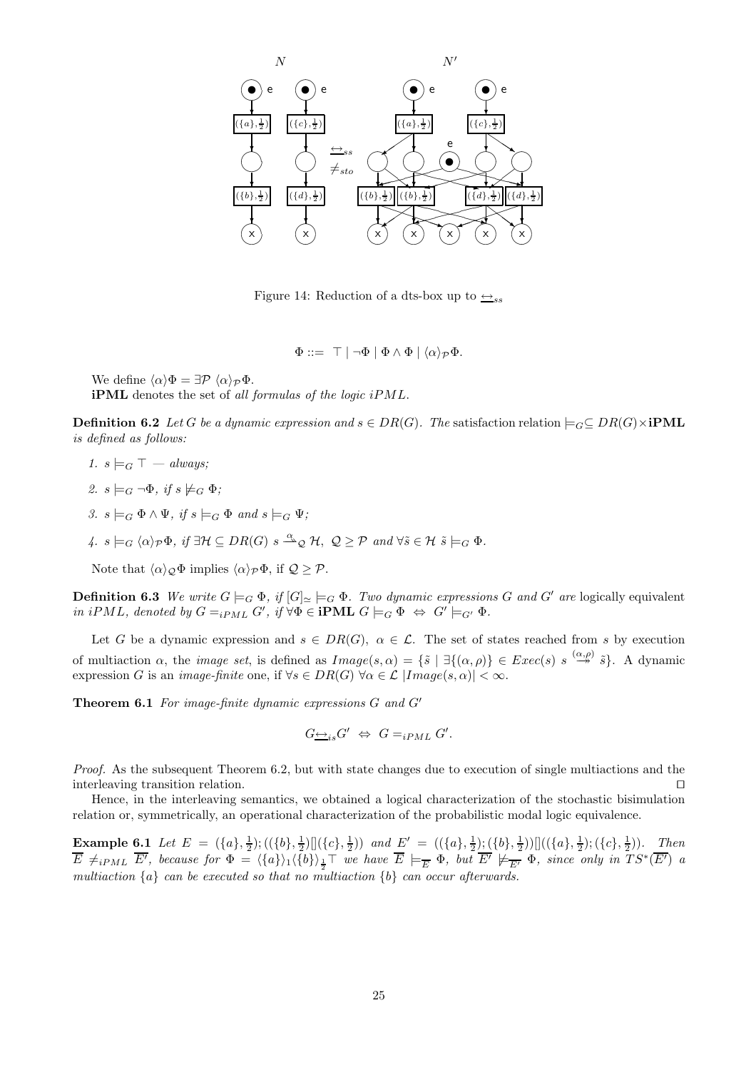Figure 14: Reduction of a dts-box up to $\underline{\leftrightarrow}_{ss}$

$$\Phi ::= \ \top \mid \neg\Phi \mid \Phi \wedge \Phi \mid \langle\alpha\rangle_{\mathcal{P}}\Phi.$$

We define $\langle\alpha\rangle\Phi = \exists\mathcal{P}\ \langle\alpha\rangle_{\mathcal{P}}\Phi$.

**iPML** denotes the set of *all formulas of the logic iPML*.

**Definition 6.2** *Let $G$ be a dynamic expression and $s \in DR(G)$. The* satisfaction relation $\models_G \subseteq DR(G) \times$ **iPML** *is defined as follows:*

1. $s \models_G \top$ *— always;*
2. $s \models_G \neg\Phi$*, if* $s \not\models_G \Phi$*;*
3. $s \models_G \Phi \wedge \Psi$*, if* $s \models_G \Phi$ *and* $s \models_G \Psi$*;*
4. $s \models_G \langle\alpha\rangle_{\mathcal{P}}\Phi$*, if* $\exists\mathcal{H} \subseteq DR(G)\ s \xrightarrow{\alpha}_{\mathcal{Q}} \mathcal{H},\ \mathcal{Q} \geq \mathcal{P}$ *and* $\forall\tilde{s} \in \mathcal{H}\ \tilde{s} \models_G \Phi$.

Note that $\langle\alpha\rangle_{\mathcal{Q}}\Phi$ implies $\langle\alpha\rangle_{\mathcal{P}}\Phi$, if $\mathcal{Q} \geq \mathcal{P}$.

**Definition 6.3** *We write $G \models_G \Phi$, if $[G]_{\simeq} \models_G \Phi$. Two dynamic expressions $G$ and $G'$ are* logically equivalent *in iPML, denoted by $G =_{iPML} G'$, if $\forall\Phi \in$ **iPML** $G \models_G \Phi \ \Leftrightarrow\ G' \models_{G'} \Phi$.*

Let $G$ be a dynamic expression and $s \in DR(G)$, $\alpha \in \mathcal{L}$. The set of states reached from $s$ by execution of multiaction $\alpha$, the *image set*, is defined as $Image(s, \alpha) = \{\tilde{s} \mid \exists\{(\alpha, \rho)\} \in Exec(s)\ s \stackrel{(\alpha,\rho)}{\twoheadrightarrow} \tilde{s}\}$. A dynamic expression $G$ is an *image-finite* one, if $\forall s \in DR(G)\ \forall\alpha \in \mathcal{L}\ |Image(s, \alpha)| < \infty$.

**Theorem 6.1** *For image-finite dynamic expressions $G$ and $G'$*

$$G \underline{\leftrightarrow}_{is} G' \ \Leftrightarrow\ G =_{iPML} G'.$$

*Proof.* As the subsequent Theorem 6.2, but with state changes due to execution of single multiactions and the interleaving transition relation. ⊓⊔

Hence, in the interleaving semantics, we obtained a logical characterization of the stochastic bisimulation relation or, symmetrically, an operational characterization of the probabilistic modal logic equivalence.

**Example 6.1** *Let $E = (\{a\}, \frac{1}{2}); ((\{b\}, \frac{1}{2})[](\{c\}, \frac{1}{2}))$ and $E' = ((\{a\}, \frac{1}{2}); (\{b\}, \frac{1}{2}))[]((\{a\}, \frac{1}{2}); (\{c\}, \frac{1}{2}))$. Then $\overline{E} \neq_{iPML} \overline{E'}$, because for $\Phi = \langle\{a\}\rangle_1\langle\{b\}\rangle_{\frac{1}{2}}\top$ we have $\overline{E} \models_{\overline{E}} \Phi$, but $\overline{E'} \not\models_{\overline{E'}} \Phi$, since only in $TS^*(\overline{E'})$ a multiaction $\{a\}$ can be executed so that no multiaction $\{b\}$ can occur afterwards.*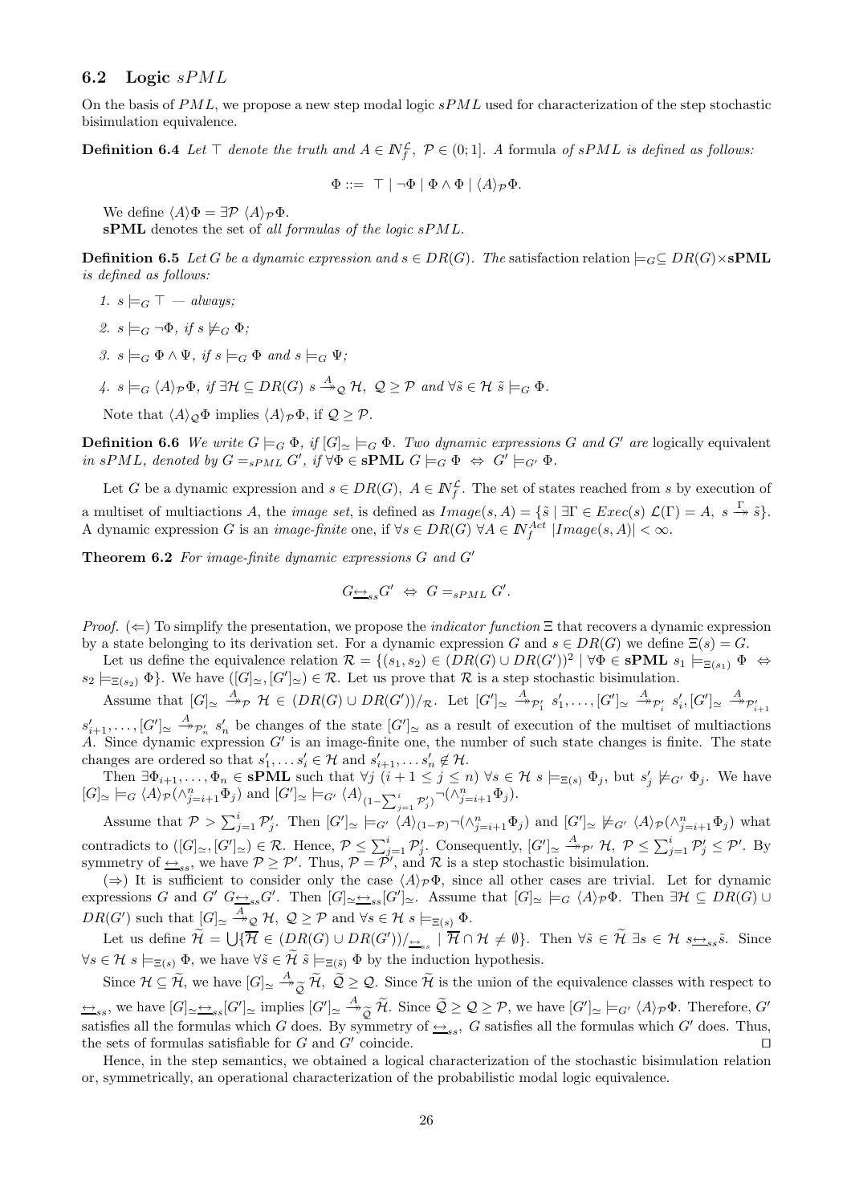## 6.2 Logic $sPML$

On the basis of $PML$, we propose a new step modal logic $sPML$ used for characterization of the step stochastic bisimulation equivalence.

**Definition 6.4** *Let* $\top$ *denote the truth and* $A \in I\!N_f^{\mathcal{L}}$, $\mathcal{P} \in (0;1]$. *A* formula *of* $sPML$ *is defined as follows:*

$$\Phi ::= \ \top \mid \neg\Phi \mid \Phi \wedge \Phi \mid \langle A \rangle_{\mathcal{P}} \Phi.$$

We define $\langle A \rangle \Phi = \exists \mathcal{P}\ \langle A \rangle_{\mathcal{P}} \Phi$.

**sPML** denotes the set of *all formulas of the logic* $sPML$.

**Definition 6.5** *Let* $G$ *be a dynamic expression and* $s \in DR(G)$. *The* satisfaction relation $\models_G \subseteq DR(G) \times$ **sPML** *is defined as follows:*

1. $s \models_G \top$ *— always;*
2. $s \models_G \neg\Phi$, *if* $s \not\models_G \Phi$;
3. $s \models_G \Phi \wedge \Psi$, *if* $s \models_G \Phi$ *and* $s \models_G \Psi$;
4. $s \models_G \langle A \rangle_{\mathcal{P}} \Phi$, *if* $\exists \mathcal{H} \subseteq DR(G)\ s \xrightarrow{A}_{\mathcal{Q}} \mathcal{H},\ \mathcal{Q} \geq \mathcal{P}$ *and* $\forall \tilde{s} \in \mathcal{H}\ \tilde{s} \models_G \Phi$.

Note that $\langle A \rangle_{\mathcal{Q}} \Phi$ implies $\langle A \rangle_{\mathcal{P}} \Phi$, if $\mathcal{Q} \geq \mathcal{P}$.

**Definition 6.6** *We write* $G \models_G \Phi$, *if* $[G]_{\simeq} \models_G \Phi$. *Two dynamic expressions* $G$ *and* $G'$ *are* logically equivalent *in* $sPML$, *denoted by* $G =_{sPML} G'$, *if* $\forall \Phi \in$ **sPML** $G \models_G \Phi \ \Leftrightarrow\ G' \models_{G'} \Phi$.

Let $G$ be a dynamic expression and $s \in DR(G)$, $A \in I\!N_f^{\mathcal{L}}$. The set of states reached from $s$ by execution of a multiset of multiactions $A$, the *image set*, is defined as $Image(s, A) = \{\tilde{s} \mid \exists \Gamma \in Exec(s)\ \mathcal{L}(\Gamma) = A,\ s \xrightarrow{\Gamma} \tilde{s}\}$. A dynamic expression $G$ is an *image-finite* one, if $\forall s \in DR(G)\ \forall A \in I\!N_f^{Act}\ |Image(s, A)| < \infty$.

**Theorem 6.2** *For image-finite dynamic expressions* $G$ *and* $G'$

$$G \underline{\leftrightarrow}_{ss} G' \ \Leftrightarrow\ G =_{sPML} G'.$$

*Proof.* ($\Leftarrow$) To simplify the presentation, we propose the *indicator function* $\Xi$ that recovers a dynamic expression by a state belonging to its derivation set. For a dynamic expression $G$ and $s \in DR(G)$ we define $\Xi(s) = G$.

Let us define the equivalence relation $\mathcal{R} = \{(s_1, s_2) \in (DR(G) \cup DR(G'))^2 \mid \forall \Phi \in$ **sPML** $s_1 \models_{\Xi(s_1)} \Phi \ \Leftrightarrow\ s_2 \models_{\Xi(s_2)} \Phi\}$. We have $([G]_{\simeq}, [G']_{\simeq}) \in \mathcal{R}$. Let us prove that $\mathcal{R}$ is a step stochastic bisimulation.

Assume that $[G]_{\simeq} \xrightarrow{A}_{\mathcal{P}} \mathcal{H} \in (DR(G) \cup DR(G'))/_{\mathcal{R}}$. Let $[G']_{\simeq} \xrightarrow{A}_{\mathcal{P}_1'} s_1', \ldots, [G']_{\simeq} \xrightarrow{A}_{\mathcal{P}_i'} s_i', [G']_{\simeq} \xrightarrow{A}_{\mathcal{P}_{i+1}'} s_{i+1}', \ldots, [G']_{\simeq} \xrightarrow{A}_{\mathcal{P}_n'} s_n'$ be changes of the state $[G']_{\simeq}$ as a result of execution of the multiset of multiactions $A$. Since dynamic expression $G'$ is an image-finite one, the number of such state changes is finite. The state changes are ordered so that $s_1', \ldots s_i' \in \mathcal{H}$ and $s_{i+1}', \ldots s_n' \notin \mathcal{H}$.

Then $\exists \Phi_{i+1}, \ldots, \Phi_n \in$ **sPML** such that $\forall j\ (i+1 \leq j \leq n)\ \forall s \in \mathcal{H}\ s \models_{\Xi(s)} \Phi_j$, but $s_j' \not\models_{G'} \Phi_j$. We have $[G]_{\simeq} \models_G \langle A \rangle_{\mathcal{P}} (\wedge_{j=i+1}^n \Phi_j)$ and $[G']_{\simeq} \models_{G'} \langle A \rangle_{(1 - \sum_{j=1}^i \mathcal{P}_j')} \neg(\wedge_{j=i+1}^n \Phi_j)$.

Assume that $\mathcal{P} > \sum_{j=1}^i \mathcal{P}_j'$. Then $[G']_{\simeq} \models_{G'} \langle A \rangle_{(1-\mathcal{P})} \neg(\wedge_{j=i+1}^n \Phi_j)$ and $[G']_{\simeq} \not\models_{G'} \langle A \rangle_{\mathcal{P}} (\wedge_{j=i+1}^n \Phi_j)$ what contradicts to $([G]_{\simeq}, [G']_{\simeq}) \in \mathcal{R}$. Hence, $\mathcal{P} \leq \sum_{j=1}^i \mathcal{P}_j'$. Consequently, $[G']_{\simeq} \xrightarrow{A}_{\mathcal{P}'} \mathcal{H},\ \mathcal{P} \leq \sum_{j=1}^i \mathcal{P}_j' \leq \mathcal{P}'$. By symmetry of $\underline{\leftrightarrow}_{ss}$, we have $\mathcal{P} \geq \mathcal{P}'$. Thus, $\mathcal{P} = \mathcal{P}'$, and $\mathcal{R}$ is a step stochastic bisimulation.

($\Rightarrow$) It is sufficient to consider only the case $\langle A \rangle_{\mathcal{P}} \Phi$, since all other cases are trivial. Let for dynamic expressions $G$ and $G'$ $G \underline{\leftrightarrow}_{ss} G'$. Then $[G]_{\simeq} \underline{\leftrightarrow}_{ss} [G']_{\simeq}$. Assume that $[G]_{\simeq} \models_G \langle A \rangle_{\mathcal{P}} \Phi$. Then $\exists \mathcal{H} \subseteq DR(G) \cup DR(G')$ such that $[G]_{\simeq} \xrightarrow{A}_{\mathcal{Q}} \mathcal{H},\ \mathcal{Q} \geq \mathcal{P}$ and $\forall s \in \mathcal{H}\ s \models_{\Xi(s)} \Phi$.

Let us define $\widetilde{\mathcal{H}} = \bigcup \{\overline{\mathcal{H}} \in (DR(G) \cup DR(G'))/_{\underline{\leftrightarrow}_{ss}} \mid \overline{\mathcal{H}} \cap \mathcal{H} \neq \emptyset\}$. Then $\forall \tilde{s} \in \widetilde{\mathcal{H}}\ \exists s \in \mathcal{H}\ s \underline{\leftrightarrow}_{ss} \tilde{s}$. Since $\forall s \in \mathcal{H}\ s \models_{\Xi(s)} \Phi$, we have $\forall \tilde{s} \in \widetilde{\mathcal{H}}\ \tilde{s} \models_{\Xi(\tilde{s})} \Phi$ by the induction hypothesis.

Since $\mathcal{H} \subseteq \widetilde{\mathcal{H}}$, we have $[G]_{\simeq} \xrightarrow{A}_{\widetilde{\mathcal{Q}}} \widetilde{\mathcal{H}},\ \widetilde{\mathcal{Q}} \geq \mathcal{Q}$. Since $\widetilde{\mathcal{H}}$ is the union of the equivalence classes with respect to $\underline{\leftrightarrow}_{ss}$, we have $[G]_{\simeq} \underline{\leftrightarrow}_{ss} [G']_{\simeq}$ implies $[G']_{\simeq} \xrightarrow{A}_{\widetilde{\mathcal{Q}}} \widetilde{\mathcal{H}}$. Since $\widetilde{\mathcal{Q}} \geq \mathcal{Q} \geq \mathcal{P}$, we have $[G']_{\simeq} \models_{G'} \langle A \rangle_{\mathcal{P}} \Phi$. Therefore, $G'$ satisfies all the formulas which $G$ does. By symmetry of $\underline{\leftrightarrow}_{ss}$, $G$ satisfies all the formulas which $G'$ does. Thus, the sets of formulas satisfiable for $G$ and $G'$ coincide. $\square$

Hence, in the step semantics, we obtained a logical characterization of the stochastic bisimulation relation or, symmetrically, an operational characterization of the probabilistic modal logic equivalence.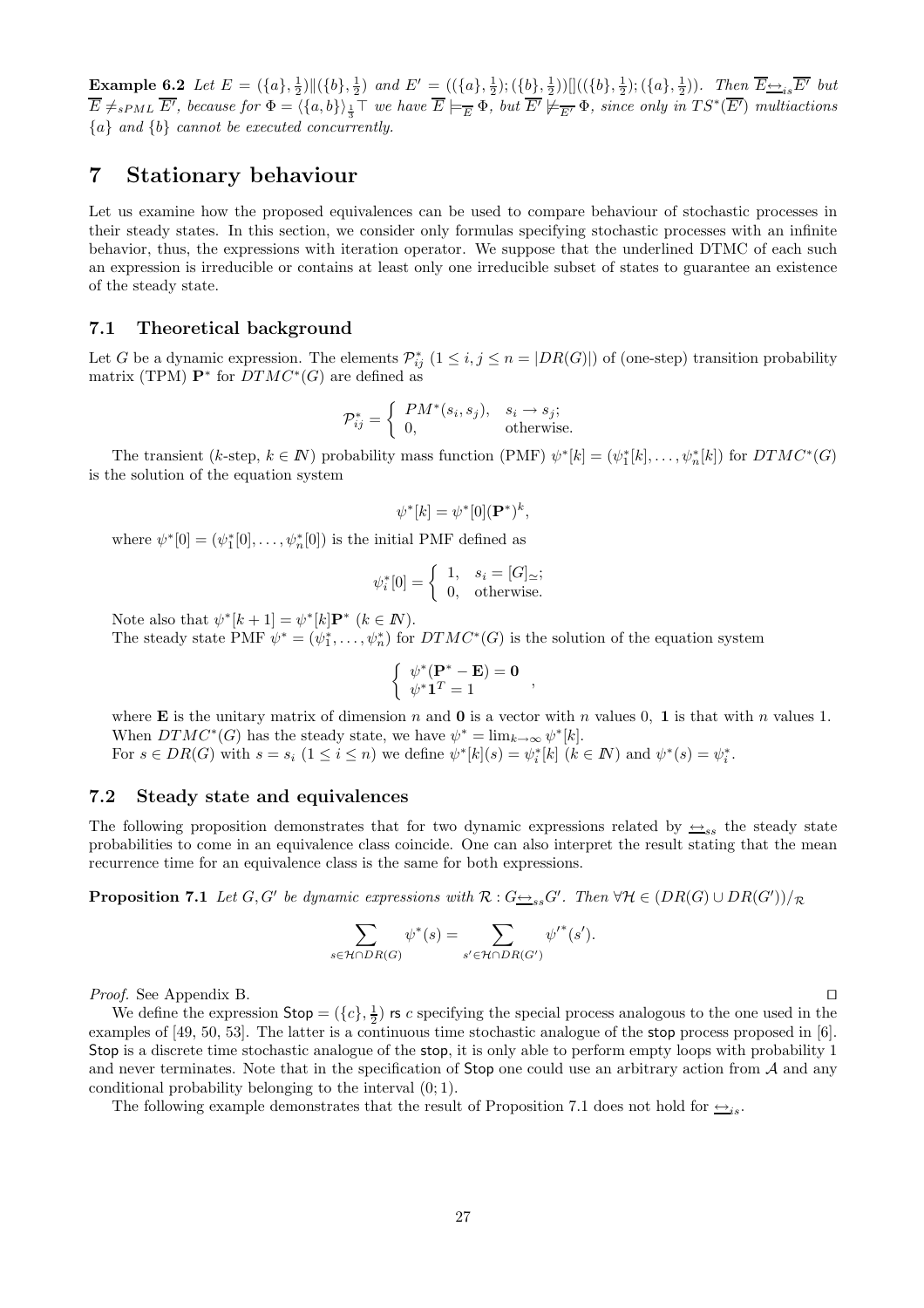**Example 6.2** *Let* $E = (\{a\}, \frac{1}{2}) \| (\{b\}, \frac{1}{2})$ *and* $E' = ((\{a\}, \frac{1}{2}); (\{b\}, \frac{1}{2}))[]((\{b\}, \frac{1}{2}); (\{a\}, \frac{1}{2}))$. *Then* $\overline{E} \underline{\leftrightarrow}_{is} \overline{E'}$ *but* $\overline{E} \neq_{sPML} \overline{E'}$, *because for* $\Phi = \langle \{a, b\} \rangle_{\frac{1}{3}} \top$ *we have* $\overline{E} \models_{\overline{E}} \Phi$, *but* $\overline{E'} \not\models_{\overline{E'}} \Phi$, *since only in* $TS^*(\overline{E'})$ *multiactions* $\{a\}$ *and* $\{b\}$ *cannot be executed concurrently.*

# 7 Stationary behaviour

Let us examine how the proposed equivalences can be used to compare behaviour of stochastic processes in their steady states. In this section, we consider only formulas specifying stochastic processes with an infinite behavior, thus, the expressions with iteration operator. We suppose that the underlined DTMC of each such an expression is irreducible or contains at least only one irreducible subset of states to guarantee an existence of the steady state.

## 7.1 Theoretical background

Let $G$ be a dynamic expression. The elements $\mathcal{P}^*_{ij}$ $(1 \leq i, j \leq n = |DR(G)|)$ of (one-step) transition probability matrix (TPM) $\mathbf{P}^*$ for $DTMC^*(G)$ are defined as

$$\mathcal{P}^*_{ij} = \begin{cases} PM^*(s_i, s_j), & s_i \to s_j; \\ 0, & \text{otherwise.} \end{cases}$$

The transient ($k$-step, $k \in \mathbb{N}$) probability mass function (PMF) $\psi^*[k] = (\psi^*_1[k], \ldots, \psi^*_n[k])$ for $DTMC^*(G)$ is the solution of the equation system

$$\psi^*[k] = \psi^*[0](\mathbf{P}^*)^k,$$

where $\psi^*[0] = (\psi^*_1[0], \ldots, \psi^*_n[0])$ is the initial PMF defined as

$$\psi^*_i[0] = \begin{cases} 1, & s_i = [G]_\simeq; \\ 0, & \text{otherwise.} \end{cases}$$

Note also that $\psi^*[k+1] = \psi^*[k]\mathbf{P}^*$ $(k \in \mathbb{N})$.

The steady state PMF $\psi^* = (\psi^*_1, \ldots, \psi^*_n)$ for $DTMC^*(G)$ is the solution of the equation system

$$\begin{cases} \psi^*(\mathbf{P}^* - \mathbf{E}) = \mathbf{0} \\ \psi^* \mathbf{1}^T = 1 \end{cases},$$

where $\mathbf{E}$ is the unitary matrix of dimension $n$ and $\mathbf{0}$ is a vector with $n$ values 0, $\mathbf{1}$ is that with $n$ values 1.

When $DTMC^*(G)$ has the steady state, we have $\psi^* = \lim_{k \to \infty} \psi^*[k]$.

For $s \in DR(G)$ with $s = s_i$ $(1 \leq i \leq n)$ we define $\psi^*[k](s) = \psi^*_i[k]$ $(k \in \mathbb{N})$ and $\psi^*(s) = \psi^*_i$.

## 7.2 Steady state and equivalences

The following proposition demonstrates that for two dynamic expressions related by $\underline{\leftrightarrow}_{ss}$ the steady state probabilities to come in an equivalence class coincide. One can also interpret the result stating that the mean recurrence time for an equivalence class is the same for both expressions.

**Proposition 7.1** *Let* $G, G'$ *be dynamic expressions with* $\mathcal{R} : G \underline{\leftrightarrow}_{ss} G'$. *Then* $\forall \mathcal{H} \in (DR(G) \cup DR(G'))/_\mathcal{R}$

$$\sum_{s \in \mathcal{H} \cap DR(G)} \psi^*(s) = \sum_{s' \in \mathcal{H} \cap DR(G')} {\psi'}^*(s').$$

*Proof.* See Appendix B. $\square$

We define the expression $\mathsf{Stop} = (\{c\}, \frac{1}{2})$ rs $c$ specifying the special process analogous to the one used in the examples of [49, 50, 53]. The latter is a continuous time stochastic analogue of the stop process proposed in [6]. Stop is a discrete time stochastic analogue of the stop, it is only able to perform empty loops with probability 1 and never terminates. Note that in the specification of Stop one could use an arbitrary action from $\mathcal{A}$ and any conditional probability belonging to the interval $(0; 1)$.

The following example demonstrates that the result of Proposition 7.1 does not hold for $\underline{\leftrightarrow}_{is}$.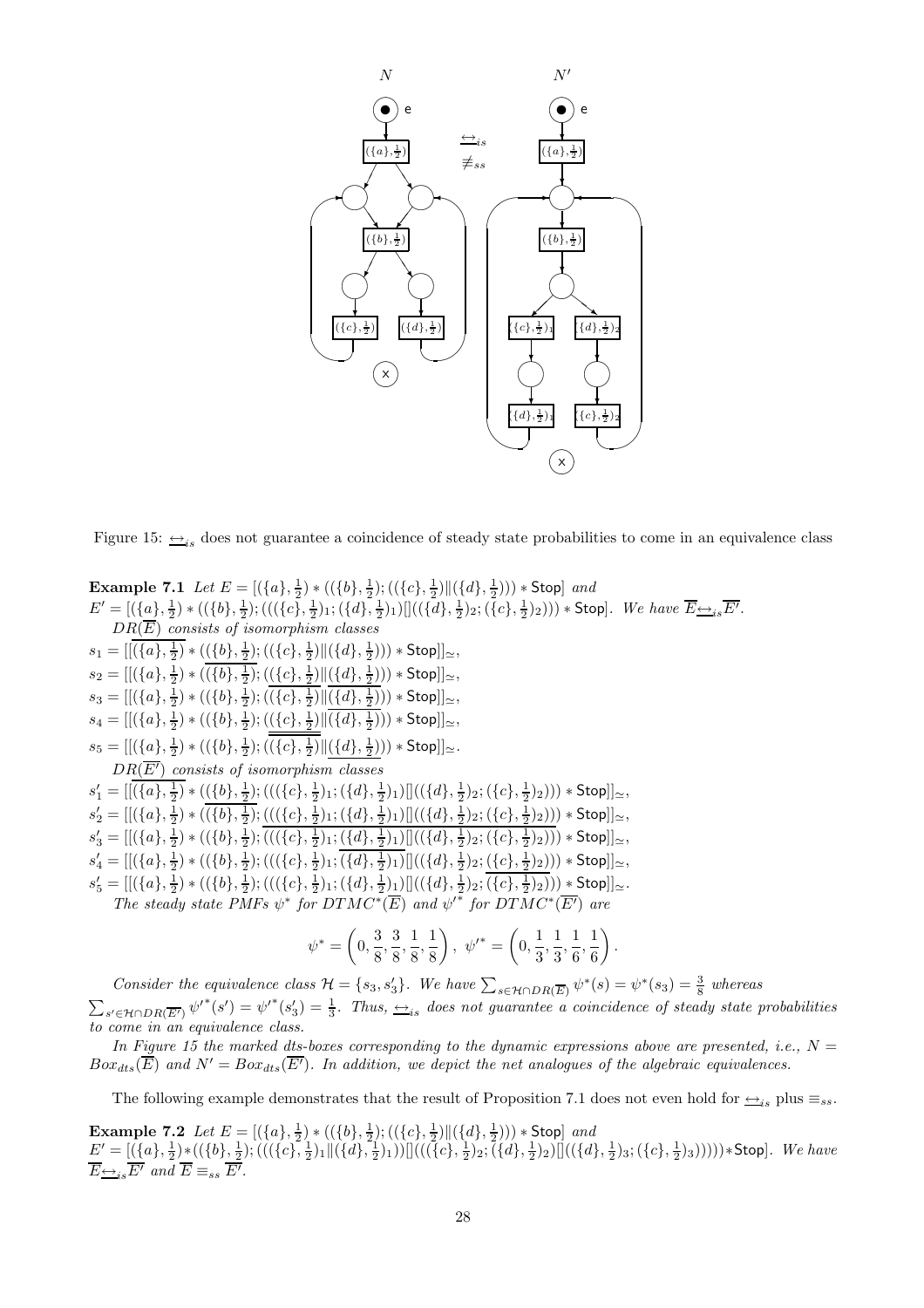Figure 15: $\underline{\leftrightarrow}_{is}$ does not guarantee a coincidence of steady state probabilities to come in an equivalence class

**Example 7.1** *Let* $E = [(\{a\}, \frac{1}{2}) * ((\{b\}, \frac{1}{2}); ((\{c\}, \frac{1}{2}) \| (\{d\}, \frac{1}{2}))) * \mathsf{Stop}]$ *and* $E' = [(\{a\}, \frac{1}{2}) * ((\{b\}, \frac{1}{2}); (((\{c\}, \frac{1}{2})_1; (\{d\}, \frac{1}{2})_1)[]((\{d\}, \frac{1}{2})_2; (\{c\}, \frac{1}{2})_2))) * \mathsf{Stop}]$. *We have* $\overline{E} \underline{\leftrightarrow}_{is} \overline{E'}$.

$DR(\overline{E})$ *consists of isomorphism classes*

$s_1 = [[\overline{(\{a\}, \frac{1}{2})} * ((\{b\}, \frac{1}{2}); ((\{c\}, \frac{1}{2}) \| (\{d\}, \frac{1}{2}))) * \mathsf{Stop}]]_\simeq$,

$s_2 = [[(\{a\}, \frac{1}{2}) * \overline{((\{b\}, \frac{1}{2});} \underline{((\{c\}, \frac{1}{2}) \| (\{d\}, \frac{1}{2})))} * \mathsf{Stop}]]_\simeq$,

$s_3 = [[(\{a\}, \frac{1}{2}) * ((\{b\}, \frac{1}{2}); (\overline{(\{c\}, \frac{1}{2})} \| \overline{(\{d\}, \frac{1}{2})})) * \mathsf{Stop}]]_\simeq$,

$s_4 = [[(\{a\}, \frac{1}{2}) * ((\{b\}, \frac{1}{2}); (\underline{(\{c\}, \frac{1}{2})} \| \overline{(\{d\}, \frac{1}{2})})) * \mathsf{Stop}]]_\simeq$,

$s_5 = [[(\{a\}, \frac{1}{2}) * ((\{b\}, \frac{1}{2}); (\overline{(\{c\}, \frac{1}{2})} \| \underline{(\{d\}, \frac{1}{2})})) * \mathsf{Stop}]]_\simeq$.

$DR(\overline{E'})$ *consists of isomorphism classes*

$s'_1 = [[\overline{(\{a\}, \frac{1}{2})} * ((\{b\}, \frac{1}{2}); (((\{c\}, \frac{1}{2})_1; (\{d\}, \frac{1}{2})_1)[]((\{d\}, \frac{1}{2})_2; (\{c\}, \frac{1}{2})_2))) * \mathsf{Stop}]]_\simeq$,

$s'_2 = [[(\{a\}, \frac{1}{2}) * \overline{((\{b\}, \frac{1}{2});} \underline{(((\{c\}, \frac{1}{2})_1; (\{d\}, \frac{1}{2})_1)[]((\{d\}, \frac{1}{2})_2; (\{c\}, \frac{1}{2})_2)))} * \mathsf{Stop}]]_\simeq$,

$s'_3 = [[(\{a\}, \frac{1}{2}) * ((\{b\}, \frac{1}{2}); \overline{(((\{c\}, \frac{1}{2})_1; (\{d\}, \frac{1}{2})_1)[]((\{d\}, \frac{1}{2})_2; (\{c\}, \frac{1}{2})_2)))} * \mathsf{Stop}]]_\simeq$,

$s'_4 = [[(\{a\}, \frac{1}{2}) * ((\{b\}, \frac{1}{2}); (((\{c\}, \frac{1}{2})_1; \overline{(\{d\}, \frac{1}{2})_1})[]((\{d\}, \frac{1}{2})_2; (\{c\}, \frac{1}{2})_2))) * \mathsf{Stop}]]_\simeq$,

$s'_5 = [[(\{a\}, \frac{1}{2}) * ((\{b\}, \frac{1}{2}); (((\{c\}, \frac{1}{2})_1; (\{d\}, \frac{1}{2})_1)[]((\{d\}, \frac{1}{2})_2; \overline{(\{c\}, \frac{1}{2})_2}))) * \mathsf{Stop}]]_\simeq$.

*The steady state PMFs* $\psi^*$ *for* $DTMC^*(\overline{E})$ *and* $\psi'^*$ *for* $DTMC^*(\overline{E'})$ *are*

$$\psi^* = \left(0, \frac{3}{8}, \frac{3}{8}, \frac{1}{8}, \frac{1}{8}\right), \ \psi'^* = \left(0, \frac{1}{3}, \frac{1}{3}, \frac{1}{6}, \frac{1}{6}\right).$$

*Consider the equivalence class* $\mathcal{H} = \{s_3, s'_3\}$. *We have* $\sum_{s \in \mathcal{H} \cap DR(\overline{E})} \psi^*(s) = \psi^*(s_3) = \frac{3}{8}$ *whereas* $\sum_{s' \in \mathcal{H} \cap DR(\overline{E'})} \psi'^*(s') = \psi'^*(s'_3) = \frac{1}{3}$. *Thus,* $\underline{\leftrightarrow}_{is}$ *does not guarantee a coincidence of steady state probabilities to come in an equivalence class.*

*In Figure 15 the marked dts-boxes corresponding to the dynamic expressions above are presented, i.e.,* $N = Box_{dts}(\overline{E})$ *and* $N' = Box_{dts}(\overline{E'})$. *In addition, we depict the net analogues of the algebraic equivalences.*

The following example demonstrates that the result of Proposition 7.1 does not even hold for $\underline{\leftrightarrow}_{is}$ plus $\equiv_{ss}$.

**Example 7.2** *Let* $E = [(\{a\}, \frac{1}{2}) * ((\{b\}, \frac{1}{2}); ((\{c\}, \frac{1}{2}) \| (\{d\}, \frac{1}{2}))) * \mathsf{Stop}]$ *and* $E' = [(\{a\}, \frac{1}{2}) * ((\{b\}, \frac{1}{2}); (((\{c\}, \frac{1}{2})_1 \| (\{d\}, \frac{1}{2})_1))[](((\{c\}, \frac{1}{2})_2; (\{d\}, \frac{1}{2})_2)[]((\{d\}, \frac{1}{2})_3; (\{c\}, \frac{1}{2})_3))))) * \mathsf{Stop}]$. *We have* $\overline{E} \underline{\leftrightarrow}_{is} \overline{E'}$ *and* $\overline{E} \equiv_{ss} \overline{E'}$.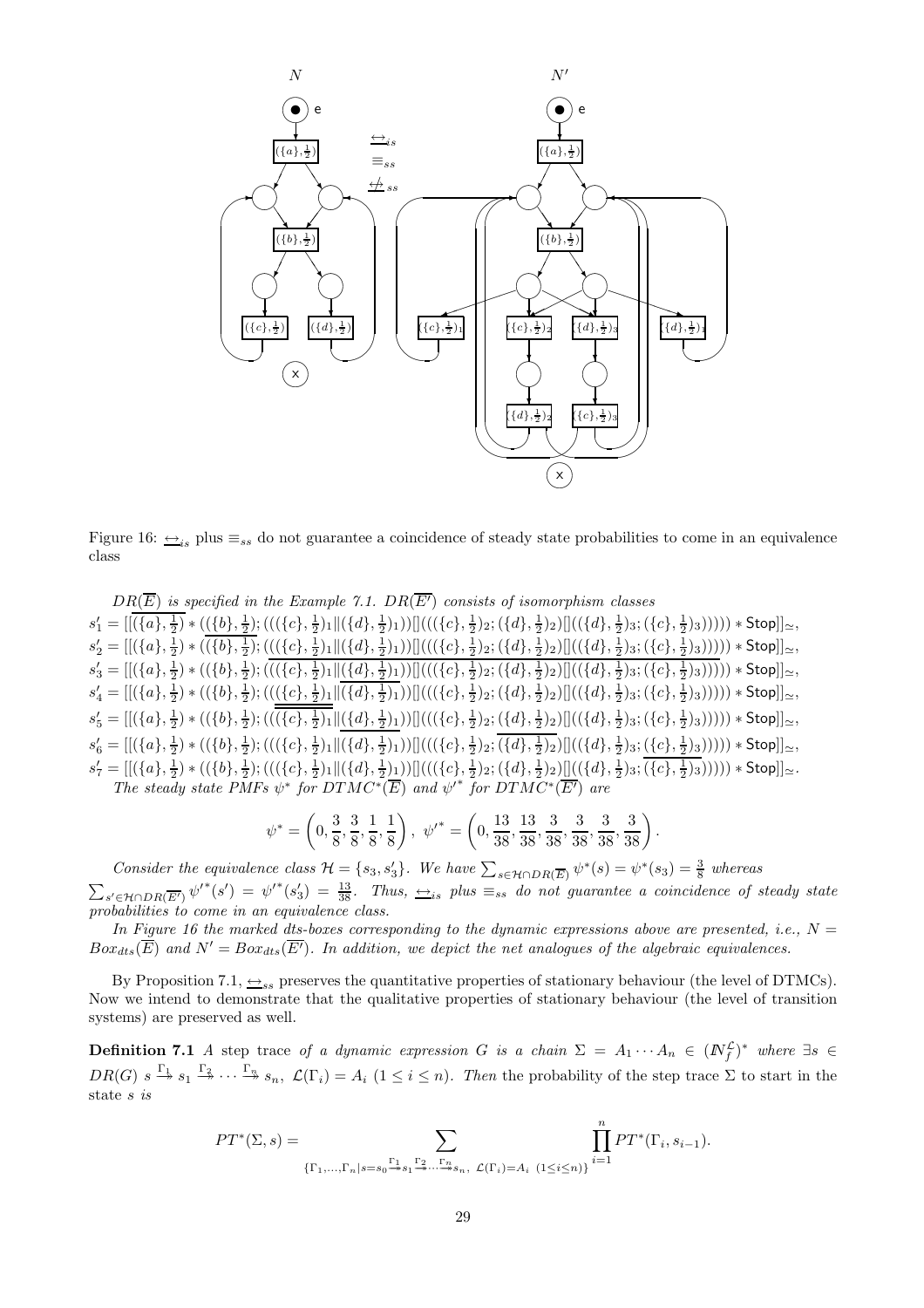Figure 16: $\underline{\leftrightarrow}_{is}$ plus $\equiv_{ss}$ do not guarantee a coincidence of steady state probabilities to come in an equivalence class

*$DR(\overline{E})$ is specified in the Example 7.1. $DR(\overline{E'})$ consists of isomorphism classes*

$s_1' = [[\overline{(\{a\},\frac{1}{2})} * ((\{b\},\frac{1}{2});(((\{c\},\frac{1}{2})_1\|(\{d\},\frac{1}{2})_1))[](((\{c\},\frac{1}{2})_2;(\{d\},\frac{1}{2})_2)[](((\{d\},\frac{1}{2})_3;(\{c\},\frac{1}{2})_3))))) * \mathsf{Stop}]]_{\simeq}$,

$s_2' = [[(\{a\},\frac{1}{2}) * (\overline{(\{b\},\frac{1}{2})};(((\{c\},\frac{1}{2})_1\|(\{d\},\frac{1}{2})_1))[](((\{c\},\frac{1}{2})_2;(\{d\},\frac{1}{2})_2)[](((\{d\},\frac{1}{2})_3;(\{c\},\frac{1}{2})_3))))) * \mathsf{Stop}]]_{\simeq}$,

$s_3' = [[(\{a\},\frac{1}{2}) * ((\{b\},\frac{1}{2});(\overline{((\{c\},\frac{1}{2})_1}\|\overline{(\{d\},\frac{1}{2})_1)})[]\overline{(((\{c\},\frac{1}{2})_2;(\{d\},\frac{1}{2})_2)[](((\{d\},\frac{1}{2})_3;(\{c\},\frac{1}{2})_3)))})) * \mathsf{Stop}]]_{\simeq}$,

$s_4' = [[(\{a\},\frac{1}{2}) * ((\{b\},\frac{1}{2});(((\underline{\{c\},\frac{1}{2})_1}\|\overline{(\{d\},\frac{1}{2})_1)})[](((\{c\},\frac{1}{2})_2;(\{d\},\frac{1}{2})_2)[](((\{d\},\frac{1}{2})_3;(\{c\},\frac{1}{2})_3))))) * \mathsf{Stop}]]_{\simeq}$,

$s_5' = [[(\{a\},\frac{1}{2}) * ((\{b\},\frac{1}{2});(\overline{((\{c\},\frac{1}{2})_1}\|\underline{(\{d\},\frac{1}{2})_1)})[](((\{c\},\frac{1}{2})_2;(\{d\},\frac{1}{2})_2)[](((\{d\},\frac{1}{2})_3;(\{c\},\frac{1}{2})_3))))) * \mathsf{Stop}]]_{\simeq}$,

$s_6' = [[(\{a\},\frac{1}{2}) * ((\{b\},\frac{1}{2});(((\{c\},\frac{1}{2})_1\|(\{d\},\frac{1}{2})_1))[](((\{c\},\frac{1}{2})_2;\overline{(\{d\},\frac{1}{2})_2})[](((\{d\},\frac{1}{2})_3;(\{c\},\frac{1}{2})_3))))) * \mathsf{Stop}]]_{\simeq}$,

$s_7' = [[(\{a\},\frac{1}{2}) * ((\{b\},\frac{1}{2});(((\{c\},\frac{1}{2})_1\|(\{d\},\frac{1}{2})_1))[](((\{c\},\frac{1}{2})_2;(\{d\},\frac{1}{2})_2)[](((\{d\},\frac{1}{2})_3;\overline{(\{c\},\frac{1}{2})_3}))))) * \mathsf{Stop}]]_{\simeq}$.

*The steady state PMFs $\psi^*$ for $DTMC^*(\overline{E})$ and ${\psi'}^*$ for $DTMC^*(\overline{E'})$ are*

$$\psi^* = \left(0, \frac{3}{8}, \frac{3}{8}, \frac{1}{8}, \frac{1}{8}\right), \ {\psi'}^* = \left(0, \frac{13}{38}, \frac{13}{38}, \frac{3}{38}, \frac{3}{38}, \frac{3}{38}, \frac{3}{38}\right).$$

*Consider the equivalence class $\mathcal{H} = \{s_3, s_3'\}$. We have $\sum_{s\in\mathcal{H}\cap DR(\overline{E})} \psi^*(s) = \psi^*(s_3) = \frac{3}{8}$ whereas $\sum_{s'\in\mathcal{H}\cap DR(\overline{E'})} {\psi'}^*(s') = {\psi'}^*(s_3') = \frac{13}{38}$. Thus, $\underline{\leftrightarrow}_{is}$ plus $\equiv_{ss}$ do not guarantee a coincidence of steady state probabilities to come in an equivalence class.*

*In Figure 16 the marked dts-boxes corresponding to the dynamic expressions above are presented, i.e., $N = Box_{dts}(\overline{E})$ and $N' = Box_{dts}(\overline{E'})$. In addition, we depict the net analogues of the algebraic equivalences.*

By Proposition 7.1, $\underline{\leftrightarrow}_{ss}$ preserves the quantitative properties of stationary behaviour (the level of DTMCs). Now we intend to demonstrate that the qualitative properties of stationary behaviour (the level of transition systems) are preserved as well.

**Definition 7.1** *A* step trace *of a dynamic expression $G$ is a chain $\Sigma = A_1 \cdots A_n \in (\mathbb{N}_f^{\mathcal{L}})^*$ where $\exists s \in DR(G)\ s \stackrel{\Gamma_1}{\to} s_1 \stackrel{\Gamma_2}{\to} \cdots \stackrel{\Gamma_n}{\to} s_n,\ \mathcal{L}(\Gamma_i) = A_i\ (1 \le i \le n)$. Then* the probability of the step trace $\Sigma$ to start in the state $s$ *is*

$$PT^*(\Sigma, s) = \sum_{\{\Gamma_1,\ldots,\Gamma_n \mid s=s_0 \stackrel{\Gamma_1}{\to} s_1 \stackrel{\Gamma_2}{\to} \cdots \stackrel{\Gamma_n}{\to} s_n,\ \mathcal{L}(\Gamma_i)=A_i\ (1\le i\le n)\}} \prod_{i=1}^{n} PT^*(\Gamma_i, s_{i-1}).$$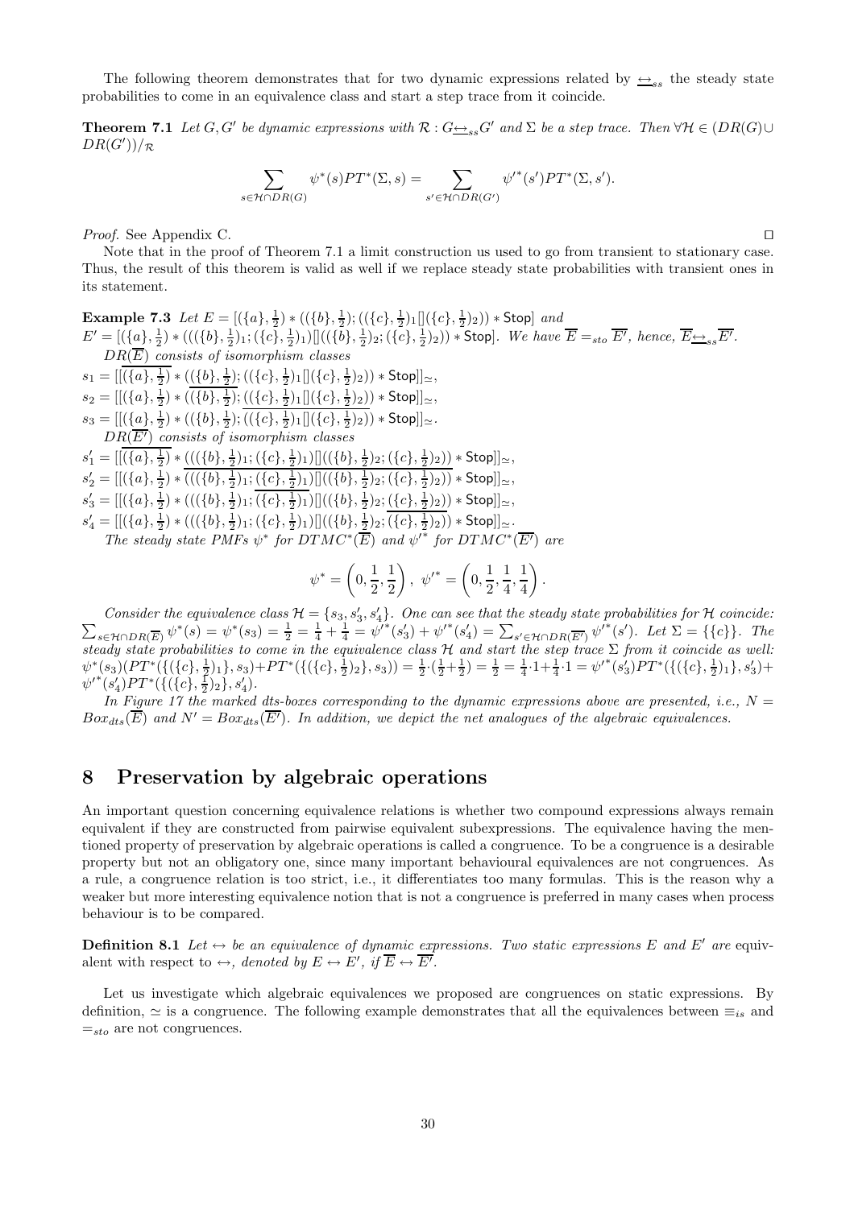The following theorem demonstrates that for two dynamic expressions related by $\underline{\leftrightarrow}_{ss}$ the steady state probabilities to come in an equivalence class and start a step trace from it coincide.

**Theorem 7.1** *Let $G, G'$ be dynamic expressions with $\mathcal{R} : G\underline{\leftrightarrow}_{ss}G'$ and $\Sigma$ be a step trace. Then $\forall \mathcal{H} \in (DR(G) \cup DR(G'))/_{\mathcal{R}}$*

$$\sum_{s \in \mathcal{H} \cap DR(G)} \psi^*(s) PT^*(\Sigma, s) = \sum_{s' \in \mathcal{H} \cap DR(G')} {\psi'}^*(s') PT^*(\Sigma, s').$$

*Proof.* See Appendix C. ◻

Note that in the proof of Theorem 7.1 a limit construction us used to go from transient to stationary case. Thus, the result of this theorem is valid as well if we replace steady state probabilities with transient ones in its statement.

**Example 7.3** *Let $E = [(\{a\}, \frac{1}{2}) * ((\{b\}, \frac{1}{2}); ((\{c\}, \frac{1}{2})_1[](\{c\}, \frac{1}{2})_2)) * \mathsf{Stop}]$ and $E' = [(\{a\}, \frac{1}{2}) * (((\{b\}, \frac{1}{2})_1; (\{c\}, \frac{1}{2})_1)[]((\{b\}, \frac{1}{2})_2; (\{c\}, \frac{1}{2})_2)) * \mathsf{Stop}]$. We have $\overline{E} =_{sto} \overline{E'}$, hence, $\overline{E}\underline{\leftrightarrow}_{ss}\overline{E'}$.*

*$DR(\overline{E})$ consists of isomorphism classes*

$s_1 = [[\overline{(\{a\}, \frac{1}{2})} * ((\{b\}, \frac{1}{2}); ((\{c\}, \frac{1}{2})_1[](\{c\}, \frac{1}{2})_2)) * \mathsf{Stop}]]_{\simeq}$,

$s_2 = [[(\{a\}, \frac{1}{2}) * (\overline{(\{b\}, \frac{1}{2})}; ((\{c\}, \frac{1}{2})_1[](\{c\}, \frac{1}{2})_2)) * \mathsf{Stop}]]_{\simeq}$,

$s_3 = [[(\{a\}, \frac{1}{2}) * ((\{b\}, \frac{1}{2}); \overline{((\{c\}, \frac{1}{2})_1[](\{c\}, \frac{1}{2})_2)}) * \mathsf{Stop}]]_{\simeq}$.

*$DR(\overline{E'})$ consists of isomorphism classes*

$s'_1 = [[\overline{(\{a\}, \frac{1}{2})} * (((\{b\}, \frac{1}{2})_1; (\{c\}, \frac{1}{2})_1)[]((\{b\}, \frac{1}{2})_2; (\{c\}, \frac{1}{2})_2)) * \mathsf{Stop}]]_{\simeq}$,

$s'_2 = [[(\{a\}, \frac{1}{2}) * \overline{(((\{b\}, \frac{1}{2})_1; (\{c\}, \frac{1}{2})_1)[]((\{b\}, \frac{1}{2})_2; (\{c\}, \frac{1}{2})_2))} * \mathsf{Stop}]]_{\simeq}$,

$s'_3 = [[(\{a\}, \frac{1}{2}) * (((\{b\}, \frac{1}{2})_1; \overline{(\{c\}, \frac{1}{2})_1})[]((\{b\}, \frac{1}{2})_2; (\{c\}, \frac{1}{2})_2)) * \mathsf{Stop}]]_{\simeq}$,

$s'_4 = [[(\{a\}, \frac{1}{2}) * (((\{b\}, \frac{1}{2})_1; (\{c\}, \frac{1}{2})_1)[]((\{b\}, \frac{1}{2})_2; \overline{(\{c\}, \frac{1}{2})_2})) * \mathsf{Stop}]]_{\simeq}$.

*The steady state PMFs $\psi^*$ for $DTMC^*(\overline{E})$ and ${\psi'}^*$ for $DTMC^*(\overline{E'})$ are*

$$\psi^* = \left(0, \frac{1}{2}, \frac{1}{2}\right), \ {\psi'}^* = \left(0, \frac{1}{2}, \frac{1}{4}, \frac{1}{4}\right).$$

*Consider the equivalence class $\mathcal{H} = \{s_3, s'_3, s'_4\}$. One can see that the steady state probabilities for $\mathcal{H}$ coincide: $\sum_{s \in \mathcal{H} \cap DR(\overline{E})} \psi^*(s) = \psi^*(s_3) = \frac{1}{2} = \frac{1}{4} + \frac{1}{4} = {\psi'}^*(s'_3) + {\psi'}^*(s'_4) = \sum_{s' \in \mathcal{H} \cap DR(\overline{E'})} {\psi'}^*(s')$. Let $\Sigma = \{\{c\}\}$. The steady state probabilities to come in the equivalence class $\mathcal{H}$ and start the step trace $\Sigma$ from it coincide as well: $\psi^*(s_3)(PT^*(\{(\{c\}, \frac{1}{2})_1\}, s_3) + PT^*(\{(\{c\}, \frac{1}{2})_2\}, s_3)) = \frac{1}{2} \cdot (\frac{1}{2} + \frac{1}{2}) = \frac{1}{2} = \frac{1}{4} \cdot 1 + \frac{1}{4} \cdot 1 = {\psi'}^*(s'_3) PT^*(\{(\{c\}, \frac{1}{2})_1\}, s'_3) + {\psi'}^*(s'_4) PT^*(\{(\{c\}, \frac{1}{2})_2\}, s'_4)$.*

*In Figure 17 the marked dts-boxes corresponding to the dynamic expressions above are presented, i.e., $N = Box_{dts}(\overline{E})$ and $N' = Box_{dts}(\overline{E'})$. In addition, we depict the net analogues of the algebraic equivalences.*

## 8 Preservation by algebraic operations

An important question concerning equivalence relations is whether two compound expressions always remain equivalent if they are constructed from pairwise equivalent subexpressions. The equivalence having the mentioned property of preservation by algebraic operations is called a congruence. To be a congruence is a desirable property but not an obligatory one, since many important behavioural equivalences are not congruences. As a rule, a congruence relation is too strict, i.e., it differentiates too many formulas. This is the reason why a weaker but more interesting equivalence notion that is not a congruence is preferred in many cases when process behaviour is to be compared.

**Definition 8.1** *Let $\leftrightarrow$ be an equivalence of dynamic expressions. Two static expressions $E$ and $E'$ are* equivalent *with respect to $\leftrightarrow$, denoted by $E \leftrightarrow E'$, if $\overline{E} \leftrightarrow \overline{E'}$.*

Let us investigate which algebraic equivalences we proposed are congruences on static expressions. By definition, $\simeq$ is a congruence. The following example demonstrates that all the equivalences between $\equiv_{is}$ and $=_{sto}$ are not congruences.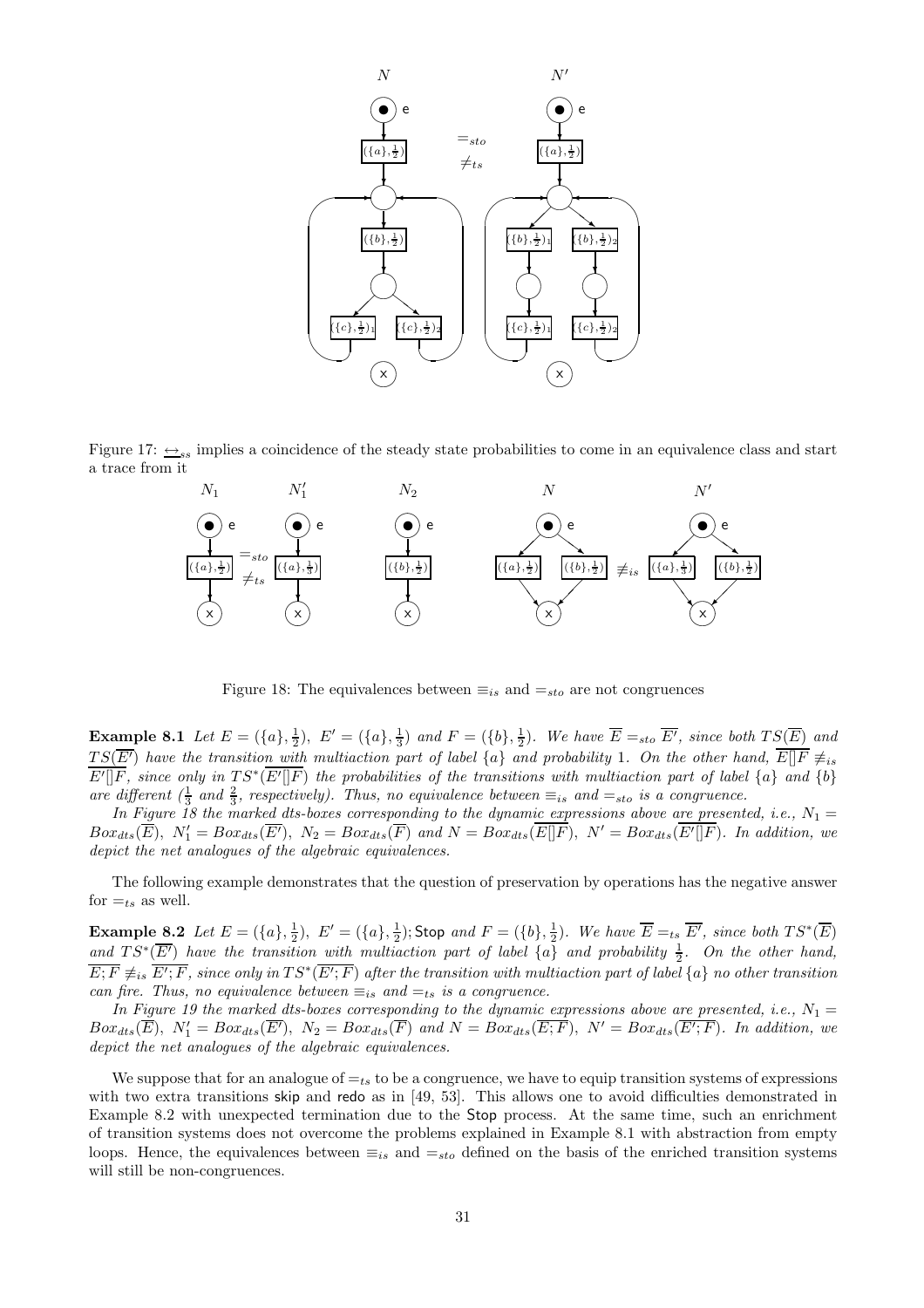Figure 17: $\underline{\leftrightarrow}_{ss}$ implies a coincidence of the steady state probabilities to come in an equivalence class and start a trace from it

Figure 18: The equivalences between $\equiv_{is}$ and $=_{sto}$ are not congruences

**Example 8.1** *Let $E = (\{a\}, \frac{1}{2}),\ E' = (\{a\}, \frac{1}{3})$ and $F = (\{b\}, \frac{1}{2})$. We have $\overline{E} =_{sto} \overline{E'}$, since both $TS(\overline{E})$ and $TS(\overline{E'})$ have the transition with multiaction part of label $\{a\}$ and probability 1. On the other hand, $\overline{E[]F} \not\equiv_{is} \overline{E'[]F}$, since only in $TS^*(\overline{E'[]F})$ the probabilities of the transitions with multiaction part of label $\{a\}$ and $\{b\}$ are different ($\frac{1}{3}$ and $\frac{2}{3}$, respectively). Thus, no equivalence between $\equiv_{is}$ and $=_{sto}$ is a congruence.*

*In Figure 18 the marked dts-boxes corresponding to the dynamic expressions above are presented, i.e., $N_1 = Box_{dts}(\overline{E}),\ N_1' = Box_{dts}(\overline{E'}),\ N_2 = Box_{dts}(\overline{F})$ and $N = Box_{dts}(\overline{E[]F}),\ N' = Box_{dts}(\overline{E'[]F})$. In addition, we depict the net analogues of the algebraic equivalences.*

The following example demonstrates that the question of preservation by operations has the negative answer for $=_{ts}$ as well.

**Example 8.2** *Let $E = (\{a\}, \frac{1}{2}),\ E' = (\{a\}, \frac{1}{2})$;* Stop *and $F = (\{b\}, \frac{1}{2})$. We have $\overline{E} =_{ts} \overline{E'}$, since both $TS^*(\overline{E})$ and $TS^*(\overline{E'})$ have the transition with multiaction part of label $\{a\}$ and probability $\frac{1}{2}$. On the other hand, $\overline{E;F} \not\equiv_{is} \overline{E';F}$, since only in $TS^*(\overline{E';F})$ after the transition with multiaction part of label $\{a\}$ no other transition can fire. Thus, no equivalence between $\equiv_{is}$ and $=_{ts}$ is a congruence.*

*In Figure 19 the marked dts-boxes corresponding to the dynamic expressions above are presented, i.e., $N_1 = Box_{dts}(\overline{E}),\ N_1' = Box_{dts}(\overline{E'}),\ N_2 = Box_{dts}(\overline{F})$ and $N = Box_{dts}(\overline{E;F}),\ N' = Box_{dts}(\overline{E';F})$. In addition, we depict the net analogues of the algebraic equivalences.*

We suppose that for an analogue of $=_{ts}$ to be a congruence, we have to equip transition systems of expressions with two extra transitions skip and redo as in [49, 53]. This allows one to avoid difficulties demonstrated in Example 8.2 with unexpected termination due to the Stop process. At the same time, such an enrichment of transition systems does not overcome the problems explained in Example 8.1 with abstraction from empty loops. Hence, the equivalences between $\equiv_{is}$ and $=_{sto}$ defined on the basis of the enriched transition systems will still be non-congruences.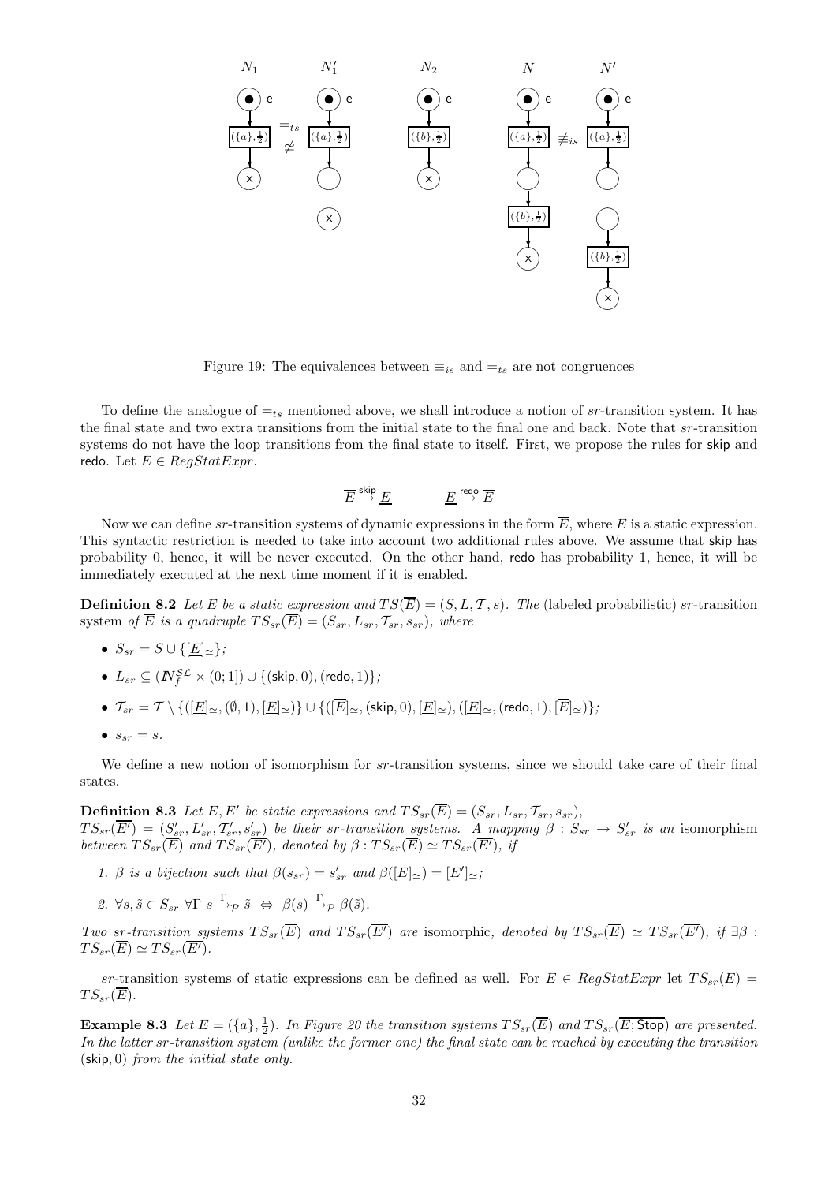Figure 19: The equivalences between $\equiv_{is}$ and $=_{ts}$ are not congruences

To define the analogue of $=_{ts}$ mentioned above, we shall introduce a notion of $sr$-transition system. It has the final state and two extra transitions from the initial state to the final one and back. Note that $sr$-transition systems do not have the loop transitions from the final state to itself. First, we propose the rules for skip and redo. Let $E \in RegStatExpr$.

$$\overline{E} \stackrel{\mathsf{skip}}{\rightarrow} \underline{E} \qquad\qquad \underline{E} \stackrel{\mathsf{redo}}{\rightarrow} \overline{E}$$

Now we can define $sr$-transition systems of dynamic expressions in the form $\overline{E}$, where $E$ is a static expression. This syntactic restriction is needed to take into account two additional rules above. We assume that skip has probability 0, hence, it will be never executed. On the other hand, redo has probability 1, hence, it will be immediately executed at the next time moment if it is enabled.

**Definition 8.2** *Let $E$ be a static expression and $TS(\overline{E}) = (S, L, \mathcal{T}, s)$. The* (labeled probabilistic) $sr$-transition system *of $\overline{E}$ is a quadruple $TS_{sr}(\overline{E}) = (S_{sr}, L_{sr}, \mathcal{T}_{sr}, s_{sr})$, where*

- $S_{sr} = S \cup \{[\underline{E}]_{\simeq}\}$;
- $L_{sr} \subseteq (\mathbb{N}_f^{\mathcal{SL}} \times (0;1]) \cup \{(\mathsf{skip}, 0), (\mathsf{redo}, 1)\}$;
- $\mathcal{T}_{sr} = \mathcal{T} \setminus \{([\underline{E}]_{\simeq}, (\emptyset, 1), [\underline{E}]_{\simeq})\} \cup \{([\overline{E}]_{\simeq}, (\mathsf{skip}, 0), [\underline{E}]_{\simeq}), ([\underline{E}]_{\simeq}, (\mathsf{redo}, 1), [\overline{E}]_{\simeq})\}$;
- $s_{sr} = s$.

We define a new notion of isomorphism for $sr$-transition systems, since we should take care of their final states.

**Definition 8.3** *Let $E, E'$ be static expressions and $TS_{sr}(\overline{E}) = (S_{sr}, L_{sr}, \mathcal{T}_{sr}, s_{sr})$, $TS_{sr}(\overline{E'}) = (S'_{sr}, L'_{sr}, \mathcal{T}'_{sr}, s'_{sr})$ be their $sr$-transition systems. A mapping $\beta : S_{sr} \to S'_{sr}$ is an* isomorphism *between $TS_{sr}(\overline{E})$ and $TS_{sr}(\overline{E'})$, denoted by $\beta : TS_{sr}(\overline{E}) \simeq TS_{sr}(\overline{E'})$, if*

1. *$\beta$ is a bijection such that $\beta(s_{sr}) = s'_{sr}$ and $\beta([\underline{E}]_{\simeq}) = [\underline{E'}]_{\simeq}$;*
2. *$\forall s, \tilde{s} \in S_{sr}\ \forall \Gamma\ s \stackrel{\Gamma}{\rightarrow}_{\mathcal{P}} \tilde{s} \Leftrightarrow \beta(s) \stackrel{\Gamma}{\rightarrow}_{\mathcal{P}} \beta(\tilde{s})$.*

*Two $sr$-transition systems $TS_{sr}(\overline{E})$ and $TS_{sr}(\overline{E'})$ are* isomorphic*, denoted by $TS_{sr}(\overline{E}) \simeq TS_{sr}(\overline{E'})$, if $\exists \beta : TS_{sr}(\overline{E}) \simeq TS_{sr}(\overline{E'})$.*

$sr$-transition systems of static expressions can be defined as well. For $E \in RegStatExpr$ let $TS_{sr}(E) = TS_{sr}(\overline{E})$.

**Example 8.3** *Let $E = (\{a\}, \frac{1}{2})$. In Figure 20 the transition systems $TS_{sr}(\overline{E})$ and $TS_{sr}(\overline{E; \mathsf{Stop}})$ are presented. In the latter $sr$-transition system (unlike the former one) the final state can be reached by executing the transition $(\mathsf{skip}, 0)$ from the initial state only.*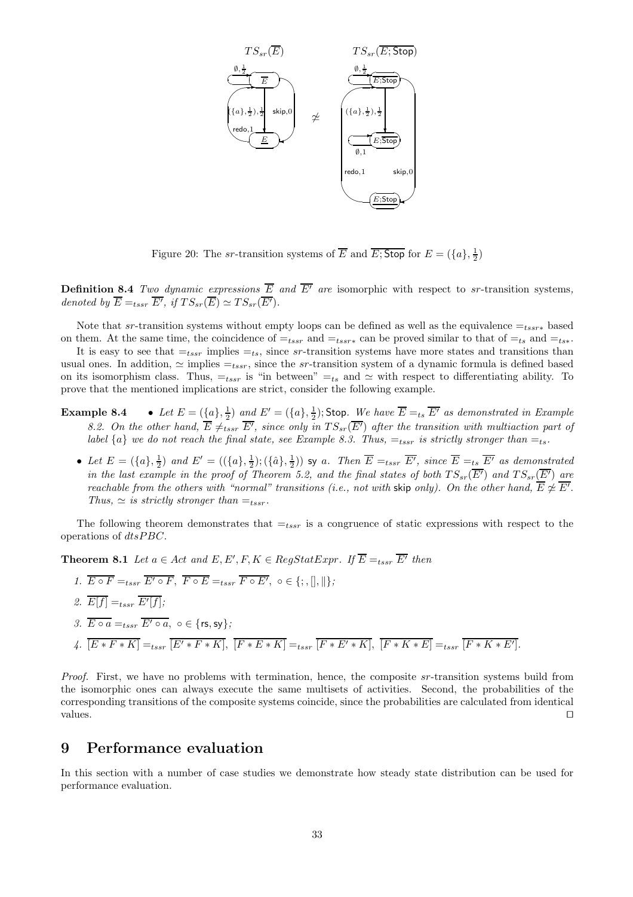$TS_{sr}(\overline{E})$ $TS_{sr}(\overline{E;\mathsf{Stop}})$

$\not\simeq$

Figure 20: The $sr$-transition systems of $\overline{E}$ and $\overline{E;\mathsf{Stop}}$ for $E=(\{a\},\frac{1}{2})$

**Definition 8.4** *Two dynamic expressions $\overline{E}$ and $\overline{E'}$ are* isomorphic with respect to $sr$-transition systems, *denoted by $\overline{E}=_{tssr}\overline{E'}$, if $TS_{sr}(\overline{E})\simeq TS_{sr}(\overline{E'})$.*

Note that $sr$-transition systems without empty loops can be defined as well as the equivalence $=_{tssr*}$ based on them. At the same time, the coincidence of $=_{tssr}$ and $=_{tssr*}$ can be proved similar to that of $=_{ts}$ and $=_{ts*}$.

It is easy to see that $=_{tssr}$ implies $=_{ts}$, since $sr$-transition systems have more states and transitions than usual ones. In addition, $\simeq$ implies $=_{tssr}$, since the $sr$-transition system of a dynamic formula is defined based on its isomorphism class. Thus, $=_{tssr}$ is "in between" $=_{ts}$ and $\simeq$ with respect to differentiating ability. To prove that the mentioned implications are strict, consider the following example.

**Example 8.4**

- *Let $E=(\{a\},\frac{1}{2})$ and $E'=(\{a\},\frac{1}{2});\mathsf{Stop}$. We have $\overline{E}=_{ts}\overline{E'}$ as demonstrated in Example 8.2. On the other hand, $\overline{E}\neq_{tssr}\overline{E'}$, since only in $TS_{sr}(\overline{E'})$ after the transition with multiaction part of label $\{a\}$ we do not reach the final state, see Example 8.3. Thus, $=_{tssr}$ is strictly stronger than $=_{ts}$.*
- *Let $E=(\{a\},\frac{1}{2})$ and $E'=((\{a\},\frac{1}{2});(\{\hat{a}\},\frac{1}{2}))$ sy $a$. Then $\overline{E}=_{tssr}\overline{E'}$, since $\overline{E}=_{ts}\overline{E'}$ as demonstrated in the last example in the proof of Theorem 5.2, and the final states of both $TS_{sr}(\overline{E'})$ and $TS_{sr}(\overline{E'})$ are reachable from the others with "normal" transitions (i.e., not with* skip *only). On the other hand, $\overline{E}\not\simeq\overline{E'}$. Thus, $\simeq$ is strictly stronger than $=_{tssr}$.*

The following theorem demonstrates that $=_{tssr}$ is a congruence of static expressions with respect to the operations of $dtsPBC$.

**Theorem 8.1** *Let $a\in Act$ and $E,E',F,K\in RegStatExpr$. If $\overline{E}=_{tssr}\overline{E'}$ then*

1. $\overline{E\circ F}=_{tssr}\overline{E'\circ F},\ \overline{F\circ E}=_{tssr}\overline{F\circ E'},\ \circ\in\{;,[],\|\}$;
2. $\overline{E[f]}=_{tssr}\overline{E'[f]}$;
3. $\overline{E\circ a}=_{tssr}\overline{E'\circ a},\ \circ\in\{\mathsf{rs},\mathsf{sy}\}$;
4. $\overline{[E*F*K]}=_{tssr}\overline{[E'*F*K]},\ \overline{[F*E*K]}=_{tssr}\overline{[F*E'*K]},\ \overline{[F*K*E]}=_{tssr}\overline{[F*K*E']}$.

*Proof.* First, we have no problems with termination, hence, the composite $sr$-transition systems build from the isomorphic ones can always execute the same multisets of activities. Second, the probabilities of the corresponding transitions of the composite systems coincide, since the probabilities are calculated from identical values. ☐

## 9 Performance evaluation

In this section with a number of case studies we demonstrate how steady state distribution can be used for performance evaluation.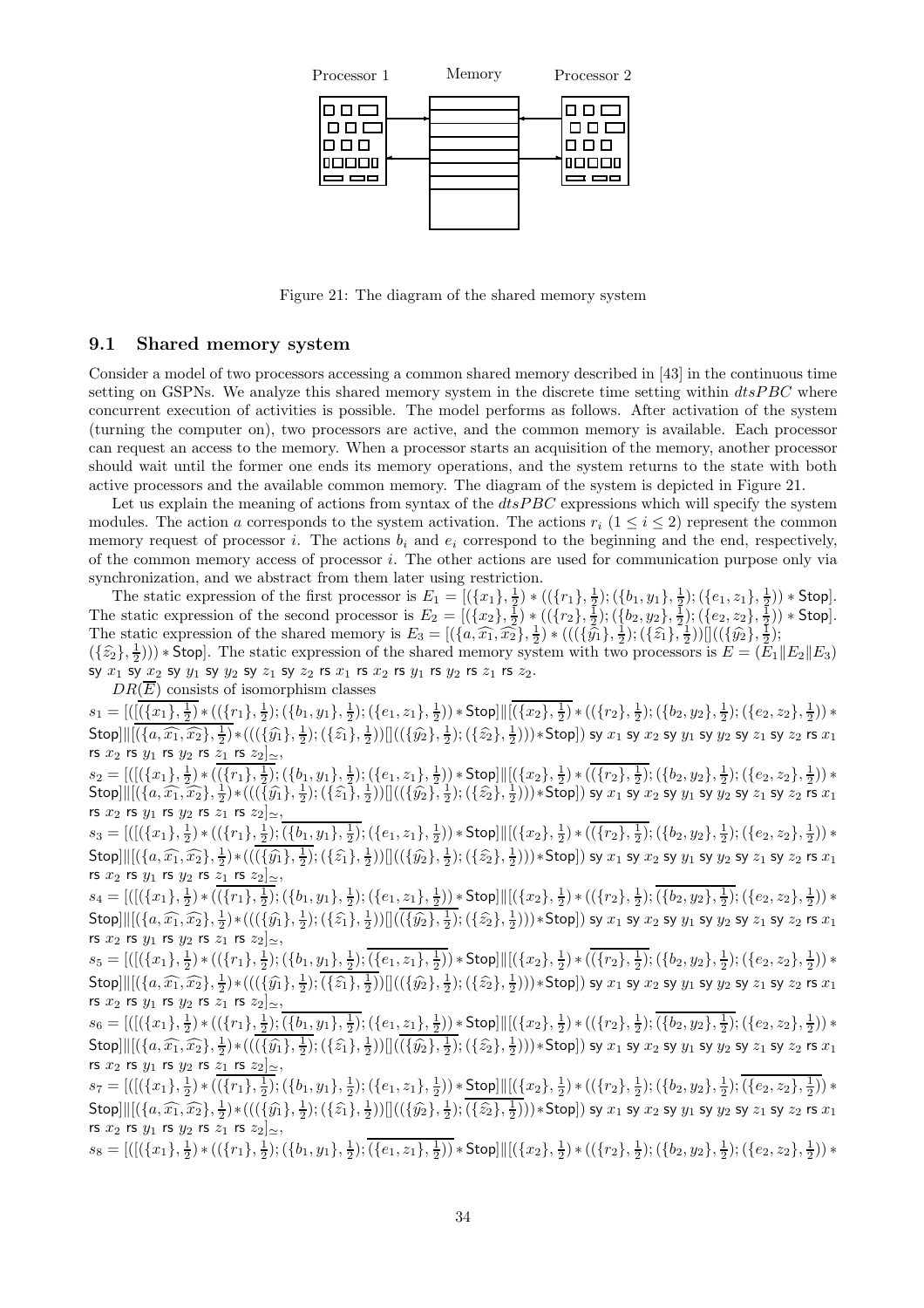Figure 21: The diagram of the shared memory system

## 9.1 Shared memory system

Consider a model of two processors accessing a common shared memory described in [43] in the continuous time setting on GSPNs. We analyze this shared memory system in the discrete time setting within *dtsPBC* where concurrent execution of activities is possible. The model performs as follows. After activation of the system (turning the computer on), two processors are active, and the common memory is available. Each processor can request an access to the memory. When a processor starts an acquisition of the memory, another processor should wait until the former one ends its memory operations, and the system returns to the state with both active processors and the available common memory. The diagram of the system is depicted in Figure 21.

Let us explain the meaning of actions from syntax of the *dtsPBC* expressions which will specify the system modules. The action $a$ corresponds to the system activation. The actions $r_i$ $(1 \leq i \leq 2)$ represent the common memory request of processor $i$. The actions $b_i$ and $e_i$ correspond to the beginning and the end, respectively, of the common memory access of processor $i$. The other actions are used for communication purpose only via synchronization, and we abstract from them later using restriction.

The static expression of the first processor is $E_1 = [(\{x_1\}, \frac{1}{2}) * ((\{r_1\}, \frac{1}{2}); (\{b_1, y_1\}, \frac{1}{2}); (\{e_1, z_1\}, \frac{1}{2})) * \mathsf{Stop}]$.
The static expression of the second processor is $E_2 = [(\{x_2\}, \frac{1}{2}) * ((\{r_2\}, \frac{1}{2}); (\{b_2, y_2\}, \frac{1}{2}); (\{e_2, z_2\}, \frac{1}{2})) * \mathsf{Stop}]$.
The static expression of the shared memory is $E_3 = [(\{a, \widehat{x_1}, \widehat{x_2}\}, \frac{1}{2}) * (((\{\widehat{y_1}\}, \frac{1}{2}); (\{\widehat{z_1}\}, \frac{1}{2}))[]((\{\widehat{y_2}\}, \frac{1}{2});$ $(\{\widehat{z_2}\}, \frac{1}{2}))) * \mathsf{Stop}]$. The static expression of the shared memory system with two processors is $E = (E_1 \| E_2 \| E_3)$ $\mathsf{sy}\ x_1\ \mathsf{sy}\ x_2\ \mathsf{sy}\ y_1\ \mathsf{sy}\ y_2\ \mathsf{sy}\ z_1\ \mathsf{sy}\ z_2\ \mathsf{rs}\ x_1\ \mathsf{rs}\ x_2\ \mathsf{rs}\ y_1\ \mathsf{rs}\ y_2\ \mathsf{rs}\ z_1\ \mathsf{rs}\ z_2$.

$DR(\overline{E})$ consists of isomorphism classes

$s_1 = [([\overline{(\{x_1\}, \frac{1}{2})} * ((\{r_1\}, \frac{1}{2}); (\{b_1, y_1\}, \frac{1}{2}); (\{e_1, z_1\}, \frac{1}{2})) * \mathsf{Stop}] \| [\overline{(\{x_2\}, \frac{1}{2})} * ((\{r_2\}, \frac{1}{2}); (\{b_2, y_2\}, \frac{1}{2}); (\{e_2, z_2\}, \frac{1}{2})) * \mathsf{Stop}] \| [\overline{(\{a, \widehat{x_1}, \widehat{x_2}\}, \frac{1}{2})} * (((\{\widehat{y_1}\}, \frac{1}{2}); (\{\widehat{z_1}\}, \frac{1}{2}))[]((\{\widehat{y_2}\}, \frac{1}{2}); (\{\widehat{z_2}\}, \frac{1}{2}))) * \mathsf{Stop}])\ \mathsf{sy}\ x_1\ \mathsf{sy}\ x_2\ \mathsf{sy}\ y_1\ \mathsf{sy}\ y_2\ \mathsf{sy}\ z_1\ \mathsf{sy}\ z_2\ \mathsf{rs}\ x_1\ \mathsf{rs}\ x_2\ \mathsf{rs}\ y_1\ \mathsf{rs}\ y_2\ \mathsf{rs}\ z_1\ \mathsf{rs}\ z_2]_\simeq$,

$s_2 = [([(\{x_1\}, \frac{1}{2}) * (\overline{(\{r_1\}, \frac{1}{2})}; (\{b_1, y_1\}, \frac{1}{2}); (\{e_1, z_1\}, \frac{1}{2})) * \mathsf{Stop}] \| [(\{x_2\}, \frac{1}{2}) * (\overline{(\{r_2\}, \frac{1}{2})}; (\{b_2, y_2\}, \frac{1}{2}); (\{e_2, z_2\}, \frac{1}{2})) * \mathsf{Stop}] \| [(\{a, \widehat{x_1}, \widehat{x_2}\}, \frac{1}{2}) * ((\overline{(\{\widehat{y_1}\}, \frac{1}{2})}; (\{\widehat{z_1}\}, \frac{1}{2}))[](\overline{(\{\widehat{y_2}\}, \frac{1}{2})}; (\{\widehat{z_2}\}, \frac{1}{2}))) * \mathsf{Stop}])\ \mathsf{sy}\ x_1\ \mathsf{sy}\ x_2\ \mathsf{sy}\ y_1\ \mathsf{sy}\ y_2\ \mathsf{sy}\ z_1\ \mathsf{sy}\ z_2\ \mathsf{rs}\ x_1\ \mathsf{rs}\ x_2\ \mathsf{rs}\ y_1\ \mathsf{rs}\ y_2\ \mathsf{rs}\ z_1\ \mathsf{rs}\ z_2]_\simeq$,

$s_3 = [([(\{x_1\}, \frac{1}{2}) * ((\{r_1\}, \frac{1}{2}); \overline{(\{b_1, y_1\}, \frac{1}{2})}; (\{e_1, z_1\}, \frac{1}{2})) * \mathsf{Stop}] \| [(\{x_2\}, \frac{1}{2}) * (\overline{(\{r_2\}, \frac{1}{2})}; (\{b_2, y_2\}, \frac{1}{2}); (\{e_2, z_2\}, \frac{1}{2})) * \mathsf{Stop}] \| [(\{a, \widehat{x_1}, \widehat{x_2}\}, \frac{1}{2}) * ((\overline{(\{\widehat{y_1}\}, \frac{1}{2})}; (\{\widehat{z_1}\}, \frac{1}{2}))[]((\{\widehat{y_2}\}, \frac{1}{2}); (\{\widehat{z_2}\}, \frac{1}{2}))) * \mathsf{Stop}])\ \mathsf{sy}\ x_1\ \mathsf{sy}\ x_2\ \mathsf{sy}\ y_1\ \mathsf{sy}\ y_2\ \mathsf{sy}\ z_1\ \mathsf{sy}\ z_2\ \mathsf{rs}\ x_1\ \mathsf{rs}\ x_2\ \mathsf{rs}\ y_1\ \mathsf{rs}\ y_2\ \mathsf{rs}\ z_1\ \mathsf{rs}\ z_2]_\simeq$,

$s_4 = [([(\{x_1\}, \frac{1}{2}) * (\overline{(\{r_1\}, \frac{1}{2})}; (\{b_1, y_1\}, \frac{1}{2}); (\{e_1, z_1\}, \frac{1}{2})) * \mathsf{Stop}] \| [(\{x_2\}, \frac{1}{2}) * ((\{r_2\}, \frac{1}{2}); \overline{(\{b_2, y_2\}, \frac{1}{2})}; (\{e_2, z_2\}, \frac{1}{2})) * \mathsf{Stop}] \| [(\{a, \widehat{x_1}, \widehat{x_2}\}, \frac{1}{2}) * (((\{\widehat{y_1}\}, \frac{1}{2}); (\{\widehat{z_1}\}, \frac{1}{2}))[](\overline{(\{\widehat{y_2}\}, \frac{1}{2})}; (\{\widehat{z_2}\}, \frac{1}{2}))) * \mathsf{Stop}])\ \mathsf{sy}\ x_1\ \mathsf{sy}\ x_2\ \mathsf{sy}\ y_1\ \mathsf{sy}\ y_2\ \mathsf{sy}\ z_1\ \mathsf{sy}\ z_2\ \mathsf{rs}\ x_1\ \mathsf{rs}\ x_2\ \mathsf{rs}\ y_1\ \mathsf{rs}\ y_2\ \mathsf{rs}\ z_1\ \mathsf{rs}\ z_2]_\simeq$,

$s_5 = [([(\{x_1\}, \frac{1}{2}) * ((\{r_1\}, \frac{1}{2}); (\{b_1, y_1\}, \frac{1}{2}); \overline{(\{e_1, z_1\}, \frac{1}{2})}) * \mathsf{Stop}] \| [(\{x_2\}, \frac{1}{2}) * (\overline{(\{r_2\}, \frac{1}{2})}; (\{b_2, y_2\}, \frac{1}{2}); (\{e_2, z_2\}, \frac{1}{2})) * \mathsf{Stop}] \| [(\{a, \widehat{x_1}, \widehat{x_2}\}, \frac{1}{2}) * (((\{\widehat{y_1}\}, \frac{1}{2}); \overline{(\{\widehat{z_1}\}, \frac{1}{2})})[]((\{\widehat{y_2}\}, \frac{1}{2}); (\{\widehat{z_2}\}, \frac{1}{2}))) * \mathsf{Stop}])\ \mathsf{sy}\ x_1\ \mathsf{sy}\ x_2\ \mathsf{sy}\ y_1\ \mathsf{sy}\ y_2\ \mathsf{sy}\ z_1\ \mathsf{sy}\ z_2\ \mathsf{rs}\ x_1\ \mathsf{rs}\ x_2\ \mathsf{rs}\ y_1\ \mathsf{rs}\ y_2\ \mathsf{rs}\ z_1\ \mathsf{rs}\ z_2]_\simeq$,

$s_6 = [([(\{x_1\}, \frac{1}{2}) * ((\{r_1\}, \frac{1}{2}); \overline{(\{b_1, y_1\}, \frac{1}{2})}; (\{e_1, z_1\}, \frac{1}{2})) * \mathsf{Stop}] \| [(\{x_2\}, \frac{1}{2}) * ((\{r_2\}, \frac{1}{2}); \overline{(\{b_2, y_2\}, \frac{1}{2})}; (\{e_2, z_2\}, \frac{1}{2})) * \mathsf{Stop}] \| [(\{a, \widehat{x_1}, \widehat{x_2}\}, \frac{1}{2}) * ((\overline{(\{\widehat{y_1}\}, \frac{1}{2})}; (\{\widehat{z_1}\}, \frac{1}{2}))[](\overline{(\{\widehat{y_2}\}, \frac{1}{2})}; (\{\widehat{z_2}\}, \frac{1}{2}))) * \mathsf{Stop}])\ \mathsf{sy}\ x_1\ \mathsf{sy}\ x_2\ \mathsf{sy}\ y_1\ \mathsf{sy}\ y_2\ \mathsf{sy}\ z_1\ \mathsf{sy}\ z_2\ \mathsf{rs}\ x_1\ \mathsf{rs}\ x_2\ \mathsf{rs}\ y_1\ \mathsf{rs}\ y_2\ \mathsf{rs}\ z_1\ \mathsf{rs}\ z_2]_\simeq$,

$s_7 = [([(\{x_1\}, \frac{1}{2}) * (\overline{(\{r_1\}, \frac{1}{2})}; (\{b_1, y_1\}, \frac{1}{2}); (\{e_1, z_1\}, \frac{1}{2})) * \mathsf{Stop}] \| [(\{x_2\}, \frac{1}{2}) * ((\{r_2\}, \frac{1}{2}); (\{b_2, y_2\}, \frac{1}{2}); \overline{(\{e_2, z_2\}, \frac{1}{2})}) * \mathsf{Stop}] \| [(\{a, \widehat{x_1}, \widehat{x_2}\}, \frac{1}{2}) * (((\{\widehat{y_1}\}, \frac{1}{2}); (\{\widehat{z_1}\}, \frac{1}{2}))[]((\{\widehat{y_2}\}, \frac{1}{2}); \overline{(\{\widehat{z_2}\}, \frac{1}{2})})) * \mathsf{Stop}])\ \mathsf{sy}\ x_1\ \mathsf{sy}\ x_2\ \mathsf{sy}\ y_1\ \mathsf{sy}\ y_2\ \mathsf{sy}\ z_1\ \mathsf{sy}\ z_2\ \mathsf{rs}\ x_1\ \mathsf{rs}\ x_2\ \mathsf{rs}\ y_1\ \mathsf{rs}\ y_2\ \mathsf{rs}\ z_1\ \mathsf{rs}\ z_2]_\simeq$,

$s_8 = [([(\{x_1\}, \frac{1}{2}) * ((\{r_1\}, \frac{1}{2}); (\{b_1, y_1\}, \frac{1}{2}); \overline{(\{e_1, z_1\}, \frac{1}{2})}) * \mathsf{Stop}] \| [(\{x_2\}, \frac{1}{2}) * ((\{r_2\}, \frac{1}{2}); (\{b_2, y_2\}, \frac{1}{2}); (\{e_2, z_2\}, \frac{1}{2})) *$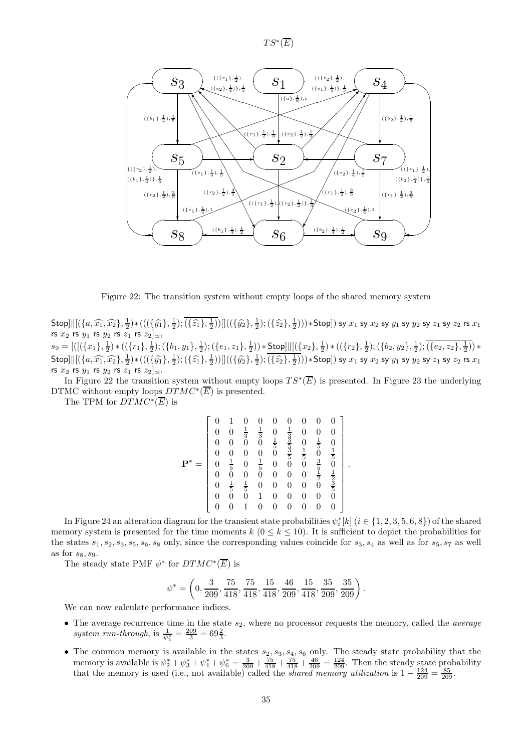$TS^*(\overline{E})$

Figure 22: The transition system without empty loops of the shared memory system

$\mathsf{Stop}]\|[(\{a,\widehat{x_1},\widehat{x_2}\},\frac{1}{2})*(((\{\widehat{y_1}\},\frac{1}{2});\overline{(\{\widehat{z_1}\},\frac{1}{2})})[]((\{\widehat{y_2}\},\frac{1}{2});(\{\widehat{z_2}\},\frac{1}{2})))*\mathsf{Stop}])$ sy $x_1$ sy $x_2$ sy $y_1$ sy $y_2$ sy $z_1$ sy $z_2$ rs $x_1$ rs $x_2$ rs $y_1$ rs $y_2$ rs $z_1$ rs $z_2]_\simeq$,

$s_9 = [([(\{x_1\},\frac{1}{2})*((\{r_1\},\frac{1}{2});(\{b_1,y_1\},\frac{1}{2});(\{e_1,z_1\},\frac{1}{2}))*\mathsf{Stop}]\|[(\{x_2\},\frac{1}{2})*((\{r_2\},\frac{1}{2});(\{b_2,y_2\},\frac{1}{2});\overline{(\{e_2,z_2\},\frac{1}{2})})*\mathsf{Stop}]\|[(\{a,\widehat{x_1},\widehat{x_2}\},\frac{1}{2})*(((\{\widehat{y_1}\},\frac{1}{2});(\{\widehat{z_1}\},\frac{1}{2}))[]((\{\widehat{y_2}\},\frac{1}{2});\overline{(\{\widehat{z_2}\},\frac{1}{2})}))*\mathsf{Stop}])$ sy $x_1$ sy $x_2$ sy $y_1$ sy $y_2$ sy $z_1$ sy $z_2$ rs $x_1$ rs $x_2$ rs $y_1$ rs $y_2$ rs $z_1$ rs $z_2]_\simeq$.

In Figure 22 the transition system without empty loops $TS^*(\overline{E})$ is presented. In Figure 23 the underlying DTMC without empty loops $DTMC^*(\overline{E})$ is presented.

The TPM for $DTMC^*(\overline{E})$ is

$$\mathbf{P}^* = \begin{bmatrix} 0 & 1 & 0 & 0 & 0 & 0 & 0 & 0 & 0 \\ 0 & 0 & \frac{1}{3} & \frac{1}{3} & 0 & \frac{1}{3} & 0 & 0 & 0 \\ 0 & 0 & 0 & 0 & \frac{1}{5} & \frac{3}{5} & 0 & \frac{1}{5} & 0 \\ 0 & 0 & 0 & 0 & 0 & \frac{3}{5} & \frac{1}{5} & 0 & \frac{1}{5} \\ 0 & \frac{1}{5} & 0 & \frac{1}{5} & 0 & 0 & 0 & \frac{3}{5} & 0 \\ 0 & 0 & 0 & 0 & 0 & 0 & 0 & \frac{1}{2} & \frac{1}{2} \\ 0 & \frac{1}{5} & \frac{1}{5} & 0 & 0 & 0 & 0 & 0 & \frac{3}{5} \\ 0 & 0 & 0 & 1 & 0 & 0 & 0 & 0 & 0 \\ 0 & 0 & 1 & 0 & 0 & 0 & 0 & 0 & 0 \end{bmatrix}.$$

In Figure 24 an alteration diagram for the transient state probabilities $\psi_i^*[k]$ $(i \in \{1,2,3,5,6,8\})$ of the shared memory system is presented for the time moments $k$ $(0 \le k \le 10)$. It is sufficient to depict the probabilities for the states $s_1, s_2, s_3, s_5, s_6, s_8$ only, since the corresponding values coincide for $s_3, s_4$ as well as for $s_5, s_7$ as well as for $s_8, s_9$.

The steady state PMF $\psi^*$ for $DTMC^*(\overline{E})$ is

$$\psi^* = \left(0, \frac{3}{209}, \frac{75}{418}, \frac{75}{418}, \frac{15}{418}, \frac{46}{209}, \frac{15}{418}, \frac{35}{209}, \frac{35}{209}\right).$$

We can now calculate performance indices.

- The average recurrence time in the state $s_2$, where no processor requests the memory, called the *average system run-through*, is $\frac{1}{\psi_2^*} = \frac{209}{3} = 69\frac{2}{3}$.
- The common memory is available in the states $s_2, s_3, s_4, s_6$ only. The steady state probability that the memory is available is $\psi_2^* + \psi_3^* + \psi_4^* + \psi_6^* = \frac{3}{209} + \frac{75}{418} + \frac{75}{418} + \frac{46}{209} = \frac{124}{209}$. Then the steady state probability that the memory is used (i.e., not available) called the *shared memory utilization* is $1 - \frac{124}{209} = \frac{85}{209}$.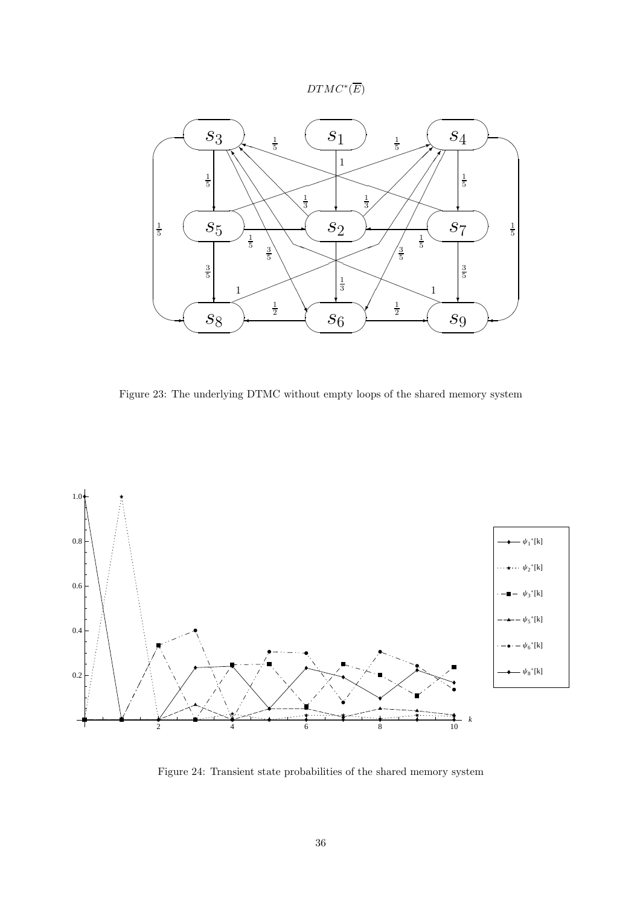$DTMC^*(\overline{E})$

Figure 23: The underlying DTMC without empty loops of the shared memory system

Figure 24: Transient state probabilities of the shared memory system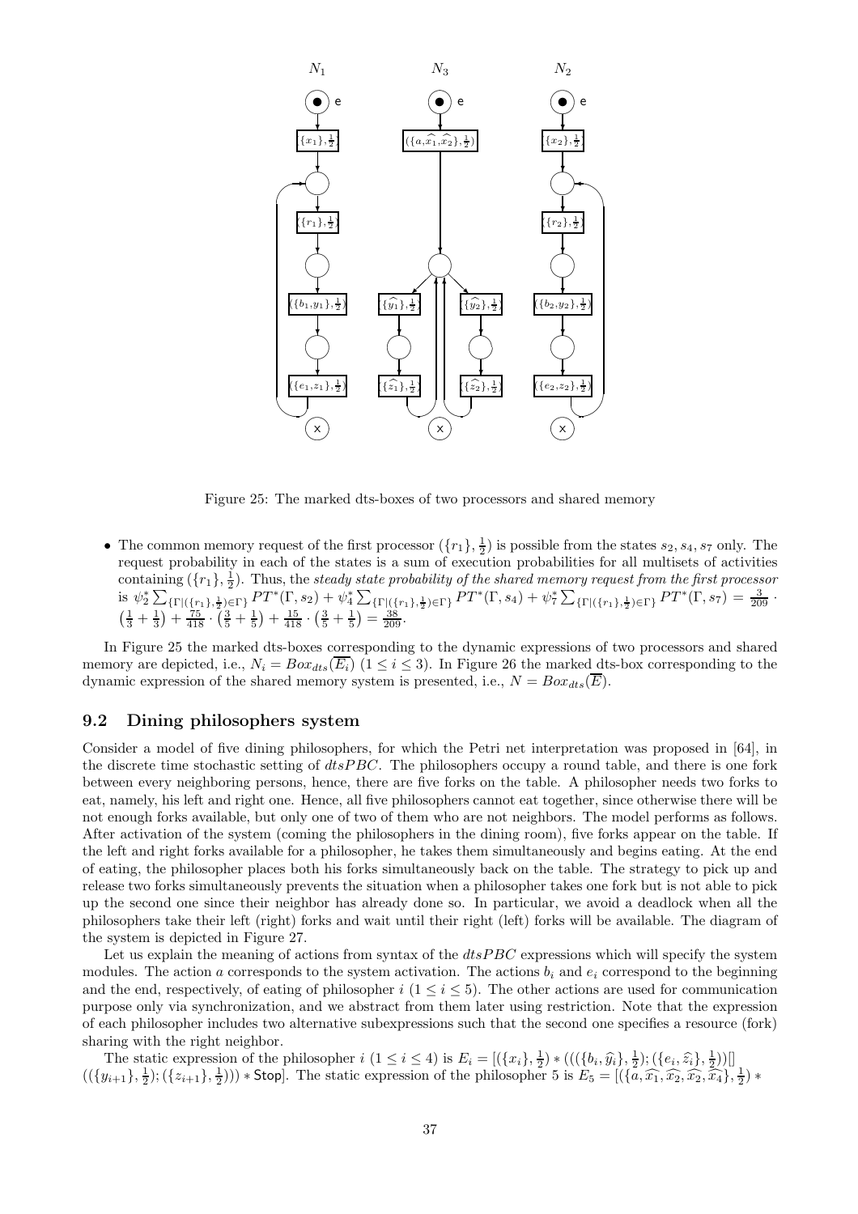Figure 25: The marked dts-boxes of two processors and shared memory

- The common memory request of the first processor $(\{r_1\}, \frac{1}{2})$ is possible from the states $s_2, s_4, s_7$ only. The request probability in each of the states is a sum of execution probabilities for all multisets of activities containing $(\{r_1\}, \frac{1}{2})$. Thus, the *steady state probability of the shared memory request from the first processor* is $\psi_2^* \sum_{\{\Gamma|(\{r_1\},\frac{1}{2})\in\Gamma\}} PT^*(\Gamma, s_2) + \psi_4^* \sum_{\{\Gamma|(\{r_1\},\frac{1}{2})\in\Gamma\}} PT^*(\Gamma, s_4) + \psi_7^* \sum_{\{\Gamma|(\{r_1\},\frac{1}{2})\in\Gamma\}} PT^*(\Gamma, s_7) = \frac{3}{209} \cdot \left(\frac{1}{3} + \frac{1}{3}\right) + \frac{75}{418} \cdot \left(\frac{3}{5} + \frac{1}{5}\right) + \frac{15}{418} \cdot \left(\frac{3}{5} + \frac{1}{5}\right) = \frac{38}{209}$.

In Figure 25 the marked dts-boxes corresponding to the dynamic expressions of two processors and shared memory are depicted, i.e., $N_i = Box_{dts}(\overline{E_i})$ $(1 \le i \le 3)$. In Figure 26 the marked dts-box corresponding to the dynamic expression of the shared memory system is presented, i.e., $N = Box_{dts}(\overline{E})$.

## 9.2 Dining philosophers system

Consider a model of five dining philosophers, for which the Petri net interpretation was proposed in [64], in the discrete time stochastic setting of *dtsPBC*. The philosophers occupy a round table, and there is one fork between every neighboring persons, hence, there are five forks on the table. A philosopher needs two forks to eat, namely, his left and right one. Hence, all five philosophers cannot eat together, since otherwise there will be not enough forks available, but only one of two of them who are not neighbors. The model performs as follows. After activation of the system (coming the philosophers in the dining room), five forks appear on the table. If the left and right forks available for a philosopher, he takes them simultaneously and begins eating. At the end of eating, the philosopher places both his forks simultaneously back on the table. The strategy to pick up and release two forks simultaneously prevents the situation when a philosopher takes one fork but is not able to pick up the second one since their neighbor has already done so. In particular, we avoid a deadlock when all the philosophers take their left (right) forks and wait until their right (left) forks will be available. The diagram of the system is depicted in Figure 27.

Let us explain the meaning of actions from syntax of the *dtsPBC* expressions which will specify the system modules. The action $a$ corresponds to the system activation. The actions $b_i$ and $e_i$ correspond to the beginning and the end, respectively, of eating of philosopher $i$ $(1 \le i \le 5)$. The other actions are used for communication purpose only via synchronization, and we abstract from them later using restriction. Note that the expression of each philosopher includes two alternative subexpressions such that the second one specifies a resource (fork) sharing with the right neighbor.

The static expression of the philosopher $i$ $(1 \le i \le 4)$ is $E_i = [(\{x_i\}, \frac{1}{2}) * (((\{b_i, \widehat{y_i}\}, \frac{1}{2}); (\{e_i, \widehat{z_i}\}, \frac{1}{2}))[] ((\{y_{i+1}\}, \frac{1}{2}); (\{z_{i+1}\}, \frac{1}{2}))) * \mathsf{Stop}]$. The static expression of the philosopher 5 is $E_5 = [(\{a, \widehat{x_1}, \widehat{x_2}, \widehat{x_2}, \widehat{x_4}\}, \frac{1}{2}) *$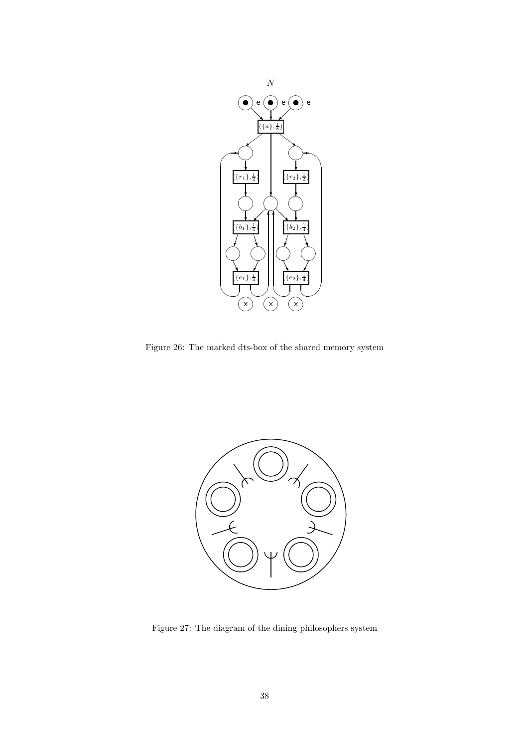Figure 26: The marked dts-box of the shared memory system

Figure 27: The diagram of the dining philosophers system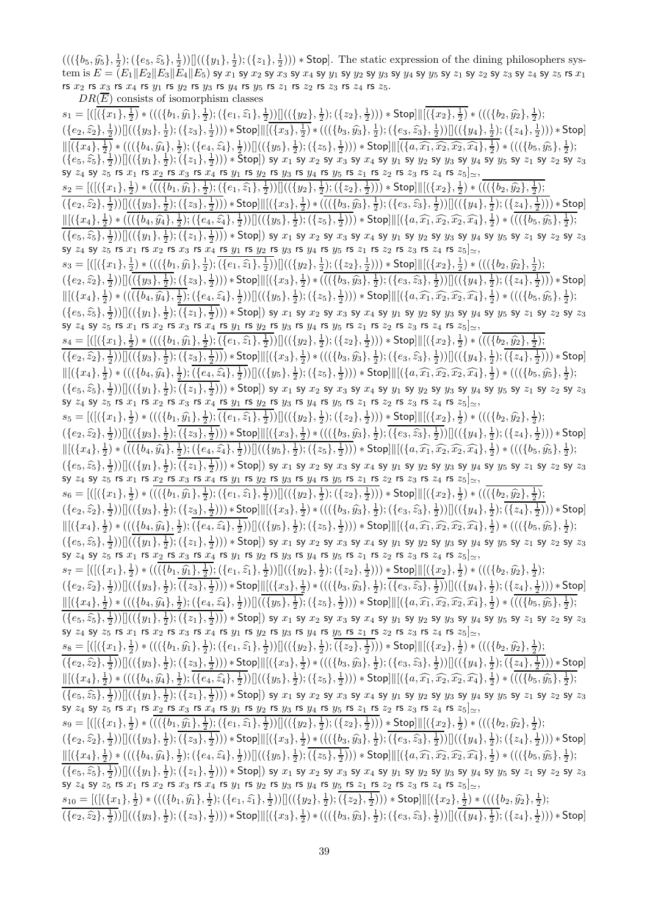$(((\{b_5,\widehat{y_5}\},\frac{1}{2});(\{e_5,\widehat{z_5}\},\frac{1}{2}))[]((\{y_1\},\frac{1}{2});(\{z_1\},\frac{1}{2})))*\mathsf{Stop}]$. The static expression of the dining philosophers system is $E=(E_1\|E_2\|E_3\|E_4\|E_5)$ $\mathsf{sy}\ x_1$ $\mathsf{sy}\ x_2$ $\mathsf{sy}\ x_3$ $\mathsf{sy}\ x_4$ $\mathsf{sy}\ y_1$ $\mathsf{sy}\ y_2$ $\mathsf{sy}\ y_3$ $\mathsf{sy}\ y_4$ $\mathsf{sy}\ y_5$ $\mathsf{sy}\ z_1$ $\mathsf{sy}\ z_2$ $\mathsf{sy}\ z_3$ $\mathsf{sy}\ z_4$ $\mathsf{sy}\ z_5$ $\mathsf{rs}\ x_1$ $\mathsf{rs}\ x_2$ $\mathsf{rs}\ x_3$ $\mathsf{rs}\ x_4$ $\mathsf{rs}\ y_1$ $\mathsf{rs}\ y_2$ $\mathsf{rs}\ y_3$ $\mathsf{rs}\ y_4$ $\mathsf{rs}\ y_5$ $\mathsf{rs}\ z_1$ $\mathsf{rs}\ z_2$ $\mathsf{rs}\ z_3$ $\mathsf{rs}\ z_4$ $\mathsf{rs}\ z_5$.

$DR(\overline{E})$ consists of isomorphism classes

$s_1=[([\overline{(\{x_1\},\frac{1}{2})}*(((\{b_1,\widehat{y_1}\},\frac{1}{2});(\{e_1,\widehat{z_1}\},\frac{1}{2}))[]((\{y_2\},\frac{1}{2});(\{z_2\},\frac{1}{2})))*\mathsf{Stop}]\|[\overline{(\{x_2\},\frac{1}{2})}*(((\{b_2,\widehat{y_2}\},\frac{1}{2});(\{e_2,\widehat{z_2}\},\frac{1}{2}))[]((\{y_3\},\frac{1}{2});(\{z_3\},\frac{1}{2})))*\mathsf{Stop}]\|[\overline{(\{x_3\},\frac{1}{2})}*(((\{b_3,\widehat{y_3}\},\frac{1}{2});(\{e_3,\widehat{z_3}\},\frac{1}{2}))[]((\{y_4\},\frac{1}{2});(\{z_4\},\frac{1}{2})))*\mathsf{Stop}]\|[\overline{(\{x_4\},\frac{1}{2})}*(((\{b_4,\widehat{y_4}\},\frac{1}{2});(\{e_4,\widehat{z_4}\},\frac{1}{2}))[]((\{y_5\},\frac{1}{2});(\{z_5\},\frac{1}{2})))*\mathsf{Stop}]\|[\overline{(\{a,\widehat{x_1},\widehat{x_2},\widehat{x_3},\widehat{x_4}\},\frac{1}{2})}*(((\{b_5,\widehat{y_5}\},\frac{1}{2});(\{e_5,\widehat{z_5}\},\frac{1}{2}))[]((\{y_1\},\frac{1}{2});(\{z_1\},\frac{1}{2})))*\mathsf{Stop}])$ $\mathsf{sy}\ x_1$ $\mathsf{sy}\ x_2$ $\mathsf{sy}\ x_3$ $\mathsf{sy}\ x_4$ $\mathsf{sy}\ y_1$ $\mathsf{sy}\ y_2$ $\mathsf{sy}\ y_3$ $\mathsf{sy}\ y_4$ $\mathsf{sy}\ y_5$ $\mathsf{sy}\ z_1$ $\mathsf{sy}\ z_2$ $\mathsf{sy}\ z_3$ $\mathsf{sy}\ z_4$ $\mathsf{sy}\ z_5$ $\mathsf{rs}\ x_1$ $\mathsf{rs}\ x_2$ $\mathsf{rs}\ x_3$ $\mathsf{rs}\ x_4$ $\mathsf{rs}\ y_1$ $\mathsf{rs}\ y_2$ $\mathsf{rs}\ y_3$ $\mathsf{rs}\ y_4$ $\mathsf{rs}\ y_5$ $\mathsf{rs}\ z_1$ $\mathsf{rs}\ z_2$ $\mathsf{rs}\ z_3$ $\mathsf{rs}\ z_4$ $\mathsf{rs}\ z_5]_{\simeq}$,

$s_2=[([(\{x_1\},\frac{1}{2})*\overline{(((\{b_1,\widehat{y_1}\},\frac{1}{2});(\{e_1,\widehat{z_1}\},\frac{1}{2}))[]((\{y_2\},\frac{1}{2});(\{z_2\},\frac{1}{2})))}*\mathsf{Stop}]\|[(\{x_2\},\frac{1}{2})*\overline{(((\{b_2,\widehat{y_2}\},\frac{1}{2});(\{e_2,\widehat{z_2}\},\frac{1}{2}))[]((\{y_3\},\frac{1}{2});(\{z_3\},\frac{1}{2})))}*\mathsf{Stop}]\|[(\{x_3\},\frac{1}{2})*\overline{(((\{b_3,\widehat{y_3}\},\frac{1}{2});(\{e_3,\widehat{z_3}\},\frac{1}{2}))[]((\{y_4\},\frac{1}{2});(\{z_4\},\frac{1}{2})))}*\mathsf{Stop}]\|[(\{x_4\},\frac{1}{2})*\overline{(((\{b_4,\widehat{y_4}\},\frac{1}{2});(\{e_4,\widehat{z_4}\},\frac{1}{2}))[]((\{y_5\},\frac{1}{2});(\{z_5\},\frac{1}{2})))}*\mathsf{Stop}]\|[(\{a,\widehat{x_1},\widehat{x_2},\widehat{x_3},\widehat{x_4}\},\frac{1}{2})*\overline{(((\{b_5,\widehat{y_5}\},\frac{1}{2});(\{e_5,\widehat{z_5}\},\frac{1}{2}))[]((\{y_1\},\frac{1}{2});(\{z_1\},\frac{1}{2})))}*\mathsf{Stop}])$ $\mathsf{sy}\ x_1$ $\mathsf{sy}\ x_2$ $\mathsf{sy}\ x_3$ $\mathsf{sy}\ x_4$ $\mathsf{sy}\ y_1$ $\mathsf{sy}\ y_2$ $\mathsf{sy}\ y_3$ $\mathsf{sy}\ y_4$ $\mathsf{sy}\ y_5$ $\mathsf{sy}\ z_1$ $\mathsf{sy}\ z_2$ $\mathsf{sy}\ z_3$ $\mathsf{sy}\ z_4$ $\mathsf{sy}\ z_5$ $\mathsf{rs}\ x_1$ $\mathsf{rs}\ x_2$ $\mathsf{rs}\ x_3$ $\mathsf{rs}\ x_4$ $\mathsf{rs}\ y_1$ $\mathsf{rs}\ y_2$ $\mathsf{rs}\ y_3$ $\mathsf{rs}\ y_4$ $\mathsf{rs}\ y_5$ $\mathsf{rs}\ z_1$ $\mathsf{rs}\ z_2$ $\mathsf{rs}\ z_3$ $\mathsf{rs}\ z_4$ $\mathsf{rs}\ z_5]_{\simeq}$,

$s_3=[([(\{x_1\},\frac{1}{2})*(((\{b_1,\widehat{y_1}\},\frac{1}{2});\overline{(\{e_1,\widehat{z_1}\},\frac{1}{2})})[]((\{y_2\},\frac{1}{2});(\{z_2\},\frac{1}{2})))*\mathsf{Stop}]\|[(\{x_2\},\frac{1}{2})*(((\{b_2,\widehat{y_2}\},\frac{1}{2});(\{e_2,\widehat{z_2}\},\frac{1}{2}))[](\overline{(\{y_3\},\frac{1}{2})};(\{z_3\},\frac{1}{2})))*\mathsf{Stop}]\|[(\{x_3\},\frac{1}{2})*\overline{(((\{b_3,\widehat{y_3}\},\frac{1}{2});(\{e_3,\widehat{z_3}\},\frac{1}{2}))[]((\{y_4\},\frac{1}{2});(\{z_4\},\frac{1}{2})))}*\mathsf{Stop}]\|[(\{x_4\},\frac{1}{2})*\overline{(((\{b_4,\widehat{y_4}\},\frac{1}{2});(\{e_4,\widehat{z_4}\},\frac{1}{2}))[]((\{y_5\},\frac{1}{2});(\{z_5\},\frac{1}{2})))}*\mathsf{Stop}]\|[(\{a,\widehat{x_1},\widehat{x_2},\widehat{x_3},\widehat{x_4}\},\frac{1}{2})*(((\{b_5,\widehat{y_5}\},\frac{1}{2});(\{e_5,\widehat{z_5}\},\frac{1}{2}))[]((\{y_1\},\frac{1}{2});\overline{(\{z_1\},\frac{1}{2})}))*\mathsf{Stop}])$ $\mathsf{sy}\ x_1$ $\mathsf{sy}\ x_2$ $\mathsf{sy}\ x_3$ $\mathsf{sy}\ x_4$ $\mathsf{sy}\ y_1$ $\mathsf{sy}\ y_2$ $\mathsf{sy}\ y_3$ $\mathsf{sy}\ y_4$ $\mathsf{sy}\ y_5$ $\mathsf{sy}\ z_1$ $\mathsf{sy}\ z_2$ $\mathsf{sy}\ z_3$ $\mathsf{sy}\ z_4$ $\mathsf{sy}\ z_5$ $\mathsf{rs}\ x_1$ $\mathsf{rs}\ x_2$ $\mathsf{rs}\ x_3$ $\mathsf{rs}\ x_4$ $\mathsf{rs}\ y_1$ $\mathsf{rs}\ y_2$ $\mathsf{rs}\ y_3$ $\mathsf{rs}\ y_4$ $\mathsf{rs}\ y_5$ $\mathsf{rs}\ z_1$ $\mathsf{rs}\ z_2$ $\mathsf{rs}\ z_3$ $\mathsf{rs}\ z_4$ $\mathsf{rs}\ z_5]_{\simeq}$,

$s_4=[([(\{x_1\},\frac{1}{2})*(((\{b_1,\widehat{y_1}\},\frac{1}{2});\overline{(\{e_1,\widehat{z_1}\},\frac{1}{2})})[]((\{y_2\},\frac{1}{2});(\{z_2\},\frac{1}{2})))*\mathsf{Stop}]\|[(\{x_2\},\frac{1}{2})*\overline{(((\{b_2,\widehat{y_2}\},\frac{1}{2});(\{e_2,\widehat{z_2}\},\frac{1}{2}))[]((\{y_3\},\frac{1}{2});(\{z_3\},\frac{1}{2})))}*\mathsf{Stop}]\|[(\{x_3\},\frac{1}{2})*(((\{b_3,\widehat{y_3}\},\frac{1}{2});(\{e_3,\widehat{z_3}\},\frac{1}{2}))[]((\{y_4\},\frac{1}{2});\overline{(\{z_4\},\frac{1}{2})}))*\mathsf{Stop}]\|[(\{x_4\},\frac{1}{2})*(((\{b_4,\widehat{y_4}\},\frac{1}{2});\overline{(\{e_4,\widehat{z_4}\},\frac{1}{2})})[]((\{y_5\},\frac{1}{2});(\{z_5\},\frac{1}{2})))*\mathsf{Stop}]\|[(\{a,\widehat{x_1},\widehat{x_2},\widehat{x_3},\widehat{x_4}\},\frac{1}{2})*(((\{b_5,\widehat{y_5}\},\frac{1}{2});(\{e_5,\widehat{z_5}\},\frac{1}{2}))[]((\{y_1\},\frac{1}{2});\overline{(\{z_1\},\frac{1}{2})}))*\mathsf{Stop}])$ $\mathsf{sy}\ x_1$ $\mathsf{sy}\ x_2$ $\mathsf{sy}\ x_3$ $\mathsf{sy}\ x_4$ $\mathsf{sy}\ y_1$ $\mathsf{sy}\ y_2$ $\mathsf{sy}\ y_3$ $\mathsf{sy}\ y_4$ $\mathsf{sy}\ y_5$ $\mathsf{sy}\ z_1$ $\mathsf{sy}\ z_2$ $\mathsf{sy}\ z_3$ $\mathsf{sy}\ z_4$ $\mathsf{sy}\ z_5$ $\mathsf{rs}\ x_1$ $\mathsf{rs}\ x_2$ $\mathsf{rs}\ x_3$ $\mathsf{rs}\ x_4$ $\mathsf{rs}\ y_1$ $\mathsf{rs}\ y_2$ $\mathsf{rs}\ y_3$ $\mathsf{rs}\ y_4$ $\mathsf{rs}\ y_5$ $\mathsf{rs}\ z_1$ $\mathsf{rs}\ z_2$ $\mathsf{rs}\ z_3$ $\mathsf{rs}\ z_4$ $\mathsf{rs}\ z_5]_{\simeq}$,

$s_5=[([(\{x_1\},\frac{1}{2})*(((\{b_1,\widehat{y_1}\},\frac{1}{2});\overline{(\{e_1,\widehat{z_1}\},\frac{1}{2})})[]((\{y_2\},\frac{1}{2});(\{z_2\},\frac{1}{2})))*\overline{\mathsf{Stop}}]\|[(\{x_2\},\frac{1}{2})*(((\{b_2,\widehat{y_2}\},\frac{1}{2});(\{e_2,\widehat{z_2}\},\frac{1}{2}))[]((\{y_3\},\frac{1}{2});\overline{(\{z_3\},\frac{1}{2})}))*\mathsf{Stop}]\|[(\{x_3\},\frac{1}{2})*(((\{b_3,\widehat{y_3}\},\frac{1}{2});\overline{(\{e_3,\widehat{z_3}\},\frac{1}{2})})[]((\{y_4\},\frac{1}{2});(\{z_4\},\frac{1}{2})))*\mathsf{Stop}]\|[(\{x_4\},\frac{1}{2})*(((\{b_4,\widehat{y_4}\},\frac{1}{2});\overline{(\{e_4,\widehat{z_4}\},\frac{1}{2})})[]((\{y_5\},\frac{1}{2});(\{z_5\},\frac{1}{2})))*\mathsf{Stop}]\|[(\{a,\widehat{x_1},\widehat{x_2},\widehat{x_3},\widehat{x_4}\},\frac{1}{2})*(((\{b_5,\widehat{y_5}\},\frac{1}{2});(\{e_5,\widehat{z_5}\},\frac{1}{2}))[]((\{y_1\},\frac{1}{2});\overline{(\{z_1\},\frac{1}{2})}))*\mathsf{Stop}])$ $\mathsf{sy}\ x_1$ $\mathsf{sy}\ x_2$ $\mathsf{sy}\ x_3$ $\mathsf{sy}\ x_4$ $\mathsf{sy}\ y_1$ $\mathsf{sy}\ y_2$ $\mathsf{sy}\ y_3$ $\mathsf{sy}\ y_4$ $\mathsf{sy}\ y_5$ $\mathsf{sy}\ z_1$ $\mathsf{sy}\ z_2$ $\mathsf{sy}\ z_3$ $\mathsf{sy}\ z_4$ $\mathsf{sy}\ z_5$ $\mathsf{rs}\ x_1$ $\mathsf{rs}\ x_2$ $\mathsf{rs}\ x_3$ $\mathsf{rs}\ x_4$ $\mathsf{rs}\ y_1$ $\mathsf{rs}\ y_2$ $\mathsf{rs}\ y_3$ $\mathsf{rs}\ y_4$ $\mathsf{rs}\ y_5$ $\mathsf{rs}\ z_1$ $\mathsf{rs}\ z_2$ $\mathsf{rs}\ z_3$ $\mathsf{rs}\ z_4$ $\mathsf{rs}\ z_5]_{\simeq}$,

$s_6=[([(\{x_1\},\frac{1}{2})*(((\{b_1,\widehat{y_1}\},\frac{1}{2});(\{e_1,\widehat{z_1}\},\frac{1}{2}))[]((\{y_2\},\frac{1}{2});\overline{(\{z_2\},\frac{1}{2})}))*\mathsf{Stop}]\|[(\{x_2\},\frac{1}{2})*\overline{(((\{b_2,\widehat{y_2}\},\frac{1}{2});(\{e_2,\widehat{z_2}\},\frac{1}{2}))[]((\{y_3\},\frac{1}{2});(\{z_3\},\frac{1}{2})))}*\mathsf{Stop}]\|[(\{x_3\},\frac{1}{2})*(((\{b_3,\widehat{y_3}\},\frac{1}{2});(\{e_3,\widehat{z_3}\},\frac{1}{2}))[]((\{y_4\},\frac{1}{2});\overline{(\{z_4\},\frac{1}{2})}))*\mathsf{Stop}]\|[(\{x_4\},\frac{1}{2})*((\overline{(\{b_4,\widehat{y_4}\},\frac{1}{2})};(\{e_4,\widehat{z_4}\},\frac{1}{2}))[]((\{y_5\},\frac{1}{2});(\{z_5\},\frac{1}{2})))*\mathsf{Stop}]\|[(\{a,\widehat{x_1},\widehat{x_2},\widehat{x_3},\widehat{x_4}\},\frac{1}{2})*(((\{b_5,\widehat{y_5}\},\frac{1}{2});(\{e_5,\widehat{z_5}\},\frac{1}{2}))[](\overline{(\{y_1\},\frac{1}{2})};(\{z_1\},\frac{1}{2})))*\mathsf{Stop}])$ $\mathsf{sy}\ x_1$ $\mathsf{sy}\ x_2$ $\mathsf{sy}\ x_3$ $\mathsf{sy}\ x_4$ $\mathsf{sy}\ y_1$ $\mathsf{sy}\ y_2$ $\mathsf{sy}\ y_3$ $\mathsf{sy}\ y_4$ $\mathsf{sy}\ y_5$ $\mathsf{sy}\ z_1$ $\mathsf{sy}\ z_2$ $\mathsf{sy}\ z_3$ $\mathsf{sy}\ z_4$ $\mathsf{sy}\ z_5$ $\mathsf{rs}\ x_1$ $\mathsf{rs}\ x_2$ $\mathsf{rs}\ x_3$ $\mathsf{rs}\ x_4$ $\mathsf{rs}\ y_1$ $\mathsf{rs}\ y_2$ $\mathsf{rs}\ y_3$ $\mathsf{rs}\ y_4$ $\mathsf{rs}\ y_5$ $\mathsf{rs}\ z_1$ $\mathsf{rs}\ z_2$ $\mathsf{rs}\ z_3$ $\mathsf{rs}\ z_4$ $\mathsf{rs}\ z_5]_{\simeq}$,

$s_7=[([(\{x_1\},\frac{1}{2})*((\overline{(\{b_1,\widehat{y_1}\},\frac{1}{2})};(\{e_1,\widehat{z_1}\},\frac{1}{2}))[]((\{y_2\},\frac{1}{2});(\{z_2\},\frac{1}{2})))*\overline{\mathsf{Stop}}]\|[(\{x_2\},\frac{1}{2})*(((\{b_2,\widehat{y_2}\},\frac{1}{2});(\{e_2,\widehat{z_2}\},\frac{1}{2}))[]((\{y_3\},\frac{1}{2});(\{z_3\},\frac{1}{2})))*\mathsf{Stop}]\|[\overline{(\{x_3\},\frac{1}{2})}*(((\{b_3,\widehat{y_3}\},\frac{1}{2});\overline{(\{e_3,\widehat{z_3}\},\frac{1}{2})})[]((\{y_4\},\frac{1}{2});(\{z_4\},\frac{1}{2})))*\mathsf{Stop}]\|[\overline{(\{x_4\},\frac{1}{2})}*(((\{b_4,\widehat{y_4}\},\frac{1}{2});(\{e_4,\widehat{z_4}\},\frac{1}{2}))[](\overline{(\{y_5\},\frac{1}{2})};(\{z_5\},\frac{1}{2})))*\mathsf{Stop}]\|[(\{a,\widehat{x_1},\widehat{x_2},\widehat{x_3},\widehat{x_4}\},\frac{1}{2})*\overline{(((\{b_5,\widehat{y_5}\},\frac{1}{2});(\{e_5,\widehat{z_5}\},\frac{1}{2}))[]((\{y_1\},\frac{1}{2});(\{z_1\},\frac{1}{2})))}*\mathsf{Stop}])$ $\mathsf{sy}\ x_1$ $\mathsf{sy}\ x_2$ $\mathsf{sy}\ x_3$ $\mathsf{sy}\ x_4$ $\mathsf{sy}\ y_1$ $\mathsf{sy}\ y_2$ $\mathsf{sy}\ y_3$ $\mathsf{sy}\ y_4$ $\mathsf{sy}\ y_5$ $\mathsf{sy}\ z_1$ $\mathsf{sy}\ z_2$ $\mathsf{sy}\ z_3$ $\mathsf{sy}\ z_4$ $\mathsf{sy}\ z_5$ $\mathsf{rs}\ x_1$ $\mathsf{rs}\ x_2$ $\mathsf{rs}\ x_3$ $\mathsf{rs}\ x_4$ $\mathsf{rs}\ y_1$ $\mathsf{rs}\ y_2$ $\mathsf{rs}\ y_3$ $\mathsf{rs}\ y_4$ $\mathsf{rs}\ y_5$ $\mathsf{rs}\ z_1$ $\mathsf{rs}\ z_2$ $\mathsf{rs}\ z_3$ $\mathsf{rs}\ z_4$ $\mathsf{rs}\ z_5]_{\simeq}$,

$s_8=[([(\{x_1\},\frac{1}{2})*(((\{b_1,\widehat{y_1}\},\frac{1}{2});(\{e_1,\widehat{z_1}\},\frac{1}{2}))[]((\{y_2\},\frac{1}{2});\overline{(\{z_2\},\frac{1}{2})}))*\mathsf{Stop}]\|[(\{x_2\},\frac{1}{2})*\overline{(((\{b_2,\widehat{y_2}\},\frac{1}{2});(\{e_2,\widehat{z_2}\},\frac{1}{2}))[]((\{y_3\},\frac{1}{2});(\{z_3\},\frac{1}{2})))}*\mathsf{Stop}]\|[(\{x_3\},\frac{1}{2})*(((\{b_3,\widehat{y_3}\},\frac{1}{2});(\{e_3,\widehat{z_3}\},\frac{1}{2}))[]((\{y_4\},\frac{1}{2});\overline{(\{z_4\},\frac{1}{2})}))*\mathsf{Stop}]\|[\overline{(\{x_4\},\frac{1}{2})}*(((\{b_4,\widehat{y_4}\},\frac{1}{2});\overline{(\{e_4,\widehat{z_4}\},\frac{1}{2})})[]((\{y_5\},\frac{1}{2});(\{z_5\},\frac{1}{2})))*\mathsf{Stop}]\|[(\{a,\widehat{x_1},\widehat{x_2},\widehat{x_3},\widehat{x_4}\},\frac{1}{2})*\overline{(((\{b_5,\widehat{y_5}\},\frac{1}{2});(\{e_5,\widehat{z_5}\},\frac{1}{2}))[]((\{y_1\},\frac{1}{2});(\{z_1\},\frac{1}{2})))}*\mathsf{Stop}])$ $\mathsf{sy}\ x_1$ $\mathsf{sy}\ x_2$ $\mathsf{sy}\ x_3$ $\mathsf{sy}\ x_4$ $\mathsf{sy}\ y_1$ $\mathsf{sy}\ y_2$ $\mathsf{sy}\ y_3$ $\mathsf{sy}\ y_4$ $\mathsf{sy}\ y_5$ $\mathsf{sy}\ z_1$ $\mathsf{sy}\ z_2$ $\mathsf{sy}\ z_3$ $\mathsf{sy}\ z_4$ $\mathsf{sy}\ z_5$ $\mathsf{rs}\ x_1$ $\mathsf{rs}\ x_2$ $\mathsf{rs}\ x_3$ $\mathsf{rs}\ x_4$ $\mathsf{rs}\ y_1$ $\mathsf{rs}\ y_2$ $\mathsf{rs}\ y_3$ $\mathsf{rs}\ y_4$ $\mathsf{rs}\ y_5$ $\mathsf{rs}\ z_1$ $\mathsf{rs}\ z_2$ $\mathsf{rs}\ z_3$ $\mathsf{rs}\ z_4$ $\mathsf{rs}\ z_5]_{\simeq}$,

$s_9=[([(\{x_1\},\frac{1}{2})*((\overline{(\{b_1,\widehat{y_1}\},\frac{1}{2})};(\{e_1,\widehat{z_1}\},\frac{1}{2}))[]((\{y_2\},\frac{1}{2});(\{z_2\},\frac{1}{2})))*\overline{\mathsf{Stop}}]\|[(\{x_2\},\frac{1}{2})*(((\{b_2,\widehat{y_2}\},\frac{1}{2});(\{e_2,\widehat{z_2}\},\frac{1}{2}))[]((\{y_3\},\frac{1}{2});(\{z_3\},\frac{1}{2})))*\mathsf{Stop}]\|[\overline{(\{x_3\},\frac{1}{2})}*(((\{b_3,\widehat{y_3}\},\frac{1}{2});\overline{(\{e_3,\widehat{z_3}\},\frac{1}{2})})[]((\{y_4\},\frac{1}{2});(\{z_4\},\frac{1}{2})))*\mathsf{Stop}]\|[\overline{(\{x_4\},\frac{1}{2})}*(((\{b_4,\widehat{y_4}\},\frac{1}{2});(\{e_4,\widehat{z_4}\},\frac{1}{2}))[]((\{y_5\},\frac{1}{2});\overline{(\{z_5\},\frac{1}{2})}))*\mathsf{Stop}]\|[(\{a,\widehat{x_1},\widehat{x_2},\widehat{x_3},\widehat{x_4}\},\frac{1}{2})*\overline{(((\{b_5,\widehat{y_5}\},\frac{1}{2});(\{e_5,\widehat{z_5}\},\frac{1}{2}))[]((\{y_1\},\frac{1}{2});(\{z_1\},\frac{1}{2})))}*\mathsf{Stop}])$ $\mathsf{sy}\ x_1$ $\mathsf{sy}\ x_2$ $\mathsf{sy}\ x_3$ $\mathsf{sy}\ x_4$ $\mathsf{sy}\ y_1$ $\mathsf{sy}\ y_2$ $\mathsf{sy}\ y_3$ $\mathsf{sy}\ y_4$ $\mathsf{sy}\ y_5$ $\mathsf{sy}\ z_1$ $\mathsf{sy}\ z_2$ $\mathsf{sy}\ z_3$ $\mathsf{sy}\ z_4$ $\mathsf{sy}\ z_5$ $\mathsf{rs}\ x_1$ $\mathsf{rs}\ x_2$ $\mathsf{rs}\ x_3$ $\mathsf{rs}\ x_4$ $\mathsf{rs}\ y_1$ $\mathsf{rs}\ y_2$ $\mathsf{rs}\ y_3$ $\mathsf{rs}\ y_4$ $\mathsf{rs}\ y_5$ $\mathsf{rs}\ z_1$ $\mathsf{rs}\ z_2$ $\mathsf{rs}\ z_3$ $\mathsf{rs}\ z_4$ $\mathsf{rs}\ z_5]_{\simeq}$,

$s_{10}=[([(\{x_1\},\frac{1}{2})*(((\{b_1,\widehat{y_1}\},\frac{1}{2});(\{e_1,\widehat{z_1}\},\frac{1}{2}))[]((\{y_2\},\frac{1}{2});\overline{(\{z_2\},\frac{1}{2})}))*\mathsf{Stop}]\|[(\{x_2\},\overline{\tfrac{1}{2}})*(((\{b_2,\widehat{y_2}\},\frac{1}{2});\overline{(\{e_2,\widehat{z_2}\},\frac{1}{2})})[]((\{y_3\},\frac{1}{2});(\{z_3\},\frac{1}{2})))*\mathsf{Stop}]\|[(\{x_3\},\frac{1}{2})*(((\{b_3,\widehat{y_3}\},\frac{1}{2});(\{e_3,\widehat{z_3}\},\frac{1}{2}))[](\overline{(\{y_4\},\frac{1}{2})};(\{z_4\},\frac{1}{2})))*\mathsf{Stop}]$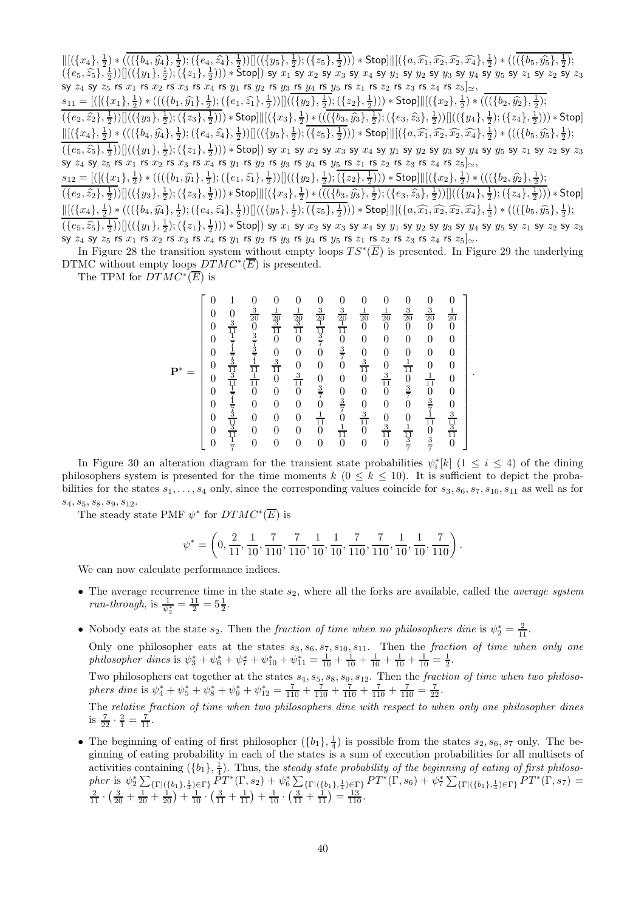$\|[(\{x_4\},\frac{1}{2})*\overline{(((\{b_4,\widehat{y_4}\},\frac{1}{2});(\{e_4,\widehat{z_4}\},\frac{1}{2}))[]((\{y_5\},\frac{1}{2});(\{z_5\},\frac{1}{2})))}*\mathsf{Stop}]\|[(\{a,\widehat{x_1},\widehat{x_2},\widehat{x_2},\widehat{x_4}\},\frac{1}{2})*(\overline{((\{b_5,\widehat{y_5}\},\frac{1}{2})};$ $(\{e_5,\widehat{z_5}\},\frac{1}{2}))[]((\{y_1\},\frac{1}{2});(\{z_1\},\frac{1}{2})))*\mathsf{Stop}])$ sy $x_1$ sy $x_2$ sy $x_3$ sy $x_4$ sy $y_1$ sy $y_2$ sy $y_3$ sy $y_4$ sy $y_5$ sy $z_1$ sy $z_2$ sy $z_3$ sy $z_4$ sy $z_5$ rs $x_1$ rs $x_2$ rs $x_3$ rs $x_4$ rs $y_1$ rs $y_2$ rs $y_3$ rs $y_4$ rs $y_5$ rs $z_1$ rs $z_2$ rs $z_3$ rs $z_4$ rs $z_5]_{\simeq}$,

$s_{11}=[([(\{x_1\},\frac{1}{2})*(((\{b_1,\widehat{y_1}\},\frac{1}{2});(\{e_1,\widehat{z_1}\},\frac{1}{2}))[]\overline{((\{y_2\},\frac{1}{2});(\{z_2\},\frac{1}{2})))}*\mathsf{Stop}]\|[(\{x_2\},\frac{1}{2})*(\overline{((\{b_2,\widehat{y_2}\},\frac{1}{2});}$ $\overline{(\{e_2,\widehat{z_2}\},\frac{1}{2}))[]((\{y_3\},\frac{1}{2});(\{z_3\},\frac{1}{2})))}*\mathsf{Stop}]\|[(\{x_3\},\frac{1}{2})*\overline{(((\{b_3,\widehat{y_3}\},\frac{1}{2});(\{e_3,\widehat{z_3}\},\frac{1}{2}))[]((\{y_4\},\frac{1}{2});(\{z_4\},\frac{1}{2})))}*\mathsf{Stop}]$ $\|[(\{x_4\},\frac{1}{2})*(((\{b_4,\widehat{y_4}\},\frac{1}{2});(\{e_4,\widehat{z_4}\},\frac{1}{2}))[]((\{y_5\},\frac{1}{2});\overline{(\{z_5\},\frac{1}{2})))}*\mathsf{Stop}]\|[(\{a,\widehat{x_1},\widehat{x_2},\widehat{x_2},\widehat{x_4}\},\frac{1}{2})*(((\{b_5,\widehat{y_5}\},\frac{1}{2});$ $\overline{(\{e_5,\widehat{z_5}\},\frac{1}{2}))}[]((\{y_1\},\frac{1}{2});(\{z_1\},\frac{1}{2})))*\mathsf{Stop}])$ sy $x_1$ sy $x_2$ sy $x_3$ sy $x_4$ sy $y_1$ sy $y_2$ sy $y_3$ sy $y_4$ sy $y_5$ sy $z_1$ sy $z_2$ sy $z_3$ sy $z_4$ sy $z_5$ rs $x_1$ rs $x_2$ rs $x_3$ rs $x_4$ rs $y_1$ rs $y_2$ rs $y_3$ rs $y_4$ rs $y_5$ rs $z_1$ rs $z_2$ rs $z_3$ rs $z_4$ rs $z_5]_{\simeq}$,

$s_{12}=[([(\{x_1\},\frac{1}{2})*(((\{b_1,\widehat{y_1}\},\frac{1}{2});(\{e_1,\widehat{z_1}\},\frac{1}{2}))[]((\{y_2\},\frac{1}{2});\overline{(\{z_2\},\frac{1}{2})))}*\mathsf{Stop}]\|[(\{x_2\},\frac{1}{2})*(((\{b_2,\widehat{y_2}\},\frac{1}{2});$ $\overline{(\{e_2,\widehat{z_2}\},\frac{1}{2}))[]((\{y_3\},\frac{1}{2});(\{z_3\},\frac{1}{2})))}*\mathsf{Stop}]\|[(\{x_3\},\frac{1}{2})*\overline{(((\{b_3,\widehat{y_3}\},\frac{1}{2});(\{e_3,\widehat{z_3}\},\frac{1}{2}))[]((\{y_4\},\frac{1}{2});(\{z_4\},\frac{1}{2})))}*\mathsf{Stop}]$ $\|[(\{x_4\},\frac{1}{2})*(((\{b_4,\widehat{y_4}\},\frac{1}{2});(\{e_4,\widehat{z_4}\},\frac{1}{2}))[]((\{y_5\},\frac{1}{2});\overline{(\{z_5\},\frac{1}{2})))}*\mathsf{Stop}]\|[(\{a,\widehat{x_1},\widehat{x_2},\widehat{x_2},\widehat{x_4}\},\frac{1}{2})*(((\{b_5,\widehat{y_5}\},\frac{1}{2});$ $\overline{(\{e_5,\widehat{z_5}\},\frac{1}{2}))}[]((\{y_1\},\frac{1}{2});(\{z_1\},\frac{1}{2})))*\mathsf{Stop}])$ sy $x_1$ sy $x_2$ sy $x_3$ sy $x_4$ sy $y_1$ sy $y_2$ sy $y_3$ sy $y_4$ sy $y_5$ sy $z_1$ sy $z_2$ sy $z_3$ sy $z_4$ sy $z_5$ rs $x_1$ rs $x_2$ rs $x_3$ rs $x_4$ rs $y_1$ rs $y_2$ rs $y_3$ rs $y_4$ rs $y_5$ rs $z_1$ rs $z_2$ rs $z_3$ rs $z_4$ rs $z_5]_{\simeq}$.

In Figure 28 the transition system without empty loops $TS^*(\overline{E})$ is presented. In Figure 29 the underlying DTMC without empty loops $DTMC^*(\overline{E})$ is presented.

The TPM for $DTMC^*(\overline{E})$ is

$$\mathbf{P}^*=\begin{bmatrix}
0 & 1 & 0 & 0 & 0 & 0 & 0 & 0 & 0 & 0 & 0 & 0\\
0 & 0 & \frac{3}{20} & \frac{1}{20} & \frac{1}{20} & \frac{3}{20} & \frac{3}{20} & \frac{1}{20} & \frac{1}{20} & \frac{3}{20} & \frac{3}{20} & \frac{1}{20}\\
0 & \frac{3}{11} & 0 & \frac{3}{11} & \frac{3}{11} & \frac{1}{11} & \frac{1}{11} & 0 & 0 & 0 & 0 & 0\\
0 & \frac{1}{7} & \frac{3}{7} & 0 & 0 & \frac{3}{7} & 0 & 0 & 0 & 0 & 0 & 0\\
0 & \frac{1}{7} & \frac{3}{7} & 0 & 0 & 0 & \frac{3}{7} & 0 & 0 & 0 & 0 & 0\\
0 & \frac{3}{11} & \frac{1}{11} & \frac{3}{11} & 0 & 0 & 0 & \frac{3}{11} & 0 & \frac{1}{11} & 0 & 0\\
0 & \frac{3}{11} & \frac{1}{11} & 0 & \frac{3}{11} & 0 & 0 & 0 & \frac{3}{11} & 0 & \frac{1}{11} & 0\\
0 & \frac{1}{7} & 0 & 0 & 0 & \frac{3}{7} & 0 & 0 & 0 & \frac{3}{7} & 0 & 0\\
0 & \frac{1}{7} & 0 & 0 & 0 & 0 & \frac{3}{7} & 0 & 0 & 0 & \frac{3}{7} & 0\\
0 & \frac{3}{11} & 0 & 0 & 0 & \frac{1}{11} & 0 & \frac{3}{11} & 0 & 0 & \frac{1}{11} & \frac{3}{11}\\
0 & \frac{3}{11} & 0 & 0 & 0 & 0 & \frac{1}{11} & 0 & \frac{3}{11} & \frac{1}{11} & 0 & \frac{3}{11}\\
0 & \frac{1}{7} & 0 & 0 & 0 & 0 & 0 & 0 & 0 & \frac{3}{7} & \frac{3}{7} & 0
\end{bmatrix}.$$

In Figure 30 an alteration diagram for the transient state probabilities $\psi_i^*[k]$ $(1\leq i\leq 4)$ of the dining philosophers system is presented for the time moments $k$ $(0\leq k\leq 10)$. It is sufficient to depict the probabilities for the states $s_1,\ldots,s_4$ only, since the corresponding values coincide for $s_3,s_6,s_7,s_{10},s_{11}$ as well as for $s_4,s_5,s_8,s_9,s_{12}$.

The steady state PMF $\psi^*$ for $DTMC^*(\overline{E})$ is

$$\psi^*=\left(0,\frac{2}{11},\frac{1}{10},\frac{7}{110},\frac{7}{110},\frac{1}{10},\frac{1}{10},\frac{7}{110},\frac{7}{110},\frac{1}{10},\frac{1}{10},\frac{7}{110}\right).$$

We can now calculate performance indices.

- The average recurrence time in the state $s_2$, where all the forks are available, called the *average system run-through*, is $\frac{1}{\psi_2^*}=\frac{11}{2}=5\frac{1}{2}$.
- Nobody eats at the state $s_2$. Then the *fraction of time when no philosophers dine* is $\psi_2^*=\frac{2}{11}$.

  Only one philosopher eats at the states $s_3,s_6,s_7,s_{10},s_{11}$. Then the *fraction of time when only one philosopher dines* is $\psi_3^*+\psi_6^*+\psi_7^*+\psi_{10}^*+\psi_{11}^*=\frac{1}{10}+\frac{1}{10}+\frac{1}{10}+\frac{1}{10}+\frac{1}{10}=\frac{1}{2}$.

  Two philosophers eat together at the states $s_4,s_5,s_8,s_9,s_{12}$. Then the *fraction of time when two philosophers dine* is $\psi_4^*+\psi_5^*+\psi_8^*+\psi_9^*+\psi_{12}^*=\frac{7}{110}+\frac{7}{110}+\frac{7}{110}+\frac{7}{110}+\frac{7}{110}=\frac{7}{22}$.

  The *relative fraction of time when two philosophers dine with respect to when only one philosopher dines* is $\frac{7}{22}\cdot\frac{2}{1}=\frac{7}{11}$.
- The beginning of eating of first philosopher $(\{b_1\},\frac{1}{4})$ is possible from the states $s_2,s_6,s_7$ only. The beginning of eating probability in each of the states is a sum of execution probabilities for all multisets of activities containing $(\{b_1\},\frac{1}{4})$. Thus, the *steady state probability of the beginning of eating of first philosopher* is $\psi_2^*\sum_{\{\Gamma|(\{b_1\},\frac{1}{4})\in\Gamma\}}PT^*(\Gamma,s_2)+\psi_6^*\sum_{\{\Gamma|(\{b_1\},\frac{1}{4})\in\Gamma\}}PT^*(\Gamma,s_6)+\psi_7^*\sum_{\{\Gamma|(\{b_1\},\frac{1}{4})\in\Gamma\}}PT^*(\Gamma,s_7)=\frac{2}{11}\cdot\left(\frac{3}{20}+\frac{1}{20}+\frac{1}{20}\right)+\frac{1}{10}\cdot\left(\frac{3}{11}+\frac{1}{11}\right)+\frac{1}{10}\cdot\left(\frac{3}{11}+\frac{1}{11}\right)=\frac{13}{110}$.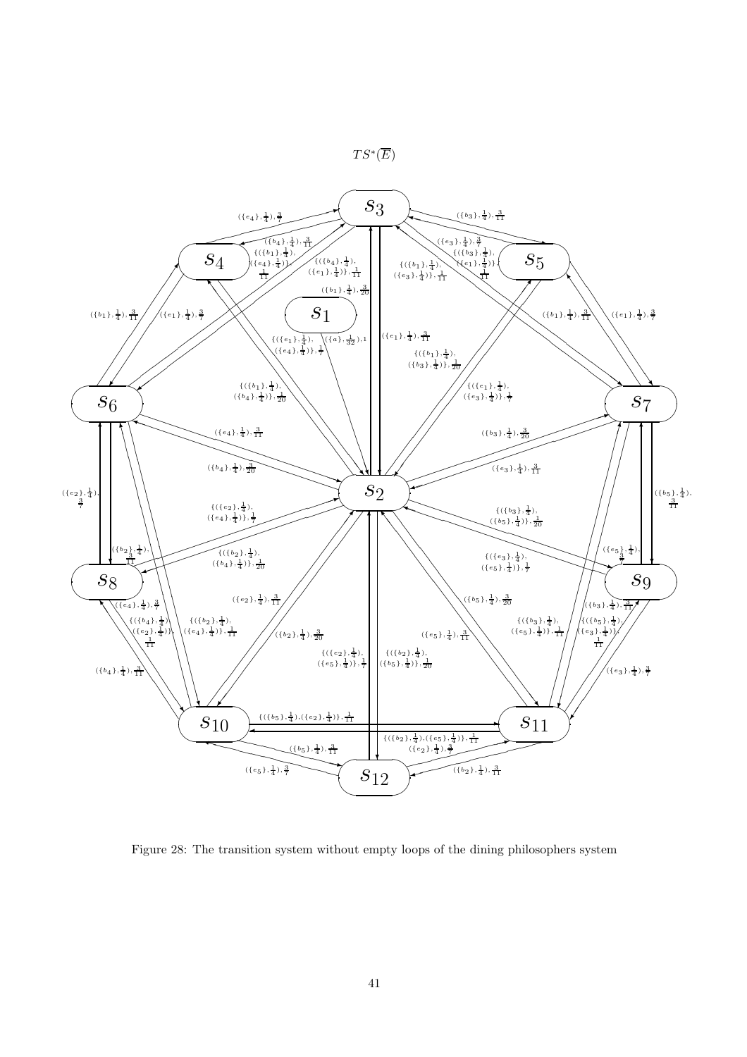$TS^*(\overline{E})$

Figure 28: The transition system without empty loops of the dining philosophers system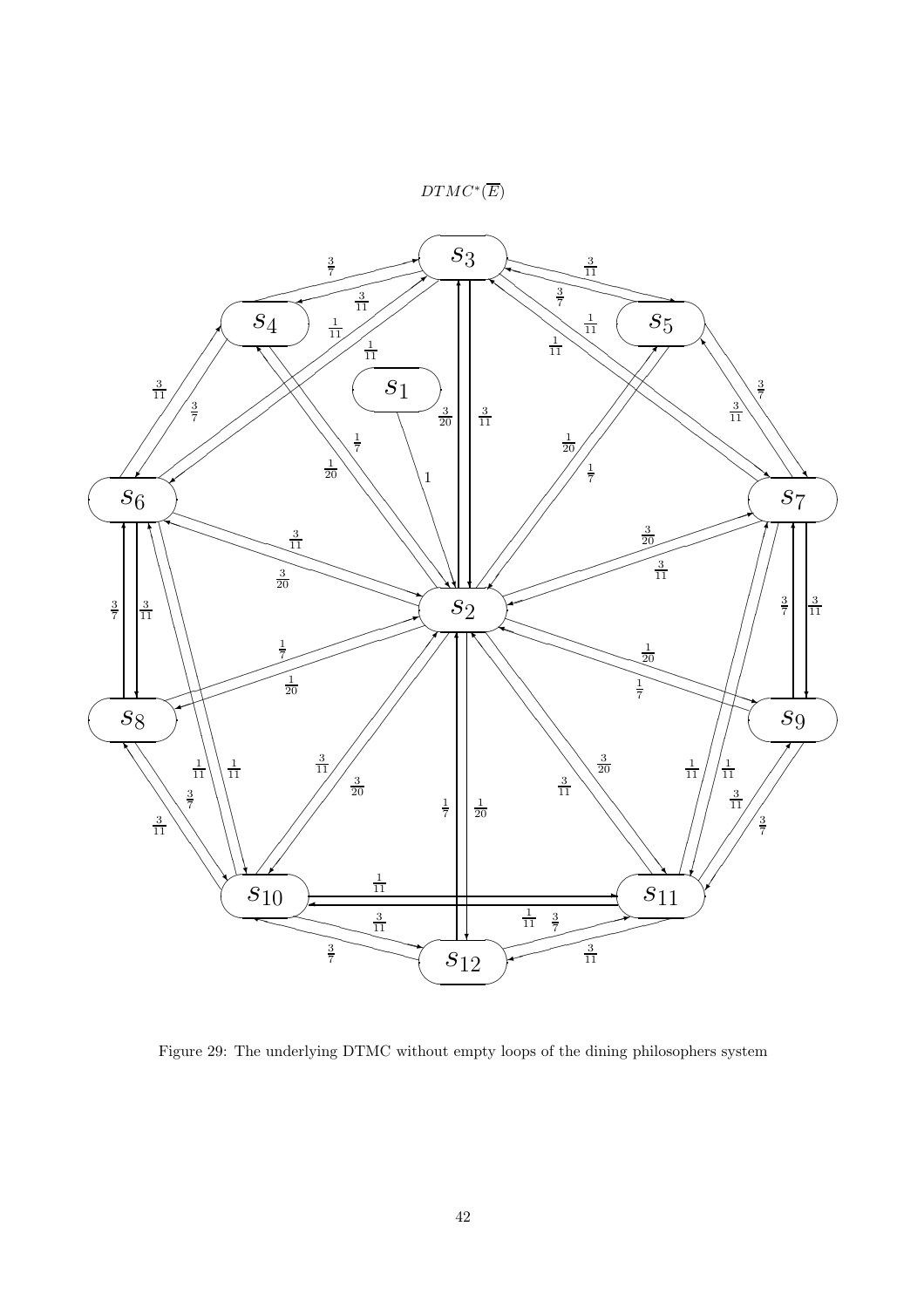$DTMC^*(\overline{E})$

Figure 29: The underlying DTMC without empty loops of the dining philosophers system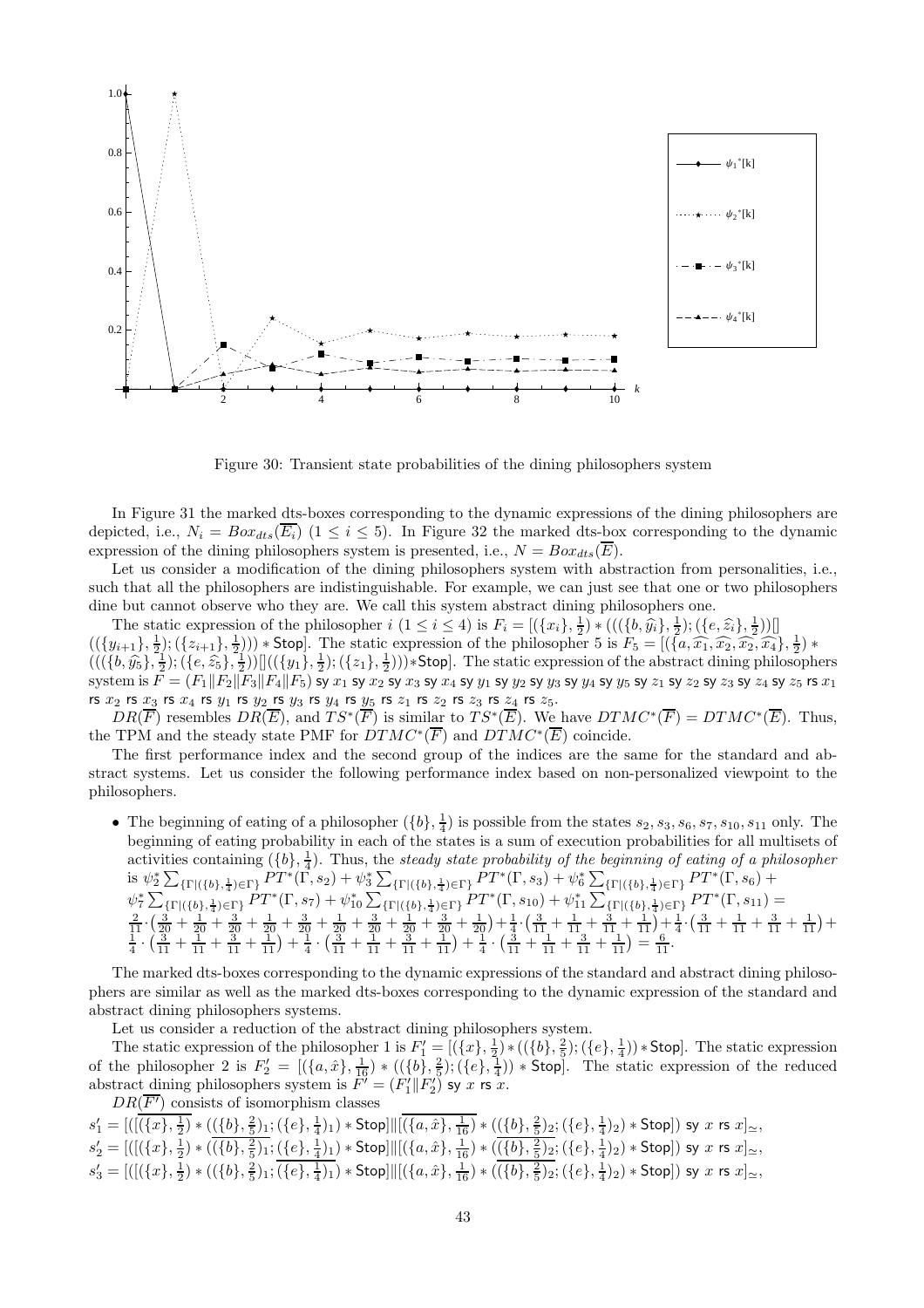Figure 30: Transient state probabilities of the dining philosophers system

In Figure 31 the marked dts-boxes corresponding to the dynamic expressions of the dining philosophers are depicted, i.e., $N_i = Box_{dts}(\overline{E_i})$ $(1 \leq i \leq 5)$. In Figure 32 the marked dts-box corresponding to the dynamic expression of the dining philosophers system is presented, i.e., $N = Box_{dts}(\overline{E})$.

Let us consider a modification of the dining philosophers system with abstraction from personalities, i.e., such that all the philosophers are indistinguishable. For example, we can just see that one or two philosophers dine but cannot observe who they are. We call this system abstract dining philosophers one.

The static expression of the philosopher $i$ $(1 \leq i \leq 4)$ is $F_i = [(\{x_i\}, \frac{1}{2}) * (((\{b, \widehat{y_i}\}, \frac{1}{2}); (\{e, \widehat{z_i}\}, \frac{1}{2}))[] ((\{y_{i+1}\}, \frac{1}{2}); (\{z_{i+1}\}, \frac{1}{2}))) * \mathsf{Stop}]$. The static expression of the philosopher 5 is $F_5 = [(\{a, \widehat{x_1}, \widehat{x_2}, \widehat{x_2}, \widehat{x_4}\}, \frac{1}{2}) * (((\{b, \widehat{y_5}\}, \frac{1}{2}); (\{e, \widehat{z_5}\}, \frac{1}{2}))[]((\{y_1\}, \frac{1}{2}); (\{z_1\}, \frac{1}{2}))) * \mathsf{Stop}]$. The static expression of the abstract dining philosophers system is $F = (F_1 \| F_2 \| F_3 \| F_4 \| F_5)$ sy $x_1$ sy $x_2$ sy $x_3$ sy $x_4$ sy $y_1$ sy $y_2$ sy $y_3$ sy $y_4$ sy $y_5$ sy $z_1$ sy $z_2$ sy $z_3$ sy $z_4$ sy $z_5$ rs $x_1$ rs $x_2$ rs $x_3$ rs $x_4$ rs $y_1$ rs $y_2$ rs $y_3$ rs $y_4$ rs $y_5$ rs $z_1$ rs $z_2$ rs $z_3$ rs $z_4$ rs $z_5$.

$DR(\overline{F})$ resembles $DR(\overline{E})$, and $TS^*(\overline{F})$ is similar to $TS^*(\overline{E})$. We have $DTMC^*(\overline{F}) = DTMC^*(\overline{E})$. Thus, the TPM and the steady state PMF for $DTMC^*(\overline{F})$ and $DTMC^*(\overline{E})$ coincide.

The first performance index and the second group of the indices are the same for the standard and abstract systems. Let us consider the following performance index based on non-personalized viewpoint to the philosophers.

- The beginning of eating of a philosopher $(\{b\}, \frac{1}{4})$ is possible from the states $s_2, s_3, s_6, s_7, s_{10}, s_{11}$ only. The beginning of eating probability in each of the states is a sum of execution probabilities for all multisets of activities containing $(\{b\}, \frac{1}{4})$. Thus, the *steady state probability of the beginning of eating of a philosopher* is $\psi_2^* \sum_{\{\Gamma|(\{b\},\frac{1}{4})\in\Gamma\}} PT^*(\Gamma, s_2) + \psi_3^* \sum_{\{\Gamma|(\{b\},\frac{1}{4})\in\Gamma\}} PT^*(\Gamma, s_3) + \psi_6^* \sum_{\{\Gamma|(\{b\},\frac{1}{4})\in\Gamma\}} PT^*(\Gamma, s_6) + \psi_7^* \sum_{\{\Gamma|(\{b\},\frac{1}{4})\in\Gamma\}} PT^*(\Gamma, s_7) + \psi_{10}^* \sum_{\{\Gamma|(\{b\},\frac{1}{4})\in\Gamma\}} PT^*(\Gamma, s_{10}) + \psi_{11}^* \sum_{\{\Gamma|(\{b\},\frac{1}{4})\in\Gamma\}} PT^*(\Gamma, s_{11}) = \frac{2}{11} \cdot \left(\frac{3}{20} + \frac{1}{20} + \frac{3}{20} + \frac{1}{20} + \frac{3}{20} + \frac{1}{20} + \frac{3}{20} + \frac{1}{20} + \frac{3}{20} + \frac{1}{20}\right) + \frac{1}{4} \cdot \left(\frac{3}{11} + \frac{1}{11} + \frac{3}{11} + \frac{1}{11}\right) + \frac{1}{4} \cdot \left(\frac{3}{11} + \frac{1}{11} + \frac{3}{11} + \frac{1}{11}\right) + \frac{1}{4} \cdot \left(\frac{3}{11} + \frac{1}{11} + \frac{3}{11} + \frac{1}{11}\right) + \frac{1}{4} \cdot \left(\frac{3}{11} + \frac{1}{11} + \frac{3}{11} + \frac{1}{11}\right) + \frac{1}{4} \cdot \left(\frac{3}{11} + \frac{1}{11} + \frac{3}{11} + \frac{1}{11}\right) = \frac{6}{11}$.

The marked dts-boxes corresponding to the dynamic expressions of the standard and abstract dining philosophers are similar as well as the marked dts-boxes corresponding to the dynamic expression of the standard and abstract dining philosophers systems.

Let us consider a reduction of the abstract dining philosophers system.

The static expression of the philosopher 1 is $F_1' = [(\{x\}, \frac{1}{2}) * ((\{b\}, \frac{2}{5}); (\{e\}, \frac{1}{4})) * \mathsf{Stop}]$. The static expression of the philosopher 2 is $F_2' = [(\{a, \hat{x}\}, \frac{1}{16}) * ((\{b\}, \frac{2}{5}); (\{e\}, \frac{1}{4})) * \mathsf{Stop}]$. The static expression of the reduced abstract dining philosophers system is $F' = (F_1' \| F_2')$ sy $x$ rs $x$.

$DR(\overline{F'})$ consists of isomorphism classes

$s_1' = [([\overline{(\{x\}, \frac{1}{2})} * ((\{b\}, \frac{2}{5})_1; (\{e\}, \frac{1}{4})_1) * \mathsf{Stop}] \| [\overline{(\{a, \hat{x}\}, \frac{1}{16})} * ((\{b\}, \frac{2}{5})_2; (\{e\}, \frac{1}{4})_2) * \mathsf{Stop}])$ sy $x$ rs $x]_{\simeq}$,

$s_2' = [([(\{x\}, \frac{1}{2}) * (\overline{(\{b\}, \frac{2}{5})_1}; (\{e\}, \frac{1}{4})_1) * \mathsf{Stop}] \| [(\{a, \hat{x}\}, \frac{1}{16}) * (\overline{(\{b\}, \frac{2}{5})_2}; (\{e\}, \frac{1}{4})_2) * \mathsf{Stop}])$ sy $x$ rs $x]_{\simeq}$,

$s_3' = [([(\{x\}, \frac{1}{2}) * ((\{b\}, \frac{2}{5})_1; \overline{(\{e\}, \frac{1}{4})_1}) * \mathsf{Stop}] \| [(\{a, \hat{x}\}, \frac{1}{16}) * (\overline{(\{b\}, \frac{2}{5})_2}; (\{e\}, \frac{1}{4})_2) * \mathsf{Stop}])$ sy $x$ rs $x]_{\simeq}$,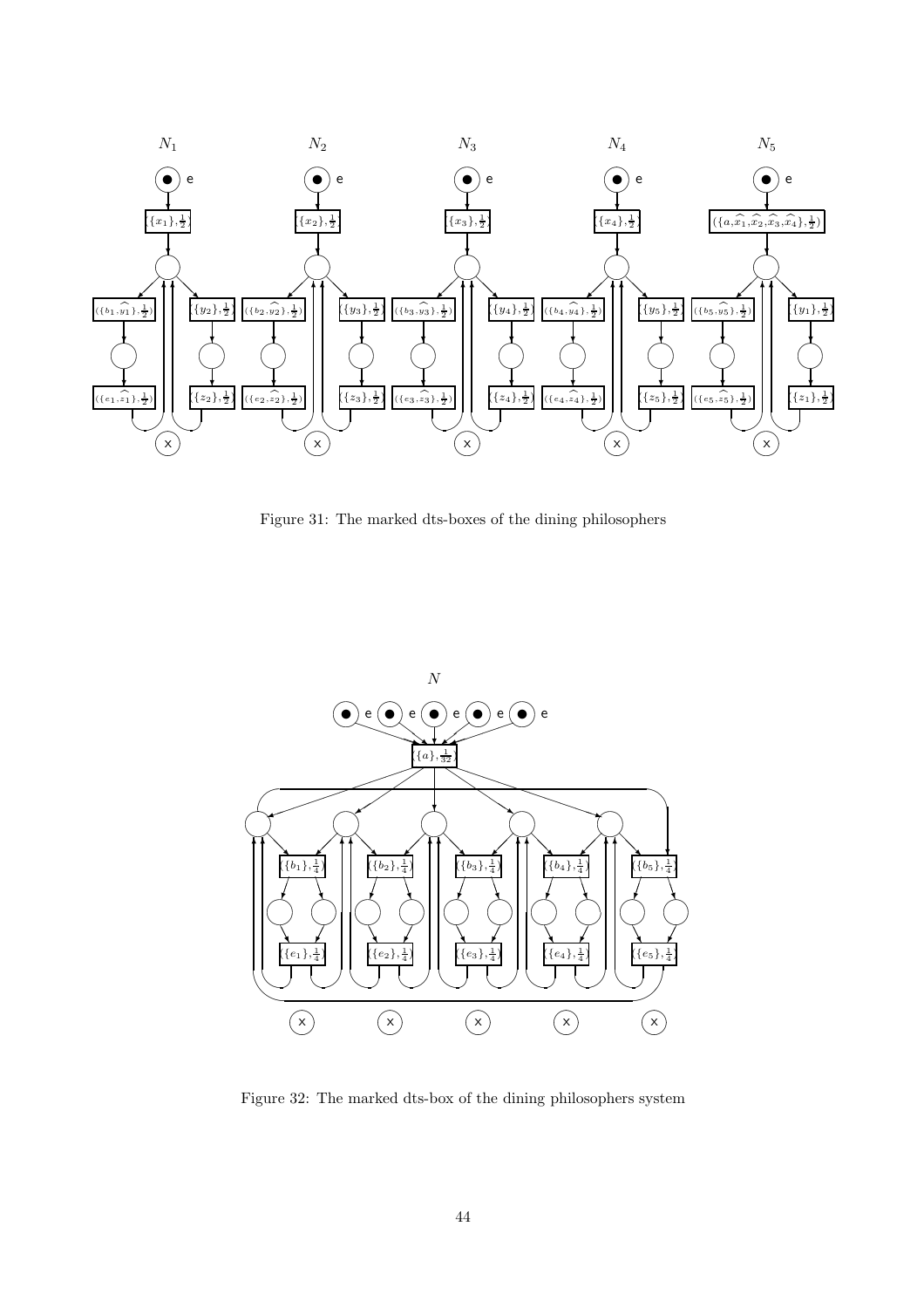Figure 31: The marked dts-boxes of the dining philosophers

Figure 32: The marked dts-box of the dining philosophers system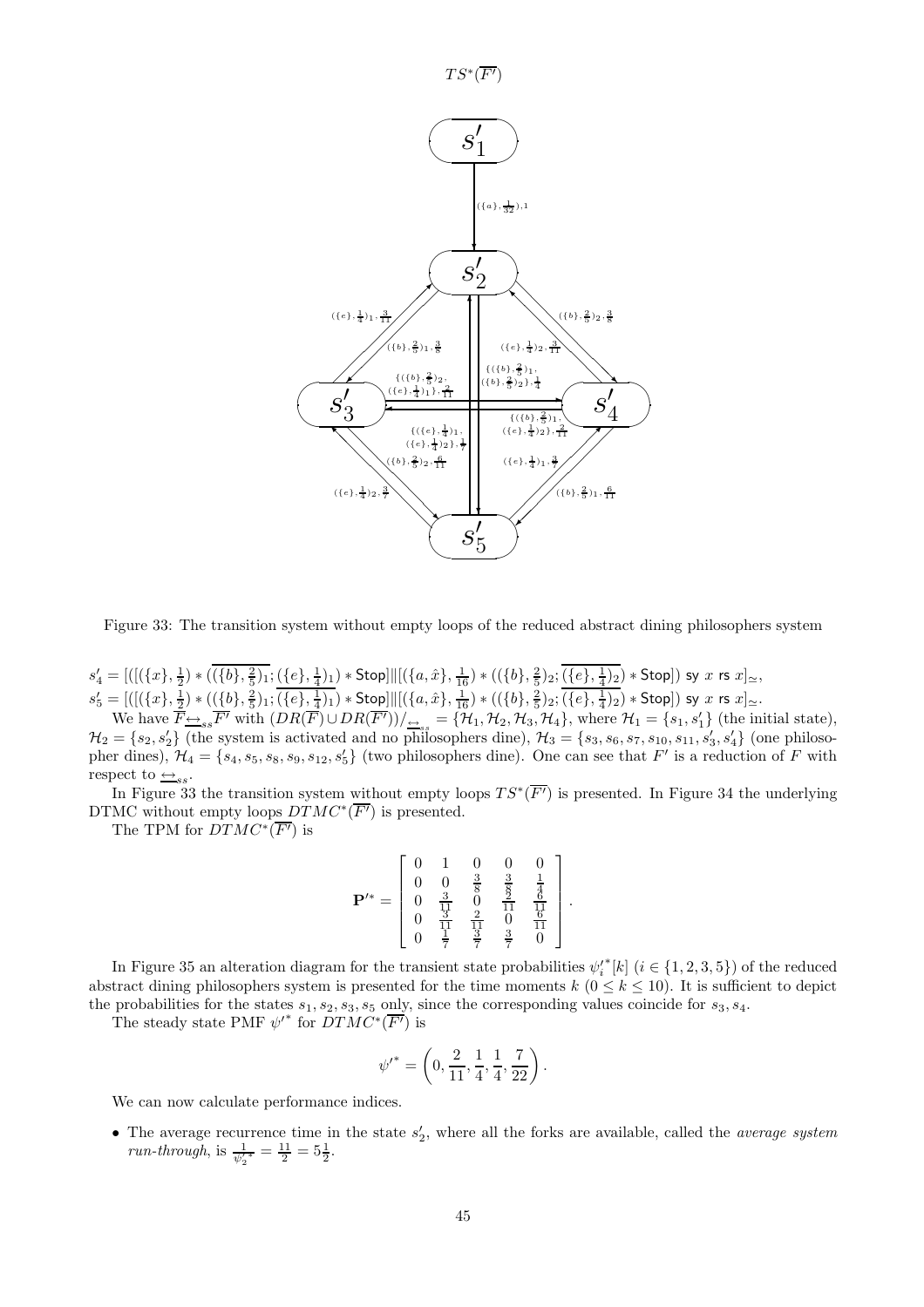$TS^*(\overline{F'})$

Figure 33: The transition system without empty loops of the reduced abstract dining philosophers system

$s'_4 = [([(\{x\}, \frac{1}{2}) * \overline{((\{b\}, \frac{2}{5})_1}; (\{e\}, \frac{1}{4})_1) * \mathsf{Stop}]\|[(\{a, \hat{x}\}, \frac{1}{16}) * ((\{b\}, \frac{2}{5})_2; \overline{(\{e\}, \frac{1}{4})_2}) * \mathsf{Stop}]) \text{ sy } x \text{ rs } x]_{\simeq}$,
$s'_5 = [([(\{x\}, \frac{1}{2}) * ((\{b\}, \frac{2}{5})_1; \overline{(\{e\}, \frac{1}{4})_1}) * \mathsf{Stop}]\|[(\{a, \hat{x}\}, \frac{1}{16}) * ((\{b\}, \frac{2}{5})_2; \overline{(\{e\}, \frac{1}{4})_2}) * \mathsf{Stop}]) \text{ sy } x \text{ rs } x]_{\simeq}$.

We have $\overline{F} \underline{\leftrightarrow}_{ss} \overline{F'}$ with $(DR(\overline{F}) \cup DR(\overline{F'}))/_{\underline{\leftrightarrow}_{ss}} = \{\mathcal{H}_1, \mathcal{H}_2, \mathcal{H}_3, \mathcal{H}_4\}$, where $\mathcal{H}_1 = \{s_1, s'_1\}$ (the initial state), $\mathcal{H}_2 = \{s_2, s'_2\}$ (the system is activated and no philosophers dine), $\mathcal{H}_3 = \{s_3, s_6, s_7, s_{10}, s_{11}, s'_3, s'_4\}$ (one philosopher dines), $\mathcal{H}_4 = \{s_4, s_5, s_8, s_9, s_{12}, s'_5\}$ (two philosophers dine). One can see that $F'$ is a reduction of $F$ with respect to $\underline{\leftrightarrow}_{ss}$.

In Figure 33 the transition system without empty loops $TS^*(\overline{F'})$ is presented. In Figure 34 the underlying DTMC without empty loops $DTMC^*(\overline{F'})$ is presented.

The TPM for $DTMC^*(\overline{F'})$ is

$$\mathbf{P}'^* = \begin{bmatrix} 0 & 1 & 0 & 0 & 0 \\ 0 & 0 & \frac{3}{8} & \frac{3}{8} & \frac{1}{4} \\ 0 & \frac{3}{11} & 0 & \frac{2}{11} & \frac{6}{11} \\ 0 & \frac{3}{11} & \frac{2}{11} & 0 & \frac{6}{11} \\ 0 & \frac{1}{7} & \frac{3}{7} & \frac{3}{7} & 0 \end{bmatrix}.$$

In Figure 35 an alteration diagram for the transient state probabilities ${\psi'_i}^*[k]$ $(i \in \{1, 2, 3, 5\})$ of the reduced abstract dining philosophers system is presented for the time moments $k$ $(0 \le k \le 10)$. It is sufficient to depict the probabilities for the states $s_1, s_2, s_3, s_5$ only, since the corresponding values coincide for $s_3, s_4$.

The steady state PMF $\psi'^*$ for $DTMC^*(\overline{F'})$ is

$$\psi'^* = \left(0, \frac{2}{11}, \frac{1}{4}, \frac{1}{4}, \frac{7}{22}\right).$$

We can now calculate performance indices.

- The average recurrence time in the state $s'_2$, where all the forks are available, called the *average system run-through*, is $\frac{1}{\psi'^*_2} = \frac{11}{2} = 5\frac{1}{2}$.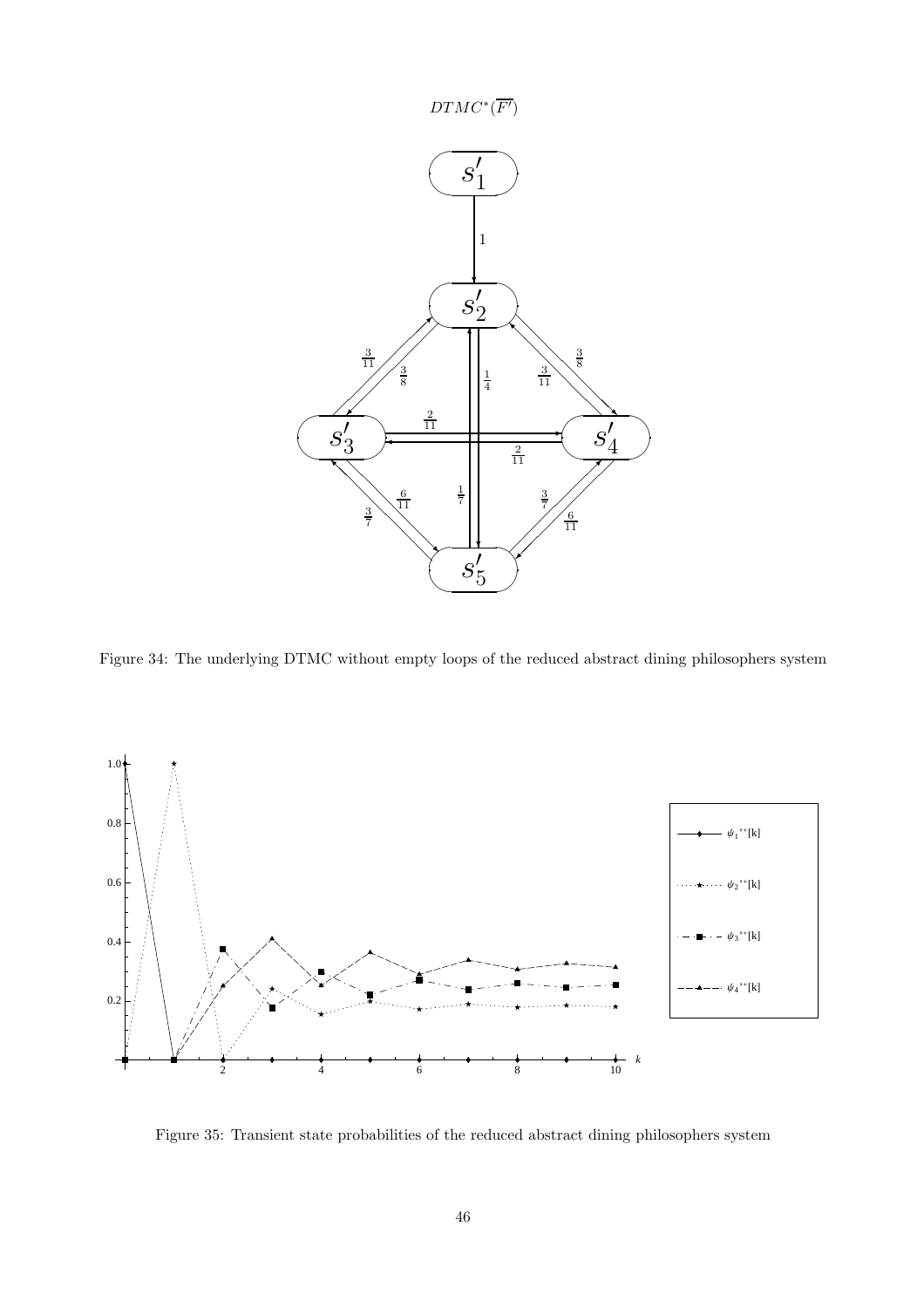$DTMC^*(\overline{F'})$

Figure 34: The underlying DTMC without empty loops of the reduced abstract dining philosophers system

Figure 35: Transient state probabilities of the reduced abstract dining philosophers system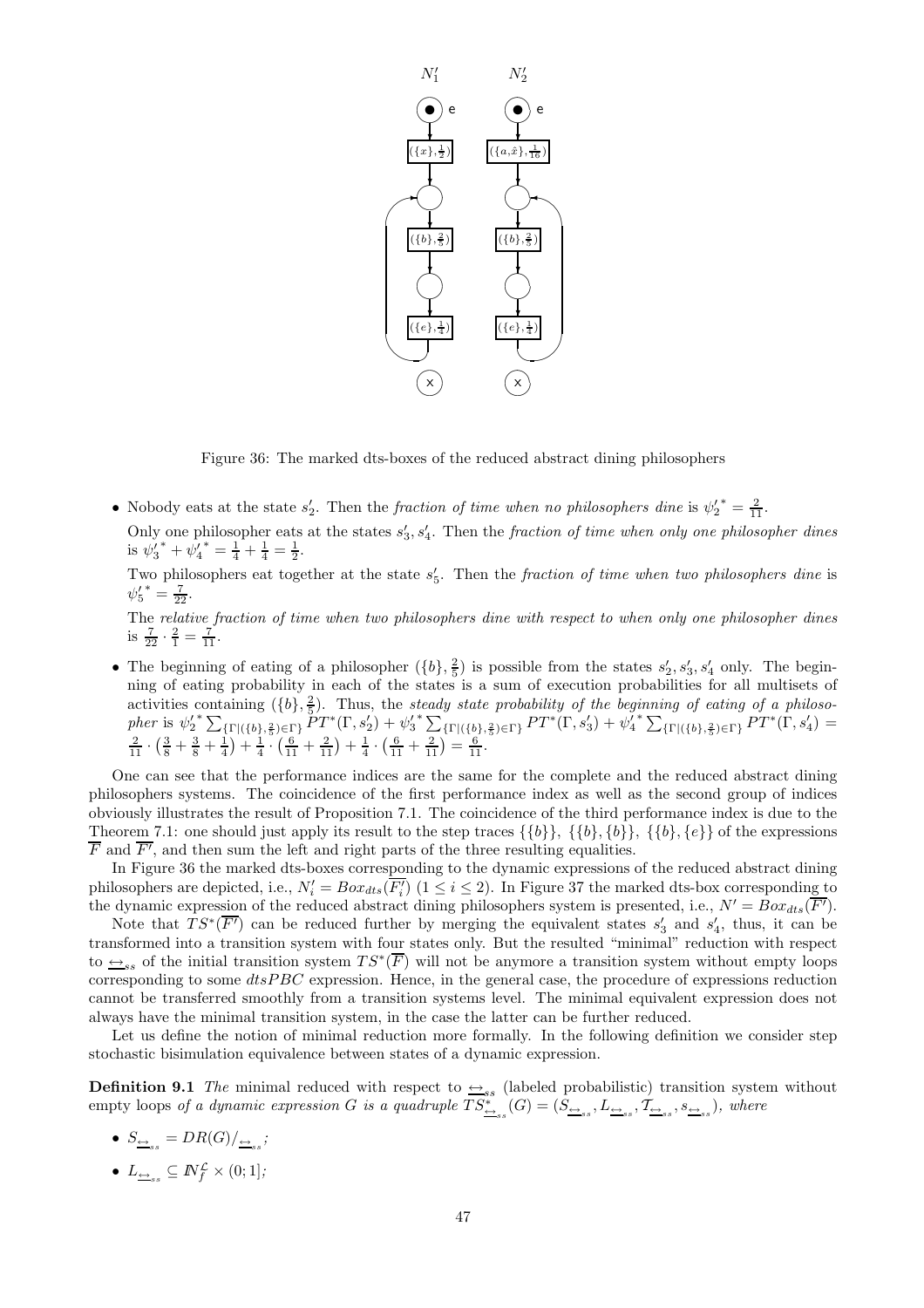Figure 36: The marked dts-boxes of the reduced abstract dining philosophers

- Nobody eats at the state $s_2'$. Then the *fraction of time when no philosophers dine* is ${\psi_2'}^* = \frac{2}{11}$.

  Only one philosopher eats at the states $s_3', s_4'$. Then the *fraction of time when only one philosopher dines* is ${\psi_3'}^* + {\psi_4'}^* = \frac{1}{4} + \frac{1}{4} = \frac{1}{2}$.

  Two philosophers eat together at the state $s_5'$. Then the *fraction of time when two philosophers dine* is ${\psi_5'}^* = \frac{7}{22}$.

  The *relative fraction of time when two philosophers dine with respect to when only one philosopher dines* is $\frac{7}{22} \cdot \frac{2}{1} = \frac{7}{11}$.

- The beginning of eating of a philosopher $(\{b\}, \frac{2}{5})$ is possible from the states $s_2', s_3', s_4'$ only. The beginning of eating probability in each of the states is a sum of execution probabilities for all multisets of activities containing $(\{b\}, \frac{2}{5})$. Thus, the *steady state probability of the beginning of eating of a philosopher* is ${\psi_2'}^* \sum_{\{\Gamma|(\{b\},\frac{2}{5})\in\Gamma\}} PT^*(\Gamma, s_2') + {\psi_3'}^* \sum_{\{\Gamma|(\{b\},\frac{2}{5})\in\Gamma\}} PT^*(\Gamma, s_3') + {\psi_4'}^* \sum_{\{\Gamma|(\{b\},\frac{2}{5})\in\Gamma\}} PT^*(\Gamma, s_4') = \frac{2}{11} \cdot \left(\frac{3}{8} + \frac{3}{8} + \frac{1}{4}\right) + \frac{1}{4} \cdot \left(\frac{6}{11} + \frac{2}{11}\right) + \frac{1}{4} \cdot \left(\frac{6}{11} + \frac{2}{11}\right) = \frac{6}{11}$.

One can see that the performance indices are the same for the complete and the reduced abstract dining philosophers systems. The coincidence of the first performance index as well as the second group of indices obviously illustrates the result of Proposition 7.1. The coincidence of the third performance index is due to the Theorem 7.1: one should just apply its result to the step traces $\{\{b\}\}$, $\{\{b\},\{b\}\}$, $\{\{b\},\{e\}\}$ of the expressions $\overline{F}$ and $\overline{F'}$, and then sum the left and right parts of the three resulting equalities.

In Figure 36 the marked dts-boxes corresponding to the dynamic expressions of the reduced abstract dining philosophers are depicted, i.e., $N_i' = Box_{dts}(\overline{F_i'})$ $(1 \leq i \leq 2)$. In Figure 37 the marked dts-box corresponding to the dynamic expression of the reduced abstract dining philosophers system is presented, i.e., $N' = Box_{dts}(\overline{F'})$.

Note that $TS^*(\overline{F'})$ can be reduced further by merging the equivalent states $s_3'$ and $s_4'$, thus, it can be transformed into a transition system with four states only. But the resulted "minimal" reduction with respect to $\underline{\leftrightarrow}_{ss}$ of the initial transition system $TS^*(\overline{F})$ will not be anymore a transition system without empty loops corresponding to some $dtsPBC$ expression. Hence, in the general case, the procedure of expressions reduction cannot be transferred smoothly from a transition systems level. The minimal equivalent expression does not always have the minimal transition system, in the case the latter can be further reduced.

Let us define the notion of minimal reduction more formally. In the following definition we consider step stochastic bisimulation equivalence between states of a dynamic expression.

**Definition 9.1** *The* minimal reduced with respect to $\underline{\leftrightarrow}_{ss}$ (labeled probabilistic) transition system without empty loops *of a dynamic expression $G$ is a quadruple $TS^*_{\underline{\leftrightarrow}_{ss}}(G) = (S_{\underline{\leftrightarrow}_{ss}}, L_{\underline{\leftrightarrow}_{ss}}, \mathcal{T}_{\underline{\leftrightarrow}_{ss}}, s_{\underline{\leftrightarrow}_{ss}})$, where*

- $S_{\underline{\leftrightarrow}_{ss}} = DR(G)/_{\underline{\leftrightarrow}_{ss}}$;
- $L_{\underline{\leftrightarrow}_{ss}} \subseteq I\!N_f^{\mathcal{L}} \times (0;1]$;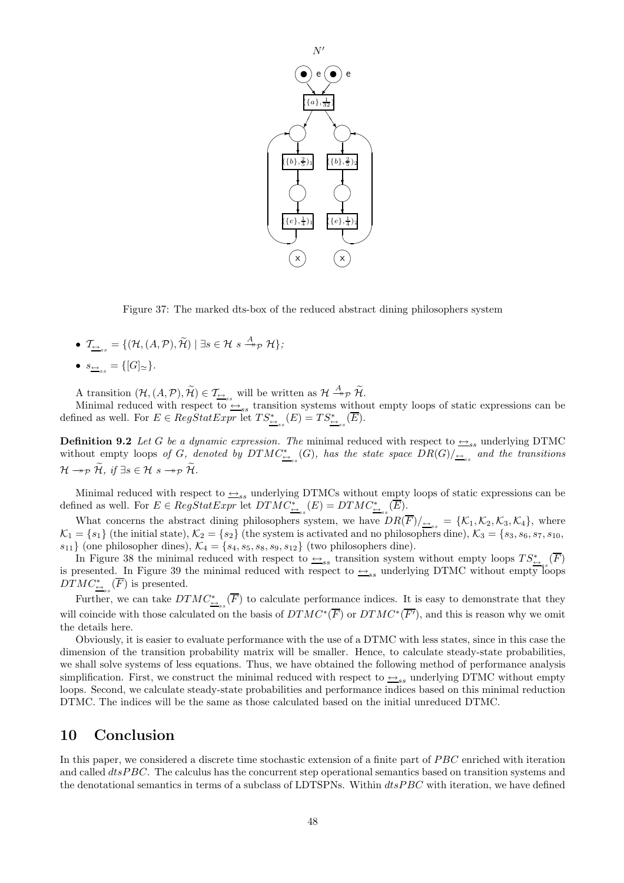Figure 37: The marked dts-box of the reduced abstract dining philosophers system

- $\mathcal{T}_{\underline{\leftrightarrow}_{ss}} = \{(\mathcal{H}, (A, \mathcal{P}), \widetilde{\mathcal{H}}) \mid \exists s \in \mathcal{H} \; s \xrightarrow{A}\!\!\!\!\rightarrow_{\mathcal{P}} \mathcal{H}\}$;
- $s_{\underline{\leftrightarrow}_{ss}} = \{[G]_{\simeq}\}$.

A transition $(\mathcal{H}, (A, \mathcal{P}), \widetilde{\mathcal{H}}) \in \mathcal{T}_{\underline{\leftrightarrow}_{ss}}$ will be written as $\mathcal{H} \xrightarrow{A}\!\!\!\!\rightarrow_{\mathcal{P}} \widetilde{\mathcal{H}}$.

Minimal reduced with respect to $\underline{\leftrightarrow}_{ss}$ transition systems without empty loops of static expressions can be defined as well. For $E \in RegStatExpr$ let $TS^*_{\underline{\leftrightarrow}_{ss}}(E) = TS^*_{\underline{\leftrightarrow}_{ss}}(\overline{E})$.

**Definition 9.2** *Let $G$ be a dynamic expression. The* minimal reduced with respect to $\underline{\leftrightarrow}_{ss}$ underlying DTMC without empty loops *of $G$, denoted by $DTMC^*_{\underline{\leftrightarrow}_{ss}}(G)$, has the state space $DR(G)/_{\underline{\leftrightarrow}_{ss}}$ and the transitions $\mathcal{H} \twoheadrightarrow_{\mathcal{P}} \widetilde{\mathcal{H}}$, if $\exists s \in \mathcal{H} \; s \twoheadrightarrow_{\mathcal{P}} \widetilde{\mathcal{H}}$.*

Minimal reduced with respect to $\underline{\leftrightarrow}_{ss}$ underlying DTMCs without empty loops of static expressions can be defined as well. For $E \in RegStatExpr$ let $DTMC^*_{\underline{\leftrightarrow}_{ss}}(E) = DTMC^*_{\underline{\leftrightarrow}_{ss}}(\overline{E})$.

What concerns the abstract dining philosophers system, we have $DR(\overline{F})/_{\underline{\leftrightarrow}_{ss}} = \{\mathcal{K}_1, \mathcal{K}_2, \mathcal{K}_3, \mathcal{K}_4\}$, where $\mathcal{K}_1 = \{s_1\}$ (the initial state), $\mathcal{K}_2 = \{s_2\}$ (the system is activated and no philosophers dine), $\mathcal{K}_3 = \{s_3, s_6, s_7, s_{10}, s_{11}\}$ (one philosopher dines), $\mathcal{K}_4 = \{s_4, s_5, s_8, s_9, s_{12}\}$ (two philosophers dine).

In Figure 38 the minimal reduced with respect to $\underline{\leftrightarrow}_{ss}$ transition system without empty loops $TS^*_{\underline{\leftrightarrow}_{ss}}(\overline{F})$ is presented. In Figure 39 the minimal reduced with respect to $\underline{\leftrightarrow}_{ss}$ underlying DTMC without empty loops $DTMC^*_{\underline{\leftrightarrow}_{ss}}(\overline{F})$ is presented.

Further, we can take $DTMC^*_{\underline{\leftrightarrow}_{ss}}(\overline{F})$ to calculate performance indices. It is easy to demonstrate that they will coincide with those calculated on the basis of $DTMC^*(\overline{F})$ or $DTMC^*(\overline{F'})$, and this is reason why we omit the details here.

Obviously, it is easier to evaluate performance with the use of a DTMC with less states, since in this case the dimension of the transition probability matrix will be smaller. Hence, to calculate steady-state probabilities, we shall solve systems of less equations. Thus, we have obtained the following method of performance analysis simplification. First, we construct the minimal reduced with respect to $\underline{\leftrightarrow}_{ss}$ underlying DTMC without empty loops. Second, we calculate steady-state probabilities and performance indices based on this minimal reduction DTMC. The indices will be the same as those calculated based on the initial unreduced DTMC.

# 10 Conclusion

In this paper, we considered a discrete time stochastic extension of a finite part of $PBC$ enriched with iteration and called $dtsPBC$. The calculus has the concurrent step operational semantics based on transition systems and the denotational semantics in terms of a subclass of LDTSPNs. Within $dtsPBC$ with iteration, we have defined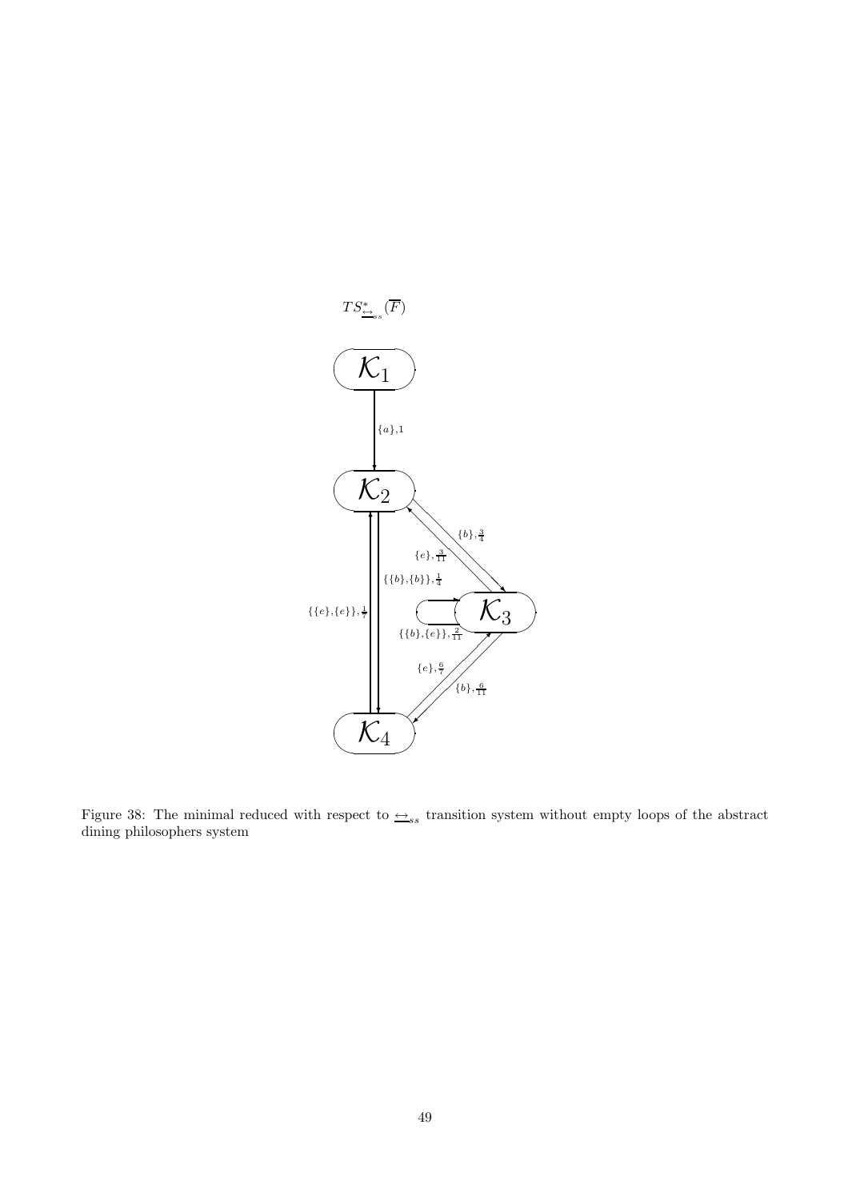$TS^{*}_{\underline{\leftrightarrow}_{ss}}(\overline{F})$

$\mathcal{K}_1$

$\{a\},1$

$\mathcal{K}_2$

$\{b\},\frac{3}{4}$

$\{e\},\frac{3}{11}$

$\{\{b\},\{b\}\},\frac{1}{4}$

$\{\{e\},\{e\}\},\frac{1}{7}$

$\mathcal{K}_3$

$\{\{b\},\{e\}\},\frac{2}{11}$

$\{e\},\frac{6}{7}$

$\{b\},\frac{6}{11}$

$\mathcal{K}_4$

Figure 38: The minimal reduced with respect to $\underline{\leftrightarrow}_{ss}$ transition system without empty loops of the abstract dining philosophers system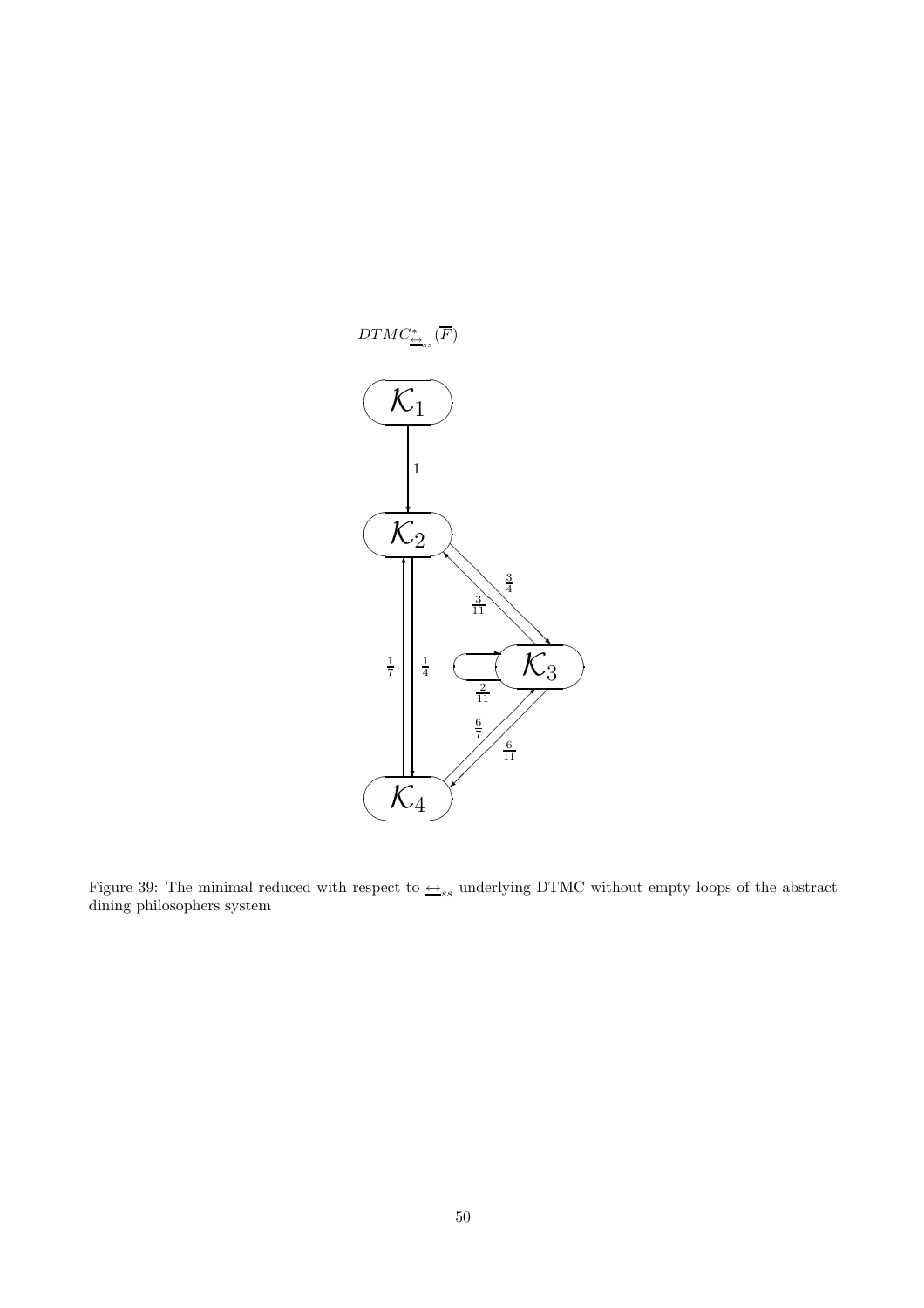$DTMC^*_{\underline{\leftrightarrow}_{ss}}(\overline{F})$

Figure 39: The minimal reduced with respect to $\underline{\leftrightarrow}_{ss}$ underlying DTMC without empty loops of the abstract dining philosophers system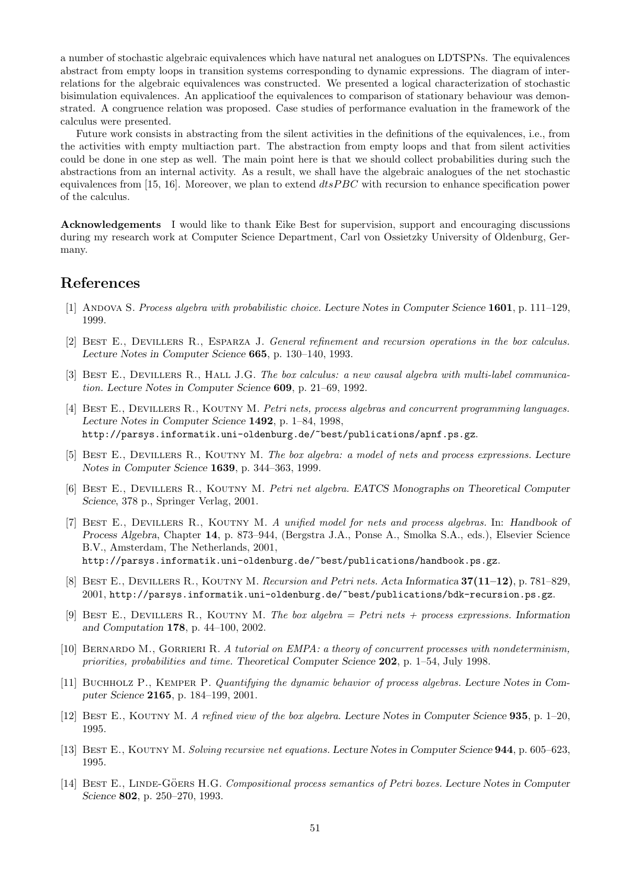a number of stochastic algebraic equivalences which have natural net analogues on LDTSPNs. The equivalences abstract from empty loops in transition systems corresponding to dynamic expressions. The diagram of interrelations for the algebraic equivalences was constructed. We presented a logical characterization of stochastic bisimulation equivalences. An applicatioof the equivalences to comparison of stationary behaviour was demonstrated. A congruence relation was proposed. Case studies of performance evaluation in the framework of the calculus were presented.

Future work consists in abstracting from the silent activities in the definitions of the equivalences, i.e., from the activities with empty multiaction part. The abstraction from empty loops and that from silent activities could be done in one step as well. The main point here is that we should collect probabilities during such the abstractions from an internal activity. As a result, we shall have the algebraic analogues of the net stochastic equivalences from [15, 16]. Moreover, we plan to extend *dtsPBC* with recursion to enhance specification power of the calculus.

**Acknowledgements** I would like to thank Eike Best for supervision, support and encouraging discussions during my research work at Computer Science Department, Carl von Ossietzky University of Oldenburg, Germany.

# References

[1] Andova S. *Process algebra with probabilistic choice.* Lecture Notes in Computer Science **1601**, p. 111–129, 1999.

[2] Best E., Devillers R., Esparza J. *General refinement and recursion operations in the box calculus.* Lecture Notes in Computer Science **665**, p. 130–140, 1993.

[3] Best E., Devillers R., Hall J.G. *The box calculus: a new causal algebra with multi-label communication.* Lecture Notes in Computer Science **609**, p. 21–69, 1992.

[4] Best E., Devillers R., Koutny M. *Petri nets, process algebras and concurrent programming languages.* Lecture Notes in Computer Science **1492**, p. 1–84, 1998, http://parsys.informatik.uni-oldenburg.de/~best/publications/apnf.ps.gz.

[5] Best E., Devillers R., Koutny M. *The box algebra: a model of nets and process expressions.* Lecture Notes in Computer Science **1639**, p. 344–363, 1999.

[6] Best E., Devillers R., Koutny M. *Petri net algebra.* EATCS Monographs on Theoretical Computer Science, 378 p., Springer Verlag, 2001.

[7] Best E., Devillers R., Koutny M. *A unified model for nets and process algebras.* In: Handbook of Process Algebra, Chapter **14**, p. 873–944, (Bergstra J.A., Ponse A., Smolka S.A., eds.), Elsevier Science B.V., Amsterdam, The Netherlands, 2001, http://parsys.informatik.uni-oldenburg.de/~best/publications/handbook.ps.gz.

[8] Best E., Devillers R., Koutny M. *Recursion and Petri nets.* Acta Informatica **37(11–12)**, p. 781–829, 2001, http://parsys.informatik.uni-oldenburg.de/~best/publications/bdk-recursion.ps.gz.

[9] Best E., Devillers R., Koutny M. *The box algebra = Petri nets + process expressions.* Information and Computation **178**, p. 44–100, 2002.

[10] Bernardo M., Gorrieri R. *A tutorial on EMPA: a theory of concurrent processes with nondeterminism, priorities, probabilities and time.* Theoretical Computer Science **202**, p. 1–54, July 1998.

[11] Buchholz P., Kemper P. *Quantifying the dynamic behavior of process algebras.* Lecture Notes in Computer Science **2165**, p. 184–199, 2001.

[12] Best E., Koutny M. *A refined view of the box algebra.* Lecture Notes in Computer Science **935**, p. 1–20, 1995.

[13] Best E., Koutny M. *Solving recursive net equations.* Lecture Notes in Computer Science **944**, p. 605–623, 1995.

[14] Best E., Linde-Göers H.G. *Compositional process semantics of Petri boxes.* Lecture Notes in Computer Science **802**, p. 250–270, 1993.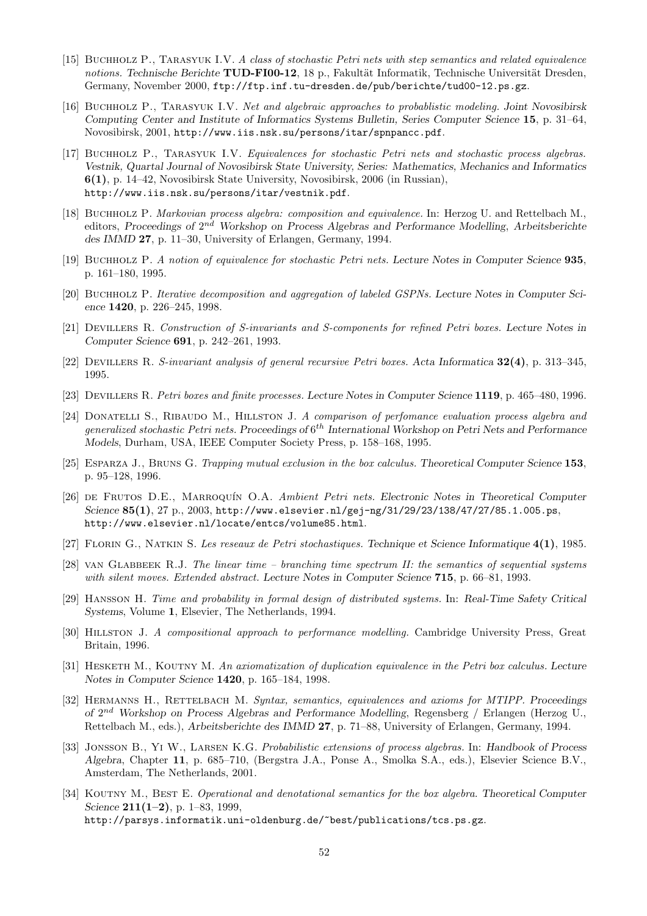[15] Buchholz P., Tarasyuk I.V. *A class of stochastic Petri nets with step semantics and related equivalence notions.* Technische Berichte **TUD-FI00-12**, 18 p., Fakultät Informatik, Technische Universität Dresden, Germany, November 2000, ftp://ftp.inf.tu-dresden.de/pub/berichte/tud00-12.ps.gz.

[16] Buchholz P., Tarasyuk I.V. *Net and algebraic approaches to probablistic modeling.* Joint Novosibirsk Computing Center and Institute of Informatics Systems Bulletin, Series Computer Science **15**, p. 31–64, Novosibirsk, 2001, http://www.iis.nsk.su/persons/itar/spnpancc.pdf.

[17] Buchholz P., Tarasyuk I.V. *Equivalences for stochastic Petri nets and stochastic process algebras.* Vestnik, Quartal Journal of Novosibirsk State University, Series: Mathematics, Mechanics and Informatics **6(1)**, p. 14–42, Novosibirsk State University, Novosibirsk, 2006 (in Russian), http://www.iis.nsk.su/persons/itar/vestnik.pdf.

[18] Buchholz P. *Markovian process algebra: composition and equivalence.* In: Herzog U. and Rettelbach M., editors, Proceedings of $2^{nd}$ Workshop on Process Algebras and Performance Modelling, Arbeitsberichte des IMMD **27**, p. 11–30, University of Erlangen, Germany, 1994.

[19] Buchholz P. *A notion of equivalence for stochastic Petri nets.* Lecture Notes in Computer Science **935**, p. 161–180, 1995.

[20] Buchholz P. *Iterative decomposition and aggregation of labeled GSPNs.* Lecture Notes in Computer Science **1420**, p. 226–245, 1998.

[21] Devillers R. *Construction of S-invariants and S-components for refined Petri boxes.* Lecture Notes in Computer Science **691**, p. 242–261, 1993.

[22] Devillers R. *S-invariant analysis of general recursive Petri boxes.* Acta Informatica **32(4)**, p. 313–345, 1995.

[23] Devillers R. *Petri boxes and finite processes.* Lecture Notes in Computer Science **1119**, p. 465–480, 1996.

[24] Donatelli S., Ribaudo M., Hillston J. *A comparison of perfomance evaluation process algebra and generalized stochastic Petri nets.* Proceedings of $6^{th}$ International Workshop on Petri Nets and Performance Models, Durham, USA, IEEE Computer Society Press, p. 158–168, 1995.

[25] Esparza J., Bruns G. *Trapping mutual exclusion in the box calculus.* Theoretical Computer Science **153**, p. 95–128, 1996.

[26] de Frutos D.E., Marroquín O.A. *Ambient Petri nets.* Electronic Notes in Theoretical Computer Science **85(1)**, 27 p., 2003, http://www.elsevier.nl/gej-ng/31/29/23/138/47/27/85.1.005.ps, http://www.elsevier.nl/locate/entcs/volume85.html.

[27] Florin G., Natkin S. *Les reseaux de Petri stochastiques.* Technique et Science Informatique **4(1)**, 1985.

[28] van Glabbeek R.J. *The linear time – branching time spectrum II: the semantics of sequential systems with silent moves. Extended abstract.* Lecture Notes in Computer Science **715**, p. 66–81, 1993.

[29] Hansson H. *Time and probability in formal design of distributed systems.* In: Real-Time Safety Critical Systems, Volume **1**, Elsevier, The Netherlands, 1994.

[30] Hillston J. *A compositional approach to performance modelling.* Cambridge University Press, Great Britain, 1996.

[31] Hesketh M., Koutny M. *An axiomatization of duplication equivalence in the Petri box calculus.* Lecture Notes in Computer Science **1420**, p. 165–184, 1998.

[32] Hermanns H., Rettelbach M. *Syntax, semantics, equivalences and axioms for MTIPP.* Proceedings of $2^{nd}$ Workshop on Process Algebras and Performance Modelling, Regensberg / Erlangen (Herzog U., Rettelbach M., eds.), Arbeitsberichte des IMMD **27**, p. 71–88, University of Erlangen, Germany, 1994.

[33] Jonsson B., Yi W., Larsen K.G. *Probabilistic extensions of process algebras.* In: Handbook of Process Algebra, Chapter **11**, p. 685–710, (Bergstra J.A., Ponse A., Smolka S.A., eds.), Elsevier Science B.V., Amsterdam, The Netherlands, 2001.

[34] Koutny M., Best E. *Operational and denotational semantics for the box algebra.* Theoretical Computer Science **211(1–2)**, p. 1–83, 1999, http://parsys.informatik.uni-oldenburg.de/~best/publications/tcs.ps.gz.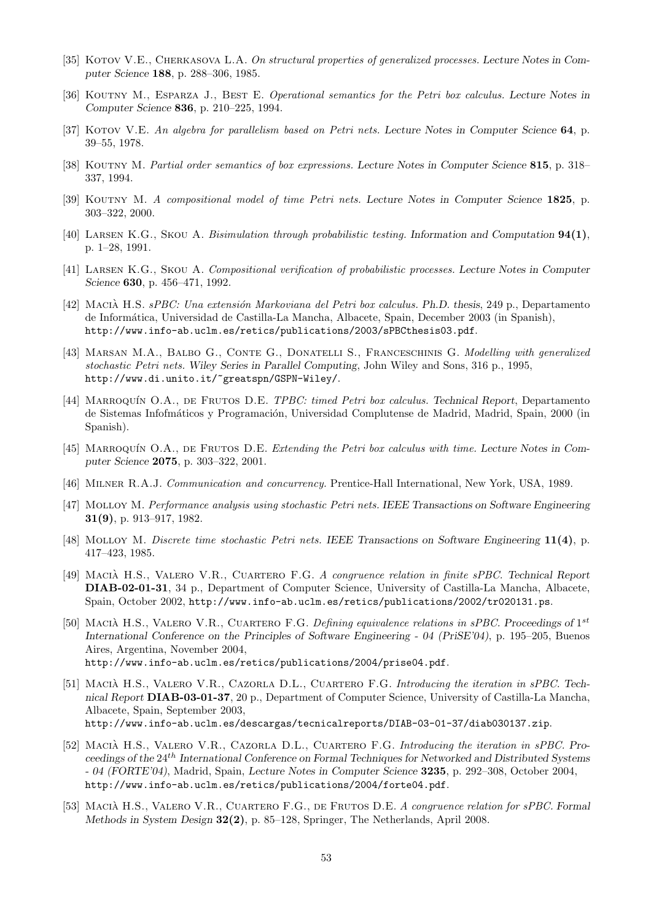[35] Kotov V.E., Cherkasova L.A. *On structural properties of generalized processes. Lecture Notes in Computer Science* **188**, p. 288–306, 1985.

[36] Koutny M., Esparza J., Best E. *Operational semantics for the Petri box calculus. Lecture Notes in Computer Science* **836**, p. 210–225, 1994.

[37] Kotov V.E. *An algebra for parallelism based on Petri nets. Lecture Notes in Computer Science* **64**, p. 39–55, 1978.

[38] Koutny M. *Partial order semantics of box expressions. Lecture Notes in Computer Science* **815**, p. 318–337, 1994.

[39] Koutny M. *A compositional model of time Petri nets. Lecture Notes in Computer Science* **1825**, p. 303–322, 2000.

[40] Larsen K.G., Skou A. *Bisimulation through probabilistic testing. Information and Computation* **94(1)**, p. 1–28, 1991.

[41] Larsen K.G., Skou A. *Compositional verification of probabilistic processes. Lecture Notes in Computer Science* **630**, p. 456–471, 1992.

[42] Macià H.S. *sPBC: Una extensión Markoviana del Petri box calculus. Ph.D. thesis*, 249 p., Departamento de Informática, Universidad de Castilla-La Mancha, Albacete, Spain, December 2003 (in Spanish), http://www.info-ab.uclm.es/retics/publications/2003/sPBCthesis03.pdf.

[43] Marsan M.A., Balbo G., Conte G., Donatelli S., Franceschinis G. *Modelling with generalized stochastic Petri nets. Wiley Series in Parallel Computing*, John Wiley and Sons, 316 p., 1995, http://www.di.unito.it/~greatspn/GSPN-Wiley/.

[44] Marroquín O.A., de Frutos D.E. *TPBC: timed Petri box calculus. Technical Report*, Departamento de Sistemas Infofmáticos y Programación, Universidad Complutense de Madrid, Madrid, Spain, 2000 (in Spanish).

[45] Marroquín O.A., de Frutos D.E. *Extending the Petri box calculus with time. Lecture Notes in Computer Science* **2075**, p. 303–322, 2001.

[46] Milner R.A.J. *Communication and concurrency.* Prentice-Hall International, New York, USA, 1989.

[47] Molloy M. *Performance analysis using stochastic Petri nets. IEEE Transactions on Software Engineering* **31(9)**, p. 913–917, 1982.

[48] Molloy M. *Discrete time stochastic Petri nets. IEEE Transactions on Software Engineering* **11(4)**, p. 417–423, 1985.

[49] Macià H.S., Valero V.R., Cuartero F.G. *A congruence relation in finite sPBC. Technical Report* **DIAB-02-01-31**, 34 p., Department of Computer Science, University of Castilla-La Mancha, Albacete, Spain, October 2002, http://www.info-ab.uclm.es/retics/publications/2002/tr020131.ps.

[50] Macià H.S., Valero V.R., Cuartero F.G. *Defining equivalence relations in sPBC. Proceedings of* $1^{st}$ *International Conference on the Principles of Software Engineering - 04 (PriSE'04)*, p. 195–205, Buenos Aires, Argentina, November 2004, http://www.info-ab.uclm.es/retics/publications/2004/prise04.pdf.

[51] Macià H.S., Valero V.R., Cazorla D.L., Cuartero F.G. *Introducing the iteration in sPBC. Technical Report* **DIAB-03-01-37**, 20 p., Department of Computer Science, University of Castilla-La Mancha, Albacete, Spain, September 2003, http://www.info-ab.uclm.es/descargas/tecnicalreports/DIAB-03-01-37/diab030137.zip.

[52] Macià H.S., Valero V.R., Cazorla D.L., Cuartero F.G. *Introducing the iteration in sPBC. Proceedings of the* $24^{th}$ *International Conference on Formal Techniques for Networked and Distributed Systems - 04 (FORTE'04)*, Madrid, Spain, *Lecture Notes in Computer Science* **3235**, p. 292–308, October 2004, http://www.info-ab.uclm.es/retics/publications/2004/forte04.pdf.

[53] Macià H.S., Valero V.R., Cuartero F.G., de Frutos D.E. *A congruence relation for sPBC. Formal Methods in System Design* **32(2)**, p. 85–128, Springer, The Netherlands, April 2008.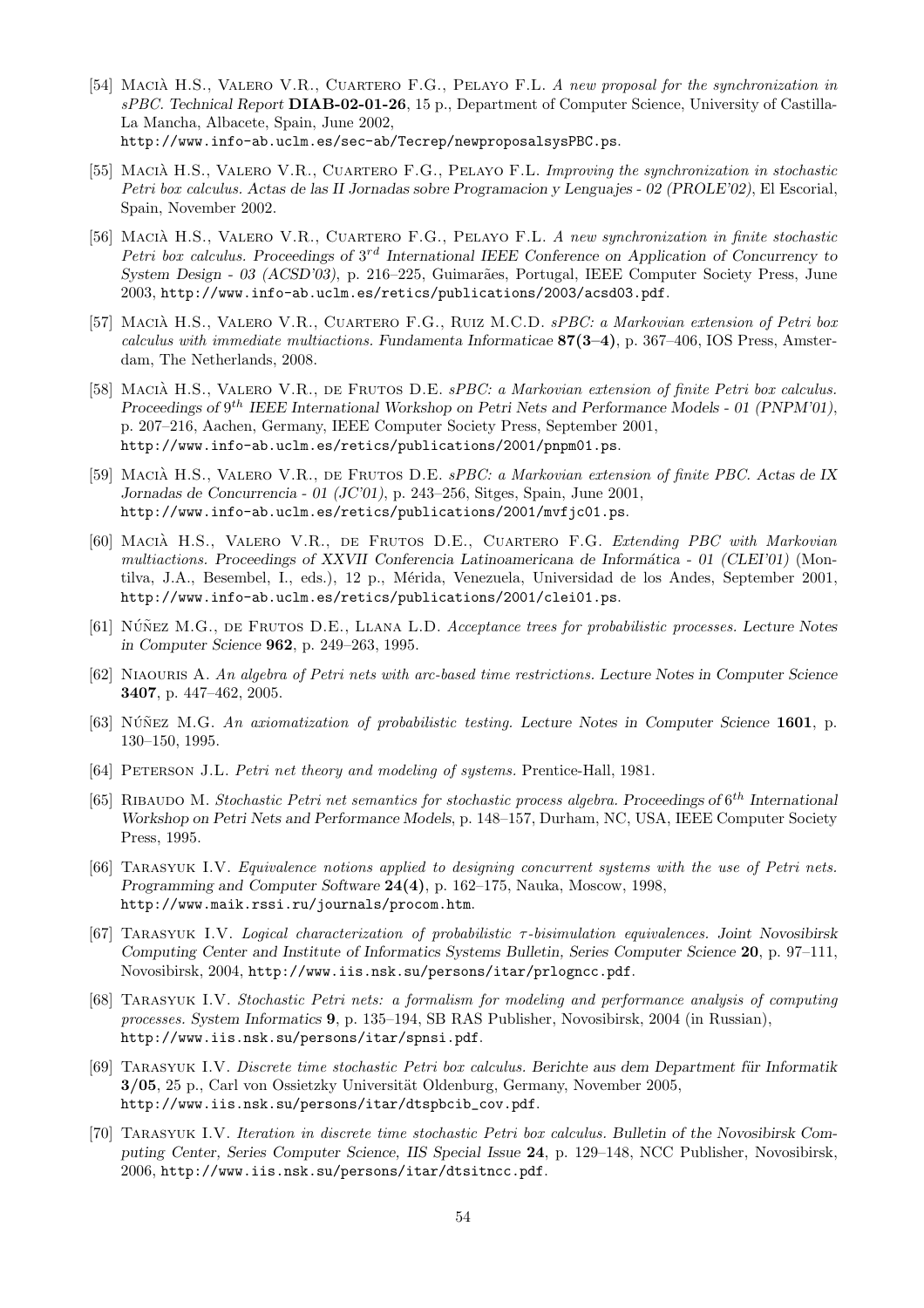[54] Macià H.S., Valero V.R., Cuartero F.G., Pelayo F.L. *A new proposal for the synchronization in sPBC. Technical Report* **DIAB-02-01-26**, 15 p., Department of Computer Science, University of Castilla-La Mancha, Albacete, Spain, June 2002, http://www.info-ab.uclm.es/sec-ab/Tecrep/newproposalsysPBC.ps.

[55] Macià H.S., Valero V.R., Cuartero F.G., Pelayo F.L. *Improving the synchronization in stochastic Petri box calculus. Actas de las II Jornadas sobre Programacion y Lenguajes - 02 (PROLE'02)*, El Escorial, Spain, November 2002.

[56] Macià H.S., Valero V.R., Cuartero F.G., Pelayo F.L. *A new synchronization in finite stochastic Petri box calculus. Proceedings of $3^{rd}$ International IEEE Conference on Application of Concurrency to System Design - 03 (ACSD'03)*, p. 216–225, Guimarães, Portugal, IEEE Computer Society Press, June 2003, http://www.info-ab.uclm.es/retics/publications/2003/acsd03.pdf.

[57] Macià H.S., Valero V.R., Cuartero F.G., Ruiz M.C.D. *sPBC: a Markovian extension of Petri box calculus with immediate multiactions. Fundamenta Informaticae* **87(3–4)**, p. 367–406, IOS Press, Amsterdam, The Netherlands, 2008.

[58] Macià H.S., Valero V.R., de Frutos D.E. *sPBC: a Markovian extension of finite Petri box calculus. Proceedings of $9^{th}$ IEEE International Workshop on Petri Nets and Performance Models - 01 (PNPM'01)*, p. 207–216, Aachen, Germany, IEEE Computer Society Press, September 2001, http://www.info-ab.uclm.es/retics/publications/2001/pnpm01.ps.

[59] Macià H.S., Valero V.R., de Frutos D.E. *sPBC: a Markovian extension of finite PBC. Actas de IX Jornadas de Concurrencia - 01 (JC'01)*, p. 243–256, Sitges, Spain, June 2001, http://www.info-ab.uclm.es/retics/publications/2001/mvfjc01.ps.

[60] Macià H.S., Valero V.R., de Frutos D.E., Cuartero F.G. *Extending PBC with Markovian multiactions. Proceedings of XXVII Conferencia Latinoamericana de Informática - 01 (CLEI'01)* (Montilva, J.A., Besembel, I., eds.), 12 p., Mérida, Venezuela, Universidad de los Andes, September 2001, http://www.info-ab.uclm.es/retics/publications/2001/clei01.ps.

[61] Núñez M.G., de Frutos D.E., Llana L.D. *Acceptance trees for probabilistic processes. Lecture Notes in Computer Science* **962**, p. 249–263, 1995.

[62] Niaouris A. *An algebra of Petri nets with arc-based time restrictions. Lecture Notes in Computer Science* **3407**, p. 447–462, 2005.

[63] Núñez M.G. *An axiomatization of probabilistic testing. Lecture Notes in Computer Science* **1601**, p. 130–150, 1995.

[64] Peterson J.L. *Petri net theory and modeling of systems.* Prentice-Hall, 1981.

[65] Ribaudo M. *Stochastic Petri net semantics for stochastic process algebra. Proceedings of $6^{th}$ International Workshop on Petri Nets and Performance Models*, p. 148–157, Durham, NC, USA, IEEE Computer Society Press, 1995.

[66] Tarasyuk I.V. *Equivalence notions applied to designing concurrent systems with the use of Petri nets. Programming and Computer Software* **24(4)**, p. 162–175, Nauka, Moscow, 1998, http://www.maik.rssi.ru/journals/procom.htm.

[67] Tarasyuk I.V. *Logical characterization of probabilistic $\tau$-bisimulation equivalences. Joint Novosibirsk Computing Center and Institute of Informatics Systems Bulletin, Series Computer Science* **20**, p. 97–111, Novosibirsk, 2004, http://www.iis.nsk.su/persons/itar/prlogncc.pdf.

[68] Tarasyuk I.V. *Stochastic Petri nets: a formalism for modeling and performance analysis of computing processes. System Informatics* **9**, p. 135–194, SB RAS Publisher, Novosibirsk, 2004 (in Russian), http://www.iis.nsk.su/persons/itar/spnsi.pdf.

[69] Tarasyuk I.V. *Discrete time stochastic Petri box calculus. Berichte aus dem Department für Informatik* **3/05**, 25 p., Carl von Ossietzky Universität Oldenburg, Germany, November 2005, http://www.iis.nsk.su/persons/itar/dtspbcib_cov.pdf.

[70] Tarasyuk I.V. *Iteration in discrete time stochastic Petri box calculus. Bulletin of the Novosibirsk Computing Center, Series Computer Science, IIS Special Issue* **24**, p. 129–148, NCC Publisher, Novosibirsk, 2006, http://www.iis.nsk.su/persons/itar/dtsitncc.pdf.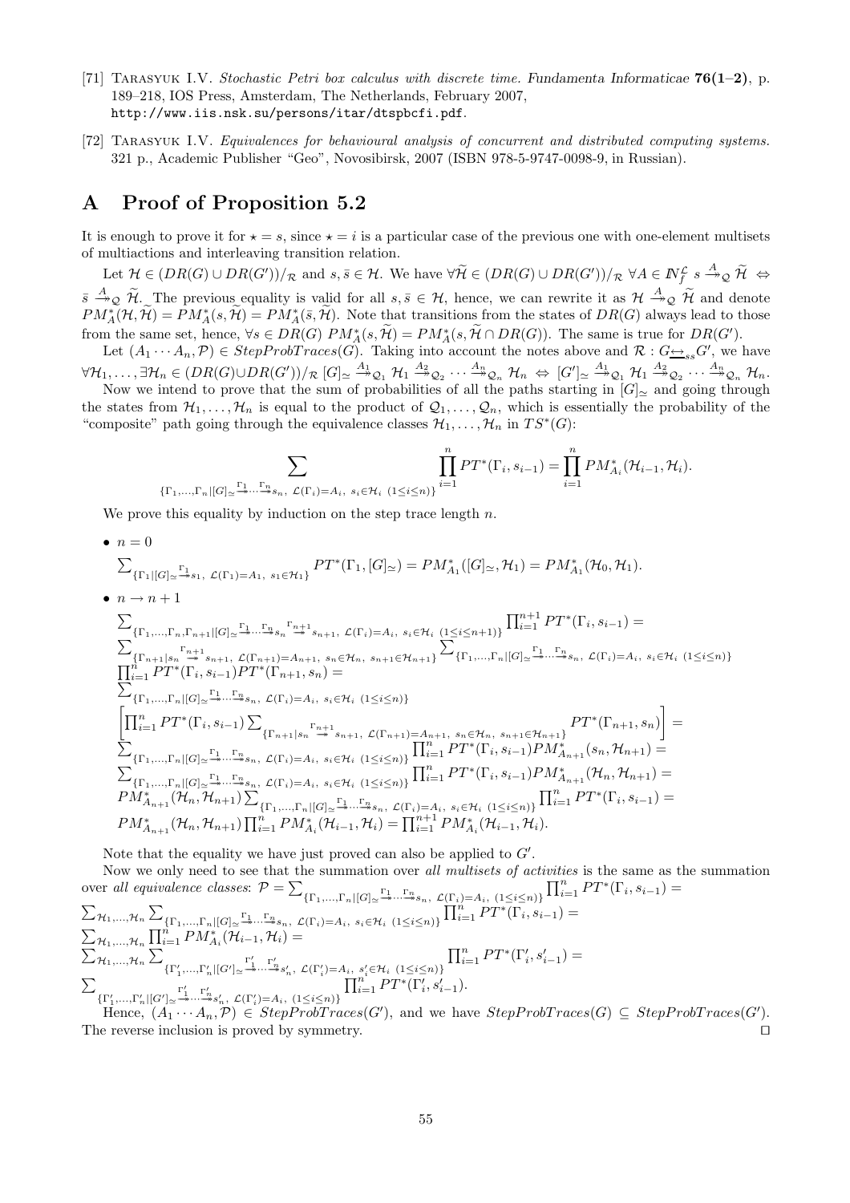[71] Tarasyuk I.V. *Stochastic Petri box calculus with discrete time.* Fundamenta Informaticae **76(1–2)**, p. 189–218, IOS Press, Amsterdam, The Netherlands, February 2007, http://www.iis.nsk.su/persons/itar/dtspbcfi.pdf.

[72] Tarasyuk I.V. *Equivalences for behavioural analysis of concurrent and distributed computing systems.* 321 p., Academic Publisher "Geo", Novosibirsk, 2007 (ISBN 978-5-9747-0098-9, in Russian).

# A Proof of Proposition 5.2

It is enough to prove it for $\star = s$, since $\star = i$ is a particular case of the previous one with one-element multisets of multiactions and interleaving transition relation.

Let $\mathcal{H} \in (DR(G) \cup DR(G'))/_\mathcal{R}$ and $s, \bar{s} \in \mathcal{H}$. We have $\forall \widetilde{\mathcal{H}} \in (DR(G) \cup DR(G'))/_\mathcal{R}\ \forall A \in I\!N_f^{\mathcal{L}}\ s \stackrel{A}{\twoheadrightarrow}_\mathcal{Q} \widetilde{\mathcal{H}} \Leftrightarrow \bar{s} \stackrel{A}{\twoheadrightarrow}_\mathcal{Q} \widetilde{\mathcal{H}}$. The previous equality is valid for all $s, \bar{s} \in \mathcal{H}$, hence, we can rewrite it as $\mathcal{H} \stackrel{A}{\twoheadrightarrow}_\mathcal{Q} \widetilde{\mathcal{H}}$ and denote $PM_A^*(\mathcal{H}, \widetilde{\mathcal{H}}) = PM_A^*(s, \widetilde{\mathcal{H}}) = PM_A^*(\bar{s}, \widetilde{\mathcal{H}})$. Note that transitions from the states of $DR(G)$ always lead to those from the same set, hence, $\forall s \in DR(G)\ PM_A^*(s, \widetilde{\mathcal{H}}) = PM_A^*(s, \widetilde{\mathcal{H}} \cap DR(G))$. The same is true for $DR(G')$.

Let $(A_1 \cdots A_n, \mathcal{P}) \in StepProbTraces(G)$. Taking into account the notes above and $\mathcal{R} : G \underline{\leftrightarrow}_{ss} G'$, we have $\forall \mathcal{H}_1, \ldots, \exists \mathcal{H}_n \in (DR(G) \cup DR(G'))/_\mathcal{R}\ [G]_\simeq \stackrel{A_1}{\twoheadrightarrow}_{\mathcal{Q}_1} \mathcal{H}_1 \stackrel{A_2}{\twoheadrightarrow}_{\mathcal{Q}_2} \cdots \stackrel{A_n}{\twoheadrightarrow}_{\mathcal{Q}_n} \mathcal{H}_n \Leftrightarrow [G']_\simeq \stackrel{A_1}{\twoheadrightarrow}_{\mathcal{Q}_1} \mathcal{H}_1 \stackrel{A_2}{\twoheadrightarrow}_{\mathcal{Q}_2} \cdots \stackrel{A_n}{\twoheadrightarrow}_{\mathcal{Q}_n} \mathcal{H}_n$.

Now we intend to prove that the sum of probabilities of all the paths starting in $[G]_\simeq$ and going through the states from $\mathcal{H}_1, \ldots, \mathcal{H}_n$ is equal to the product of $\mathcal{Q}_1, \ldots, \mathcal{Q}_n$, which is essentially the probability of the "composite" path going through the equivalence classes $\mathcal{H}_1, \ldots, \mathcal{H}_n$ in $TS^*(G)$:

$$\sum_{\{\Gamma_1, \ldots, \Gamma_n | [G]_\simeq \stackrel{\Gamma_1}{\to} \cdots \stackrel{\Gamma_n}{\to} s_n,\ \mathcal{L}(\Gamma_i) = A_i,\ s_i \in \mathcal{H}_i\ (1 \le i \le n)\}} \prod_{i=1}^n PT^*(\Gamma_i, s_{i-1}) = \prod_{i=1}^n PM_{A_i}^*(\mathcal{H}_{i-1}, \mathcal{H}_i).$$

We prove this equality by induction on the step trace length $n$.

- $n = 0$

$\sum_{\{\Gamma_1 | [G]_\simeq \stackrel{\Gamma_1}{\to} s_1,\ \mathcal{L}(\Gamma_1) = A_1,\ s_1 \in \mathcal{H}_1\}} PT^*(\Gamma_1, [G]_\simeq) = PM_{A_1}^*([G]_\simeq, \mathcal{H}_1) = PM_{A_1}^*(\mathcal{H}_0, \mathcal{H}_1).$

- $n \to n+1$

$\sum_{\{\Gamma_1, \ldots, \Gamma_n, \Gamma_{n+1} | [G]_\simeq \stackrel{\Gamma_1}{\to} \cdots \stackrel{\Gamma_n}{\to} s_n \stackrel{\Gamma_{n+1}}{\to} s_{n+1},\ \mathcal{L}(\Gamma_i) = A_i,\ s_i \in \mathcal{H}_i\ (1 \le i \le n+1)\}} \prod_{i=1}^{n+1} PT^*(\Gamma_i, s_{i-1}) =$
$\sum_{\{\Gamma_{n+1} | s_n \stackrel{\Gamma_{n+1}}{\to} s_{n+1},\ \mathcal{L}(\Gamma_{n+1}) = A_{n+1},\ s_n \in \mathcal{H}_n,\ s_{n+1} \in \mathcal{H}_{n+1}\}} \sum_{\{\Gamma_1, \ldots, \Gamma_n | [G]_\simeq \stackrel{\Gamma_1}{\to} \cdots \stackrel{\Gamma_n}{\to} s_n,\ \mathcal{L}(\Gamma_i) = A_i,\ s_i \in \mathcal{H}_i\ (1 \le i \le n)\}}$
$\prod_{i=1}^n PT^*(\Gamma_i, s_{i-1}) PT^*(\Gamma_{n+1}, s_n) =$
$\sum_{\{\Gamma_1, \ldots, \Gamma_n | [G]_\simeq \stackrel{\Gamma_1}{\to} \cdots \stackrel{\Gamma_n}{\to} s_n,\ \mathcal{L}(\Gamma_i) = A_i,\ s_i \in \mathcal{H}_i\ (1 \le i \le n)\}}$
$\left[\prod_{i=1}^n PT^*(\Gamma_i, s_{i-1}) \sum_{\{\Gamma_{n+1} | s_n \stackrel{\Gamma_{n+1}}{\to} s_{n+1},\ \mathcal{L}(\Gamma_{n+1}) = A_{n+1},\ s_n \in \mathcal{H}_n,\ s_{n+1} \in \mathcal{H}_{n+1}\}} PT^*(\Gamma_{n+1}, s_n)\right] =$
$\sum_{\{\Gamma_1, \ldots, \Gamma_n | [G]_\simeq \stackrel{\Gamma_1}{\to} \cdots \stackrel{\Gamma_n}{\to} s_n,\ \mathcal{L}(\Gamma_i) = A_i,\ s_i \in \mathcal{H}_i\ (1 \le i \le n)\}} \prod_{i=1}^n PT^*(\Gamma_i, s_{i-1}) PM_{A_{n+1}}^*(s_n, \mathcal{H}_{n+1}) =$
$\sum_{\{\Gamma_1, \ldots, \Gamma_n | [G]_\simeq \stackrel{\Gamma_1}{\to} \cdots \stackrel{\Gamma_n}{\to} s_n,\ \mathcal{L}(\Gamma_i) = A_i,\ s_i \in \mathcal{H}_i\ (1 \le i \le n)\}} \prod_{i=1}^n PT^*(\Gamma_i, s_{i-1}) PM_{A_{n+1}}^*(\mathcal{H}_n, \mathcal{H}_{n+1}) =$
$PM_{A_{n+1}}^*(\mathcal{H}_n, \mathcal{H}_{n+1}) \sum_{\{\Gamma_1, \ldots, \Gamma_n | [G]_\simeq \stackrel{\Gamma_1}{\to} \cdots \stackrel{\Gamma_n}{\to} s_n,\ \mathcal{L}(\Gamma_i) = A_i,\ s_i \in \mathcal{H}_i\ (1 \le i \le n)\}} \prod_{i=1}^n PT^*(\Gamma_i, s_{i-1}) =$
$PM_{A_{n+1}}^*(\mathcal{H}_n, \mathcal{H}_{n+1}) \prod_{i=1}^n PM_{A_i}^*(\mathcal{H}_{i-1}, \mathcal{H}_i) = \prod_{i=1}^{n+1} PM_{A_i}^*(\mathcal{H}_{i-1}, \mathcal{H}_i).$

Note that the equality we have just proved can also be applied to $G'$.

Now we only need to see that the summation over *all multisets of activities* is the same as the summation over *all equivalence classes*: $\mathcal{P} = \sum_{\{\Gamma_1, \ldots, \Gamma_n | [G]_\simeq \stackrel{\Gamma_1}{\to} \cdots \stackrel{\Gamma_n}{\to} s_n,\ \mathcal{L}(\Gamma_i) = A_i,\ (1 \le i \le n)\}} \prod_{i=1}^n PT^*(\Gamma_i, s_{i-1}) =$
$\sum_{\mathcal{H}_1, \ldots, \mathcal{H}_n} \sum_{\{\Gamma_1, \ldots, \Gamma_n | [G]_\simeq \stackrel{\Gamma_1}{\to} \cdots \stackrel{\Gamma_n}{\to} s_n,\ \mathcal{L}(\Gamma_i) = A_i,\ s_i \in \mathcal{H}_i\ (1 \le i \le n)\}} \prod_{i=1}^n PT^*(\Gamma_i, s_{i-1}) =$
$\sum_{\mathcal{H}_1, \ldots, \mathcal{H}_n} \prod_{i=1}^n PM_{A_i}^*(\mathcal{H}_{i-1}, \mathcal{H}_i) =$
$\sum_{\mathcal{H}_1, \ldots, \mathcal{H}_n} \sum_{\{\Gamma_1', \ldots, \Gamma_n' | [G']_\simeq \stackrel{\Gamma_1'}{\to} \cdots \stackrel{\Gamma_n'}{\to} s_n',\ \mathcal{L}(\Gamma_i') = A_i,\ s_i' \in \mathcal{H}_i\ (1 \le i \le n)\}} \prod_{i=1}^n PT^*(\Gamma_i', s_{i-1}') =$
$\sum_{\{\Gamma_1', \ldots, \Gamma_n' | [G']_\simeq \stackrel{\Gamma_1'}{\to} \cdots \stackrel{\Gamma_n'}{\to} s_n',\ \mathcal{L}(\Gamma_i') = A_i,\ (1 \le i \le n)\}} \prod_{i=1}^n PT^*(\Gamma_i', s_{i-1}').$

Hence, $(A_1 \cdots A_n, \mathcal{P}) \in StepProbTraces(G')$, and we have $StepProbTraces(G) \subseteq StepProbTraces(G')$. The reverse inclusion is proved by symmetry. ⊓⊔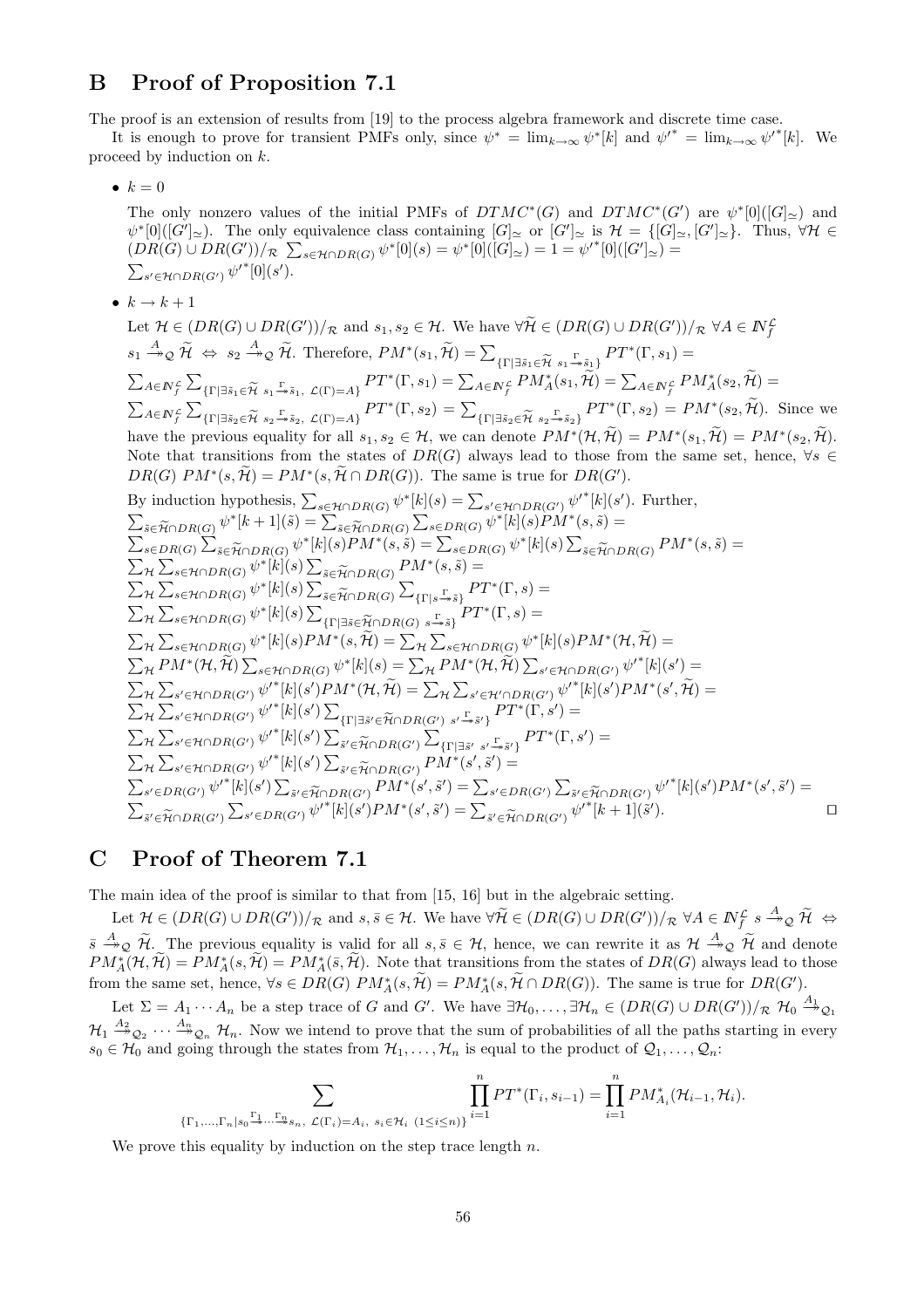## B Proof of Proposition 7.1

The proof is an extension of results from [19] to the process algebra framework and discrete time case.

It is enough to prove for transient PMFs only, since $\psi^* = \lim_{k\to\infty}\psi^*[k]$ and ${\psi'}^* = \lim_{k\to\infty}{\psi'}^*[k]$. We proceed by induction on $k$.

- $k = 0$

  The only nonzero values of the initial PMFs of $DTMC^*(G)$ and $DTMC^*(G')$ are $\psi^*[0]([G]_\simeq)$ and $\psi^*[0]([G']_\simeq)$. The only equivalence class containing $[G]_\simeq$ or $[G']_\simeq$ is $\mathcal{H} = \{[G]_\simeq, [G']_\simeq\}$. Thus, $\forall\mathcal{H} \in (DR(G)\cup DR(G'))/_\mathcal{R}$ $\sum_{s\in\mathcal{H}\cap DR(G)}\psi^*[0](s) = \psi^*[0]([G]_\simeq) = 1 = {\psi'}^*[0]([G']_\simeq) = \sum_{s'\in\mathcal{H}\cap DR(G')}{\psi'}^*[0](s')$.

- $k \to k+1$

  Let $\mathcal{H} \in (DR(G)\cup DR(G'))/_\mathcal{R}$ and $s_1, s_2 \in \mathcal{H}$. We have $\forall\widetilde{\mathcal{H}} \in (DR(G)\cup DR(G'))/_\mathcal{R}$ $\forall A \in I\!N_f^\mathcal{L}$ $s_1 \xrightarrow{A}_\mathcal{Q} \widetilde{\mathcal{H}} \Leftrightarrow s_2 \xrightarrow{A}_\mathcal{Q} \widetilde{\mathcal{H}}$. Therefore, $PM^*(s_1,\widetilde{\mathcal{H}}) = \sum_{\{\Gamma\mid\exists\tilde{s}_1\in\widetilde{\mathcal{H}}\ s_1\xrightarrow{\Gamma}\tilde{s}_1\}} PT^*(\Gamma, s_1) = \sum_{A\in I\!N_f^\mathcal{L}}\sum_{\{\Gamma\mid\exists\tilde{s}_1\in\widetilde{\mathcal{H}}\ s_1\xrightarrow{\Gamma}\tilde{s}_1,\ \mathcal{L}(\Gamma)=A\}} PT^*(\Gamma, s_1) = \sum_{A\in I\!N_f^\mathcal{L}} PM_A^*(s_1,\widetilde{\mathcal{H}}) = \sum_{A\in I\!N_f^\mathcal{L}} PM_A^*(s_2,\widetilde{\mathcal{H}}) = \sum_{A\in I\!N_f^\mathcal{L}}\sum_{\{\Gamma\mid\exists\tilde{s}_2\in\widetilde{\mathcal{H}}\ s_2\xrightarrow{\Gamma}\tilde{s}_2,\ \mathcal{L}(\Gamma)=A\}} PT^*(\Gamma, s_2) = \sum_{\{\Gamma\mid\exists\tilde{s}_2\in\widetilde{\mathcal{H}}\ s_2\xrightarrow{\Gamma}\tilde{s}_2\}} PT^*(\Gamma, s_2) = PM^*(s_2,\widetilde{\mathcal{H}})$. Since we have the previous equality for all $s_1, s_2 \in \mathcal{H}$, we can denote $PM^*(\mathcal{H},\widetilde{\mathcal{H}}) = PM^*(s_1,\widetilde{\mathcal{H}}) = PM^*(s_2,\widetilde{\mathcal{H}})$. Note that transitions from the states of $DR(G)$ always lead to those from the same set, hence, $\forall s \in DR(G)$ $PM^*(s,\widetilde{\mathcal{H}}) = PM^*(s,\widetilde{\mathcal{H}}\cap DR(G))$. The same is true for $DR(G')$.

  By induction hypothesis, $\sum_{s\in\mathcal{H}\cap DR(G)}\psi^*[k](s) = \sum_{s'\in\mathcal{H}\cap DR(G')}{\psi'}^*[k](s')$. Further,
  $\sum_{\tilde{s}\in\widetilde{\mathcal{H}}\cap DR(G)}\psi^*[k+1](\tilde{s}) = \sum_{\tilde{s}\in\widetilde{\mathcal{H}}\cap DR(G)}\sum_{s\in DR(G)}\psi^*[k](s)PM^*(s,\tilde{s}) =$
  $\sum_{s\in DR(G)}\sum_{\tilde{s}\in\widetilde{\mathcal{H}}\cap DR(G)}\psi^*[k](s)PM^*(s,\tilde{s}) = \sum_{s\in DR(G)}\psi^*[k](s)\sum_{\tilde{s}\in\widetilde{\mathcal{H}}\cap DR(G)}PM^*(s,\tilde{s}) =$
  $\sum_\mathcal{H}\sum_{s\in\mathcal{H}\cap DR(G)}\psi^*[k](s)\sum_{\tilde{s}\in\widetilde{\mathcal{H}}\cap DR(G)}PM^*(s,\tilde{s}) =$
  $\sum_\mathcal{H}\sum_{s\in\mathcal{H}\cap DR(G)}\psi^*[k](s)\sum_{\tilde{s}\in\widetilde{\mathcal{H}}\cap DR(G)}\sum_{\{\Gamma\mid s\xrightarrow{\Gamma}\tilde{s}\}}PT^*(\Gamma, s) =$
  $\sum_\mathcal{H}\sum_{s\in\mathcal{H}\cap DR(G)}\psi^*[k](s)\sum_{\{\Gamma\mid\exists\tilde{s}\in\widetilde{\mathcal{H}}\cap DR(G)\ s\xrightarrow{\Gamma}\tilde{s}\}}PT^*(\Gamma, s) =$
  $\sum_\mathcal{H}\sum_{s\in\mathcal{H}\cap DR(G)}\psi^*[k](s)PM^*(s,\widetilde{\mathcal{H}}) = \sum_\mathcal{H}\sum_{s\in\mathcal{H}\cap DR(G)}\psi^*[k](s)PM^*(\mathcal{H},\widetilde{\mathcal{H}}) =$
  $\sum_\mathcal{H}PM^*(\mathcal{H},\widetilde{\mathcal{H}})\sum_{s\in\mathcal{H}\cap DR(G)}\psi^*[k](s) = \sum_\mathcal{H}PM^*(\mathcal{H},\widetilde{\mathcal{H}})\sum_{s'\in\mathcal{H}\cap DR(G')}{\psi'}^*[k](s') =$
  $\sum_\mathcal{H}\sum_{s'\in\mathcal{H}\cap DR(G')}{\psi'}^*[k](s')PM^*(\mathcal{H},\widetilde{\mathcal{H}}) = \sum_\mathcal{H}\sum_{s'\in\mathcal{H}'\cap DR(G')}{\psi'}^*[k](s')PM^*(s',\widetilde{\mathcal{H}}) =$
  $\sum_\mathcal{H}\sum_{s'\in\mathcal{H}\cap DR(G')}{\psi'}^*[k](s')\sum_{\{\Gamma\mid\exists\tilde{s}'\in\widetilde{\mathcal{H}}\cap DR(G')\ s'\xrightarrow{\Gamma}\tilde{s}'\}}PT^*(\Gamma, s') =$
  $\sum_\mathcal{H}\sum_{s'\in\mathcal{H}\cap DR(G')}{\psi'}^*[k](s')\sum_{\tilde{s}'\in\widetilde{\mathcal{H}}\cap DR(G')}\sum_{\{\Gamma\mid\exists\tilde{s}'\ s'\xrightarrow{\Gamma}\tilde{s}'\}}PT^*(\Gamma, s') =$
  $\sum_\mathcal{H}\sum_{s'\in\mathcal{H}\cap DR(G')}{\psi'}^*[k](s')\sum_{\tilde{s}'\in\widetilde{\mathcal{H}}\cap DR(G')}PM^*(s',\tilde{s}') =$
  $\sum_{s'\in DR(G')}{\psi'}^*[k](s')\sum_{\tilde{s}'\in\widetilde{\mathcal{H}}\cap DR(G')}PM^*(s',\tilde{s}') = \sum_{s'\in DR(G')}\sum_{\tilde{s}'\in\widetilde{\mathcal{H}}\cap DR(G')}{\psi'}^*[k](s')PM^*(s',\tilde{s}') =$
  $\sum_{\tilde{s}'\in\widetilde{\mathcal{H}}\cap DR(G')}\sum_{s'\in DR(G')}{\psi'}^*[k](s')PM^*(s',\tilde{s}') = \sum_{\tilde{s}'\in\widetilde{\mathcal{H}}\cap DR(G')}{\psi'}^*[k+1](\tilde{s}')$. ◻

## C Proof of Theorem 7.1

The main idea of the proof is similar to that from [15, 16] but in the algebraic setting.

Let $\mathcal{H} \in (DR(G)\cup DR(G'))/_\mathcal{R}$ and $s, \bar{s} \in \mathcal{H}$. We have $\forall\widetilde{\mathcal{H}} \in (DR(G)\cup DR(G'))/_\mathcal{R}$ $\forall A \in I\!N_f^\mathcal{L}$ $s \xrightarrow{A}_\mathcal{Q} \widetilde{\mathcal{H}} \Leftrightarrow \bar{s} \xrightarrow{A}_\mathcal{Q} \widetilde{\mathcal{H}}$. The previous equality is valid for all $s, \bar{s} \in \mathcal{H}$, hence, we can rewrite it as $\mathcal{H} \xrightarrow{A}_\mathcal{Q} \widetilde{\mathcal{H}}$ and denote $PM_A^*(\mathcal{H},\widetilde{\mathcal{H}}) = PM_A^*(s,\widetilde{\mathcal{H}}) = PM_A^*(\bar{s},\widetilde{\mathcal{H}})$. Note that transitions from the states of $DR(G)$ always lead to those from the same set, hence, $\forall s \in DR(G)$ $PM_A^*(s,\widetilde{\mathcal{H}}) = PM_A^*(s,\widetilde{\mathcal{H}}\cap DR(G))$. The same is true for $DR(G')$.

Let $\Sigma = A_1\cdots A_n$ be a step trace of $G$ and $G'$. We have $\exists\mathcal{H}_0,\ldots,\exists\mathcal{H}_n \in (DR(G)\cup DR(G'))/_\mathcal{R}$ $\mathcal{H}_0 \xrightarrow{A_1}_{\mathcal{Q}_1} \mathcal{H}_1 \xrightarrow{A_2}_{\mathcal{Q}_2} \cdots \xrightarrow{A_n}_{\mathcal{Q}_n} \mathcal{H}_n$. Now we intend to prove that the sum of probabilities of all the paths starting in every $s_0 \in \mathcal{H}_0$ and going through the states from $\mathcal{H}_1,\ldots,\mathcal{H}_n$ is equal to the product of $\mathcal{Q}_1,\ldots,\mathcal{Q}_n$:

$$\sum_{\{\Gamma_1,\ldots,\Gamma_n\mid s_0\xrightarrow{\Gamma_1}\cdots\xrightarrow{\Gamma_n}s_n,\ \mathcal{L}(\Gamma_i)=A_i,\ s_i\in\mathcal{H}_i\ (1\le i\le n)\}}\ \prod_{i=1}^n PT^*(\Gamma_i, s_{i-1}) = \prod_{i=1}^n PM_{A_i}^*(\mathcal{H}_{i-1},\mathcal{H}_i).$$

We prove this equality by induction on the step trace length $n$.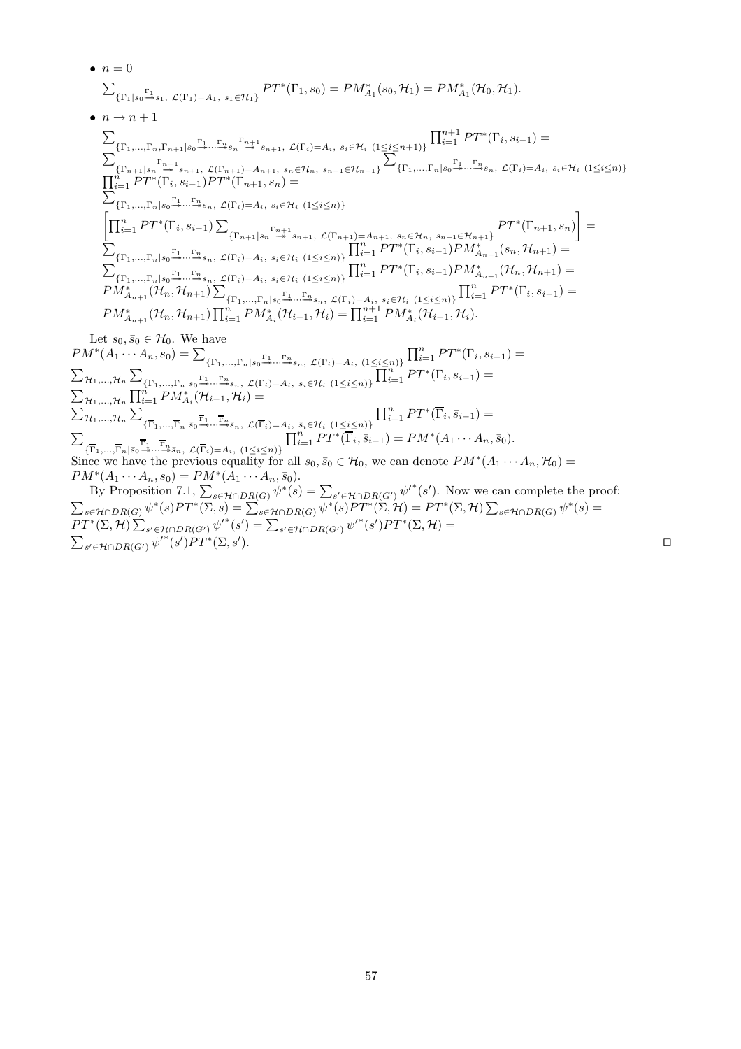- $n = 0$

$\sum_{\{\Gamma_1 | s_0 \stackrel{\Gamma_1}{\twoheadrightarrow} s_1,\ \mathcal{L}(\Gamma_1)=A_1,\ s_1 \in \mathcal{H}_1\}} PT^*(\Gamma_1, s_0) = PM^*_{A_1}(s_0, \mathcal{H}_1) = PM^*_{A_1}(\mathcal{H}_0, \mathcal{H}_1).$

- $n \to n+1$

$\sum_{\{\Gamma_1,\dots,\Gamma_n,\Gamma_{n+1} | s_0 \stackrel{\Gamma_1}{\twoheadrightarrow} \cdots \stackrel{\Gamma_n}{\twoheadrightarrow} s_n \stackrel{\Gamma_{n+1}}{\twoheadrightarrow} s_{n+1},\ \mathcal{L}(\Gamma_i)=A_i,\ s_i \in \mathcal{H}_i\ (1 \le i \le n+1)\}} \prod_{i=1}^{n+1} PT^*(\Gamma_i, s_{i-1}) =$
$\sum_{\{\Gamma_{n+1} | s_n \stackrel{\Gamma_{n+1}}{\twoheadrightarrow} s_{n+1},\ \mathcal{L}(\Gamma_{n+1})=A_{n+1},\ s_n \in \mathcal{H}_n,\ s_{n+1} \in \mathcal{H}_{n+1}\}} \sum_{\{\Gamma_1,\dots,\Gamma_n | s_0 \stackrel{\Gamma_1}{\twoheadrightarrow} \cdots \stackrel{\Gamma_n}{\twoheadrightarrow} s_n,\ \mathcal{L}(\Gamma_i)=A_i,\ s_i \in \mathcal{H}_i\ (1 \le i \le n)\}}$
$\prod_{i=1}^{n} PT^*(\Gamma_i, s_{i-1}) PT^*(\Gamma_{n+1}, s_n) =$
$\sum_{\{\Gamma_1,\dots,\Gamma_n | s_0 \stackrel{\Gamma_1}{\twoheadrightarrow} \cdots \stackrel{\Gamma_n}{\twoheadrightarrow} s_n,\ \mathcal{L}(\Gamma_i)=A_i,\ s_i \in \mathcal{H}_i\ (1 \le i \le n)\}}$
$\left[\prod_{i=1}^{n} PT^*(\Gamma_i, s_{i-1}) \sum_{\{\Gamma_{n+1} | s_n \stackrel{\Gamma_{n+1}}{\twoheadrightarrow} s_{n+1},\ \mathcal{L}(\Gamma_{n+1})=A_{n+1},\ s_n \in \mathcal{H}_n,\ s_{n+1} \in \mathcal{H}_{n+1}\}} PT^*(\Gamma_{n+1}, s_n)\right] =$
$\sum_{\{\Gamma_1,\dots,\Gamma_n | s_0 \stackrel{\Gamma_1}{\twoheadrightarrow} \cdots \stackrel{\Gamma_n}{\twoheadrightarrow} s_n,\ \mathcal{L}(\Gamma_i)=A_i,\ s_i \in \mathcal{H}_i\ (1 \le i \le n)\}} \prod_{i=1}^{n} PT^*(\Gamma_i, s_{i-1}) PM^*_{A_{n+1}}(s_n, \mathcal{H}_{n+1}) =$
$\sum_{\{\Gamma_1,\dots,\Gamma_n | s_0 \stackrel{\Gamma_1}{\twoheadrightarrow} \cdots \stackrel{\Gamma_n}{\twoheadrightarrow} s_n,\ \mathcal{L}(\Gamma_i)=A_i,\ s_i \in \mathcal{H}_i\ (1 \le i \le n)\}} \prod_{i=1}^{n} PT^*(\Gamma_i, s_{i-1}) PM^*_{A_{n+1}}(\mathcal{H}_n, \mathcal{H}_{n+1}) =$
$PM^*_{A_{n+1}}(\mathcal{H}_n, \mathcal{H}_{n+1}) \sum_{\{\Gamma_1,\dots,\Gamma_n | s_0 \stackrel{\Gamma_1}{\twoheadrightarrow} \cdots \stackrel{\Gamma_n}{\twoheadrightarrow} s_n,\ \mathcal{L}(\Gamma_i)=A_i,\ s_i \in \mathcal{H}_i\ (1 \le i \le n)\}} \prod_{i=1}^{n} PT^*(\Gamma_i, s_{i-1}) =$
$PM^*_{A_{n+1}}(\mathcal{H}_n, \mathcal{H}_{n+1}) \prod_{i=1}^{n} PM^*_{A_i}(\mathcal{H}_{i-1}, \mathcal{H}_i) = \prod_{i=1}^{n+1} PM^*_{A_i}(\mathcal{H}_{i-1}, \mathcal{H}_i).$

Let $s_0, \bar{s}_0 \in \mathcal{H}_0$. We have
$PM^*(A_1 \cdots A_n, s_0) = \sum_{\{\Gamma_1,\dots,\Gamma_n | s_0 \stackrel{\Gamma_1}{\twoheadrightarrow} \cdots \stackrel{\Gamma_n}{\twoheadrightarrow} s_n,\ \mathcal{L}(\Gamma_i)=A_i,\ (1 \le i \le n)\}} \prod_{i=1}^{n} PT^*(\Gamma_i, s_{i-1}) =$
$\sum_{\mathcal{H}_1,\dots,\mathcal{H}_n} \sum_{\{\Gamma_1,\dots,\Gamma_n | s_0 \stackrel{\Gamma_1}{\twoheadrightarrow} \cdots \stackrel{\Gamma_n}{\twoheadrightarrow} s_n,\ \mathcal{L}(\Gamma_i)=A_i,\ s_i \in \mathcal{H}_i\ (1 \le i \le n)\}} \prod_{i=1}^{n} PT^*(\Gamma_i, s_{i-1}) =$
$\sum_{\mathcal{H}_1,\dots,\mathcal{H}_n} \prod_{i=1}^{n} PM^*_{A_i}(\mathcal{H}_{i-1}, \mathcal{H}_i) =$
$\sum_{\mathcal{H}_1,\dots,\mathcal{H}_n} \sum_{\{\overline{\Gamma}_1,\dots,\overline{\Gamma}_n | \bar{s}_0 \stackrel{\overline{\Gamma}_1}{\twoheadrightarrow} \cdots \stackrel{\overline{\Gamma}_n}{\twoheadrightarrow} \bar{s}_n,\ \mathcal{L}(\overline{\Gamma}_i)=A_i,\ \bar{s}_i \in \mathcal{H}_i\ (1 \le i \le n)\}} \prod_{i=1}^{n} PT^*(\overline{\Gamma}_i, \bar{s}_{i-1}) =$
$\sum_{\{\overline{\Gamma}_1,\dots,\overline{\Gamma}_n | \bar{s}_0 \stackrel{\overline{\Gamma}_1}{\twoheadrightarrow} \cdots \stackrel{\overline{\Gamma}_n}{\twoheadrightarrow} \bar{s}_n,\ \mathcal{L}(\overline{\Gamma}_i)=A_i,\ (1 \le i \le n)\}} \prod_{i=1}^{n} PT^*(\overline{\Gamma}_i, \bar{s}_{i-1}) = PM^*(A_1 \cdots A_n, \bar{s}_0).$
Since we have the previous equality for all $s_0, \bar{s}_0 \in \mathcal{H}_0$, we can denote $PM^*(A_1 \cdots A_n, \mathcal{H}_0) = PM^*(A_1 \cdots A_n, s_0) = PM^*(A_1 \cdots A_n, \bar{s}_0)$.

By Proposition 7.1, $\sum_{s \in \mathcal{H} \cap DR(G)} \psi^*(s) = \sum_{s' \in \mathcal{H} \cap DR(G')} {\psi'}^*(s')$. Now we can complete the proof:
$\sum_{s \in \mathcal{H} \cap DR(G)} \psi^*(s) PT^*(\Sigma, s) = \sum_{s \in \mathcal{H} \cap DR(G)} \psi^*(s) PT^*(\Sigma, \mathcal{H}) = PT^*(\Sigma, \mathcal{H}) \sum_{s \in \mathcal{H} \cap DR(G)} \psi^*(s) =$
$PT^*(\Sigma, \mathcal{H}) \sum_{s' \in \mathcal{H} \cap DR(G')} {\psi'}^*(s') = \sum_{s' \in \mathcal{H} \cap DR(G')} {\psi'}^*(s') PT^*(\Sigma, \mathcal{H}) =$
$\sum_{s' \in \mathcal{H} \cap DR(G')} {\psi'}^*(s') PT^*(\Sigma, s').$ ◻